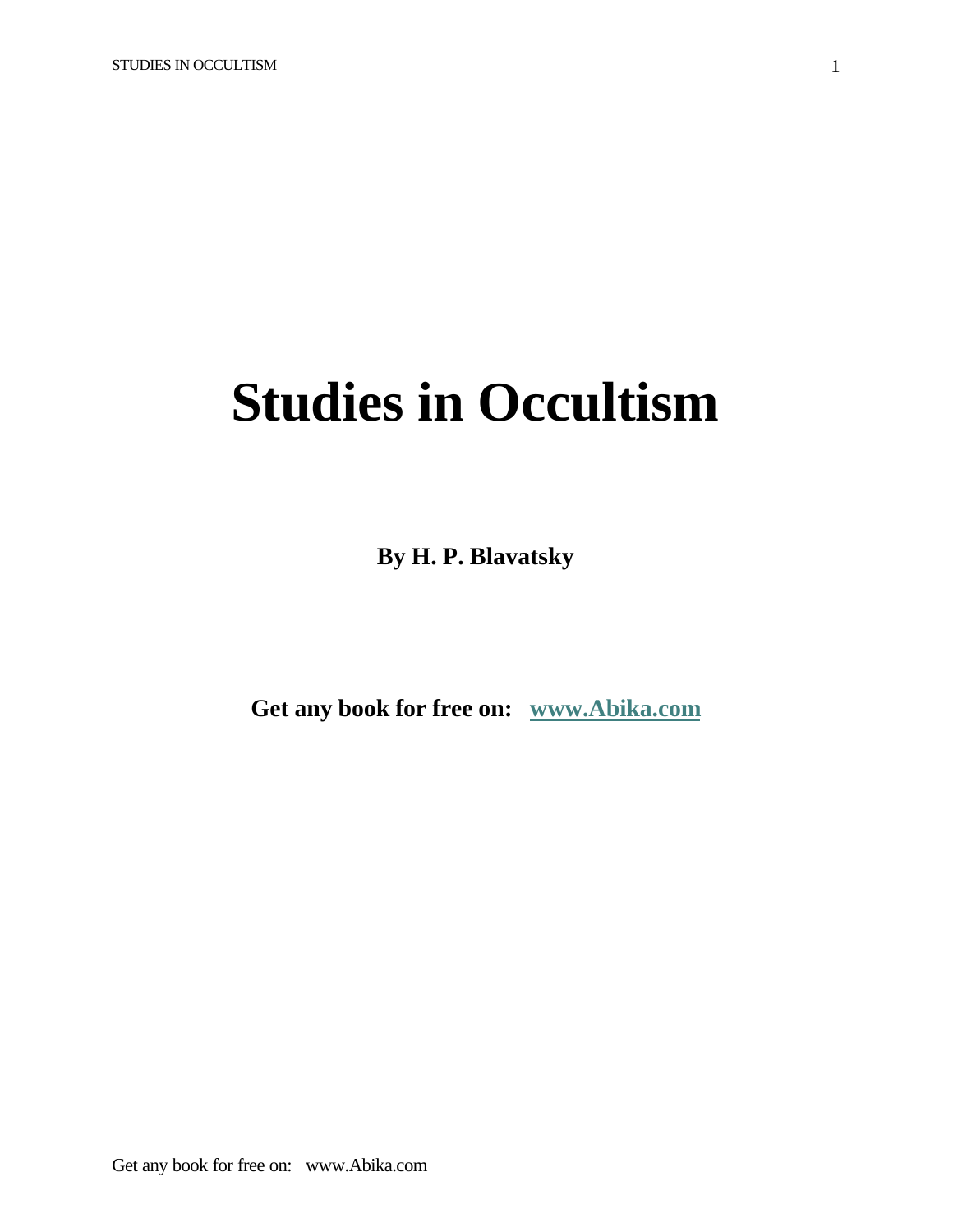# Studies in Occultism

**By H. P. Blavatsky**

**Get any book for free on: [www.Abika.com](http://www.Abika.com)**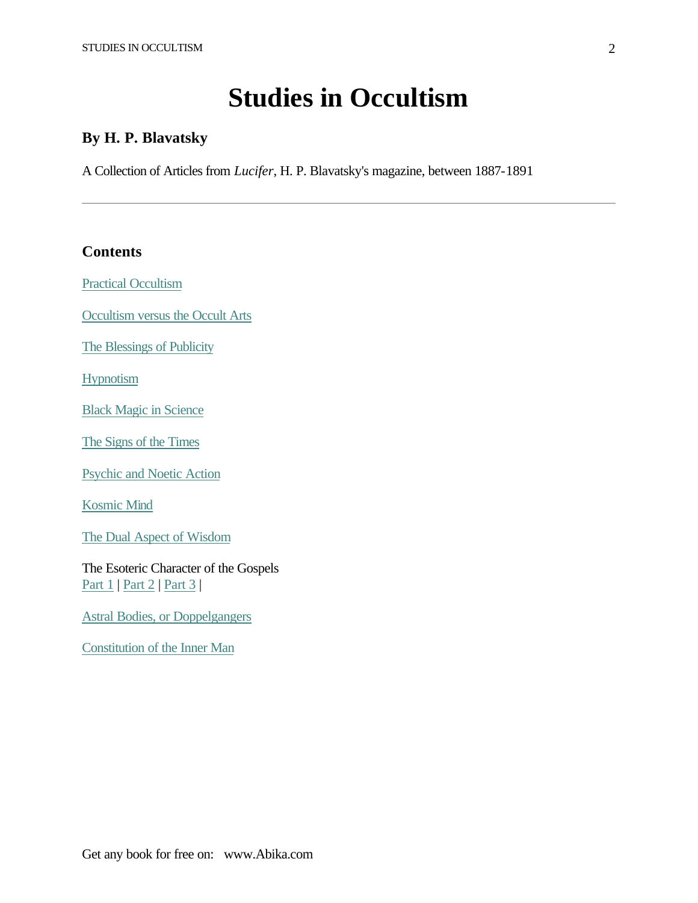# Studies in Occultism

### By H. P. Blavatsky

A Collection of Articles from *Lucifer*, H. P. Blavatsky's magazine, between 1887-1891

---

### Contents

Practical Occultism

Occultism versus the Occult Arts

The Blessings of Publicity

Hypnotism

Black Magic in Science

The Signs of the Times

Psychic and Noetic Action

Kosmic Mind

The Dual Aspect of Wisdom

The Esoteric Character of the Gospels
Part 1 | Part 2 | Part 3 |

Astral Bodies, or Doppelgangers

Constitution of the Inner Man

Get any book for free on: www.Abika.com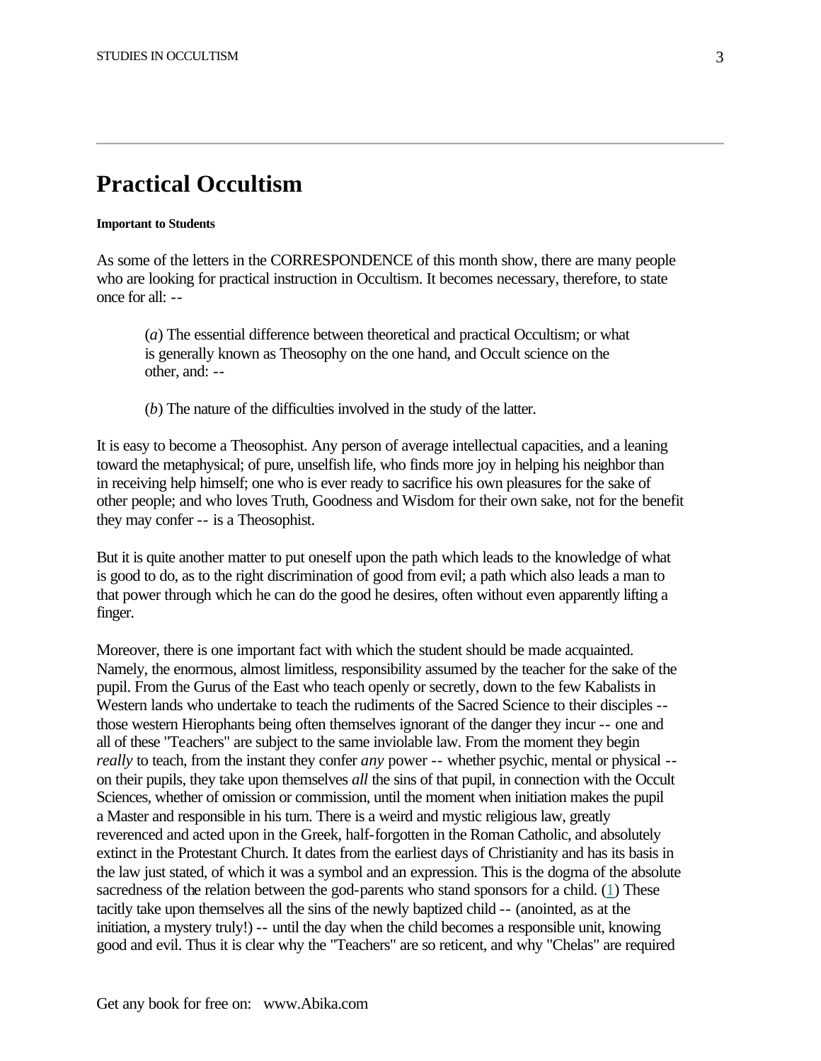# Practical Occultism

**Important to Students**

As some of the letters in the CORRESPONDENCE of this month show, there are many people who are looking for practical instruction in Occultism. It becomes necessary, therefore, to state once for all: --

> (*a*) The essential difference between theoretical and practical Occultism; or what is generally known as Theosophy on the one hand, and Occult science on the other, and: --
>
> (*b*) The nature of the difficulties involved in the study of the latter.

It is easy to become a Theosophist. Any person of average intellectual capacities, and a leaning toward the metaphysical; of pure, unselfish life, who finds more joy in helping his neighbor than in receiving help himself; one who is ever ready to sacrifice his own pleasures for the sake of other people; and who loves Truth, Goodness and Wisdom for their own sake, not for the benefit they may confer -- is a Theosophist.

But it is quite another matter to put oneself upon the path which leads to the knowledge of what is good to do, as to the right discrimination of good from evil; a path which also leads a man to that power through which he can do the good he desires, often without even apparently lifting a finger.

Moreover, there is one important fact with which the student should be made acquainted. Namely, the enormous, almost limitless, responsibility assumed by the teacher for the sake of the pupil. From the Gurus of the East who teach openly or secretly, down to the few Kabalists in Western lands who undertake to teach the rudiments of the Sacred Science to their disciples -- those western Hierophants being often themselves ignorant of the danger they incur -- one and all of these "Teachers" are subject to the same inviolable law. From the moment they begin *really* to teach, from the instant they confer *any* power -- whether psychic, mental or physical -- on their pupils, they take upon themselves *all* the sins of that pupil, in connection with the Occult Sciences, whether of omission or commission, until the moment when initiation makes the pupil a Master and responsible in his turn. There is a weird and mystic religious law, greatly reverenced and acted upon in the Greek, half-forgotten in the Roman Catholic, and absolutely extinct in the Protestant Church. It dates from the earliest days of Christianity and has its basis in the law just stated, of which it was a symbol and an expression. This is the dogma of the absolute sacredness of the relation between the god-parents who stand sponsors for a child. (1) These tacitly take upon themselves all the sins of the newly baptized child -- (anointed, as at the initiation, a mystery truly!) -- until the day when the child becomes a responsible unit, knowing good and evil. Thus it is clear why the "Teachers" are so reticent, and why "Chelas" are required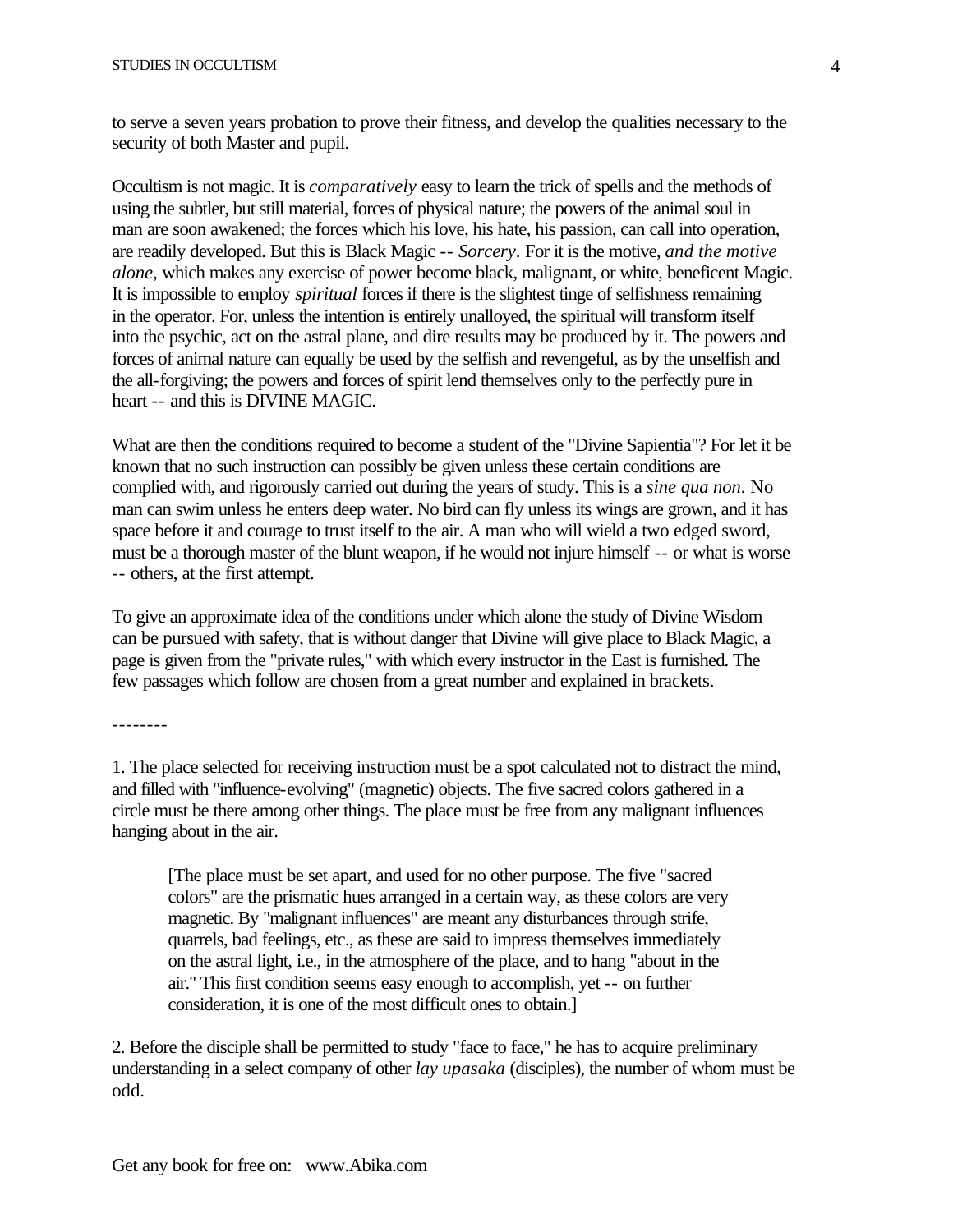to serve a seven years probation to prove their fitness, and develop the qualities necessary to the security of both Master and pupil.

Occultism is not magic. It is *comparatively* easy to learn the trick of spells and the methods of using the subtler, but still material, forces of physical nature; the powers of the animal soul in man are soon awakened; the forces which his love, his hate, his passion, can call into operation, are readily developed. But this is Black Magic -- *Sorcery*. For it is the motive, *and the motive alone*, which makes any exercise of power become black, malignant, or white, beneficent Magic. It is impossible to employ *spiritual* forces if there is the slightest tinge of selfishness remaining in the operator. For, unless the intention is entirely unalloyed, the spiritual will transform itself into the psychic, act on the astral plane, and dire results may be produced by it. The powers and forces of animal nature can equally be used by the selfish and revengeful, as by the unselfish and the all-forgiving; the powers and forces of spirit lend themselves only to the perfectly pure in heart -- and this is DIVINE MAGIC.

What are then the conditions required to become a student of the "Divine Sapientia"? For let it be known that no such instruction can possibly be given unless these certain conditions are complied with, and rigorously carried out during the years of study. This is a *sine qua non*. No man can swim unless he enters deep water. No bird can fly unless its wings are grown, and it has space before it and courage to trust itself to the air. A man who will wield a two edged sword, must be a thorough master of the blunt weapon, if he would not injure himself -- or what is worse -- others, at the first attempt.

To give an approximate idea of the conditions under which alone the study of Divine Wisdom can be pursued with safety, that is without danger that Divine will give place to Black Magic, a page is given from the "private rules," with which every instructor in the East is furnished. The few passages which follow are chosen from a great number and explained in brackets.

--------

1. The place selected for receiving instruction must be a spot calculated not to distract the mind, and filled with "influence-evolving" (magnetic) objects. The five sacred colors gathered in a circle must be there among other things. The place must be free from any malignant influences hanging about in the air.

> [The place must be set apart, and used for no other purpose. The five "sacred colors" are the prismatic hues arranged in a certain way, as these colors are very magnetic. By "malignant influences" are meant any disturbances through strife, quarrels, bad feelings, etc., as these are said to impress themselves immediately on the astral light, i.e., in the atmosphere of the place, and to hang "about in the air." This first condition seems easy enough to accomplish, yet -- on further consideration, it is one of the most difficult ones to obtain.]

2. Before the disciple shall be permitted to study "face to face," he has to acquire preliminary understanding in a select company of other *lay upasaka* (disciples), the number of whom must be odd.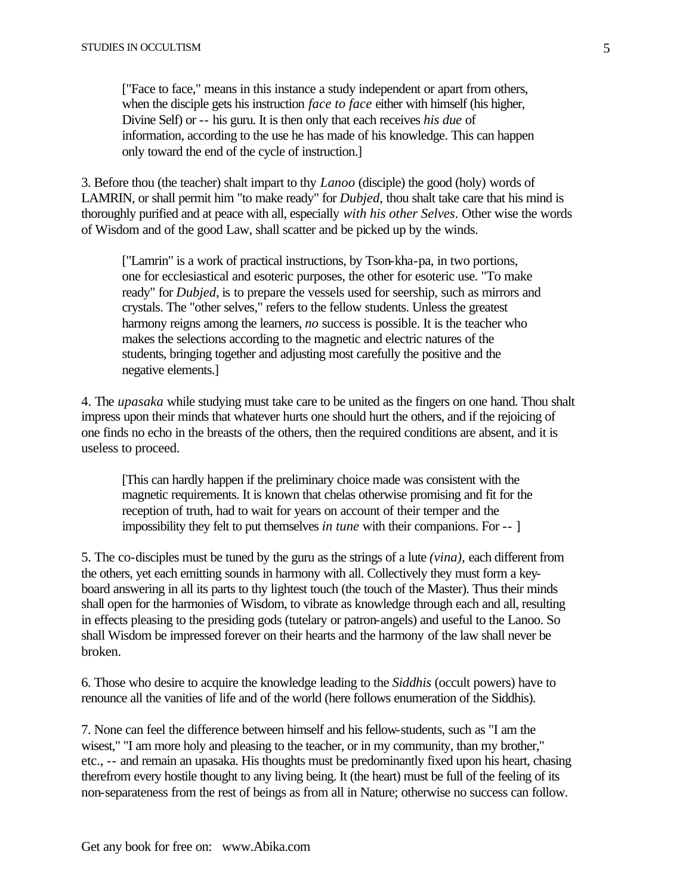["Face to face," means in this instance a study independent or apart from others, when the disciple gets his instruction *face to face* either with himself (his higher, Divine Self) or -- his guru. It is then only that each receives *his due* of information, according to the use he has made of his knowledge. This can happen only toward the end of the cycle of instruction.]

3. Before thou (the teacher) shalt impart to thy *Lanoo* (disciple) the good (holy) words of LAMRIN, or shall permit him "to make ready" for *Dubjed*, thou shalt take care that his mind is thoroughly purified and at peace with all, especially *with his other Selves*. Other wise the words of Wisdom and of the good Law, shall scatter and be picked up by the winds.

["Lamrin" is a work of practical instructions, by Tson-kha-pa, in two portions, one for ecclesiastical and esoteric purposes, the other for esoteric use. "To make ready" for *Dubjed*, is to prepare the vessels used for seership, such as mirrors and crystals. The "other selves," refers to the fellow students. Unless the greatest harmony reigns among the learners, *no* success is possible. It is the teacher who makes the selections according to the magnetic and electric natures of the students, bringing together and adjusting most carefully the positive and the negative elements.]

4. The *upasaka* while studying must take care to be united as the fingers on one hand. Thou shalt impress upon their minds that whatever hurts one should hurt the others, and if the rejoicing of one finds no echo in the breasts of the others, then the required conditions are absent, and it is useless to proceed.

[This can hardly happen if the preliminary choice made was consistent with the magnetic requirements. It is known that chelas otherwise promising and fit for the reception of truth, had to wait for years on account of their temper and the impossibility they felt to put themselves *in tune* with their companions. For -- ]

5. The co-disciples must be tuned by the guru as the strings of a lute *(vina)*, each different from the others, yet each emitting sounds in harmony with all. Collectively they must form a key-board answering in all its parts to thy lightest touch (the touch of the Master). Thus their minds shall open for the harmonies of Wisdom, to vibrate as knowledge through each and all, resulting in effects pleasing to the presiding gods (tutelary or patron-angels) and useful to the Lanoo. So shall Wisdom be impressed forever on their hearts and the harmony of the law shall never be broken.

6. Those who desire to acquire the knowledge leading to the *Siddhis* (occult powers) have to renounce all the vanities of life and of the world (here follows enumeration of the Siddhis).

7. None can feel the difference between himself and his fellow-students, such as "I am the wisest," "I am more holy and pleasing to the teacher, or in my community, than my brother," etc., -- and remain an upasaka. His thoughts must be predominantly fixed upon his heart, chasing therefrom every hostile thought to any living being. It (the heart) must be full of the feeling of its non-separateness from the rest of beings as from all in Nature; otherwise no success can follow.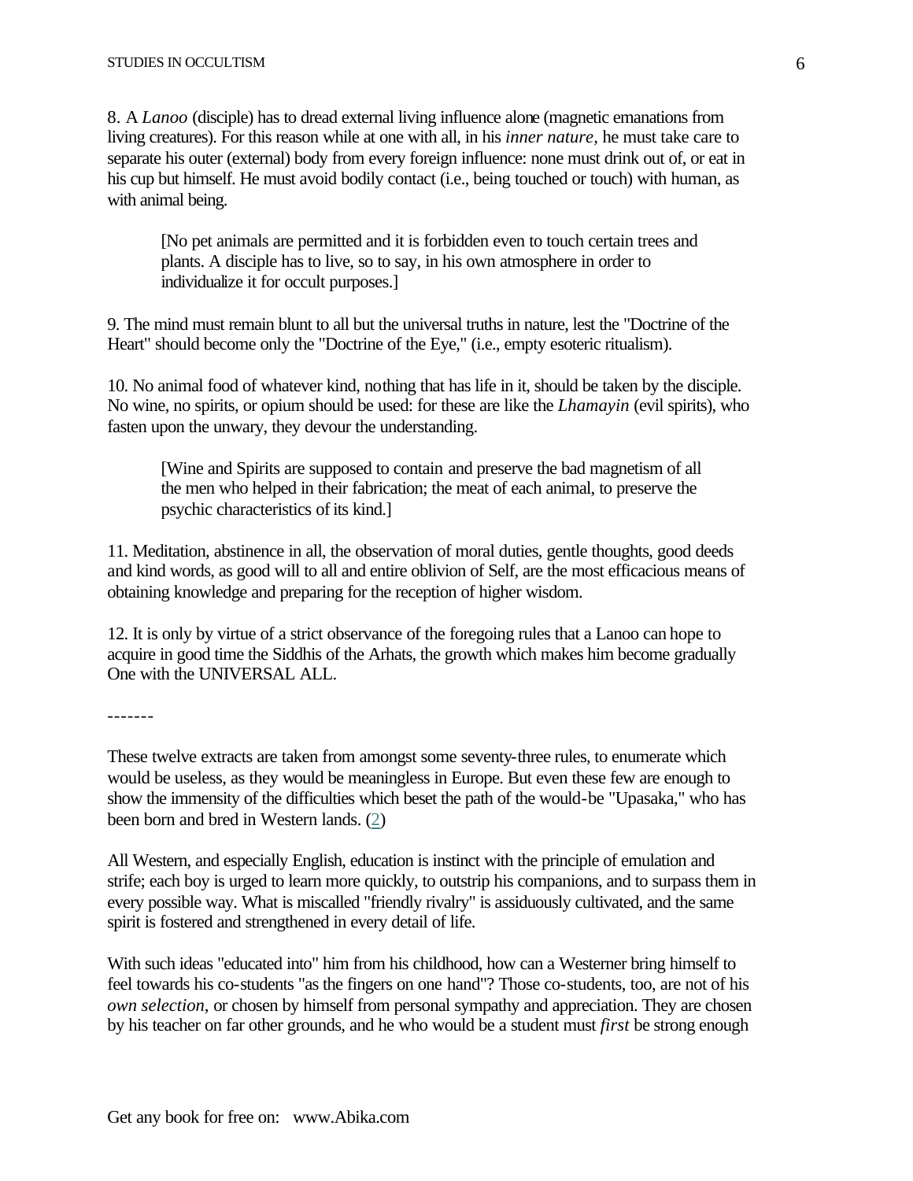8. A *Lanoo* (disciple) has to dread external living influence alone (magnetic emanations from living creatures). For this reason while at one with all, in his *inner nature*, he must take care to separate his outer (external) body from every foreign influence: none must drink out of, or eat in his cup but himself. He must avoid bodily contact (i.e., being touched or touch) with human, as with animal being.

> [No pet animals are permitted and it is forbidden even to touch certain trees and plants. A disciple has to live, so to say, in his own atmosphere in order to individualize it for occult purposes.]

9. The mind must remain blunt to all but the universal truths in nature, lest the "Doctrine of the Heart" should become only the "Doctrine of the Eye," (i.e., empty esoteric ritualism).

10. No animal food of whatever kind, nothing that has life in it, should be taken by the disciple. No wine, no spirits, or opium should be used: for these are like the *Lhamayin* (evil spirits), who fasten upon the unwary, they devour the understanding.

> [Wine and Spirits are supposed to contain and preserve the bad magnetism of all the men who helped in their fabrication; the meat of each animal, to preserve the psychic characteristics of its kind.]

11. Meditation, abstinence in all, the observation of moral duties, gentle thoughts, good deeds and kind words, as good will to all and entire oblivion of Self, are the most efficacious means of obtaining knowledge and preparing for the reception of higher wisdom.

12. It is only by virtue of a strict observance of the foregoing rules that a Lanoo can hope to acquire in good time the Siddhis of the Arhats, the growth which makes him become gradually One with the UNIVERSAL ALL.

-------

These twelve extracts are taken from amongst some seventy-three rules, to enumerate which would be useless, as they would be meaningless in Europe. But even these few are enough to show the immensity of the difficulties which beset the path of the would-be "Upasaka," who has been born and bred in Western lands. (2)

All Western, and especially English, education is instinct with the principle of emulation and strife; each boy is urged to learn more quickly, to outstrip his companions, and to surpass them in every possible way. What is miscalled "friendly rivalry" is assiduously cultivated, and the same spirit is fostered and strengthened in every detail of life.

With such ideas "educated into" him from his childhood, how can a Westerner bring himself to feel towards his co-students "as the fingers on one hand"? Those co-students, too, are not of his *own selection*, or chosen by himself from personal sympathy and appreciation. They are chosen by his teacher on far other grounds, and he who would be a student must *first* be strong enough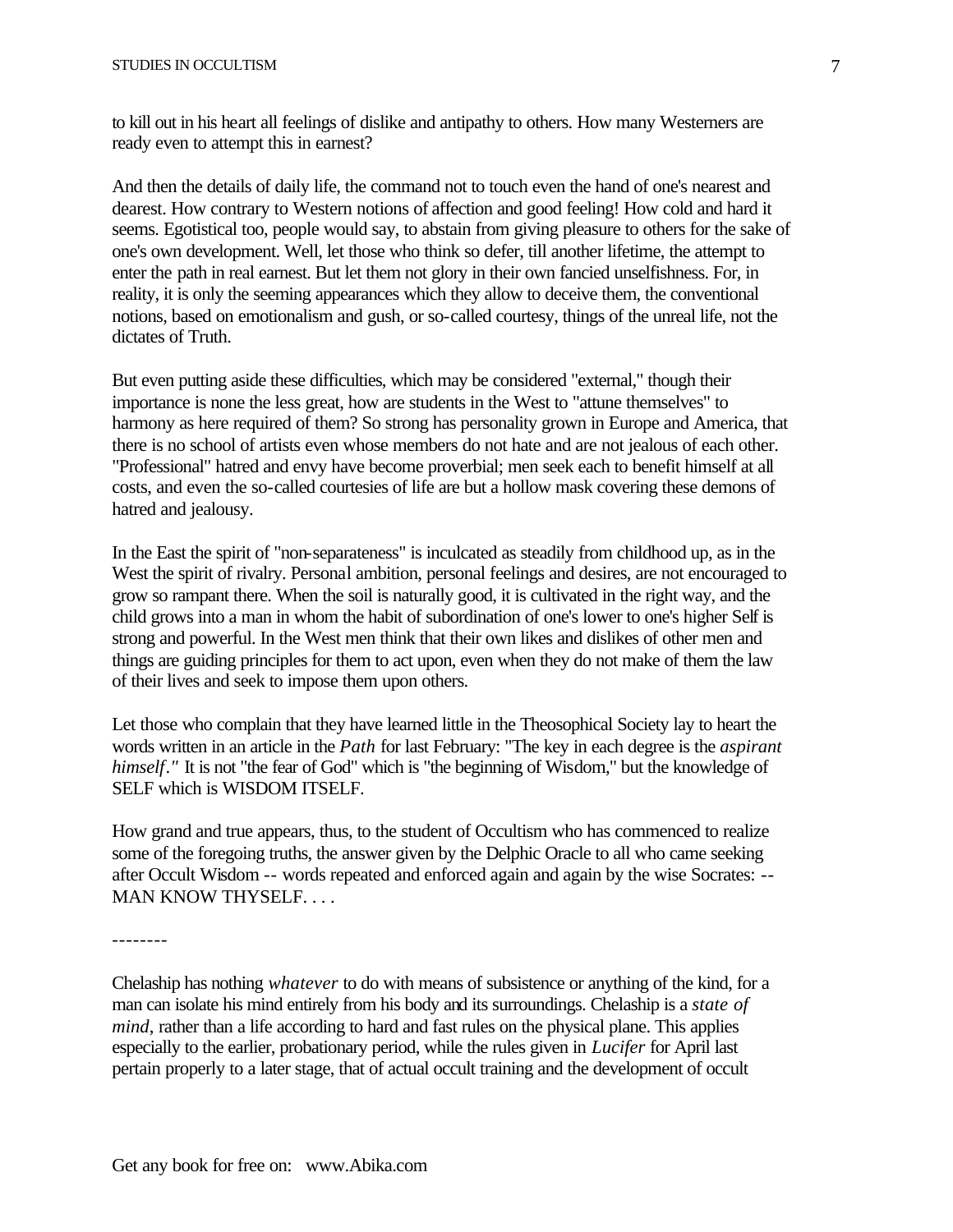to kill out in his heart all feelings of dislike and antipathy to others. How many Westerners are ready even to attempt this in earnest?

And then the details of daily life, the command not to touch even the hand of one's nearest and dearest. How contrary to Western notions of affection and good feeling! How cold and hard it seems. Egotistical too, people would say, to abstain from giving pleasure to others for the sake of one's own development. Well, let those who think so defer, till another lifetime, the attempt to enter the path in real earnest. But let them not glory in their own fancied unselfishness. For, in reality, it is only the seeming appearances which they allow to deceive them, the conventional notions, based on emotionalism and gush, or so-called courtesy, things of the unreal life, not the dictates of Truth.

But even putting aside these difficulties, which may be considered "external," though their importance is none the less great, how are students in the West to "attune themselves" to harmony as here required of them? So strong has personality grown in Europe and America, that there is no school of artists even whose members do not hate and are not jealous of each other. "Professional" hatred and envy have become proverbial; men seek each to benefit himself at all costs, and even the so-called courtesies of life are but a hollow mask covering these demons of hatred and jealousy.

In the East the spirit of "non-separateness" is inculcated as steadily from childhood up, as in the West the spirit of rivalry. Personal ambition, personal feelings and desires, are not encouraged to grow so rampant there. When the soil is naturally good, it is cultivated in the right way, and the child grows into a man in whom the habit of subordination of one's lower to one's higher Self is strong and powerful. In the West men think that their own likes and dislikes of other men and things are guiding principles for them to act upon, even when they do not make of them the law of their lives and seek to impose them upon others.

Let those who complain that they have learned little in the Theosophical Society lay to heart the words written in an article in the *Path* for last February: "The key in each degree is the *aspirant himself*." It is not "the fear of God" which is "the beginning of Wisdom," but the knowledge of SELF which is WISDOM ITSELF.

How grand and true appears, thus, to the student of Occultism who has commenced to realize some of the foregoing truths, the answer given by the Delphic Oracle to all who came seeking after Occult Wisdom -- words repeated and enforced again and again by the wise Socrates: -- MAN KNOW THYSELF. . . .

--------

Chelaship has nothing *whatever* to do with means of subsistence or anything of the kind, for a man can isolate his mind entirely from his body and its surroundings. Chelaship is a *state of mind*, rather than a life according to hard and fast rules on the physical plane. This applies especially to the earlier, probationary period, while the rules given in *Lucifer* for April last pertain properly to a later stage, that of actual occult training and the development of occult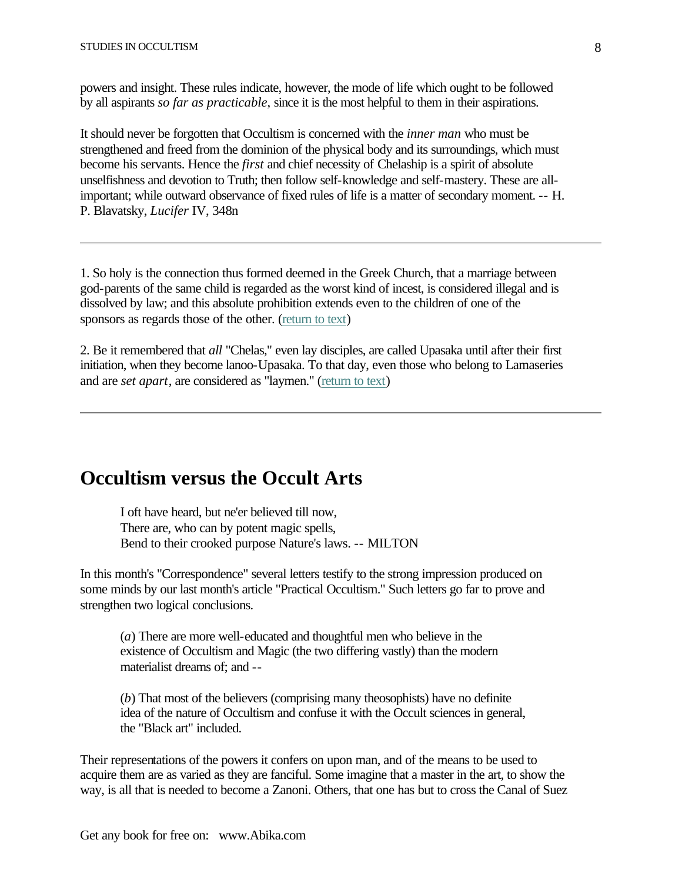powers and insight. These rules indicate, however, the mode of life which ought to be followed by all aspirants *so far as practicable*, since it is the most helpful to them in their aspirations.

It should never be forgotten that Occultism is concerned with the *inner man* who must be strengthened and freed from the dominion of the physical body and its surroundings, which must become his servants. Hence the *first* and chief necessity of Chelaship is a spirit of absolute unselfishness and devotion to Truth; then follow self-knowledge and self-mastery. These are all-important; while outward observance of fixed rules of life is a matter of secondary moment. -- H. P. Blavatsky, *Lucifer* IV, 348n

---

1. So holy is the connection thus formed deemed in the Greek Church, that a marriage between god-parents of the same child is regarded as the worst kind of incest, is considered illegal and is dissolved by law; and this absolute prohibition extends even to the children of one of the sponsors as regards those of the other. (return to text)

2. Be it remembered that *all* "Chelas," even lay disciples, are called Upasaka until after their first initiation, when they become lanoo-Upasaka. To that day, even those who belong to Lamaseries and are *set apart*, are considered as "laymen." (return to text)

---

## Occultism versus the Occult Arts

> I oft have heard, but ne'er believed till now,
> There are, who can by potent magic spells,
> Bend to their crooked purpose Nature's laws. -- MILTON

In this month's "Correspondence" several letters testify to the strong impression produced on some minds by our last month's article "Practical Occultism." Such letters go far to prove and strengthen two logical conclusions.

> (*a*) There are more well-educated and thoughtful men who believe in the existence of Occultism and Magic (the two differing vastly) than the modern materialist dreams of; and --
>
> (*b*) That most of the believers (comprising many theosophists) have no definite idea of the nature of Occultism and confuse it with the Occult sciences in general, the "Black art" included.

Their representations of the powers it confers on upon man, and of the means to be used to acquire them are as varied as they are fanciful. Some imagine that a master in the art, to show the way, is all that is needed to become a Zanoni. Others, that one has but to cross the Canal of Suez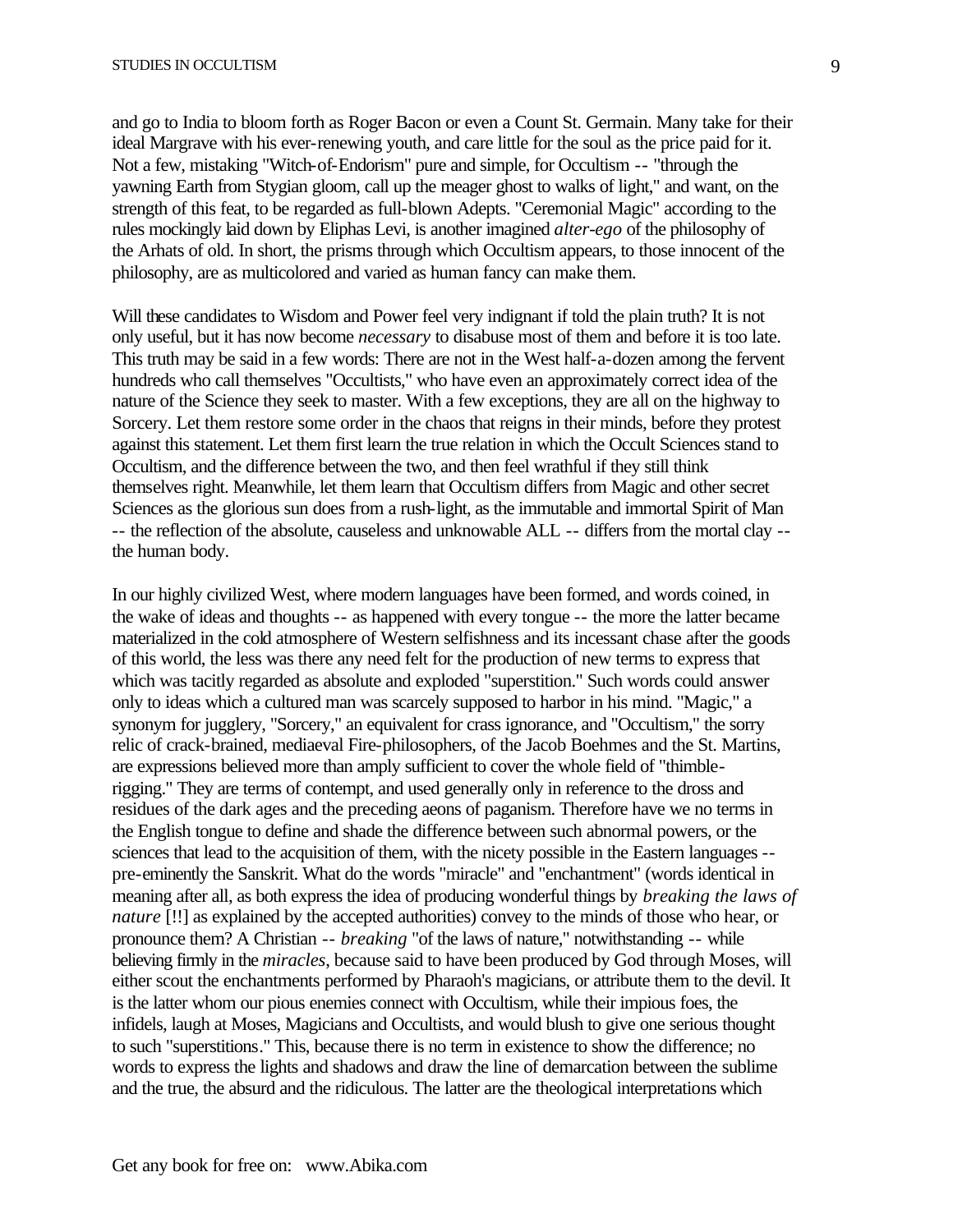and go to India to bloom forth as Roger Bacon or even a Count St. Germain. Many take for their ideal Margrave with his ever-renewing youth, and care little for the soul as the price paid for it. Not a few, mistaking "Witch-of-Endorism" pure and simple, for Occultism -- "through the yawning Earth from Stygian gloom, call up the meager ghost to walks of light," and want, on the strength of this feat, to be regarded as full-blown Adepts. "Ceremonial Magic" according to the rules mockingly laid down by Eliphas Levi, is another imagined *alter-ego* of the philosophy of the Arhats of old. In short, the prisms through which Occultism appears, to those innocent of the philosophy, are as multicolored and varied as human fancy can make them.

Will these candidates to Wisdom and Power feel very indignant if told the plain truth? It is not only useful, but it has now become *necessary* to disabuse most of them and before it is too late. This truth may be said in a few words: There are not in the West half-a-dozen among the fervent hundreds who call themselves "Occultists," who have even an approximately correct idea of the nature of the Science they seek to master. With a few exceptions, they are all on the highway to Sorcery. Let them restore some order in the chaos that reigns in their minds, before they protest against this statement. Let them first learn the true relation in which the Occult Sciences stand to Occultism, and the difference between the two, and then feel wrathful if they still think themselves right. Meanwhile, let them learn that Occultism differs from Magic and other secret Sciences as the glorious sun does from a rush-light, as the immutable and immortal Spirit of Man -- the reflection of the absolute, causeless and unknowable ALL -- differs from the mortal clay -- the human body.

In our highly civilized West, where modern languages have been formed, and words coined, in the wake of ideas and thoughts -- as happened with every tongue -- the more the latter became materialized in the cold atmosphere of Western selfishness and its incessant chase after the goods of this world, the less was there any need felt for the production of new terms to express that which was tacitly regarded as absolute and exploded "superstition." Such words could answer only to ideas which a cultured man was scarcely supposed to harbor in his mind. "Magic," a synonym for jugglery, "Sorcery," an equivalent for crass ignorance, and "Occultism," the sorry relic of crack-brained, mediaeval Fire-philosophers, of the Jacob Boehmes and the St. Martins, are expressions believed more than amply sufficient to cover the whole field of "thimble-rigging." They are terms of contempt, and used generally only in reference to the dross and residues of the dark ages and the preceding aeons of paganism. Therefore have we no terms in the English tongue to define and shade the difference between such abnormal powers, or the sciences that lead to the acquisition of them, with the nicety possible in the Eastern languages -- pre-eminently the Sanskrit. What do the words "miracle" and "enchantment" (words identical in meaning after all, as both express the idea of producing wonderful things by *breaking the laws of nature* [!!] as explained by the accepted authorities) convey to the minds of those who hear, or pronounce them? A Christian -- *breaking* "of the laws of nature," notwithstanding -- while believing firmly in the *miracles,* because said to have been produced by God through Moses, will either scout the enchantments performed by Pharaoh's magicians, or attribute them to the devil. It is the latter whom our pious enemies connect with Occultism, while their impious foes, the infidels, laugh at Moses, Magicians and Occultists, and would blush to give one serious thought to such "superstitions." This, because there is no term in existence to show the difference; no words to express the lights and shadows and draw the line of demarcation between the sublime and the true, the absurd and the ridiculous. The latter are the theological interpretations which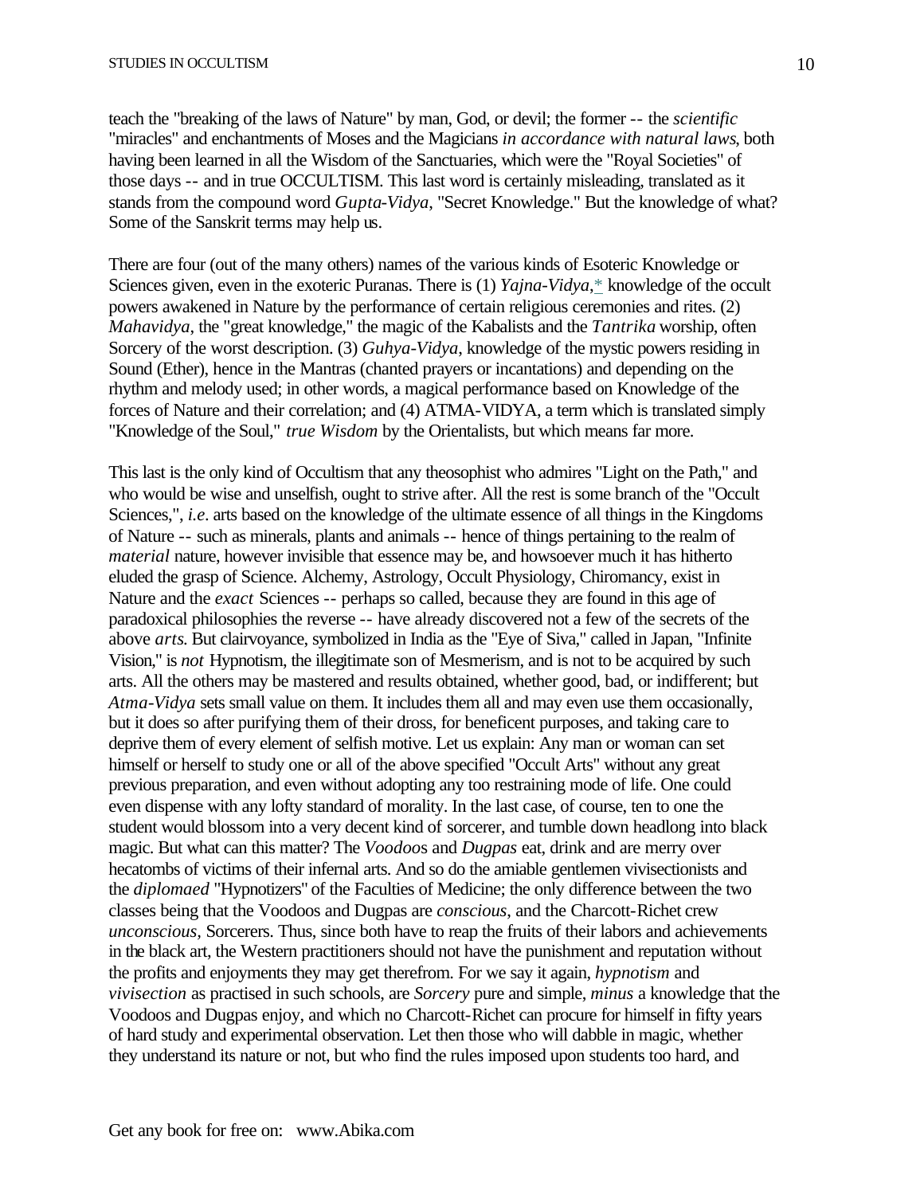teach the "breaking of the laws of Nature" by man, God, or devil; the former -- the *scientific* "miracles" and enchantments of Moses and the Magicians *in accordance with natural laws*, both having been learned in all the Wisdom of the Sanctuaries, which were the "Royal Societies" of those days -- and in true OCCULTISM. This last word is certainly misleading, translated as it stands from the compound word *Gupta-Vidya*, "Secret Knowledge." But the knowledge of what? Some of the Sanskrit terms may help us.

There are four (out of the many others) names of the various kinds of Esoteric Knowledge or Sciences given, even in the exoteric Puranas. There is (1) *Yajna-Vidya*,* knowledge of the occult powers awakened in Nature by the performance of certain religious ceremonies and rites. (2) *Mahavidya*, the "great knowledge," the magic of the Kabalists and the *Tantrika* worship, often Sorcery of the worst description. (3) *Guhya-Vidya*, knowledge of the mystic powers residing in Sound (Ether), hence in the Mantras (chanted prayers or incantations) and depending on the rhythm and melody used; in other words, a magical performance based on Knowledge of the forces of Nature and their correlation; and (4) ATMA-VIDYA, a term which is translated simply "Knowledge of the Soul," *true Wisdom* by the Orientalists, but which means far more.

This last is the only kind of Occultism that any theosophist who admires "Light on the Path," and who would be wise and unselfish, ought to strive after. All the rest is some branch of the "Occult Sciences,", *i.e.* arts based on the knowledge of the ultimate essence of all things in the Kingdoms of Nature -- such as minerals, plants and animals -- hence of things pertaining to the realm of *material* nature, however invisible that essence may be, and howsoever much it has hitherto eluded the grasp of Science. Alchemy, Astrology, Occult Physiology, Chiromancy, exist in Nature and the *exact* Sciences -- perhaps so called, because they are found in this age of paradoxical philosophies the reverse -- have already discovered not a few of the secrets of the above *arts*. But clairvoyance, symbolized in India as the "Eye of Siva," called in Japan, "Infinite Vision," is *not* Hypnotism, the illegitimate son of Mesmerism, and is not to be acquired by such arts. All the others may be mastered and results obtained, whether good, bad, or indifferent; but *Atma-Vidya* sets small value on them. It includes them all and may even use them occasionally, but it does so after purifying them of their dross, for beneficent purposes, and taking care to deprive them of every element of selfish motive. Let us explain: Any man or woman can set himself or herself to study one or all of the above specified "Occult Arts" without any great previous preparation, and even without adopting any too restraining mode of life. One could even dispense with any lofty standard of morality. In the last case, of course, ten to one the student would blossom into a very decent kind of sorcerer, and tumble down headlong into black magic. But what can this matter? The *Voodoo*s and *Dugpas* eat, drink and are merry over hecatombs of victims of their infernal arts. And so do the amiable gentlemen vivisectionists and the *diplomaed* "Hypnotizers" of the Faculties of Medicine; the only difference between the two classes being that the Voodoos and Dugpas are *conscious*, and the Charcott-Richet crew *unconscious*, Sorcerers. Thus, since both have to reap the fruits of their labors and achievements in the black art, the Western practitioners should not have the punishment and reputation without the profits and enjoyments they may get therefrom. For we say it again, *hypnotism* and *vivisection* as practised in such schools, are *Sorcery* pure and simple, *minus* a knowledge that the Voodoos and Dugpas enjoy, and which no Charcott-Richet can procure for himself in fifty years of hard study and experimental observation. Let then those who will dabble in magic, whether they understand its nature or not, but who find the rules imposed upon students too hard, and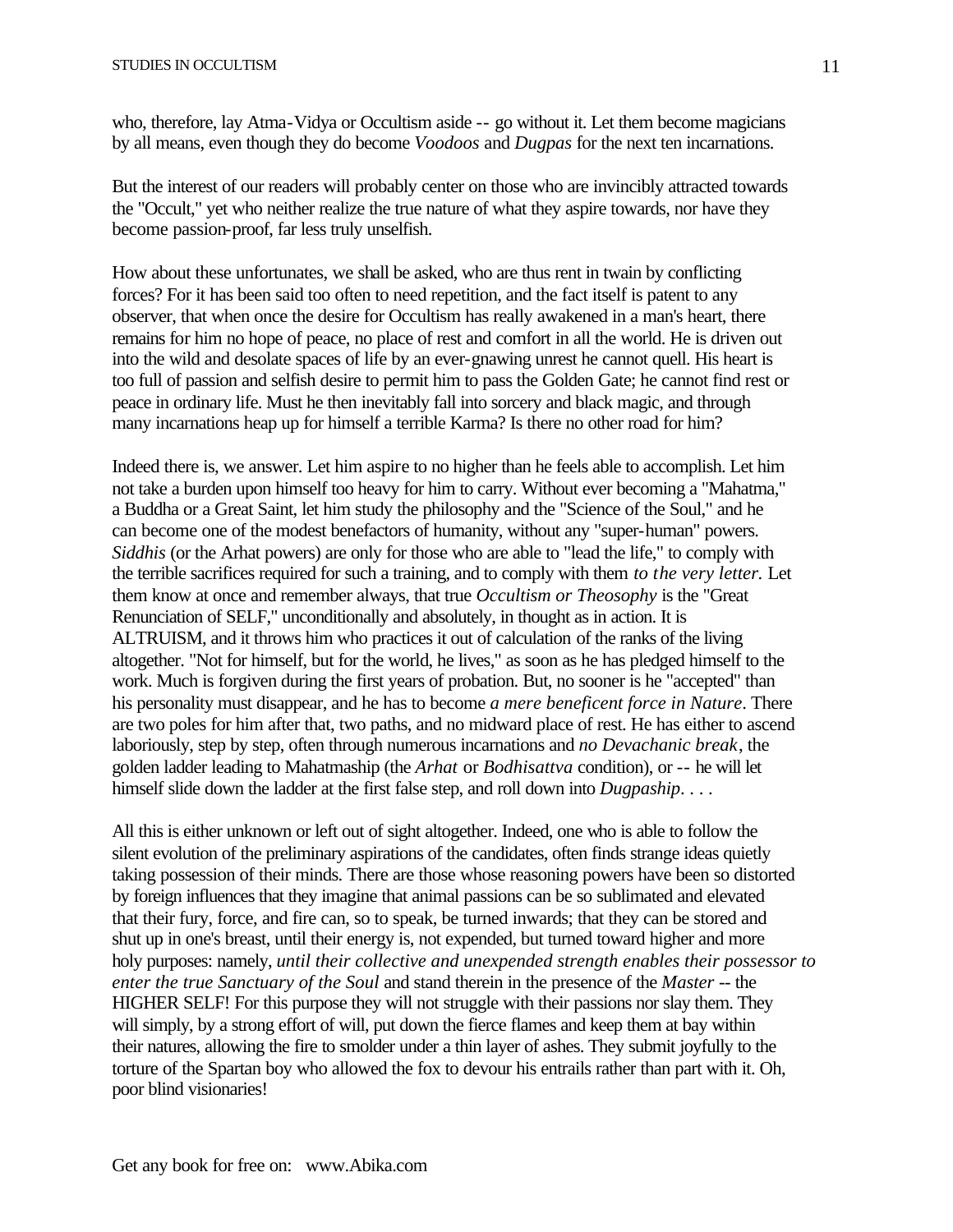who, therefore, lay Atma-Vidya or Occultism aside -- go without it. Let them become magicians by all means, even though they do become *Voodoos* and *Dugpas* for the next ten incarnations.

But the interest of our readers will probably center on those who are invincibly attracted towards the "Occult," yet who neither realize the true nature of what they aspire towards, nor have they become passion-proof, far less truly unselfish.

How about these unfortunates, we shall be asked, who are thus rent in twain by conflicting forces? For it has been said too often to need repetition, and the fact itself is patent to any observer, that when once the desire for Occultism has really awakened in a man's heart, there remains for him no hope of peace, no place of rest and comfort in all the world. He is driven out into the wild and desolate spaces of life by an ever-gnawing unrest he cannot quell. His heart is too full of passion and selfish desire to permit him to pass the Golden Gate; he cannot find rest or peace in ordinary life. Must he then inevitably fall into sorcery and black magic, and through many incarnations heap up for himself a terrible Karma? Is there no other road for him?

Indeed there is, we answer. Let him aspire to no higher than he feels able to accomplish. Let him not take a burden upon himself too heavy for him to carry. Without ever becoming a "Mahatma," a Buddha or a Great Saint, let him study the philosophy and the "Science of the Soul," and he can become one of the modest benefactors of humanity, without any "super-human" powers. *Siddhis* (or the Arhat powers) are only for those who are able to "lead the life," to comply with the terrible sacrifices required for such a training, and to comply with them *to the very letter.* Let them know at once and remember always, that true *Occultism or Theosophy* is the "Great Renunciation of SELF," unconditionally and absolutely, in thought as in action. It is ALTRUISM, and it throws him who practices it out of calculation of the ranks of the living altogether. "Not for himself, but for the world, he lives," as soon as he has pledged himself to the work. Much is forgiven during the first years of probation. But, no sooner is he "accepted" than his personality must disappear, and he has to become *a mere beneficent force in Nature*. There are two poles for him after that, two paths, and no midward place of rest. He has either to ascend laboriously, step by step, often through numerous incarnations and *no Devachanic break*, the golden ladder leading to Mahatmaship (the *Arhat* or *Bodhisattva* condition), or -- he will let himself slide down the ladder at the first false step, and roll down into *Dugpaship*. . . .

All this is either unknown or left out of sight altogether. Indeed, one who is able to follow the silent evolution of the preliminary aspirations of the candidates, often finds strange ideas quietly taking possession of their minds. There are those whose reasoning powers have been so distorted by foreign influences that they imagine that animal passions can be so sublimated and elevated that their fury, force, and fire can, so to speak, be turned inwards; that they can be stored and shut up in one's breast, until their energy is, not expended, but turned toward higher and more holy purposes: namely, *until their collective and unexpended strength enables their possessor to enter the true Sanctuary of the Soul* and stand therein in the presence of the *Master* -- the HIGHER SELF! For this purpose they will not struggle with their passions nor slay them. They will simply, by a strong effort of will, put down the fierce flames and keep them at bay within their natures, allowing the fire to smolder under a thin layer of ashes. They submit joyfully to the torture of the Spartan boy who allowed the fox to devour his entrails rather than part with it. Oh, poor blind visionaries!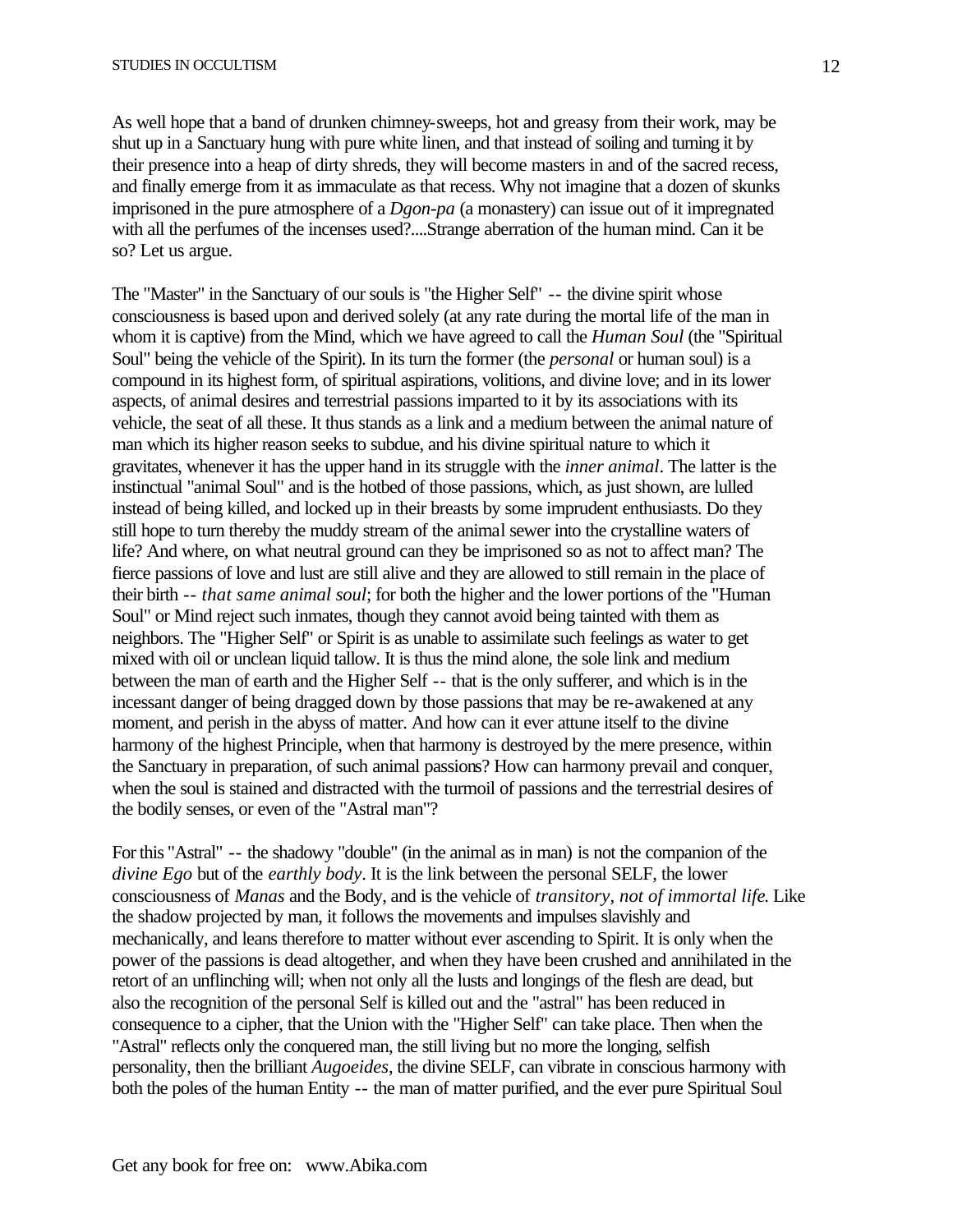As well hope that a band of drunken chimney-sweeps, hot and greasy from their work, may be shut up in a Sanctuary hung with pure white linen, and that instead of soiling and turning it by their presence into a heap of dirty shreds, they will become masters in and of the sacred recess, and finally emerge from it as immaculate as that recess. Why not imagine that a dozen of skunks imprisoned in the pure atmosphere of a *Dgon-pa* (a monastery) can issue out of it impregnated with all the perfumes of the incenses used?....Strange aberration of the human mind. Can it be so? Let us argue.

The "Master" in the Sanctuary of our souls is "the Higher Self" -- the divine spirit whose consciousness is based upon and derived solely (at any rate during the mortal life of the man in whom it is captive) from the Mind, which we have agreed to call the *Human Soul* (the "Spiritual Soul" being the vehicle of the Spirit). In its turn the former (the *personal* or human soul) is a compound in its highest form, of spiritual aspirations, volitions, and divine love; and in its lower aspects, of animal desires and terrestrial passions imparted to it by its associations with its vehicle, the seat of all these. It thus stands as a link and a medium between the animal nature of man which its higher reason seeks to subdue, and his divine spiritual nature to which it gravitates, whenever it has the upper hand in its struggle with the *inner animal*. The latter is the instinctual "animal Soul" and is the hotbed of those passions, which, as just shown, are lulled instead of being killed, and locked up in their breasts by some imprudent enthusiasts. Do they still hope to turn thereby the muddy stream of the animal sewer into the crystalline waters of life? And where, on what neutral ground can they be imprisoned so as not to affect man? The fierce passions of love and lust are still alive and they are allowed to still remain in the place of their birth -- *that same animal soul*; for both the higher and the lower portions of the "Human Soul" or Mind reject such inmates, though they cannot avoid being tainted with them as neighbors. The "Higher Self" or Spirit is as unable to assimilate such feelings as water to get mixed with oil or unclean liquid tallow. It is thus the mind alone, the sole link and medium between the man of earth and the Higher Self -- that is the only sufferer, and which is in the incessant danger of being dragged down by those passions that may be re-awakened at any moment, and perish in the abyss of matter. And how can it ever attune itself to the divine harmony of the highest Principle, when that harmony is destroyed by the mere presence, within the Sanctuary in preparation, of such animal passions? How can harmony prevail and conquer, when the soul is stained and distracted with the turmoil of passions and the terrestrial desires of the bodily senses, or even of the "Astral man"?

For this "Astral" -- the shadowy "double" (in the animal as in man) is not the companion of the *divine Ego* but of the *earthly body*. It is the link between the personal SELF, the lower consciousness of *Manas* and the Body, and is the vehicle of *transitory, not of immortal life.* Like the shadow projected by man, it follows the movements and impulses slavishly and mechanically, and leans therefore to matter without ever ascending to Spirit. It is only when the power of the passions is dead altogether, and when they have been crushed and annihilated in the retort of an unflinching will; when not only all the lusts and longings of the flesh are dead, but also the recognition of the personal Self is killed out and the "astral" has been reduced in consequence to a cipher, that the Union with the "Higher Self" can take place. Then when the "Astral" reflects only the conquered man, the still living but no more the longing, selfish personality, then the brilliant *Augoeides*, the divine SELF, can vibrate in conscious harmony with both the poles of the human Entity -- the man of matter purified, and the ever pure Spiritual Soul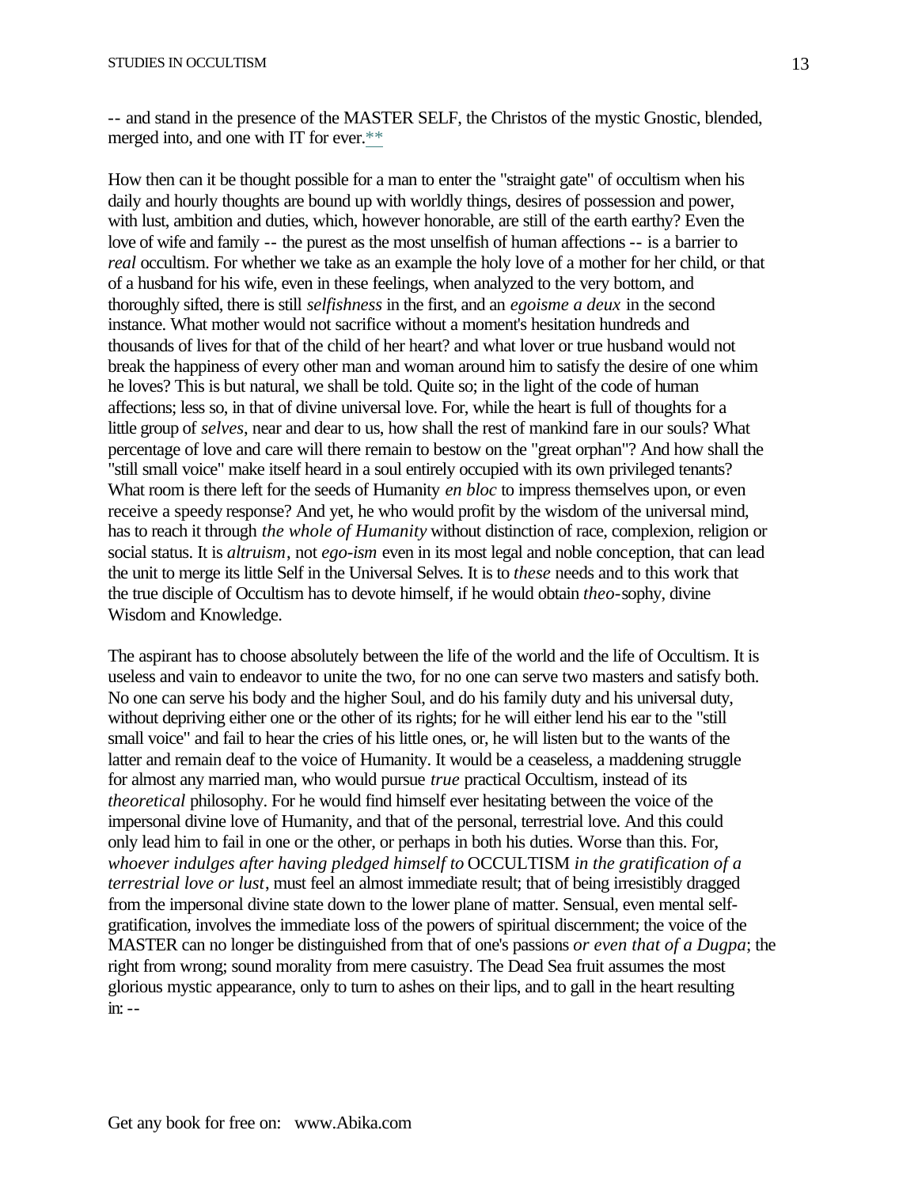-- and stand in the presence of the MASTER SELF, the Christos of the mystic Gnostic, blended, merged into, and one with IT for ever.**

How then can it be thought possible for a man to enter the "straight gate" of occultism when his daily and hourly thoughts are bound up with worldly things, desires of possession and power, with lust, ambition and duties, which, however honorable, are still of the earth earthy? Even the love of wife and family -- the purest as the most unselfish of human affections -- is a barrier to *real* occultism. For whether we take as an example the holy love of a mother for her child, or that of a husband for his wife, even in these feelings, when analyzed to the very bottom, and thoroughly sifted, there is still *selfishness* in the first, and an *egoisme a deux* in the second instance. What mother would not sacrifice without a moment's hesitation hundreds and thousands of lives for that of the child of her heart? and what lover or true husband would not break the happiness of every other man and woman around him to satisfy the desire of one whim he loves? This is but natural, we shall be told. Quite so; in the light of the code of human affections; less so, in that of divine universal love. For, while the heart is full of thoughts for a little group of *selves*, near and dear to us, how shall the rest of mankind fare in our souls? What percentage of love and care will there remain to bestow on the "great orphan"? And how shall the "still small voice" make itself heard in a soul entirely occupied with its own privileged tenants? What room is there left for the seeds of Humanity *en bloc* to impress themselves upon, or even receive a speedy response? And yet, he who would profit by the wisdom of the universal mind, has to reach it through *the whole of Humanity* without distinction of race, complexion, religion or social status. It is *altruism*, not *ego-ism* even in its most legal and noble conception, that can lead the unit to merge its little Self in the Universal Selves. It is to *these* needs and to this work that the true disciple of Occultism has to devote himself, if he would obtain *theo*-sophy, divine Wisdom and Knowledge.

The aspirant has to choose absolutely between the life of the world and the life of Occultism. It is useless and vain to endeavor to unite the two, for no one can serve two masters and satisfy both. No one can serve his body and the higher Soul, and do his family duty and his universal duty, without depriving either one or the other of its rights; for he will either lend his ear to the "still small voice" and fail to hear the cries of his little ones, or, he will listen but to the wants of the latter and remain deaf to the voice of Humanity. It would be a ceaseless, a maddening struggle for almost any married man, who would pursue *true* practical Occultism, instead of its *theoretical* philosophy. For he would find himself ever hesitating between the voice of the impersonal divine love of Humanity, and that of the personal, terrestrial love. And this could only lead him to fail in one or the other, or perhaps in both his duties. Worse than this. For, *whoever indulges after having pledged himself to* OCCULTISM *in the gratification of a terrestrial love or lust*, must feel an almost immediate result; that of being irresistibly dragged from the impersonal divine state down to the lower plane of matter. Sensual, even mental self-gratification, involves the immediate loss of the powers of spiritual discernment; the voice of the MASTER can no longer be distinguished from that of one's passions *or even that of a Dugpa*; the right from wrong; sound morality from mere casuistry. The Dead Sea fruit assumes the most glorious mystic appearance, only to turn to ashes on their lips, and to gall in the heart resulting in: --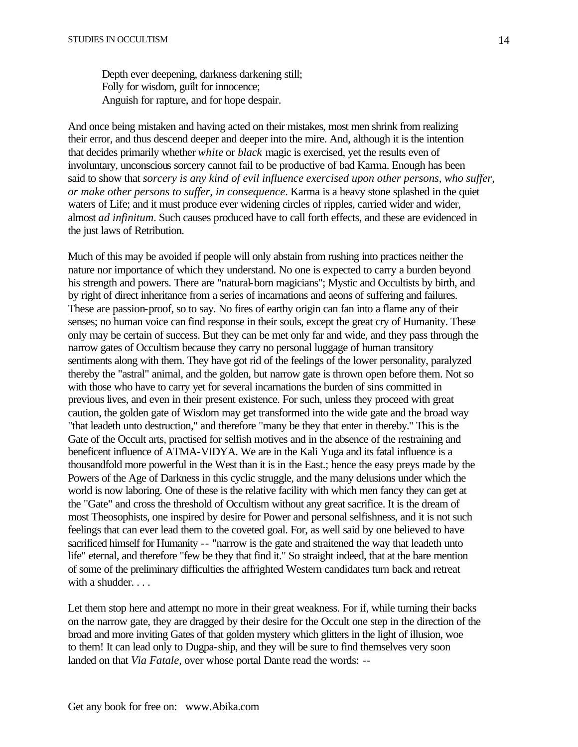> Depth ever deepening, darkness darkening still;
> Folly for wisdom, guilt for innocence;
> Anguish for rapture, and for hope despair.

And once being mistaken and having acted on their mistakes, most men shrink from realizing their error, and thus descend deeper and deeper into the mire. And, although it is the intention that decides primarily whether *white* or *black* magic is exercised, yet the results even of involuntary, unconscious sorcery cannot fail to be productive of bad Karma. Enough has been said to show that *sorcery is any kind of evil influence exercised upon other persons, who suffer, or make other persons to suffer, in consequence*. Karma is a heavy stone splashed in the quiet waters of Life; and it must produce ever widening circles of ripples, carried wider and wider, almost *ad infinitum*. Such causes produced have to call forth effects, and these are evidenced in the just laws of Retribution.

Much of this may be avoided if people will only abstain from rushing into practices neither the nature nor importance of which they understand. No one is expected to carry a burden beyond his strength and powers. There are "natural-born magicians"; Mystic and Occultists by birth, and by right of direct inheritance from a series of incarnations and aeons of suffering and failures. These are passion-proof, so to say. No fires of earthy origin can fan into a flame any of their senses; no human voice can find response in their souls, except the great cry of Humanity. These only may be certain of success. But they can be met only far and wide, and they pass through the narrow gates of Occultism because they carry no personal luggage of human transitory sentiments along with them. They have got rid of the feelings of the lower personality, paralyzed thereby the "astral" animal, and the golden, but narrow gate is thrown open before them. Not so with those who have to carry yet for several incarnations the burden of sins committed in previous lives, and even in their present existence. For such, unless they proceed with great caution, the golden gate of Wisdom may get transformed into the wide gate and the broad way "that leadeth unto destruction," and therefore "many be they that enter in thereby." This is the Gate of the Occult arts, practised for selfish motives and in the absence of the restraining and beneficent influence of ATMA-VIDYA. We are in the Kali Yuga and its fatal influence is a thousandfold more powerful in the West than it is in the East.; hence the easy preys made by the Powers of the Age of Darkness in this cyclic struggle, and the many delusions under which the world is now laboring. One of these is the relative facility with which men fancy they can get at the "Gate" and cross the threshold of Occultism without any great sacrifice. It is the dream of most Theosophists, one inspired by desire for Power and personal selfishness, and it is not such feelings that can ever lead them to the coveted goal. For, as well said by one believed to have sacrificed himself for Humanity -- "narrow is the gate and straitened the way that leadeth unto life" eternal, and therefore "few be they that find it." So straight indeed, that at the bare mention of some of the preliminary difficulties the affrighted Western candidates turn back and retreat with a shudder. . . .

Let them stop here and attempt no more in their great weakness. For if, while turning their backs on the narrow gate, they are dragged by their desire for the Occult one step in the direction of the broad and more inviting Gates of that golden mystery which glitters in the light of illusion, woe to them! It can lead only to Dugpa-ship, and they will be sure to find themselves very soon landed on that *Via Fatale*, over whose portal Dante read the words: --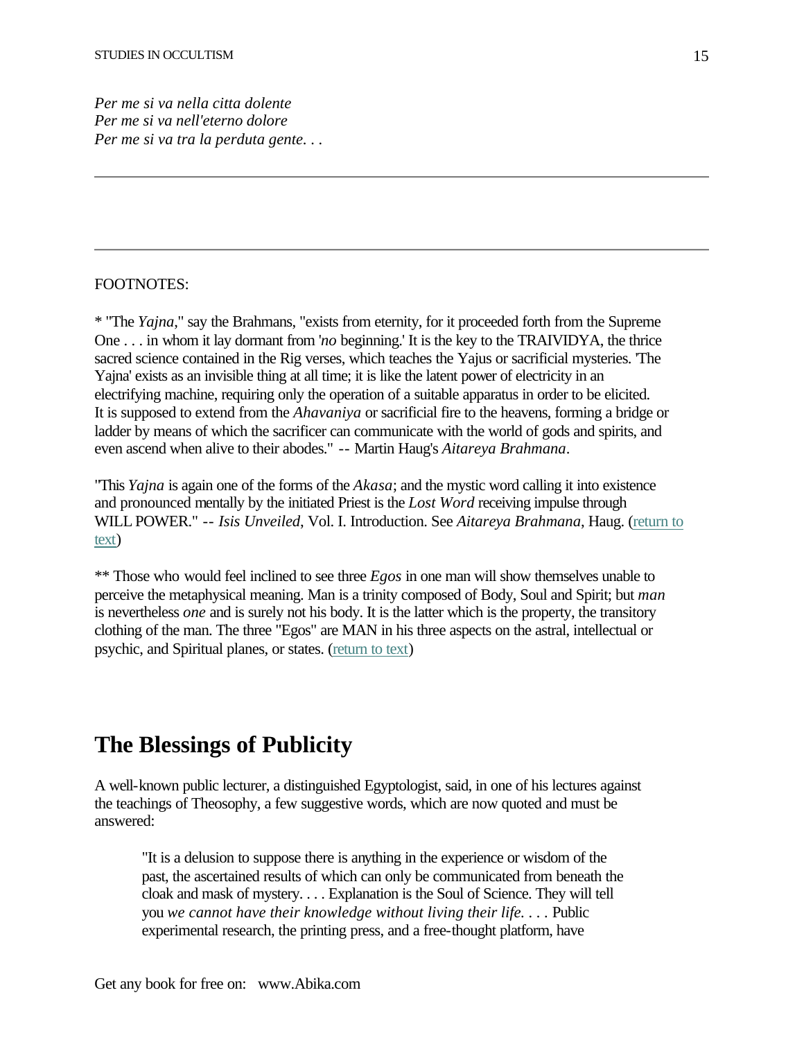*Per me si va nella citta dolente*
*Per me si va nell'eterno dolore*
*Per me si va tra la perduta gente. . .*

---

---

FOOTNOTES:

* "The *Yajna*," say the Brahmans, "exists from eternity, for it proceeded forth from the Supreme One . . . in whom it lay dormant from '*no* beginning.' It is the key to the TRAIVIDYA, the thrice sacred science contained in the Rig verses, which teaches the Yajus or sacrificial mysteries. 'The Yajna' exists as an invisible thing at all time; it is like the latent power of electricity in an electrifying machine, requiring only the operation of a suitable apparatus in order to be elicited. It is supposed to extend from the *Ahavaniya* or sacrificial fire to the heavens, forming a bridge or ladder by means of which the sacrificer can communicate with the world of gods and spirits, and even ascend when alive to their abodes." -- Martin Haug's *Aitareya Brahmana*.

"This *Yajna* is again one of the forms of the *Akasa*; and the mystic word calling it into existence and pronounced mentally by the initiated Priest is the *Lost Word* receiving impulse through WILL POWER." -- *Isis Unveiled*, Vol. I. Introduction. See *Aitareya Brahmana*, Haug. (return to text)

** Those who would feel inclined to see three *Egos* in one man will show themselves unable to perceive the metaphysical meaning. Man is a trinity composed of Body, Soul and Spirit; but *man* is nevertheless *one* and is surely not his body. It is the latter which is the property, the transitory clothing of the man. The three "Egos" are MAN in his three aspects on the astral, intellectual or psychic, and Spiritual planes, or states. (return to text)

# The Blessings of Publicity

A well-known public lecturer, a distinguished Egyptologist, said, in one of his lectures against the teachings of Theosophy, a few suggestive words, which are now quoted and must be answered:

> "It is a delusion to suppose there is anything in the experience or wisdom of the past, the ascertained results of which can only be communicated from beneath the cloak and mask of mystery. . . . Explanation is the Soul of Science. They will tell you *we cannot have their knowledge without living their life*. . . . Public experimental research, the printing press, and a free-thought platform, have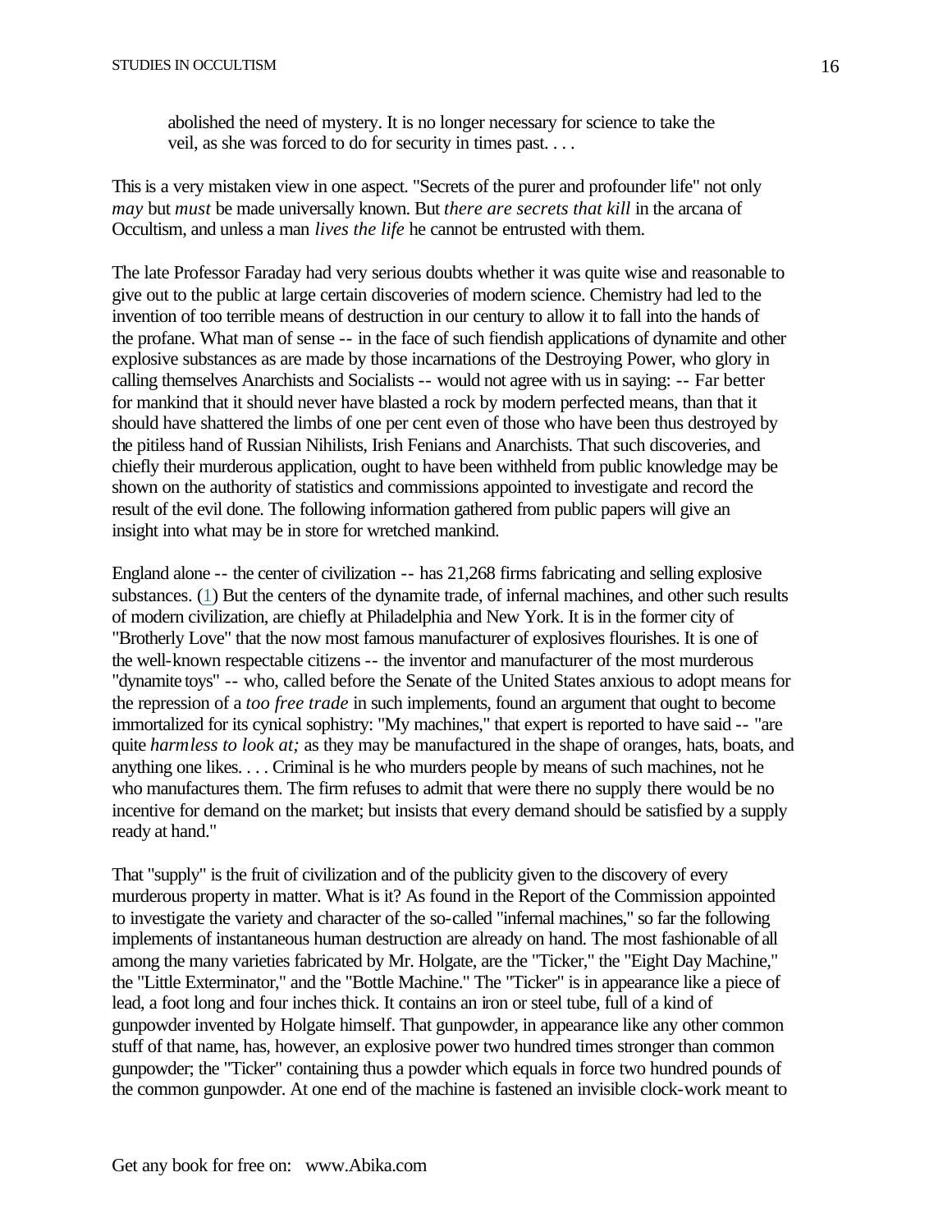> abolished the need of mystery. It is no longer necessary for science to take the veil, as she was forced to do for security in times past. . . .

This is a very mistaken view in one aspect. "Secrets of the purer and profounder life" not only *may* but *must* be made universally known. But *there are secrets that kill* in the arcana of Occultism, and unless a man *lives the life* he cannot be entrusted with them.

The late Professor Faraday had very serious doubts whether it was quite wise and reasonable to give out to the public at large certain discoveries of modern science. Chemistry had led to the invention of too terrible means of destruction in our century to allow it to fall into the hands of the profane. What man of sense -- in the face of such fiendish applications of dynamite and other explosive substances as are made by those incarnations of the Destroying Power, who glory in calling themselves Anarchists and Socialists -- would not agree with us in saying: -- Far better for mankind that it should never have blasted a rock by modern perfected means, than that it should have shattered the limbs of one per cent even of those who have been thus destroyed by the pitiless hand of Russian Nihilists, Irish Fenians and Anarchists. That such discoveries, and chiefly their murderous application, ought to have been withheld from public knowledge may be shown on the authority of statistics and commissions appointed to investigate and record the result of the evil done. The following information gathered from public papers will give an insight into what may be in store for wretched mankind.

England alone -- the center of civilization -- has 21,268 firms fabricating and selling explosive substances. (1) But the centers of the dynamite trade, of infernal machines, and other such results of modern civilization, are chiefly at Philadelphia and New York. It is in the former city of "Brotherly Love" that the now most famous manufacturer of explosives flourishes. It is one of the well-known respectable citizens -- the inventor and manufacturer of the most murderous "dynamite toys" -- who, called before the Senate of the United States anxious to adopt means for the repression of a *too free trade* in such implements, found an argument that ought to become immortalized for its cynical sophistry: "My machines," that expert is reported to have said -- "are quite *harmless to look at;* as they may be manufactured in the shape of oranges, hats, boats, and anything one likes. . . . Criminal is he who murders people by means of such machines, not he who manufactures them. The firm refuses to admit that were there no supply there would be no incentive for demand on the market; but insists that every demand should be satisfied by a supply ready at hand."

That "supply" is the fruit of civilization and of the publicity given to the discovery of every murderous property in matter. What is it? As found in the Report of the Commission appointed to investigate the variety and character of the so-called "infernal machines," so far the following implements of instantaneous human destruction are already on hand. The most fashionable of all among the many varieties fabricated by Mr. Holgate, are the "Ticker," the "Eight Day Machine," the "Little Exterminator," and the "Bottle Machine." The "Ticker" is in appearance like a piece of lead, a foot long and four inches thick. It contains an iron or steel tube, full of a kind of gunpowder invented by Holgate himself. That gunpowder, in appearance like any other common stuff of that name, has, however, an explosive power two hundred times stronger than common gunpowder; the "Ticker" containing thus a powder which equals in force two hundred pounds of the common gunpowder. At one end of the machine is fastened an invisible clock-work meant to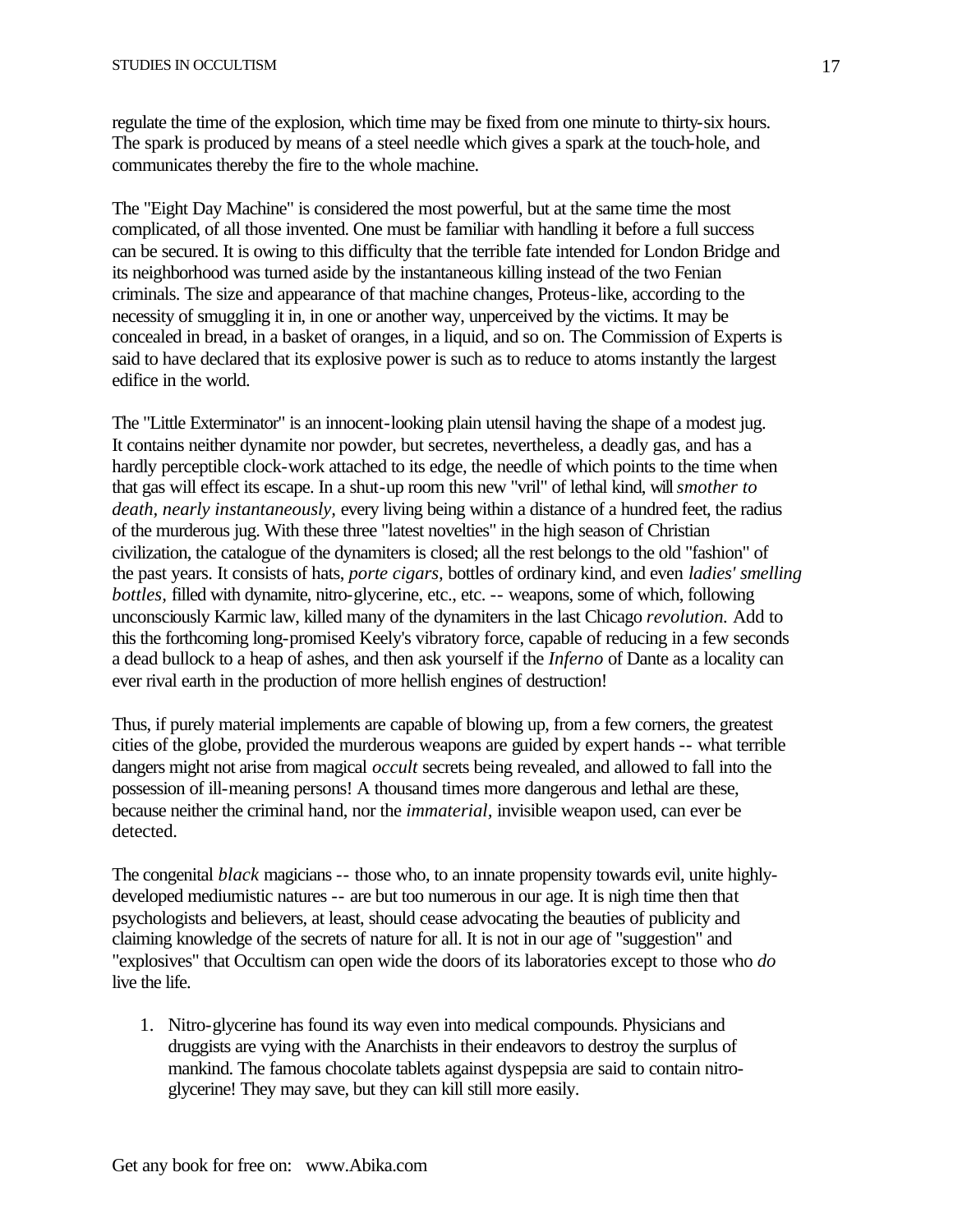regulate the time of the explosion, which time may be fixed from one minute to thirty-six hours. The spark is produced by means of a steel needle which gives a spark at the touch-hole, and communicates thereby the fire to the whole machine.

The "Eight Day Machine" is considered the most powerful, but at the same time the most complicated, of all those invented. One must be familiar with handling it before a full success can be secured. It is owing to this difficulty that the terrible fate intended for London Bridge and its neighborhood was turned aside by the instantaneous killing instead of the two Fenian criminals. The size and appearance of that machine changes, Proteus-like, according to the necessity of smuggling it in, in one or another way, unperceived by the victims. It may be concealed in bread, in a basket of oranges, in a liquid, and so on. The Commission of Experts is said to have declared that its explosive power is such as to reduce to atoms instantly the largest edifice in the world.

The "Little Exterminator" is an innocent-looking plain utensil having the shape of a modest jug. It contains neither dynamite nor powder, but secretes, nevertheless, a deadly gas, and has a hardly perceptible clock-work attached to its edge, the needle of which points to the time when that gas will effect its escape. In a shut-up room this new "vril" of lethal kind, will *smother to death, nearly instantaneously,* every living being within a distance of a hundred feet, the radius of the murderous jug. With these three "latest novelties" in the high season of Christian civilization, the catalogue of the dynamiters is closed; all the rest belongs to the old "fashion" of the past years. It consists of hats, *porte cigars,* bottles of ordinary kind, and even *ladies' smelling bottles,* filled with dynamite, nitro-glycerine, etc., etc. -- weapons, some of which, following unconsciously Karmic law, killed many of the dynamiters in the last Chicago *revolution.* Add to this the forthcoming long-promised Keely's vibratory force, capable of reducing in a few seconds a dead bullock to a heap of ashes, and then ask yourself if the *Inferno* of Dante as a locality can ever rival earth in the production of more hellish engines of destruction!

Thus, if purely material implements are capable of blowing up, from a few corners, the greatest cities of the globe, provided the murderous weapons are guided by expert hands -- what terrible dangers might not arise from magical *occult* secrets being revealed, and allowed to fall into the possession of ill-meaning persons! A thousand times more dangerous and lethal are these, because neither the criminal hand, nor the *immaterial,* invisible weapon used, can ever be detected.

The congenital *black* magicians -- those who, to an innate propensity towards evil, unite highly-developed mediumistic natures -- are but too numerous in our age. It is nigh time then that psychologists and believers, at least, should cease advocating the beauties of publicity and claiming knowledge of the secrets of nature for all. It is not in our age of "suggestion" and "explosives" that Occultism can open wide the doors of its laboratories except to those who *do* live the life.

1. Nitro-glycerine has found its way even into medical compounds. Physicians and druggists are vying with the Anarchists in their endeavors to destroy the surplus of mankind. The famous chocolate tablets against dyspepsia are said to contain nitro-glycerine! They may save, but they can kill still more easily.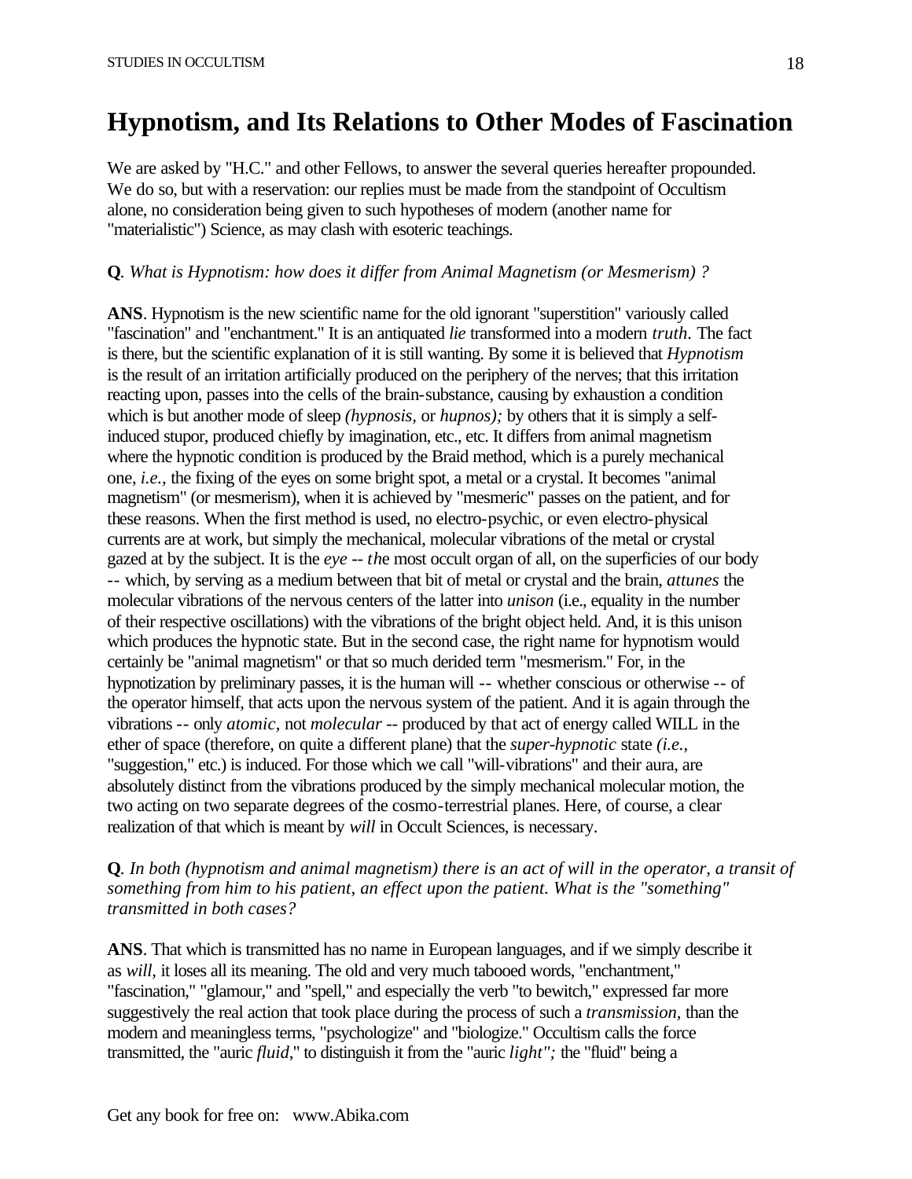# Hypnotism, and Its Relations to Other Modes of Fascination

We are asked by "H.C." and other Fellows, to answer the several queries hereafter propounded. We do so, but with a reservation: our replies must be made from the standpoint of Occultism alone, no consideration being given to such hypotheses of modern (another name for "materialistic") Science, as may clash with esoteric teachings.

**Q**. *What is Hypnotism: how does it differ from Animal Magnetism (or Mesmerism) ?*

**ANS**. Hypnotism is the new scientific name for the old ignorant "superstition" variously called "fascination" and "enchantment." It is an antiquated *lie* transformed into a modern *truth*. The fact is there, but the scientific explanation of it is still wanting. By some it is believed that *Hypnotism* is the result of an irritation artificially produced on the periphery of the nerves; that this irritation reacting upon, passes into the cells of the brain-substance, causing by exhaustion a condition which is but another mode of sleep *(hypnosis*, or *hupnos);* by others that it is simply a self-induced stupor, produced chiefly by imagination, etc., etc. It differs from animal magnetism where the hypnotic condition is produced by the Braid method, which is a purely mechanical one, *i.e.*, the fixing of the eyes on some bright spot, a metal or a crystal. It becomes "animal magnetism" (or mesmerism), when it is achieved by "mesmeric" passes on the patient, and for these reasons. When the first method is used, no electro-psychic, or even electro-physical currents are at work, but simply the mechanical, molecular vibrations of the metal or crystal gazed at by the subject. It is the *eye -- th*e most occult organ of all, on the superficies of our body -- which, by serving as a medium between that bit of metal or crystal and the brain, *attunes* the molecular vibrations of the nervous centers of the latter into *unison* (i.e., equality in the number of their respective oscillations) with the vibrations of the bright object held. And, it is this unison which produces the hypnotic state. But in the second case, the right name for hypnotism would certainly be "animal magnetism" or that so much derided term "mesmerism." For, in the hypnotization by preliminary passes, it is the human will -- whether conscious or otherwise -- of the operator himself, that acts upon the nervous system of the patient. And it is again through the vibrations -- only *atomic*, not *molecular* -- produced by that act of energy called WILL in the ether of space (therefore, on quite a different plane) that the *super-hypnotic* state *(i.e.*, "suggestion," etc.) is induced. For those which we call "will-vibrations" and their aura, are absolutely distinct from the vibrations produced by the simply mechanical molecular motion, the two acting on two separate degrees of the cosmo-terrestrial planes. Here, of course, a clear realization of that which is meant by *will* in Occult Sciences, is necessary.

**Q**. *In both (hypnotism and animal magnetism) there is an act of will in the operator, a transit of something from him to his patient, an effect upon the patient. What is the "something" transmitted in both cases?*

**ANS**. That which is transmitted has no name in European languages, and if we simply describe it as *will,* it loses all its meaning. The old and very much tabooed words, "enchantment," "fascination," "glamour," and "spell," and especially the verb "to bewitch," expressed far more suggestively the real action that took place during the process of such a *transmission,* than the modern and meaningless terms, "psychologize" and "biologize." Occultism calls the force transmitted, the "auric *fluid*," to distinguish it from the "auric *light";* the "fluid" being a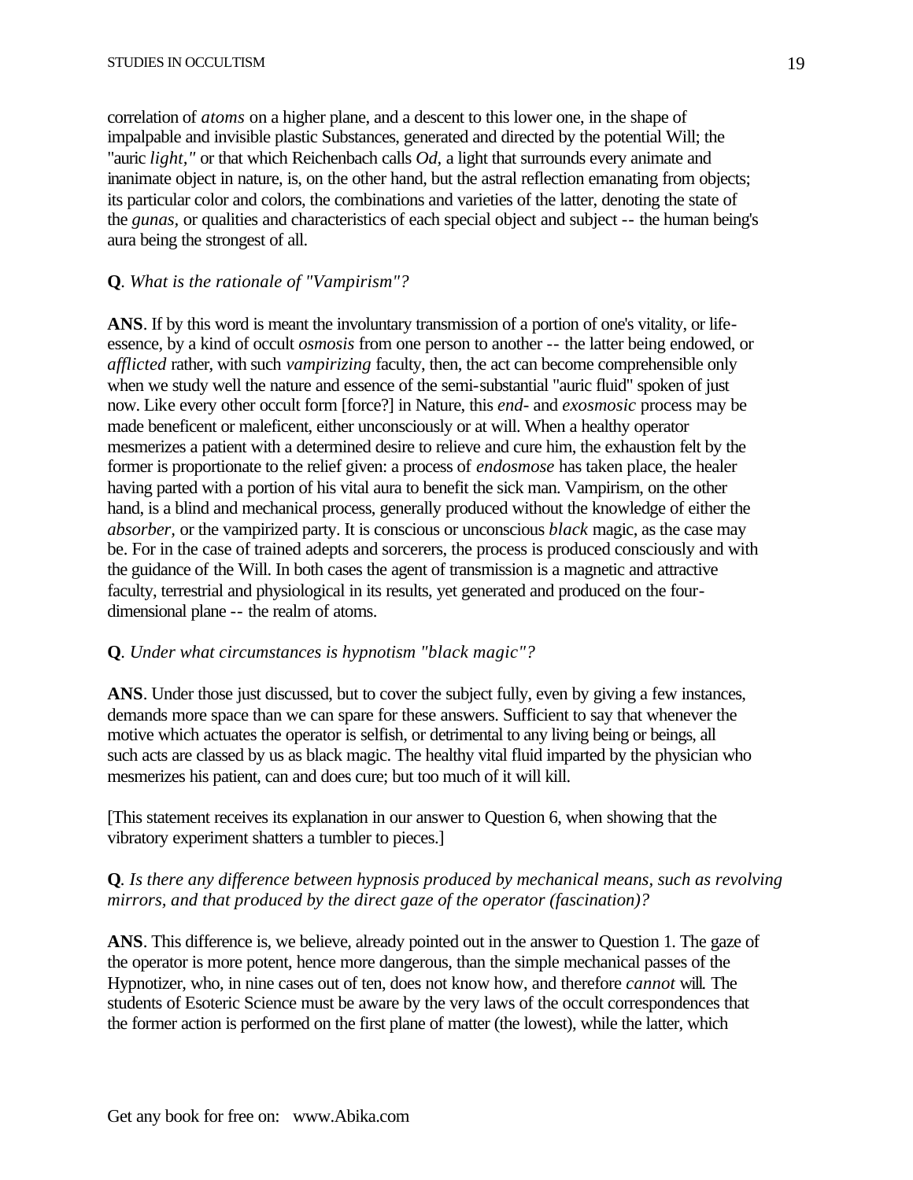correlation of *atoms* on a higher plane, and a descent to this lower one, in the shape of impalpable and invisible plastic Substances, generated and directed by the potential Will; the "auric *light,"* or that which Reichenbach calls *Od*, a light that surrounds every animate and inanimate object in nature, is, on the other hand, but the astral reflection emanating from objects; its particular color and colors, the combinations and varieties of the latter, denoting the state of the *gunas*, or qualities and characteristics of each special object and subject -- the human being's aura being the strongest of all.

**Q**. *What is the rationale of "Vampirism"?*

**ANS**. If by this word is meant the involuntary transmission of a portion of one's vitality, or life-essence, by a kind of occult *osmosis* from one person to another -- the latter being endowed, or *afflicted* rather, with such *vampirizing* faculty, then, the act can become comprehensible only when we study well the nature and essence of the semi-substantial "auric fluid" spoken of just now. Like every other occult form [force?] in Nature, this *end*- and *exosmosic* process may be made beneficent or maleficent, either unconsciously or at will. When a healthy operator mesmerizes a patient with a determined desire to relieve and cure him, the exhaustion felt by the former is proportionate to the relief given: a process of *endosmose* has taken place, the healer having parted with a portion of his vital aura to benefit the sick man. Vampirism, on the other hand, is a blind and mechanical process, generally produced without the knowledge of either the *absorber*, or the vampirized party. It is conscious or unconscious *black* magic, as the case may be. For in the case of trained adepts and sorcerers, the process is produced consciously and with the guidance of the Will. In both cases the agent of transmission is a magnetic and attractive faculty, terrestrial and physiological in its results, yet generated and produced on the four-dimensional plane -- the realm of atoms.

**Q**. *Under what circumstances is hypnotism "black magic"?*

**ANS**. Under those just discussed, but to cover the subject fully, even by giving a few instances, demands more space than we can spare for these answers. Sufficient to say that whenever the motive which actuates the operator is selfish, or detrimental to any living being or beings, all such acts are classed by us as black magic. The healthy vital fluid imparted by the physician who mesmerizes his patient, can and does cure; but too much of it will kill.

[This statement receives its explanation in our answer to Question 6, when showing that the vibratory experiment shatters a tumbler to pieces.]

**Q**. *Is there any difference between hypnosis produced by mechanical means, such as revolving mirrors, and that produced by the direct gaze of the operator (fascination)?*

**ANS**. This difference is, we believe, already pointed out in the answer to Question 1. The gaze of the operator is more potent, hence more dangerous, than the simple mechanical passes of the Hypnotizer, who, in nine cases out of ten, does not know how, and therefore *cannot* will. The students of Esoteric Science must be aware by the very laws of the occult correspondences that the former action is performed on the first plane of matter (the lowest), while the latter, which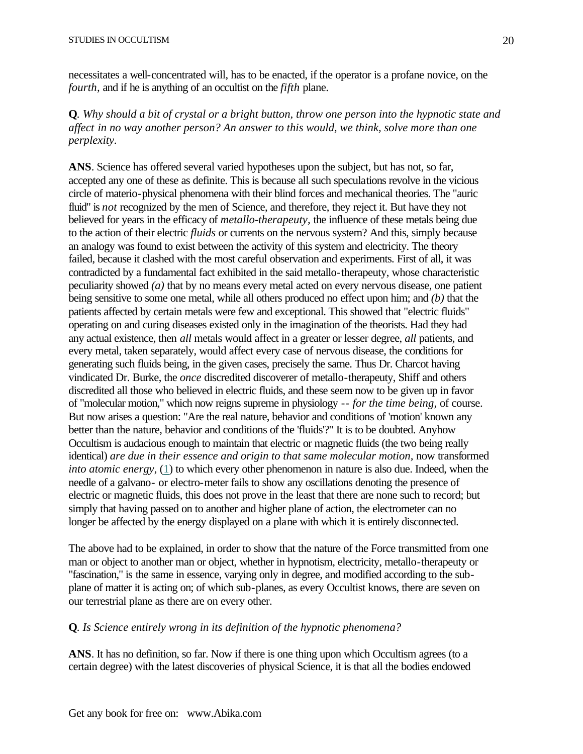necessitates a well-concentrated will, has to be enacted, if the operator is a profane novice, on the *fourth*, and if he is anything of an occultist on the *fifth* plane.

**Q**. *Why should a bit of crystal or a bright button, throw one person into the hypnotic state and affect in no way another person? An answer to this would, we think, solve more than one perplexity.*

**ANS**. Science has offered several varied hypotheses upon the subject, but has not, so far, accepted any one of these as definite. This is because all such speculations revolve in the vicious circle of materio-physical phenomena with their blind forces and mechanical theories. The "auric fluid" is *not* recognized by the men of Science, and therefore, they reject it. But have they not believed for years in the efficacy of *metallo-therapeuty,* the influence of these metals being due to the action of their electric *fluids* or currents on the nervous system? And this, simply because an analogy was found to exist between the activity of this system and electricity. The theory failed, because it clashed with the most careful observation and experiments. First of all, it was contradicted by a fundamental fact exhibited in the said metallo-therapeuty, whose characteristic peculiarity showed *(a)* that by no means every metal acted on every nervous disease, one patient being sensitive to some one metal, while all others produced no effect upon him; and *(b)* that the patients affected by certain metals were few and exceptional. This showed that "electric fluids" operating on and curing diseases existed only in the imagination of the theorists. Had they had any actual existence, then *all* metals would affect in a greater or lesser degree, *all* patients, and every metal, taken separately, would affect every case of nervous disease, the conditions for generating such fluids being, in the given cases, precisely the same. Thus Dr. Charcot having vindicated Dr. Burke, the *once* discredited discoverer of metallo-therapeuty, Shiff and others discredited all those who believed in electric fluids, and these seem now to be given up in favor of "molecular motion," which now reigns supreme in physiology -- *for the time being,* of course. But now arises a question: "Are the real nature, behavior and conditions of 'motion' known any better than the nature, behavior and conditions of the 'fluids'?" It is to be doubted. Anyhow Occultism is audacious enough to maintain that electric or magnetic fluids (the two being really identical) *are due in their essence and origin to that same molecular motion*, now transformed *into atomic energy*, (1) to which every other phenomenon in nature is also due. Indeed, when the needle of a galvano- or electro-meter fails to show any oscillations denoting the presence of electric or magnetic fluids, this does not prove in the least that there are none such to record; but simply that having passed on to another and higher plane of action, the electrometer can no longer be affected by the energy displayed on a plane with which it is entirely disconnected.

The above had to be explained, in order to show that the nature of the Force transmitted from one man or object to another man or object, whether in hypnotism, electricity, metallo-therapeuty or "fascination," is the same in essence, varying only in degree, and modified according to the sub-plane of matter it is acting on; of which sub-planes, as every Occultist knows, there are seven on our terrestrial plane as there are on every other.

**Q**. *Is Science entirely wrong in its definition of the hypnotic phenomena?*

**ANS**. It has no definition, so far. Now if there is one thing upon which Occultism agrees (to a certain degree) with the latest discoveries of physical Science, it is that all the bodies endowed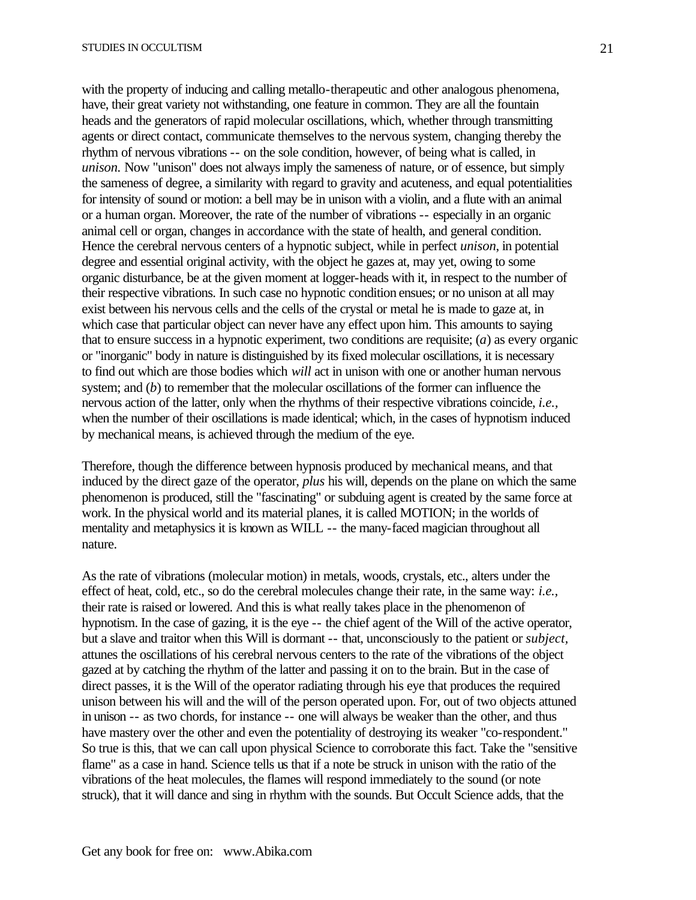with the property of inducing and calling metallo-therapeutic and other analogous phenomena, have, their great variety not withstanding, one feature in common. They are all the fountain heads and the generators of rapid molecular oscillations, which, whether through transmitting agents or direct contact, communicate themselves to the nervous system, changing thereby the rhythm of nervous vibrations -- on the sole condition, however, of being what is called, in *unison.* Now "unison" does not always imply the sameness of nature, or of essence, but simply the sameness of degree, a similarity with regard to gravity and acuteness, and equal potentialities for intensity of sound or motion: a bell may be in unison with a violin, and a flute with an animal or a human organ. Moreover, the rate of the number of vibrations -- especially in an organic animal cell or organ, changes in accordance with the state of health, and general condition. Hence the cerebral nervous centers of a hypnotic subject, while in perfect *unison*, in potential degree and essential original activity, with the object he gazes at, may yet, owing to some organic disturbance, be at the given moment at logger-heads with it, in respect to the number of their respective vibrations. In such case no hypnotic condition ensues; or no unison at all may exist between his nervous cells and the cells of the crystal or metal he is made to gaze at, in which case that particular object can never have any effect upon him. This amounts to saying that to ensure success in a hypnotic experiment, two conditions are requisite; (*a*) as every organic or "inorganic" body in nature is distinguished by its fixed molecular oscillations, it is necessary to find out which are those bodies which *will* act in unison with one or another human nervous system; and (*b*) to remember that the molecular oscillations of the former can influence the nervous action of the latter, only when the rhythms of their respective vibrations coincide, *i.e.*, when the number of their oscillations is made identical; which, in the cases of hypnotism induced by mechanical means, is achieved through the medium of the eye.

Therefore, though the difference between hypnosis produced by mechanical means, and that induced by the direct gaze of the operator, *plus* his will, depends on the plane on which the same phenomenon is produced, still the "fascinating" or subduing agent is created by the same force at work. In the physical world and its material planes, it is called MOTION; in the worlds of mentality and metaphysics it is known as WILL -- the many-faced magician throughout all nature.

As the rate of vibrations (molecular motion) in metals, woods, crystals, etc., alters under the effect of heat, cold, etc., so do the cerebral molecules change their rate, in the same way: *i.e.*, their rate is raised or lowered. And this is what really takes place in the phenomenon of hypnotism. In the case of gazing, it is the eye -- the chief agent of the Will of the active operator, but a slave and traitor when this Will is dormant -- that, unconsciously to the patient or *subject*, attunes the oscillations of his cerebral nervous centers to the rate of the vibrations of the object gazed at by catching the rhythm of the latter and passing it on to the brain. But in the case of direct passes, it is the Will of the operator radiating through his eye that produces the required unison between his will and the will of the person operated upon. For, out of two objects attuned in unison -- as two chords, for instance -- one will always be weaker than the other, and thus have mastery over the other and even the potentiality of destroying its weaker "co-respondent." So true is this, that we can call upon physical Science to corroborate this fact. Take the "sensitive flame" as a case in hand. Science tells us that if a note be struck in unison with the ratio of the vibrations of the heat molecules, the flames will respond immediately to the sound (or note struck), that it will dance and sing in rhythm with the sounds. But Occult Science adds, that the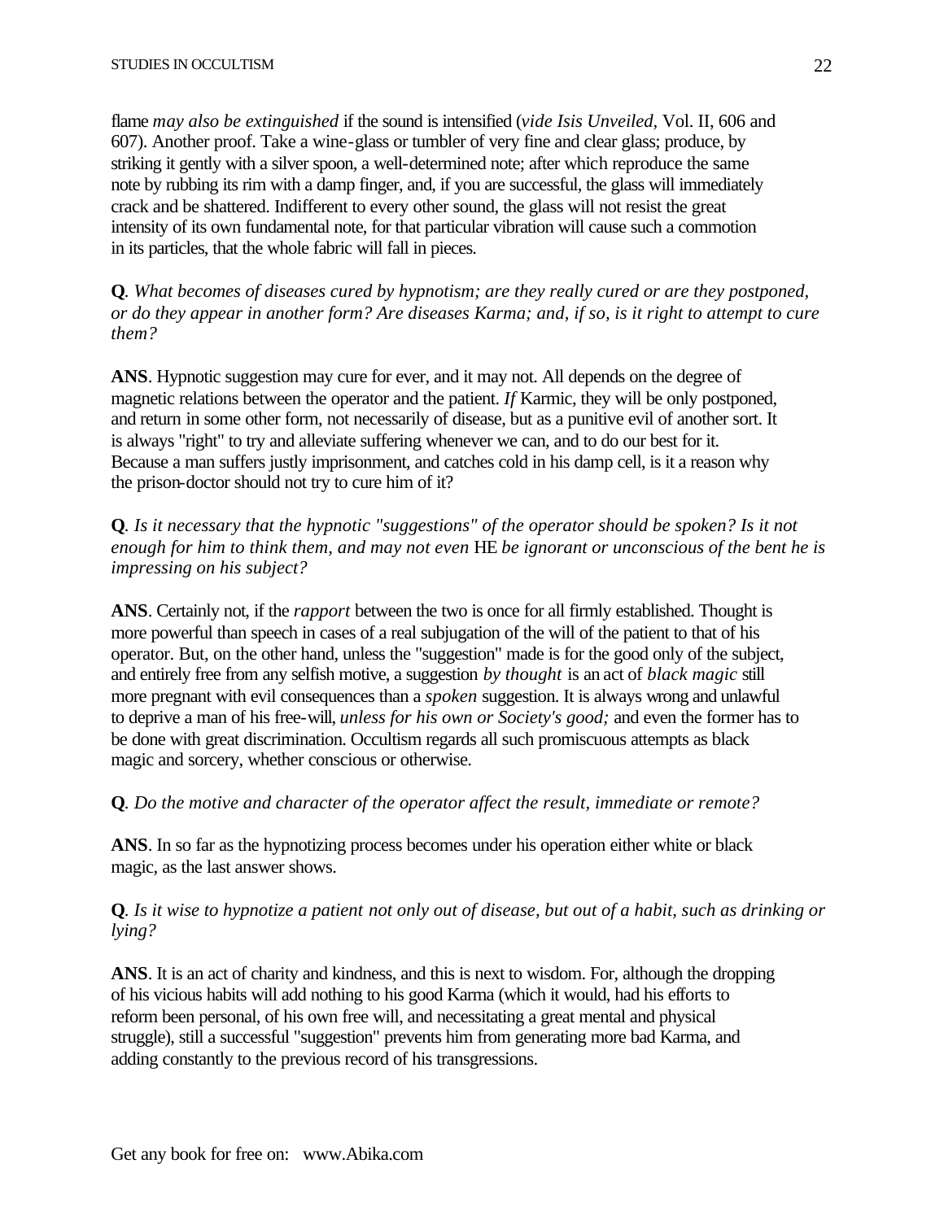flame *may also be extinguished* if the sound is intensified (*vide Isis Unveiled*, Vol. II, 606 and 607). Another proof. Take a wine-glass or tumbler of very fine and clear glass; produce, by striking it gently with a silver spoon, a well-determined note; after which reproduce the same note by rubbing its rim with a damp finger, and, if you are successful, the glass will immediately crack and be shattered. Indifferent to every other sound, the glass will not resist the great intensity of its own fundamental note, for that particular vibration will cause such a commotion in its particles, that the whole fabric will fall in pieces.

**Q**. *What becomes of diseases cured by hypnotism; are they really cured or are they postponed, or do they appear in another form? Are diseases Karma; and, if so, is it right to attempt to cure them?*

**ANS**. Hypnotic suggestion may cure for ever, and it may not. All depends on the degree of magnetic relations between the operator and the patient. *If* Karmic, they will be only postponed, and return in some other form, not necessarily of disease, but as a punitive evil of another sort. It is always "right" to try and alleviate suffering whenever we can, and to do our best for it. Because a man suffers justly imprisonment, and catches cold in his damp cell, is it a reason why the prison-doctor should not try to cure him of it?

**Q**. *Is it necessary that the hypnotic "suggestions" of the operator should be spoken? Is it not enough for him to think them, and may not even* HE *be ignorant or unconscious of the bent he is impressing on his subject?*

**ANS**. Certainly not, if the *rapport* between the two is once for all firmly established. Thought is more powerful than speech in cases of a real subjugation of the will of the patient to that of his operator. But, on the other hand, unless the "suggestion" made is for the good only of the subject, and entirely free from any selfish motive, a suggestion *by thought* is an act of *black magic* still more pregnant with evil consequences than a *spoken* suggestion. It is always wrong and unlawful to deprive a man of his free-will, *unless for his own or Society's good;* and even the former has to be done with great discrimination. Occultism regards all such promiscuous attempts as black magic and sorcery, whether conscious or otherwise.

**Q**. *Do the motive and character of the operator affect the result, immediate or remote?*

**ANS**. In so far as the hypnotizing process becomes under his operation either white or black magic, as the last answer shows.

**Q**. *Is it wise to hypnotize a patient not only out of disease, but out of a habit, such as drinking or lying?*

**ANS**. It is an act of charity and kindness, and this is next to wisdom. For, although the dropping of his vicious habits will add nothing to his good Karma (which it would, had his efforts to reform been personal, of his own free will, and necessitating a great mental and physical struggle), still a successful "suggestion" prevents him from generating more bad Karma, and adding constantly to the previous record of his transgressions.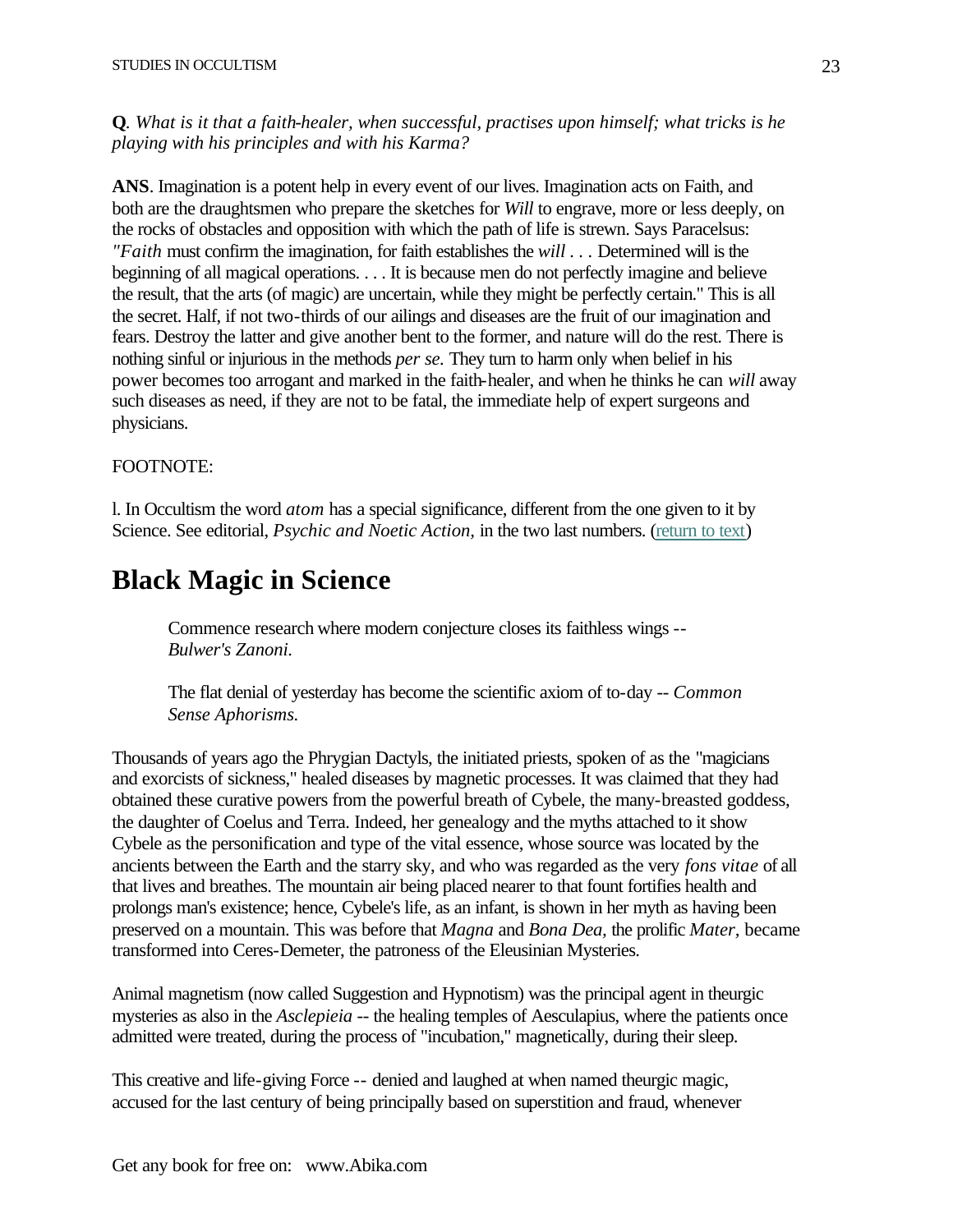**Q**. *What is it that a faith-healer, when successful, practises upon himself; what tricks is he playing with his principles and with his Karma?*

**ANS**. Imagination is a potent help in every event of our lives. Imagination acts on Faith, and both are the draughtsmen who prepare the sketches for *Will* to engrave, more or less deeply, on the rocks of obstacles and opposition with which the path of life is strewn. Says Paracelsus: *"Faith* must confirm the imagination, for faith establishes the *will* . . . Determined will is the beginning of all magical operations. . . . It is because men do not perfectly imagine and believe the result, that the arts (of magic) are uncertain, while they might be perfectly certain." This is all the secret. Half, if not two-thirds of our ailings and diseases are the fruit of our imagination and fears. Destroy the latter and give another bent to the former, and nature will do the rest. There is nothing sinful or injurious in the methods *per se.* They turn to harm only when belief in his power becomes too arrogant and marked in the faith-healer, and when he thinks he can *will* away such diseases as need, if they are not to be fatal, the immediate help of expert surgeons and physicians.

FOOTNOTE:

l. In Occultism the word *atom* has a special significance, different from the one given to it by Science. See editorial, *Psychic and Noetic Action,* in the two last numbers. (return to text)

# Black Magic in Science

> Commence research where modern conjecture closes its faithless wings -- *Bulwer's Zanoni.*
>
> The flat denial of yesterday has become the scientific axiom of to-day -- *Common Sense Aphorisms.*

Thousands of years ago the Phrygian Dactyls, the initiated priests, spoken of as the "magicians and exorcists of sickness," healed diseases by magnetic processes. It was claimed that they had obtained these curative powers from the powerful breath of Cybele, the many-breasted goddess, the daughter of Coelus and Terra. Indeed, her genealogy and the myths attached to it show Cybele as the personification and type of the vital essence, whose source was located by the ancients between the Earth and the starry sky, and who was regarded as the very *fons vitae* of all that lives and breathes. The mountain air being placed nearer to that fount fortifies health and prolongs man's existence; hence, Cybele's life, as an infant, is shown in her myth as having been preserved on a mountain. This was before that *Magna* and *Bona Dea,* the prolific *Mater,* became transformed into Ceres-Demeter, the patroness of the Eleusinian Mysteries.

Animal magnetism (now called Suggestion and Hypnotism) was the principal agent in theurgic mysteries as also in the *Asclepieia* -- the healing temples of Aesculapius, where the patients once admitted were treated, during the process of "incubation," magnetically, during their sleep.

This creative and life-giving Force -- denied and laughed at when named theurgic magic, accused for the last century of being principally based on superstition and fraud, whenever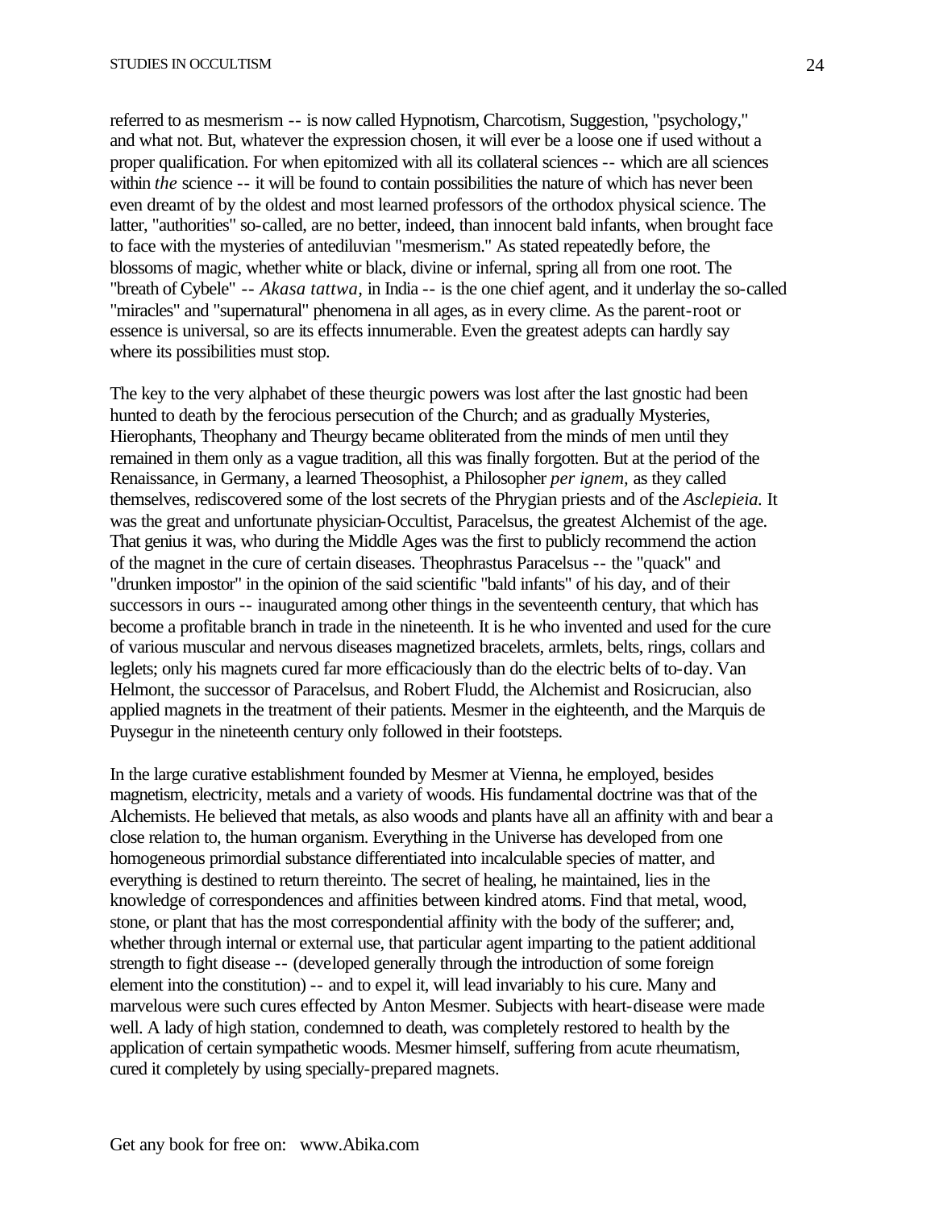referred to as mesmerism -- is now called Hypnotism, Charcotism, Suggestion, "psychology," and what not. But, whatever the expression chosen, it will ever be a loose one if used without a proper qualification. For when epitomized with all its collateral sciences -- which are all sciences within *the* science -- it will be found to contain possibilities the nature of which has never been even dreamt of by the oldest and most learned professors of the orthodox physical science. The latter, "authorities" so-called, are no better, indeed, than innocent bald infants, when brought face to face with the mysteries of antediluvian "mesmerism." As stated repeatedly before, the blossoms of magic, whether white or black, divine or infernal, spring all from one root. The "breath of Cybele" -- *Akasa tattwa,* in India -- is the one chief agent, and it underlay the so-called "miracles" and "supernatural" phenomena in all ages, as in every clime. As the parent-root or essence is universal, so are its effects innumerable. Even the greatest adepts can hardly say where its possibilities must stop.

The key to the very alphabet of these theurgic powers was lost after the last gnostic had been hunted to death by the ferocious persecution of the Church; and as gradually Mysteries, Hierophants, Theophany and Theurgy became obliterated from the minds of men until they remained in them only as a vague tradition, all this was finally forgotten. But at the period of the Renaissance, in Germany, a learned Theosophist, a Philosopher *per ignem,* as they called themselves, rediscovered some of the lost secrets of the Phrygian priests and of the *Asclepieia.* It was the great and unfortunate physician-Occultist, Paracelsus, the greatest Alchemist of the age. That genius it was, who during the Middle Ages was the first to publicly recommend the action of the magnet in the cure of certain diseases. Theophrastus Paracelsus -- the "quack" and "drunken impostor" in the opinion of the said scientific "bald infants" of his day, and of their successors in ours -- inaugurated among other things in the seventeenth century, that which has become a profitable branch in trade in the nineteenth. It is he who invented and used for the cure of various muscular and nervous diseases magnetized bracelets, armlets, belts, rings, collars and leglets; only his magnets cured far more efficaciously than do the electric belts of to-day. Van Helmont, the successor of Paracelsus, and Robert Fludd, the Alchemist and Rosicrucian, also applied magnets in the treatment of their patients. Mesmer in the eighteenth, and the Marquis de Puysegur in the nineteenth century only followed in their footsteps.

In the large curative establishment founded by Mesmer at Vienna, he employed, besides magnetism, electricity, metals and a variety of woods. His fundamental doctrine was that of the Alchemists. He believed that metals, as also woods and plants have all an affinity with and bear a close relation to, the human organism. Everything in the Universe has developed from one homogeneous primordial substance differentiated into incalculable species of matter, and everything is destined to return thereinto. The secret of healing, he maintained, lies in the knowledge of correspondences and affinities between kindred atoms. Find that metal, wood, stone, or plant that has the most correspondential affinity with the body of the sufferer; and, whether through internal or external use, that particular agent imparting to the patient additional strength to fight disease -- (developed generally through the introduction of some foreign element into the constitution) -- and to expel it, will lead invariably to his cure. Many and marvelous were such cures effected by Anton Mesmer. Subjects with heart-disease were made well. A lady of high station, condemned to death, was completely restored to health by the application of certain sympathetic woods. Mesmer himself, suffering from acute rheumatism, cured it completely by using specially-prepared magnets.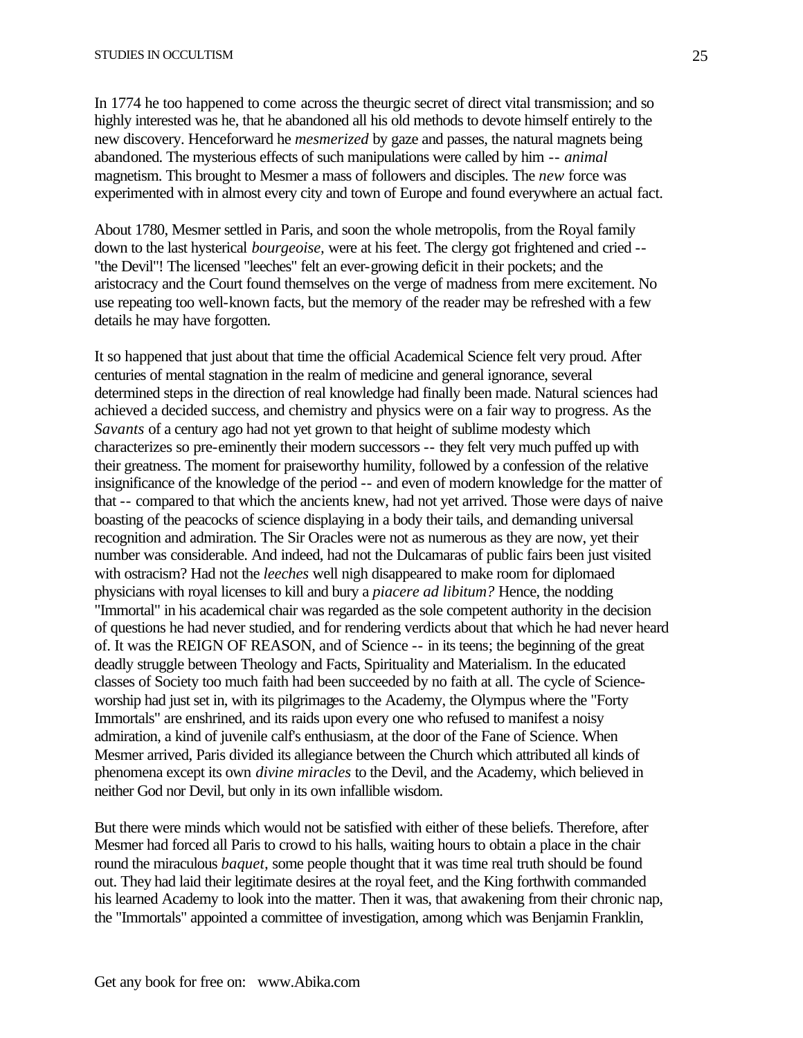In 1774 he too happened to come across the theurgic secret of direct vital transmission; and so highly interested was he, that he abandoned all his old methods to devote himself entirely to the new discovery. Henceforward he *mesmerized* by gaze and passes, the natural magnets being abandoned. The mysterious effects of such manipulations were called by him -- *animal* magnetism. This brought to Mesmer a mass of followers and disciples. The *new* force was experimented with in almost every city and town of Europe and found everywhere an actual fact.

About 1780, Mesmer settled in Paris, and soon the whole metropolis, from the Royal family down to the last hysterical *bourgeoise,* were at his feet. The clergy got frightened and cried -- "the Devil"! The licensed "leeches" felt an ever-growing deficit in their pockets; and the aristocracy and the Court found themselves on the verge of madness from mere excitement. No use repeating too well-known facts, but the memory of the reader may be refreshed with a few details he may have forgotten.

It so happened that just about that time the official Academical Science felt very proud. After centuries of mental stagnation in the realm of medicine and general ignorance, several determined steps in the direction of real knowledge had finally been made. Natural sciences had achieved a decided success, and chemistry and physics were on a fair way to progress. As the *Savants* of a century ago had not yet grown to that height of sublime modesty which characterizes so pre-eminently their modern successors -- they felt very much puffed up with their greatness. The moment for praiseworthy humility, followed by a confession of the relative insignificance of the knowledge of the period -- and even of modern knowledge for the matter of that -- compared to that which the ancients knew, had not yet arrived. Those were days of naive boasting of the peacocks of science displaying in a body their tails, and demanding universal recognition and admiration. The Sir Oracles were not as numerous as they are now, yet their number was considerable. And indeed, had not the Dulcamaras of public fairs been just visited with ostracism? Had not the *leeches* well nigh disappeared to make room for diplomaed physicians with royal licenses to kill and bury a *piacere ad libitum?* Hence, the nodding "Immortal" in his academical chair was regarded as the sole competent authority in the decision of questions he had never studied, and for rendering verdicts about that which he had never heard of. It was the REIGN OF REASON, and of Science -- in its teens; the beginning of the great deadly struggle between Theology and Facts, Spirituality and Materialism. In the educated classes of Society too much faith had been succeeded by no faith at all. The cycle of Science-worship had just set in, with its pilgrimages to the Academy, the Olympus where the "Forty Immortals" are enshrined, and its raids upon every one who refused to manifest a noisy admiration, a kind of juvenile calf's enthusiasm, at the door of the Fane of Science. When Mesmer arrived, Paris divided its allegiance between the Church which attributed all kinds of phenomena except its own *divine miracles* to the Devil, and the Academy, which believed in neither God nor Devil, but only in its own infallible wisdom.

But there were minds which would not be satisfied with either of these beliefs. Therefore, after Mesmer had forced all Paris to crowd to his halls, waiting hours to obtain a place in the chair round the miraculous *baquet,* some people thought that it was time real truth should be found out. They had laid their legitimate desires at the royal feet, and the King forthwith commanded his learned Academy to look into the matter. Then it was, that awakening from their chronic nap, the "Immortals" appointed a committee of investigation, among which was Benjamin Franklin,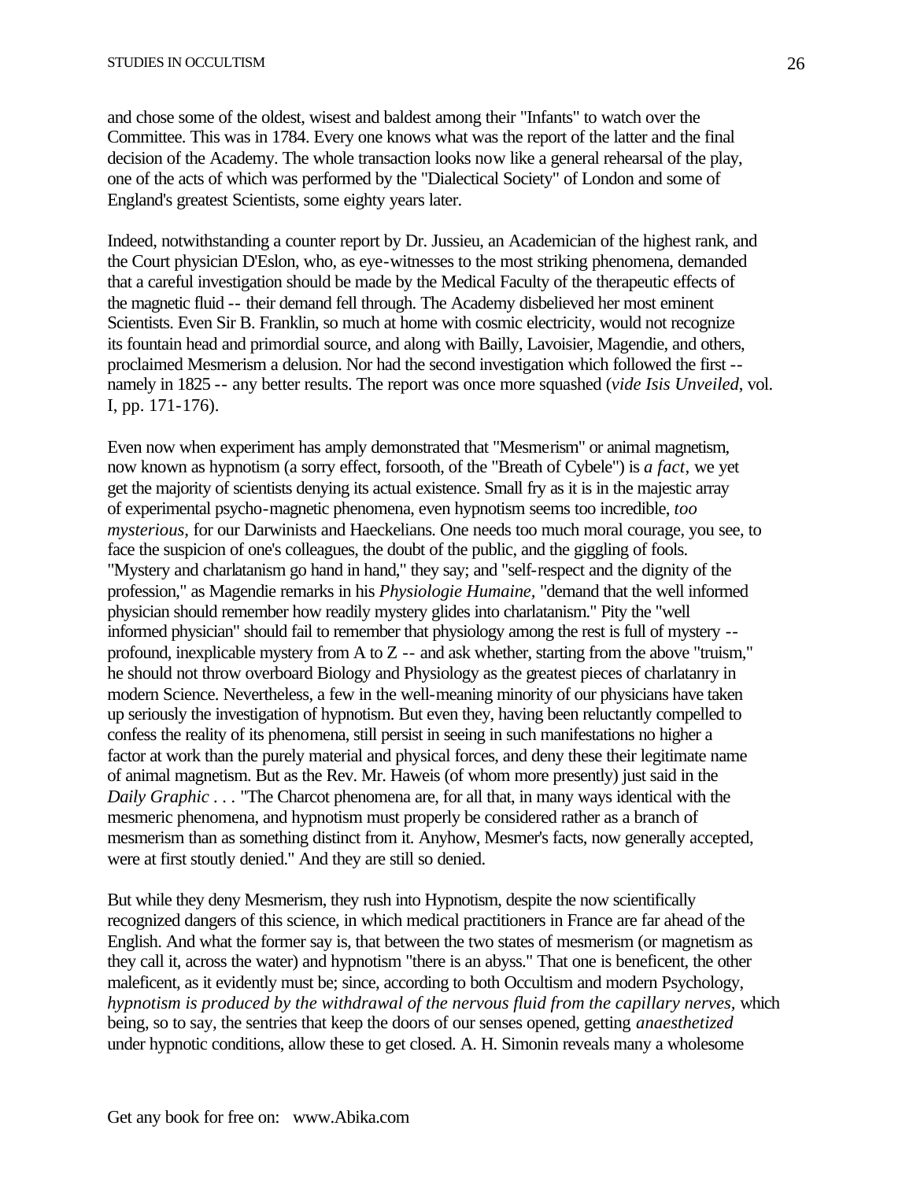and chose some of the oldest, wisest and baldest among their "Infants" to watch over the Committee. This was in 1784. Every one knows what was the report of the latter and the final decision of the Academy. The whole transaction looks now like a general rehearsal of the play, one of the acts of which was performed by the "Dialectical Society" of London and some of England's greatest Scientists, some eighty years later.

Indeed, notwithstanding a counter report by Dr. Jussieu, an Academician of the highest rank, and the Court physician D'Eslon, who, as eye-witnesses to the most striking phenomena, demanded that a careful investigation should be made by the Medical Faculty of the therapeutic effects of the magnetic fluid -- their demand fell through. The Academy disbelieved her most eminent Scientists. Even Sir B. Franklin, so much at home with cosmic electricity, would not recognize its fountain head and primordial source, and along with Bailly, Lavoisier, Magendie, and others, proclaimed Mesmerism a delusion. Nor had the second investigation which followed the first -- namely in 1825 -- any better results. The report was once more squashed (*vide Isis Unveiled*, vol. I, pp. 171-176).

Even now when experiment has amply demonstrated that "Mesmerism" or animal magnetism, now known as hypnotism (a sorry effect, forsooth, of the "Breath of Cybele") is *a fact*, we yet get the majority of scientists denying its actual existence. Small fry as it is in the majestic array of experimental psycho-magnetic phenomena, even hypnotism seems too incredible, *too mysterious,* for our Darwinists and Haeckelians. One needs too much moral courage, you see, to face the suspicion of one's colleagues, the doubt of the public, and the giggling of fools. "Mystery and charlatanism go hand in hand," they say; and "self-respect and the dignity of the profession," as Magendie remarks in his *Physiologie Humaine,* "demand that the well informed physician should remember how readily mystery glides into charlatanism." Pity the "well informed physician" should fail to remember that physiology among the rest is full of mystery -- profound, inexplicable mystery from A to Z -- and ask whether, starting from the above "truism," he should not throw overboard Biology and Physiology as the greatest pieces of charlatanry in modern Science. Nevertheless, a few in the well-meaning minority of our physicians have taken up seriously the investigation of hypnotism. But even they, having been reluctantly compelled to confess the reality of its phenomena, still persist in seeing in such manifestations no higher a factor at work than the purely material and physical forces, and deny these their legitimate name of animal magnetism. But as the Rev. Mr. Haweis (of whom more presently) just said in the *Daily Graphic* . . . "The Charcot phenomena are, for all that, in many ways identical with the mesmeric phenomena, and hypnotism must properly be considered rather as a branch of mesmerism than as something distinct from it. Anyhow, Mesmer's facts, now generally accepted, were at first stoutly denied." And they are still so denied.

But while they deny Mesmerism, they rush into Hypnotism, despite the now scientifically recognized dangers of this science, in which medical practitioners in France are far ahead of the English. And what the former say is, that between the two states of mesmerism (or magnetism as they call it, across the water) and hypnotism "there is an abyss." That one is beneficent, the other maleficent, as it evidently must be; since, according to both Occultism and modern Psychology, *hypnotism is produced by the withdrawal of the nervous fluid from the capillary nerves,* which being, so to say, the sentries that keep the doors of our senses opened, getting *anaesthetized* under hypnotic conditions, allow these to get closed. A. H. Simonin reveals many a wholesome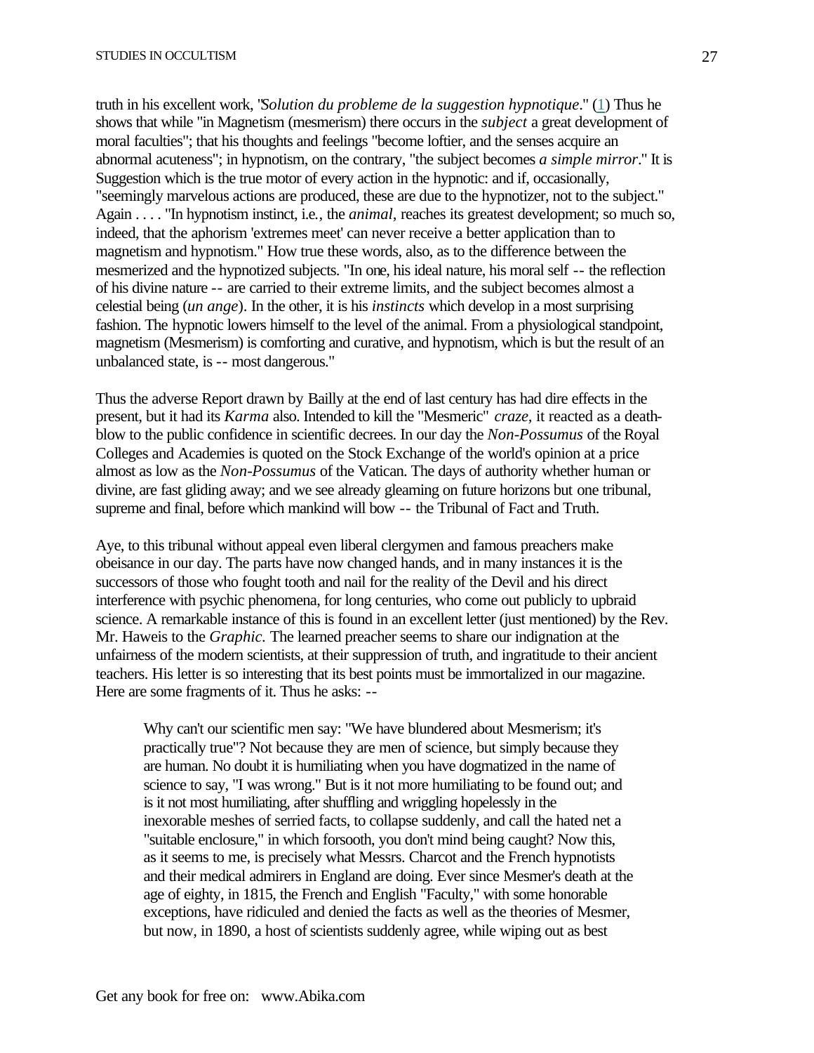truth in his excellent work, "*Solution du probleme de la suggestion hypnotique*." (1) Thus he shows that while "in Magnetism (mesmerism) there occurs in the *subject* a great development of moral faculties"; that his thoughts and feelings "become loftier, and the senses acquire an abnormal acuteness"; in hypnotism, on the contrary, "the subject becomes *a simple mirror*." It is Suggestion which is the true motor of every action in the hypnotic: and if, occasionally, "seemingly marvelous actions are produced, these are due to the hypnotizer, not to the subject." Again . . . . "In hypnotism instinct, i.e., the *animal*, reaches its greatest development; so much so, indeed, that the aphorism 'extremes meet' can never receive a better application than to magnetism and hypnotism." How true these words, also, as to the difference between the mesmerized and the hypnotized subjects. "In one, his ideal nature, his moral self -- the reflection of his divine nature -- are carried to their extreme limits, and the subject becomes almost a celestial being (*un ange*). In the other, it is his *instincts* which develop in a most surprising fashion. The hypnotic lowers himself to the level of the animal. From a physiological standpoint, magnetism (Mesmerism) is comforting and curative, and hypnotism, which is but the result of an unbalanced state, is -- most dangerous."

Thus the adverse Report drawn by Bailly at the end of last century has had dire effects in the present, but it had its *Karma* also. Intended to kill the "Mesmeric" *craze,* it reacted as a death-blow to the public confidence in scientific decrees. In our day the *Non-Possumus* of the Royal Colleges and Academies is quoted on the Stock Exchange of the world's opinion at a price almost as low as the *Non-Possumus* of the Vatican. The days of authority whether human or divine, are fast gliding away; and we see already gleaming on future horizons but one tribunal, supreme and final, before which mankind will bow -- the Tribunal of Fact and Truth.

Aye, to this tribunal without appeal even liberal clergymen and famous preachers make obeisance in our day. The parts have now changed hands, and in many instances it is the successors of those who fought tooth and nail for the reality of the Devil and his direct interference with psychic phenomena, for long centuries, who come out publicly to upbraid science. A remarkable instance of this is found in an excellent letter (just mentioned) by the Rev. Mr. Haweis to the *Graphic.* The learned preacher seems to share our indignation at the unfairness of the modern scientists, at their suppression of truth, and ingratitude to their ancient teachers. His letter is so interesting that its best points must be immortalized in our magazine. Here are some fragments of it. Thus he asks: --

> Why can't our scientific men say: "We have blundered about Mesmerism; it's practically true"? Not because they are men of science, but simply because they are human. No doubt it is humiliating when you have dogmatized in the name of science to say, "I was wrong." But is it not more humiliating to be found out; and is it not most humiliating, after shuffling and wriggling hopelessly in the inexorable meshes of serried facts, to collapse suddenly, and call the hated net a "suitable enclosure," in which forsooth, you don't mind being caught? Now this, as it seems to me, is precisely what Messrs. Charcot and the French hypnotists and their medical admirers in England are doing. Ever since Mesmer's death at the age of eighty, in 1815, the French and English "Faculty," with some honorable exceptions, have ridiculed and denied the facts as well as the theories of Mesmer, but now, in 1890, a host of scientists suddenly agree, while wiping out as best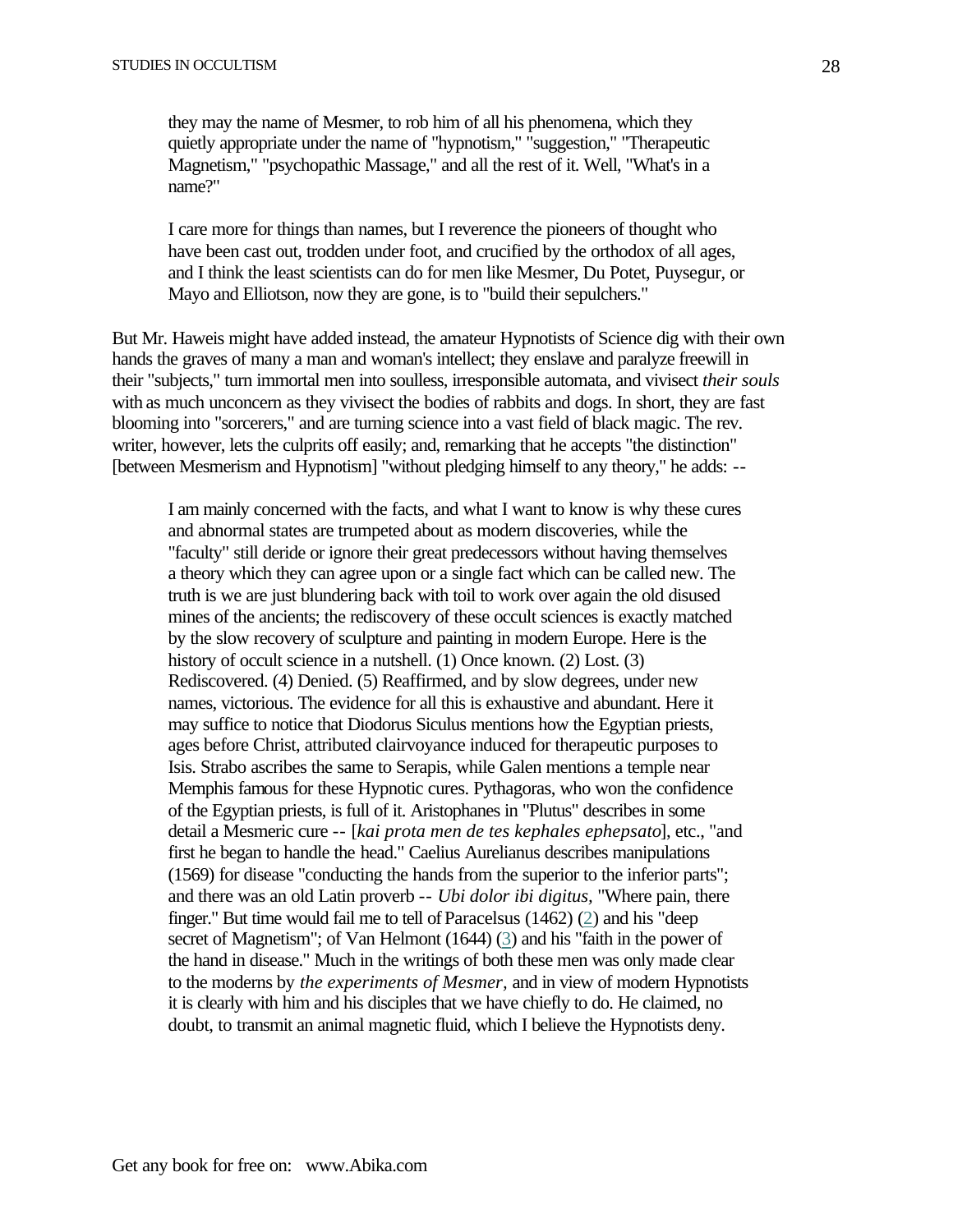> they may the name of Mesmer, to rob him of all his phenomena, which they quietly appropriate under the name of "hypnotism," "suggestion," "Therapeutic Magnetism," "psychopathic Massage," and all the rest of it. Well, "What's in a name?"
>
> I care more for things than names, but I reverence the pioneers of thought who have been cast out, trodden under foot, and crucified by the orthodox of all ages, and I think the least scientists can do for men like Mesmer, Du Potet, Puysegur, or Mayo and Elliotson, now they are gone, is to "build their sepulchers."

But Mr. Haweis might have added instead, the amateur Hypnotists of Science dig with their own hands the graves of many a man and woman's intellect; they enslave and paralyze freewill in their "subjects," turn immortal men into soulless, irresponsible automata, and vivisect *their souls* with as much unconcern as they vivisect the bodies of rabbits and dogs. In short, they are fast blooming into "sorcerers," and are turning science into a vast field of black magic. The rev. writer, however, lets the culprits off easily; and, remarking that he accepts "the distinction" [between Mesmerism and Hypnotism] "without pledging himself to any theory," he adds: --

> I am mainly concerned with the facts, and what I want to know is why these cures and abnormal states are trumpeted about as modern discoveries, while the "faculty" still deride or ignore their great predecessors without having themselves a theory which they can agree upon or a single fact which can be called new. The truth is we are just blundering back with toil to work over again the old disused mines of the ancients; the rediscovery of these occult sciences is exactly matched by the slow recovery of sculpture and painting in modern Europe. Here is the history of occult science in a nutshell. (1) Once known. (2) Lost. (3) Rediscovered. (4) Denied. (5) Reaffirmed, and by slow degrees, under new names, victorious. The evidence for all this is exhaustive and abundant. Here it may suffice to notice that Diodorus Siculus mentions how the Egyptian priests, ages before Christ, attributed clairvoyance induced for therapeutic purposes to Isis. Strabo ascribes the same to Serapis, while Galen mentions a temple near Memphis famous for these Hypnotic cures. Pythagoras, who won the confidence of the Egyptian priests, is full of it. Aristophanes in "Plutus" describes in some detail a Mesmeric cure -- [*kai prota men de tes kephales ephepsato*], etc., "and first he began to handle the head." Caelius Aurelianus describes manipulations (1569) for disease "conducting the hands from the superior to the inferior parts"; and there was an old Latin proverb -- *Ubi dolor ibi digitus,* "Where pain, there finger." But time would fail me to tell of Paracelsus (1462) (2) and his "deep secret of Magnetism"; of Van Helmont (1644) (3) and his "faith in the power of the hand in disease." Much in the writings of both these men was only made clear to the moderns by *the experiments of Mesmer,* and in view of modern Hypnotists it is clearly with him and his disciples that we have chiefly to do. He claimed, no doubt, to transmit an animal magnetic fluid, which I believe the Hypnotists deny.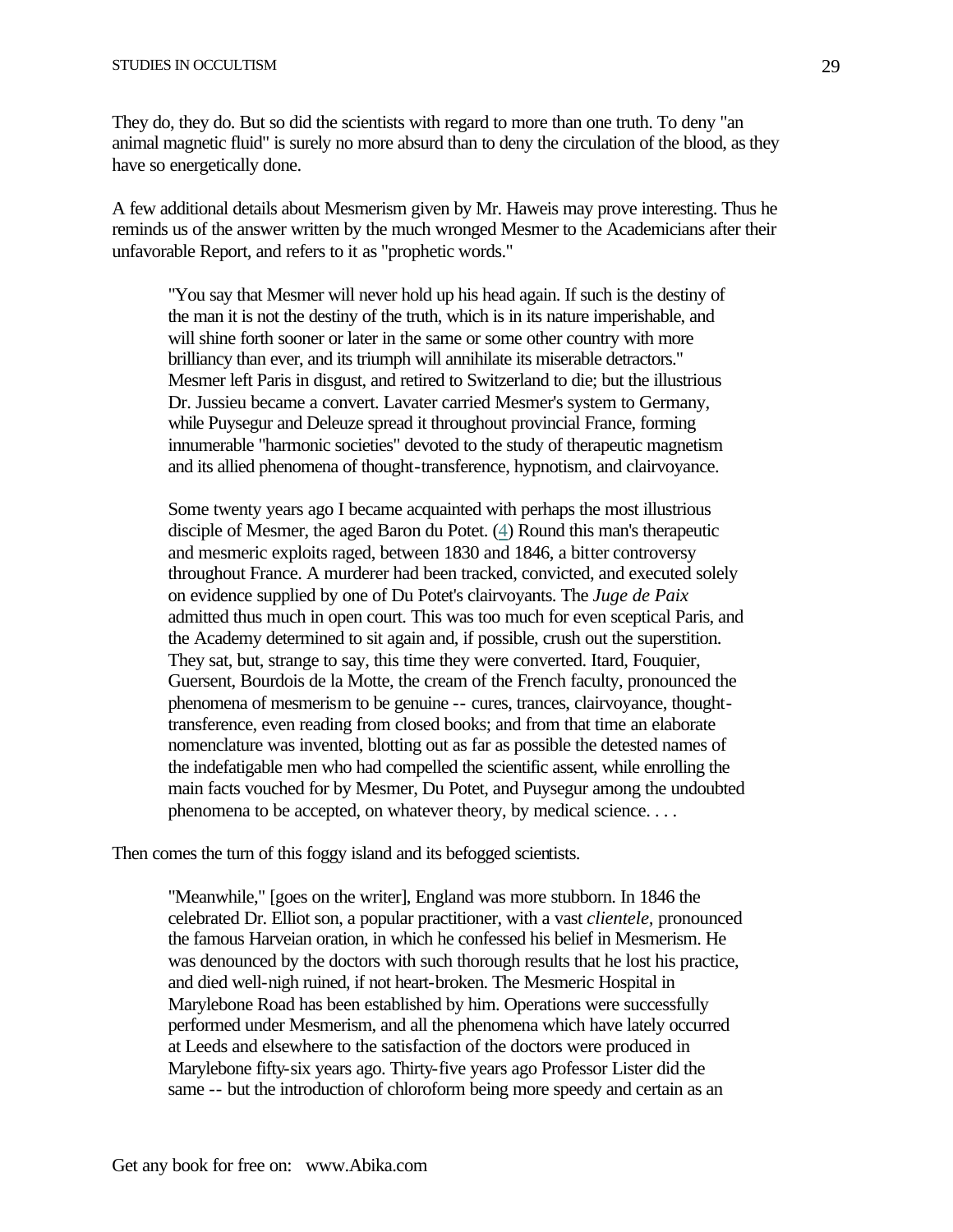They do, they do. But so did the scientists with regard to more than one truth. To deny "an animal magnetic fluid" is surely no more absurd than to deny the circulation of the blood, as they have so energetically done.

A few additional details about Mesmerism given by Mr. Haweis may prove interesting. Thus he reminds us of the answer written by the much wronged Mesmer to the Academicians after their unfavorable Report, and refers to it as "prophetic words."

> "You say that Mesmer will never hold up his head again. If such is the destiny of the man it is not the destiny of the truth, which is in its nature imperishable, and will shine forth sooner or later in the same or some other country with more brilliancy than ever, and its triumph will annihilate its miserable detractors." Mesmer left Paris in disgust, and retired to Switzerland to die; but the illustrious Dr. Jussieu became a convert. Lavater carried Mesmer's system to Germany, while Puysegur and Deleuze spread it throughout provincial France, forming innumerable "harmonic societies" devoted to the study of therapeutic magnetism and its allied phenomena of thought-transference, hypnotism, and clairvoyance.
>
> Some twenty years ago I became acquainted with perhaps the most illustrious disciple of Mesmer, the aged Baron du Potet. (4) Round this man's therapeutic and mesmeric exploits raged, between 1830 and 1846, a bitter controversy throughout France. A murderer had been tracked, convicted, and executed solely on evidence supplied by one of Du Potet's clairvoyants. The *Juge de Paix* admitted thus much in open court. This was too much for even sceptical Paris, and the Academy determined to sit again and, if possible, crush out the superstition. They sat, but, strange to say, this time they were converted. Itard, Fouquier, Guersent, Bourdois de la Motte, the cream of the French faculty, pronounced the phenomena of mesmerism to be genuine -- cures, trances, clairvoyance, thought-transference, even reading from closed books; and from that time an elaborate nomenclature was invented, blotting out as far as possible the detested names of the indefatigable men who had compelled the scientific assent, while enrolling the main facts vouched for by Mesmer, Du Potet, and Puysegur among the undoubted phenomena to be accepted, on whatever theory, by medical science. . . .

Then comes the turn of this foggy island and its befogged scientists.

> "Meanwhile," [goes on the writer], England was more stubborn. In 1846 the celebrated Dr. Elliot son, a popular practitioner, with a vast *clientele,* pronounced the famous Harveian oration, in which he confessed his belief in Mesmerism. He was denounced by the doctors with such thorough results that he lost his practice, and died well-nigh ruined, if not heart-broken. The Mesmeric Hospital in Marylebone Road has been established by him. Operations were successfully performed under Mesmerism, and all the phenomena which have lately occurred at Leeds and elsewhere to the satisfaction of the doctors were produced in Marylebone fifty-six years ago. Thirty-five years ago Professor Lister did the same -- but the introduction of chloroform being more speedy and certain as an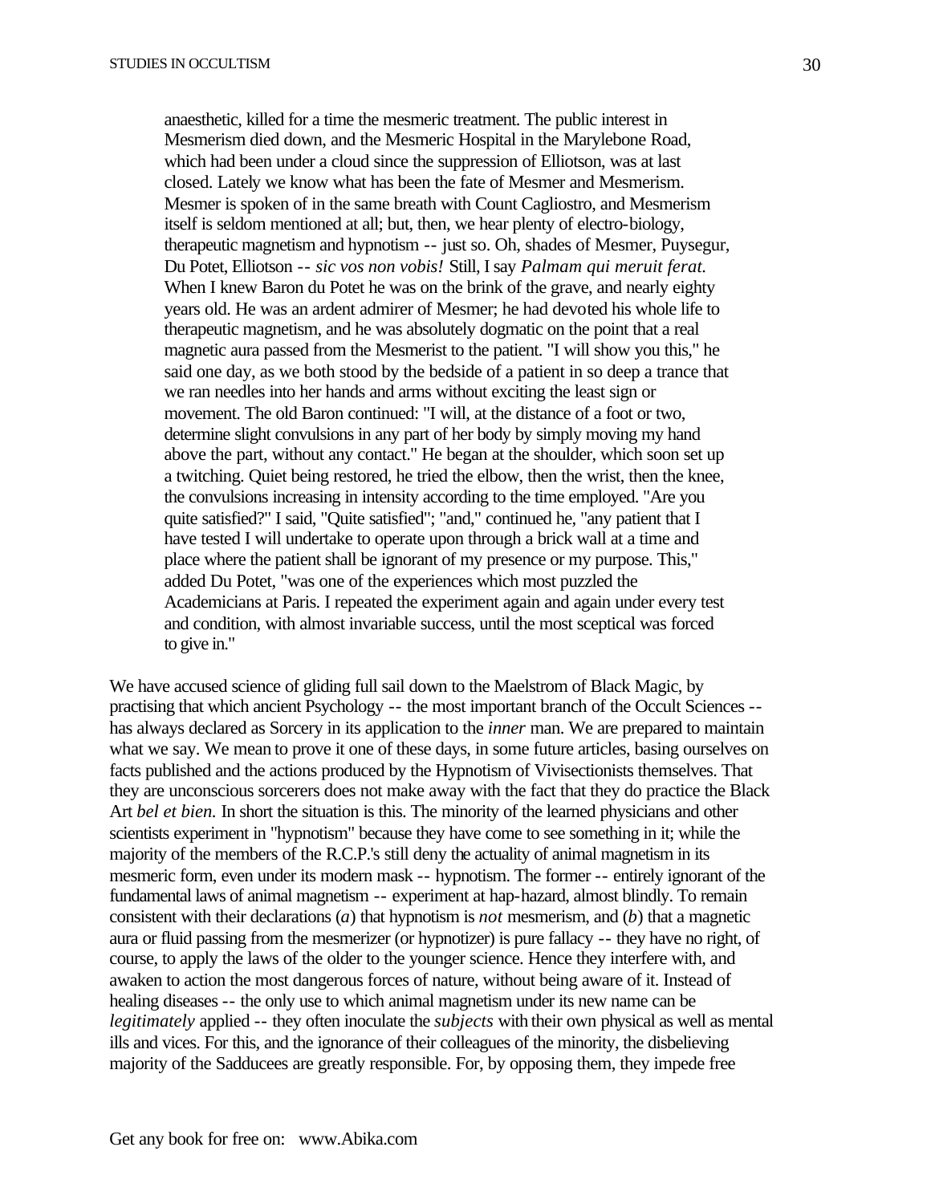> anaesthetic, killed for a time the mesmeric treatment. The public interest in Mesmerism died down, and the Mesmeric Hospital in the Marylebone Road, which had been under a cloud since the suppression of Elliotson, was at last closed. Lately we know what has been the fate of Mesmer and Mesmerism. Mesmer is spoken of in the same breath with Count Cagliostro, and Mesmerism itself is seldom mentioned at all; but, then, we hear plenty of electro-biology, therapeutic magnetism and hypnotism -- just so. Oh, shades of Mesmer, Puysegur, Du Potet, Elliotson -- *sic vos non vobis!* Still, I say *Palmam qui meruit ferat.* When I knew Baron du Potet he was on the brink of the grave, and nearly eighty years old. He was an ardent admirer of Mesmer; he had devoted his whole life to therapeutic magnetism, and he was absolutely dogmatic on the point that a real magnetic aura passed from the Mesmerist to the patient. "I will show you this," he said one day, as we both stood by the bedside of a patient in so deep a trance that we ran needles into her hands and arms without exciting the least sign or movement. The old Baron continued: "I will, at the distance of a foot or two, determine slight convulsions in any part of her body by simply moving my hand above the part, without any contact." He began at the shoulder, which soon set up a twitching. Quiet being restored, he tried the elbow, then the wrist, then the knee, the convulsions increasing in intensity according to the time employed. "Are you quite satisfied?" I said, "Quite satisfied"; "and," continued he, "any patient that I have tested I will undertake to operate upon through a brick wall at a time and place where the patient shall be ignorant of my presence or my purpose. This," added Du Potet, "was one of the experiences which most puzzled the Academicians at Paris. I repeated the experiment again and again under every test and condition, with almost invariable success, until the most sceptical was forced to give in."

We have accused science of gliding full sail down to the Maelstrom of Black Magic, by practising that which ancient Psychology -- the most important branch of the Occult Sciences -- has always declared as Sorcery in its application to the *inner* man. We are prepared to maintain what we say. We mean to prove it one of these days, in some future articles, basing ourselves on facts published and the actions produced by the Hypnotism of Vivisectionists themselves. That they are unconscious sorcerers does not make away with the fact that they do practice the Black Art *bel et bien.* In short the situation is this. The minority of the learned physicians and other scientists experiment in "hypnotism" because they have come to see something in it; while the majority of the members of the R.C.P.'s still deny the actuality of animal magnetism in its mesmeric form, even under its modern mask -- hypnotism. The former -- entirely ignorant of the fundamental laws of animal magnetism -- experiment at hap-hazard, almost blindly. To remain consistent with their declarations (*a*) that hypnotism is *not* mesmerism, and (*b*) that a magnetic aura or fluid passing from the mesmerizer (or hypnotizer) is pure fallacy -- they have no right, of course, to apply the laws of the older to the younger science. Hence they interfere with, and awaken to action the most dangerous forces of nature, without being aware of it. Instead of healing diseases -- the only use to which animal magnetism under its new name can be *legitimately* applied -- they often inoculate the *subjects* with their own physical as well as mental ills and vices. For this, and the ignorance of their colleagues of the minority, the disbelieving majority of the Sadducees are greatly responsible. For, by opposing them, they impede free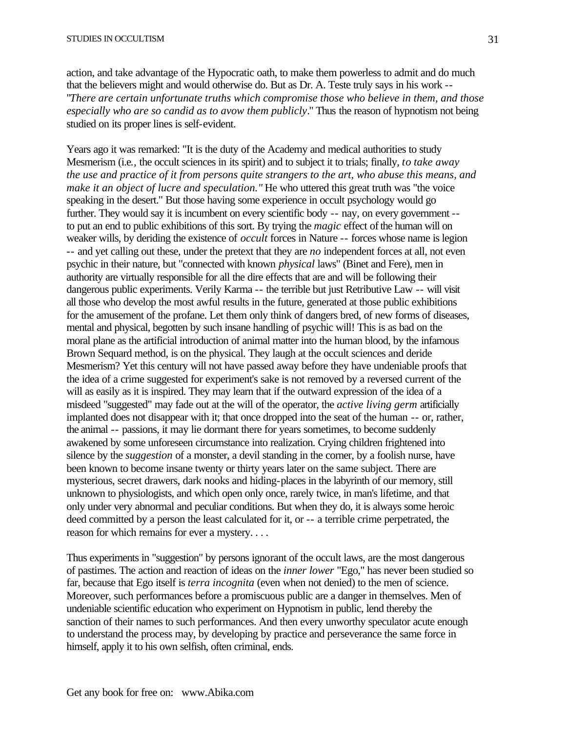action, and take advantage of the Hypocratic oath, to make them powerless to admit and do much that the believers might and would otherwise do. But as Dr. A. Teste truly says in his work -- "*There are certain unfortunate truths which compromise those who believe in them, and those especially who are so candid as to avow them publicly*." Thus the reason of hypnotism not being studied on its proper lines is self-evident.

Years ago it was remarked: "It is the duty of the Academy and medical authorities to study Mesmerism (i.e., the occult sciences in its spirit) and to subject it to trials; finally, *to take away the use and practice of it from persons quite strangers to the art, who abuse this means, and make it an object of lucre and speculation."* He who uttered this great truth was "the voice speaking in the desert." But those having some experience in occult psychology would go further. They would say it is incumbent on every scientific body -- nay, on every government -- to put an end to public exhibitions of this sort. By trying the *magic* effect of the human will on weaker wills, by deriding the existence of *occult* forces in Nature -- forces whose name is legion -- and yet calling out these, under the pretext that they are *no* independent forces at all, not even psychic in their nature, but "connected with known *physical* laws" (Binet and Fere), men in authority are virtually responsible for all the dire effects that are and will be following their dangerous public experiments. Verily Karma -- the terrible but just Retributive Law -- will visit all those who develop the most awful results in the future, generated at those public exhibitions for the amusement of the profane. Let them only think of dangers bred, of new forms of diseases, mental and physical, begotten by such insane handling of psychic will! This is as bad on the moral plane as the artificial introduction of animal matter into the human blood, by the infamous Brown Sequard method, is on the physical. They laugh at the occult sciences and deride Mesmerism? Yet this century will not have passed away before they have undeniable proofs that the idea of a crime suggested for experiment's sake is not removed by a reversed current of the will as easily as it is inspired. They may learn that if the outward expression of the idea of a misdeed "suggested" may fade out at the will of the operator, the *active living germ* artificially implanted does not disappear with it; that once dropped into the seat of the human -- or, rather, the animal -- passions, it may lie dormant there for years sometimes, to become suddenly awakened by some unforeseen circumstance into realization. Crying children frightened into silence by the *suggestion* of a monster, a devil standing in the corner, by a foolish nurse, have been known to become insane twenty or thirty years later on the same subject. There are mysterious, secret drawers, dark nooks and hiding-places in the labyrinth of our memory, still unknown to physiologists, and which open only once, rarely twice, in man's lifetime, and that only under very abnormal and peculiar conditions. But when they do, it is always some heroic deed committed by a person the least calculated for it, or -- a terrible crime perpetrated, the reason for which remains for ever a mystery. . . .

Thus experiments in "suggestion" by persons ignorant of the occult laws, are the most dangerous of pastimes. The action and reaction of ideas on the *inner lower* "Ego," has never been studied so far, because that Ego itself is *terra incognita* (even when not denied) to the men of science. Moreover, such performances before a promiscuous public are a danger in themselves. Men of undeniable scientific education who experiment on Hypnotism in public, lend thereby the sanction of their names to such performances. And then every unworthy speculator acute enough to understand the process may, by developing by practice and perseverance the same force in himself, apply it to his own selfish, often criminal, ends.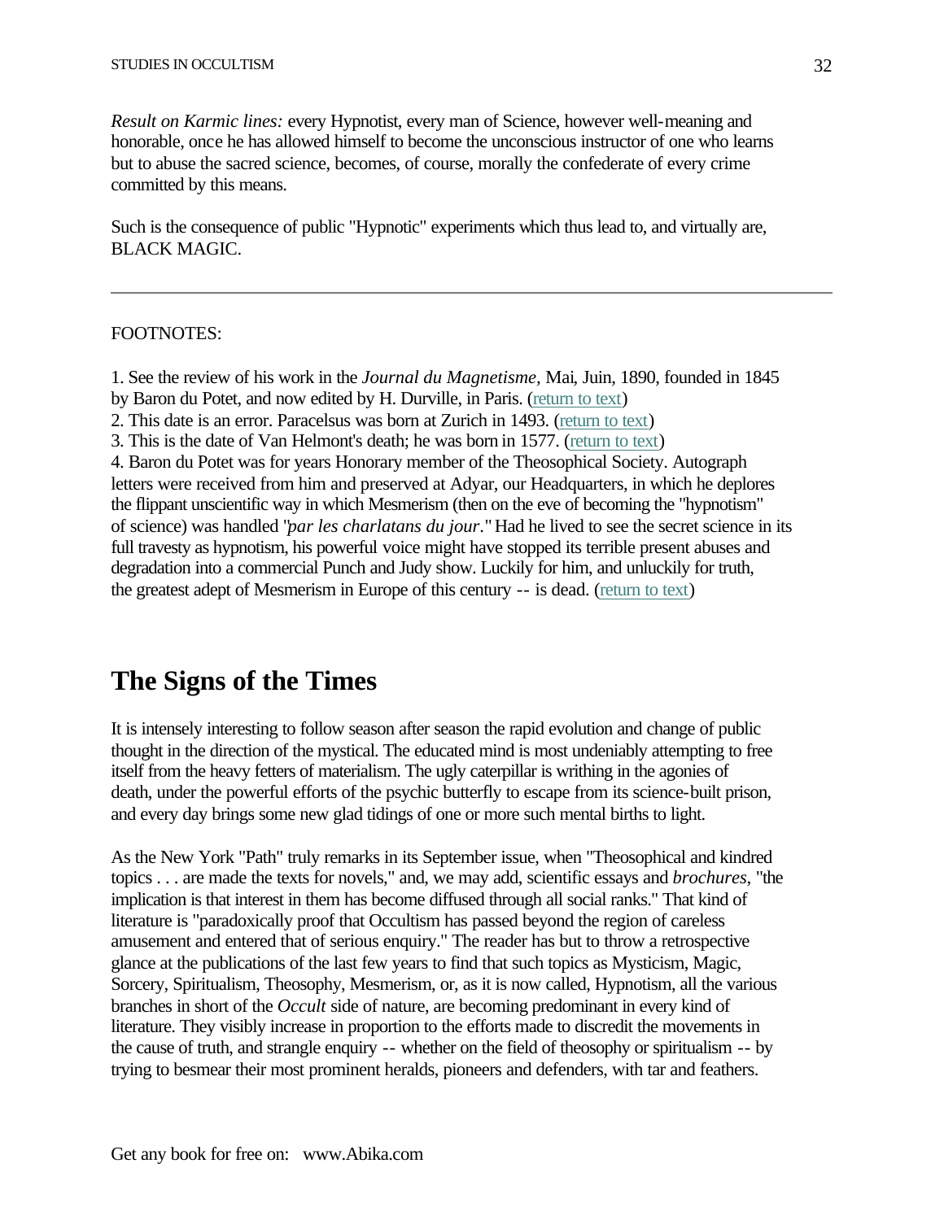*Result on Karmic lines:* every Hypnotist, every man of Science, however well-meaning and honorable, once he has allowed himself to become the unconscious instructor of one who learns but to abuse the sacred science, becomes, of course, morally the confederate of every crime committed by this means.

Such is the consequence of public "Hypnotic" experiments which thus lead to, and virtually are, BLACK MAGIC.

---

FOOTNOTES:

1. See the review of his work in the *Journal du Magnetisme,* Mai, Juin, 1890, founded in 1845 by Baron du Potet, and now edited by H. Durville, in Paris. (return to text)
2. This date is an error. Paracelsus was born at Zurich in 1493. (return to text)
3. This is the date of Van Helmont's death; he was born in 1577. (return to text)
4. Baron du Potet was for years Honorary member of the Theosophical Society. Autograph letters were received from him and preserved at Adyar, our Headquarters, in which he deplores the flippant unscientific way in which Mesmerism (then on the eve of becoming the "hypnotism" of science) was handled "*par les charlatans du jour*." Had he lived to see the secret science in its full travesty as hypnotism, his powerful voice might have stopped its terrible present abuses and degradation into a commercial Punch and Judy show. Luckily for him, and unluckily for truth, the greatest adept of Mesmerism in Europe of this century -- is dead. (return to text)

## The Signs of the Times

It is intensely interesting to follow season after season the rapid evolution and change of public thought in the direction of the mystical. The educated mind is most undeniably attempting to free itself from the heavy fetters of materialism. The ugly caterpillar is writhing in the agonies of death, under the powerful efforts of the psychic butterfly to escape from its science-built prison, and every day brings some new glad tidings of one or more such mental births to light.

As the New York "Path" truly remarks in its September issue, when "Theosophical and kindred topics . . . are made the texts for novels," and, we may add, scientific essays and *brochures*, "the implication is that interest in them has become diffused through all social ranks." That kind of literature is "paradoxically proof that Occultism has passed beyond the region of careless amusement and entered that of serious enquiry." The reader has but to throw a retrospective glance at the publications of the last few years to find that such topics as Mysticism, Magic, Sorcery, Spiritualism, Theosophy, Mesmerism, or, as it is now called, Hypnotism, all the various branches in short of the *Occult* side of nature, are becoming predominant in every kind of literature. They visibly increase in proportion to the efforts made to discredit the movements in the cause of truth, and strangle enquiry -- whether on the field of theosophy or spiritualism -- by trying to besmear their most prominent heralds, pioneers and defenders, with tar and feathers.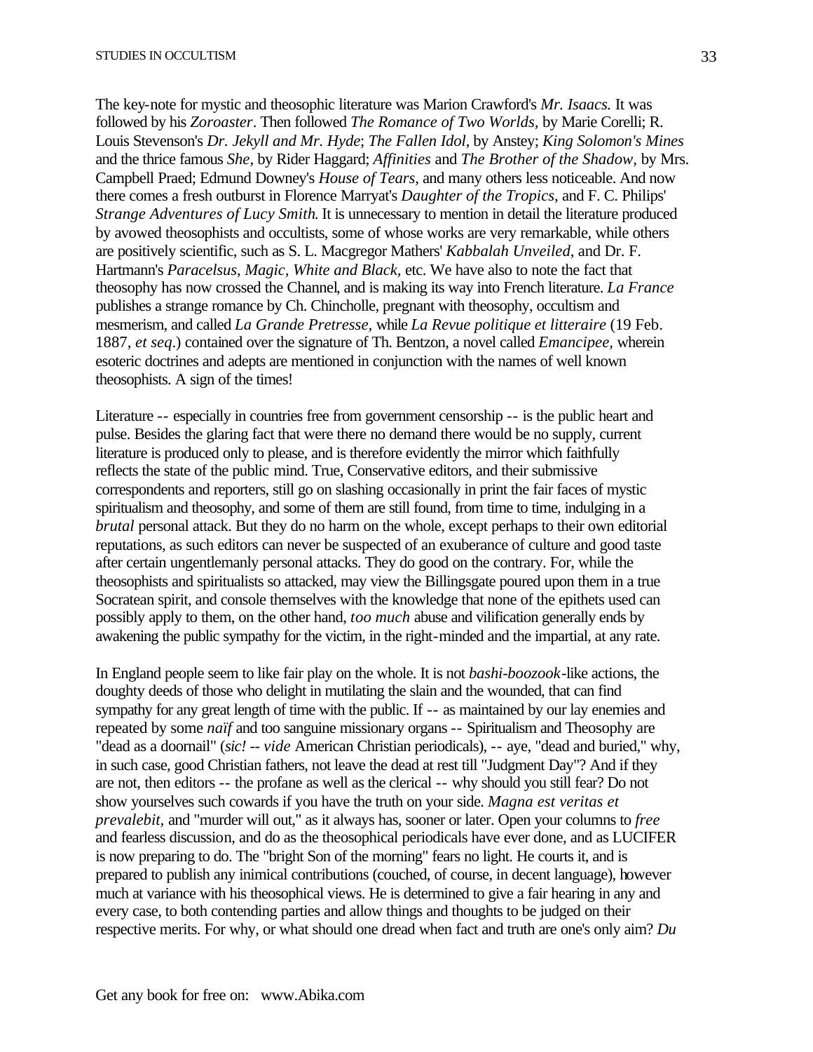The key-note for mystic and theosophic literature was Marion Crawford's *Mr. Isaacs.* It was followed by his *Zoroaster*. Then followed *The Romance of Two Worlds,* by Marie Corelli; R. Louis Stevenson's *Dr. Jekyll and Mr. Hyde*; *The Fallen Idol*, by Anstey; *King Solomon's Mines* and the thrice famous *She*, by Rider Haggard; *Affinities* and *The Brother of the Shadow,* by Mrs. Campbell Praed; Edmund Downey's *House of Tears,* and many others less noticeable. And now there comes a fresh outburst in Florence Marryat's *Daughter of the Tropics*, and F. C. Philips' *Strange Adventures of Lucy Smith*. It is unnecessary to mention in detail the literature produced by avowed theosophists and occultists, some of whose works are very remarkable, while others are positively scientific, such as S. L. Macgregor Mathers' *Kabbalah Unveiled*, and Dr. F. Hartmann's *Paracelsus*, *Magic, White and Black,* etc. We have also to note the fact that theosophy has now crossed the Channel, and is making its way into French literature. *La France* publishes a strange romance by Ch. Chincholle, pregnant with theosophy, occultism and mesmerism, and called *La Grande Pretresse,* while *La Revue politique et litteraire* (19 Feb. 1887, *et seq*.) contained over the signature of Th. Bentzon, a novel called *Emancipee,* wherein esoteric doctrines and adepts are mentioned in conjunction with the names of well known theosophists. A sign of the times!

Literature -- especially in countries free from government censorship -- is the public heart and pulse. Besides the glaring fact that were there no demand there would be no supply, current literature is produced only to please, and is therefore evidently the mirror which faithfully reflects the state of the public mind. True, Conservative editors, and their submissive correspondents and reporters, still go on slashing occasionally in print the fair faces of mystic spiritualism and theosophy, and some of them are still found, from time to time, indulging in a *brutal* personal attack. But they do no harm on the whole, except perhaps to their own editorial reputations, as such editors can never be suspected of an exuberance of culture and good taste after certain ungentlemanly personal attacks. They do good on the contrary. For, while the theosophists and spiritualists so attacked, may view the Billingsgate poured upon them in a true Socratean spirit, and console themselves with the knowledge that none of the epithets used can possibly apply to them, on the other hand, *too much* abuse and vilification generally ends by awakening the public sympathy for the victim, in the right-minded and the impartial, at any rate.

In England people seem to like fair play on the whole. It is not *bashi-boozook*-like actions, the doughty deeds of those who delight in mutilating the slain and the wounded, that can find sympathy for any great length of time with the public. If -- as maintained by our lay enemies and repeated by some *naïf* and too sanguine missionary organs -- Spiritualism and Theosophy are "dead as a doornail" (*sic! -- vide* American Christian periodicals), -- aye, "dead and buried," why, in such case, good Christian fathers, not leave the dead at rest till "Judgment Day"? And if they are not, then editors -- the profane as well as the clerical -- why should you still fear? Do not show yourselves such cowards if you have the truth on your side. *Magna est veritas et prevalebit,* and "murder will out," as it always has, sooner or later. Open your columns to *free* and fearless discussion, and do as the theosophical periodicals have ever done, and as LUCIFER is now preparing to do. The "bright Son of the morning" fears no light. He courts it, and is prepared to publish any inimical contributions (couched, of course, in decent language), however much at variance with his theosophical views. He is determined to give a fair hearing in any and every case, to both contending parties and allow things and thoughts to be judged on their respective merits. For why, or what should one dread when fact and truth are one's only aim? *Du*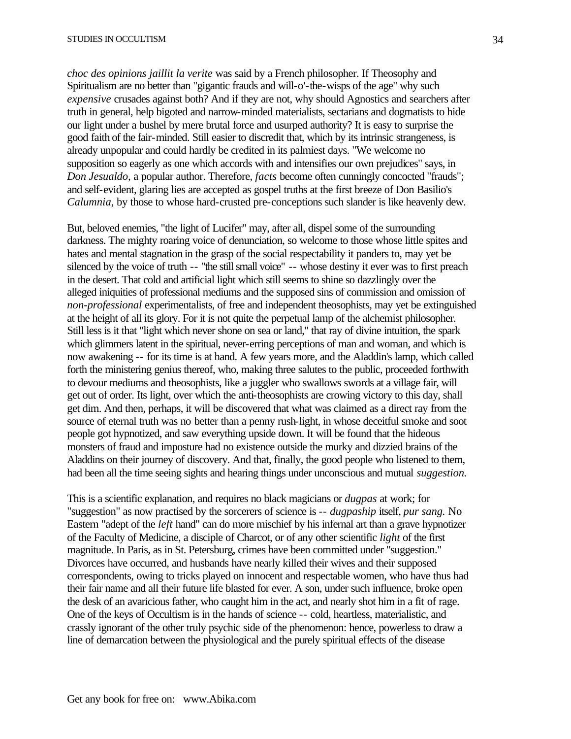*choc des opinions jaillit la verite* was said by a French philosopher. If Theosophy and Spiritualism are no better than "gigantic frauds and will-o'-the-wisps of the age" why such *expensive* crusades against both? And if they are not, why should Agnostics and searchers after truth in general, help bigoted and narrow-minded materialists, sectarians and dogmatists to hide our light under a bushel by mere brutal force and usurped authority? It is easy to surprise the good faith of the fair-minded. Still easier to discredit that, which by its intrinsic strangeness, is already unpopular and could hardly be credited in its palmiest days. "We welcome no supposition so eagerly as one which accords with and intensifies our own prejudices" says, in *Don Jesualdo*, a popular author. Therefore, *facts* become often cunningly concocted "frauds"; and self-evident, glaring lies are accepted as gospel truths at the first breeze of Don Basilio's *Calumnia*, by those to whose hard-crusted pre-conceptions such slander is like heavenly dew.

But, beloved enemies, "the light of Lucifer" may, after all, dispel some of the surrounding darkness. The mighty roaring voice of denunciation, so welcome to those whose little spites and hates and mental stagnation in the grasp of the social respectability it panders to, may yet be silenced by the voice of truth -- "the still small voice" -- whose destiny it ever was to first preach in the desert. That cold and artificial light which still seems to shine so dazzlingly over the alleged iniquities of professional mediums and the supposed sins of commission and omission of *non-professional* experimentalists, of free and independent theosophists, may yet be extinguished at the height of all its glory. For it is not quite the perpetual lamp of the alchemist philosopher. Still less is it that "light which never shone on sea or land," that ray of divine intuition, the spark which glimmers latent in the spiritual, never-erring perceptions of man and woman, and which is now awakening -- for its time is at hand. A few years more, and the Aladdin's lamp, which called forth the ministering genius thereof, who, making three salutes to the public, proceeded forthwith to devour mediums and theosophists, like a juggler who swallows swords at a village fair, will get out of order. Its light, over which the anti-theosophists are crowing victory to this day, shall get dim. And then, perhaps, it will be discovered that what was claimed as a direct ray from the source of eternal truth was no better than a penny rush-light, in whose deceitful smoke and soot people got hypnotized, and saw everything upside down. It will be found that the hideous monsters of fraud and imposture had no existence outside the murky and dizzied brains of the Aladdins on their journey of discovery. And that, finally, the good people who listened to them, had been all the time seeing sights and hearing things under unconscious and mutual *suggestion*.

This is a scientific explanation, and requires no black magicians or *dugpas* at work; for "suggestion" as now practised by the sorcerers of science is -- *dugpaship* itself, *pur sang.* No Eastern "adept of the *left* hand" can do more mischief by his infernal art than a grave hypnotizer of the Faculty of Medicine, a disciple of Charcot, or of any other scientific *light* of the first magnitude. In Paris, as in St. Petersburg, crimes have been committed under "suggestion." Divorces have occurred, and husbands have nearly killed their wives and their supposed correspondents, owing to tricks played on innocent and respectable women, who have thus had their fair name and all their future life blasted for ever. A son, under such influence, broke open the desk of an avaricious father, who caught him in the act, and nearly shot him in a fit of rage. One of the keys of Occultism is in the hands of science -- cold, heartless, materialistic, and crassly ignorant of the other truly psychic side of the phenomenon: hence, powerless to draw a line of demarcation between the physiological and the purely spiritual effects of the disease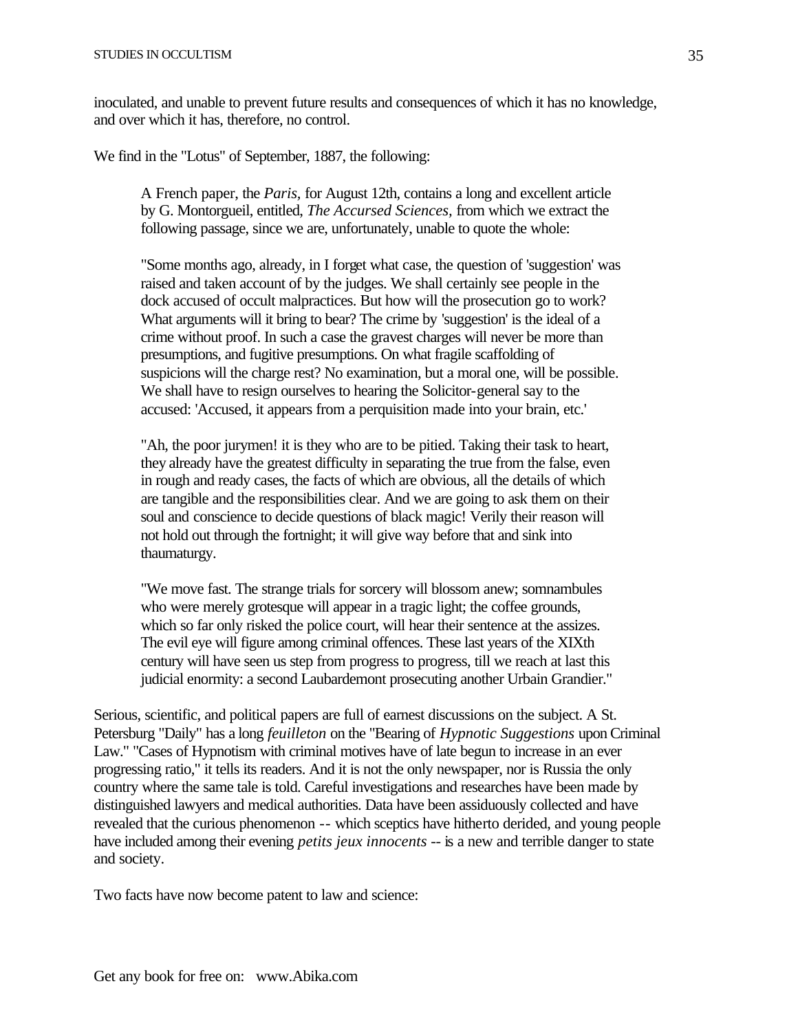inoculated, and unable to prevent future results and consequences of which it has no knowledge, and over which it has, therefore, no control.

We find in the "Lotus" of September, 1887, the following:

> A French paper, the *Paris,* for August 12th, contains a long and excellent article by G. Montorgueil, entitled, *The Accursed Sciences,* from which we extract the following passage, since we are, unfortunately, unable to quote the whole:
>
> "Some months ago, already, in I forget what case, the question of 'suggestion' was raised and taken account of by the judges. We shall certainly see people in the dock accused of occult malpractices. But how will the prosecution go to work? What arguments will it bring to bear? The crime by 'suggestion' is the ideal of a crime without proof. In such a case the gravest charges will never be more than presumptions, and fugitive presumptions. On what fragile scaffolding of suspicions will the charge rest? No examination, but a moral one, will be possible. We shall have to resign ourselves to hearing the Solicitor-general say to the accused: 'Accused, it appears from a perquisition made into your brain, etc.'
>
> "Ah, the poor jurymen! it is they who are to be pitied. Taking their task to heart, they already have the greatest difficulty in separating the true from the false, even in rough and ready cases, the facts of which are obvious, all the details of which are tangible and the responsibilities clear. And we are going to ask them on their soul and conscience to decide questions of black magic! Verily their reason will not hold out through the fortnight; it will give way before that and sink into thaumaturgy.
>
> "We move fast. The strange trials for sorcery will blossom anew; somnambules who were merely grotesque will appear in a tragic light; the coffee grounds, which so far only risked the police court, will hear their sentence at the assizes. The evil eye will figure among criminal offences. These last years of the XIXth century will have seen us step from progress to progress, till we reach at last this judicial enormity: a second Laubardemont prosecuting another Urbain Grandier."

Serious, scientific, and political papers are full of earnest discussions on the subject. A St. Petersburg "Daily" has a long *feuilleton* on the "Bearing of *Hypnotic Suggestions* upon Criminal Law." "Cases of Hypnotism with criminal motives have of late begun to increase in an ever progressing ratio," it tells its readers. And it is not the only newspaper, nor is Russia the only country where the same tale is told. Careful investigations and researches have been made by distinguished lawyers and medical authorities. Data have been assiduously collected and have revealed that the curious phenomenon -- which sceptics have hitherto derided, and young people have included among their evening *petits jeux innocents* -- is a new and terrible danger to state and society.

Two facts have now become patent to law and science: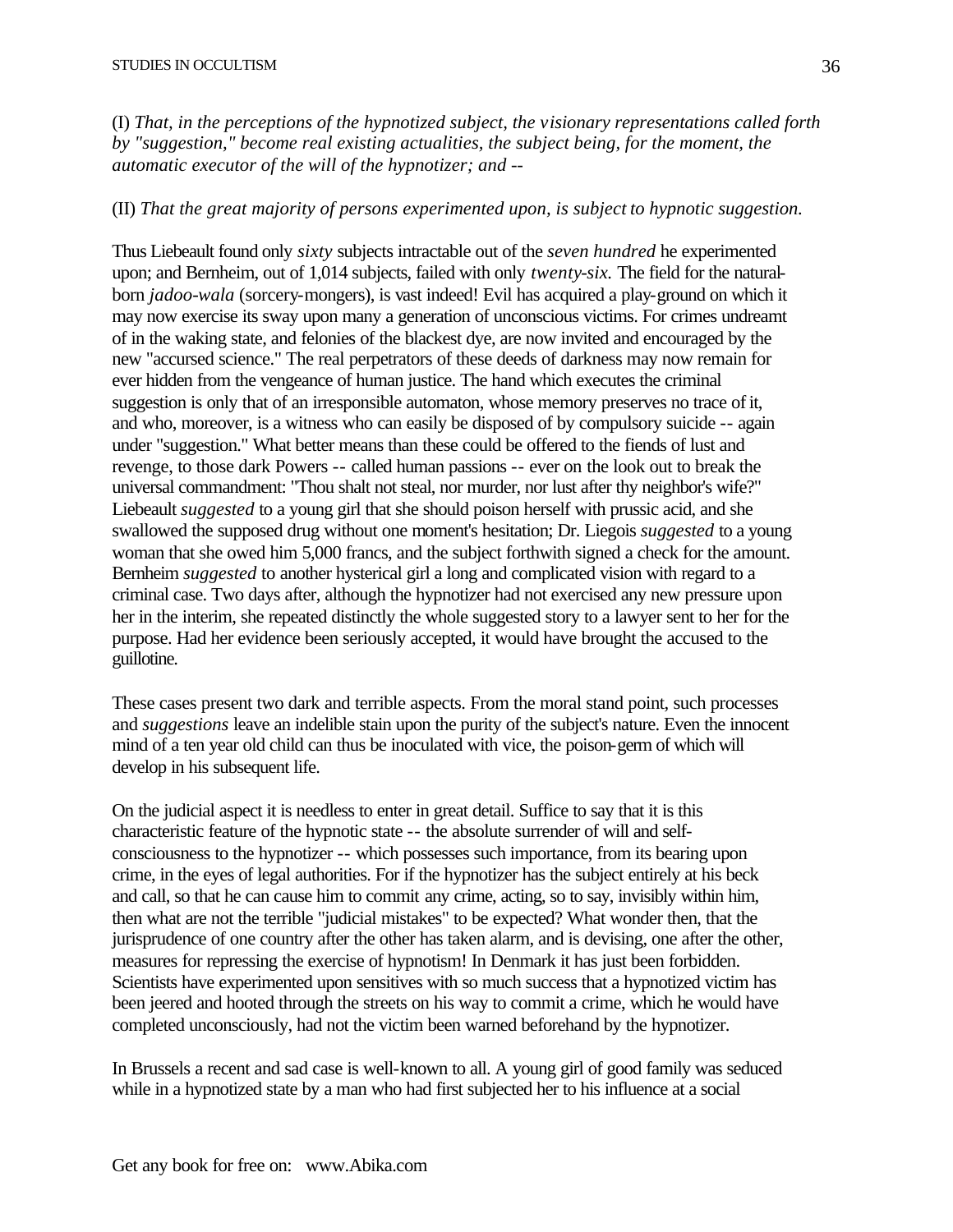(I) *That, in the perceptions of the hypnotized subject, the visionary representations called forth by "suggestion," become real existing actualities, the subject being, for the moment, the automatic executor of the will of the hypnotizer; and --*

(II) *That the great majority of persons experimented upon, is subject to hypnotic suggestion.*

Thus Liebeault found only *sixty* subjects intractable out of the *seven hundred* he experimented upon; and Bernheim, out of 1,014 subjects, failed with only *twenty-six.* The field for the natural-born *jadoo-wala* (sorcery-mongers), is vast indeed! Evil has acquired a play-ground on which it may now exercise its sway upon many a generation of unconscious victims. For crimes undreamt of in the waking state, and felonies of the blackest dye, are now invited and encouraged by the new "accursed science." The real perpetrators of these deeds of darkness may now remain for ever hidden from the vengeance of human justice. The hand which executes the criminal suggestion is only that of an irresponsible automaton, whose memory preserves no trace of it, and who, moreover, is a witness who can easily be disposed of by compulsory suicide -- again under "suggestion." What better means than these could be offered to the fiends of lust and revenge, to those dark Powers -- called human passions -- ever on the look out to break the universal commandment: "Thou shalt not steal, nor murder, nor lust after thy neighbor's wife?" Liebeault *suggested* to a young girl that she should poison herself with prussic acid, and she swallowed the supposed drug without one moment's hesitation; Dr. Liegois *suggested* to a young woman that she owed him 5,000 francs, and the subject forthwith signed a check for the amount. Bernheim *suggested* to another hysterical girl a long and complicated vision with regard to a criminal case. Two days after, although the hypnotizer had not exercised any new pressure upon her in the interim, she repeated distinctly the whole suggested story to a lawyer sent to her for the purpose. Had her evidence been seriously accepted, it would have brought the accused to the guillotine.

These cases present two dark and terrible aspects. From the moral stand point, such processes and *suggestions* leave an indelible stain upon the purity of the subject's nature. Even the innocent mind of a ten year old child can thus be inoculated with vice, the poison-germ of which will develop in his subsequent life.

On the judicial aspect it is needless to enter in great detail. Suffice to say that it is this characteristic feature of the hypnotic state -- the absolute surrender of will and self-consciousness to the hypnotizer -- which possesses such importance, from its bearing upon crime, in the eyes of legal authorities. For if the hypnotizer has the subject entirely at his beck and call, so that he can cause him to commit any crime, acting, so to say, invisibly within him, then what are not the terrible "judicial mistakes" to be expected? What wonder then, that the jurisprudence of one country after the other has taken alarm, and is devising, one after the other, measures for repressing the exercise of hypnotism! In Denmark it has just been forbidden. Scientists have experimented upon sensitives with so much success that a hypnotized victim has been jeered and hooted through the streets on his way to commit a crime, which he would have completed unconsciously, had not the victim been warned beforehand by the hypnotizer.

In Brussels a recent and sad case is well-known to all. A young girl of good family was seduced while in a hypnotized state by a man who had first subjected her to his influence at a social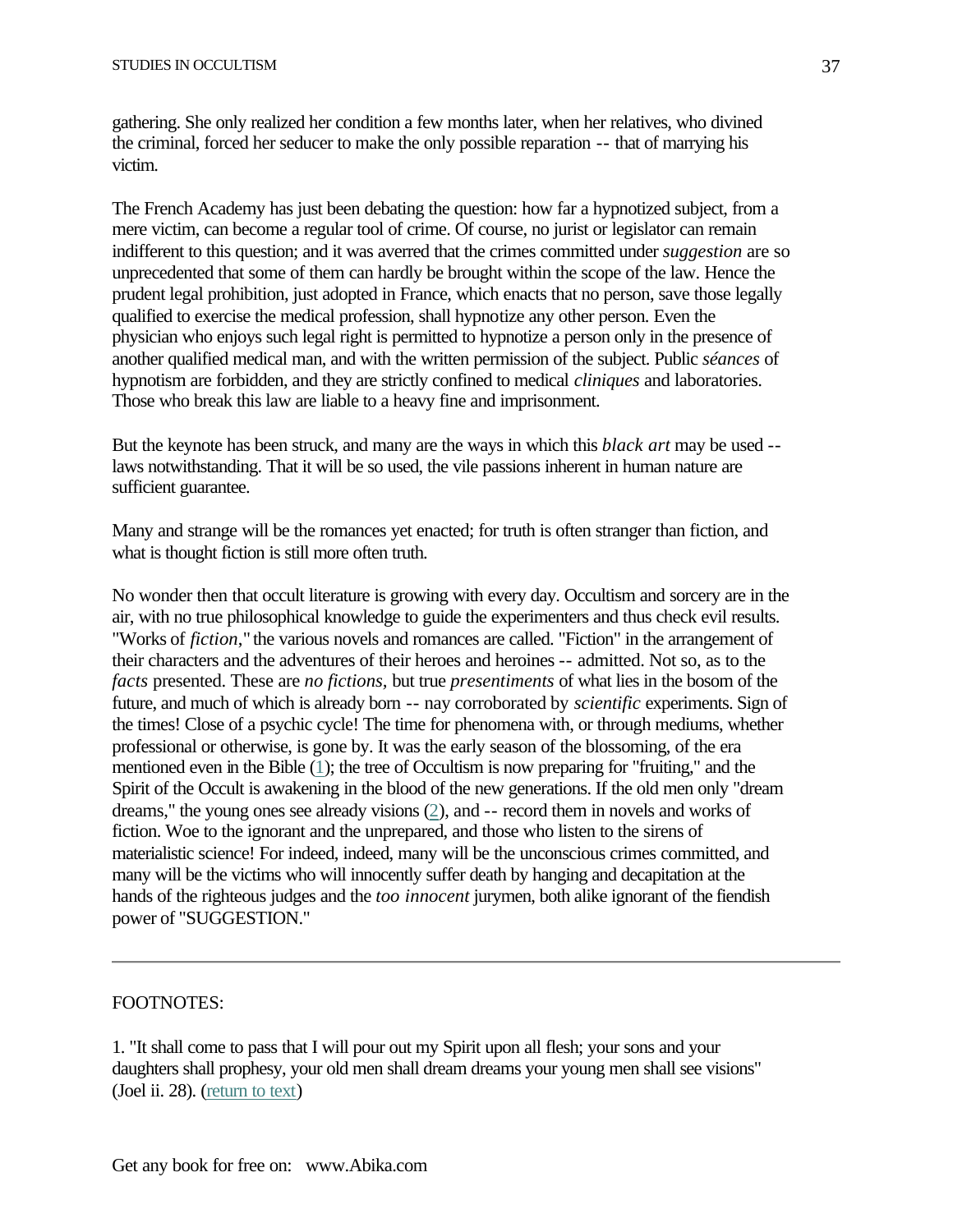gathering. She only realized her condition a few months later, when her relatives, who divined the criminal, forced her seducer to make the only possible reparation -- that of marrying his victim.

The French Academy has just been debating the question: how far a hypnotized subject, from a mere victim, can become a regular tool of crime. Of course, no jurist or legislator can remain indifferent to this question; and it was averred that the crimes committed under *suggestion* are so unprecedented that some of them can hardly be brought within the scope of the law. Hence the prudent legal prohibition, just adopted in France, which enacts that no person, save those legally qualified to exercise the medical profession, shall hypnotize any other person. Even the physician who enjoys such legal right is permitted to hypnotize a person only in the presence of another qualified medical man, and with the written permission of the subject. Public *séances* of hypnotism are forbidden, and they are strictly confined to medical *cliniques* and laboratories. Those who break this law are liable to a heavy fine and imprisonment.

But the keynote has been struck, and many are the ways in which this *black art* may be used -- laws notwithstanding. That it will be so used, the vile passions inherent in human nature are sufficient guarantee.

Many and strange will be the romances yet enacted; for truth is often stranger than fiction, and what is thought fiction is still more often truth.

No wonder then that occult literature is growing with every day. Occultism and sorcery are in the air, with no true philosophical knowledge to guide the experimenters and thus check evil results. "Works of *fiction*," the various novels and romances are called. "Fiction" in the arrangement of their characters and the adventures of their heroes and heroines -- admitted. Not so, as to the *facts* presented. These are *no fictions,* but true *presentiments* of what lies in the bosom of the future, and much of which is already born -- nay corroborated by *scientific* experiments. Sign of the times! Close of a psychic cycle! The time for phenomena with, or through mediums, whether professional or otherwise, is gone by. It was the early season of the blossoming, of the era mentioned even in the Bible (1); the tree of Occultism is now preparing for "fruiting," and the Spirit of the Occult is awakening in the blood of the new generations. If the old men only "dream dreams," the young ones see already visions (2), and -- record them in novels and works of fiction. Woe to the ignorant and the unprepared, and those who listen to the sirens of materialistic science! For indeed, indeed, many will be the unconscious crimes committed, and many will be the victims who will innocently suffer death by hanging and decapitation at the hands of the righteous judges and the *too innocent* jurymen, both alike ignorant of the fiendish power of "SUGGESTION."

---

FOOTNOTES:

1. "It shall come to pass that I will pour out my Spirit upon all flesh; your sons and your daughters shall prophesy, your old men shall dream dreams your young men shall see visions" (Joel ii. 28). (return to text)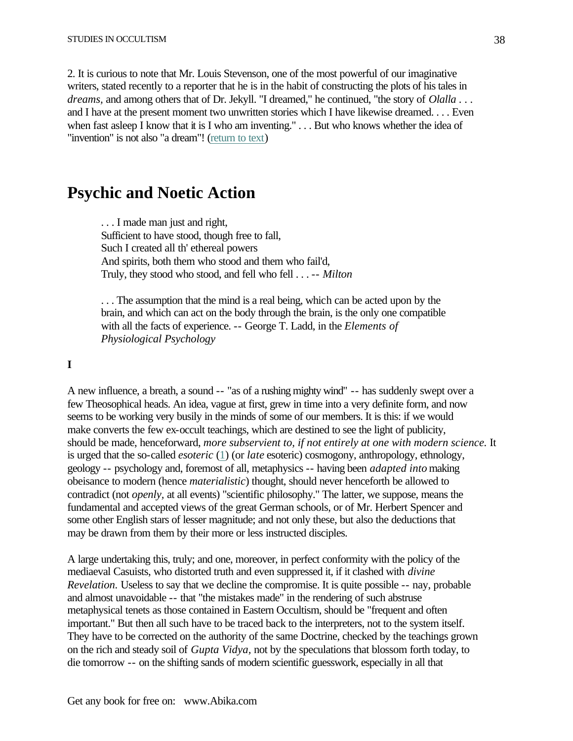2. It is curious to note that Mr. Louis Stevenson, one of the most powerful of our imaginative writers, stated recently to a reporter that he is in the habit of constructing the plots of his tales in *dreams,* and among others that of Dr. Jekyll. "I dreamed," he continued, "the story of *Olalla* . . . and I have at the present moment two unwritten stories which I have likewise dreamed. . . . Even when fast asleep I know that it is I who am inventing." . . . But who knows whether the idea of "invention" is not also "a dream"! (return to text)

# Psychic and Noetic Action

> . . . I made man just and right,
> Sufficient to have stood, though free to fall,
> Such I created all th' ethereal powers
> And spirits, both them who stood and them who fail'd,
> Truly, they stood who stood, and fell who fell . . . -- *Milton*

> . . . The assumption that the mind is a real being, which can be acted upon by the brain, and which can act on the body through the brain, is the only one compatible with all the facts of experience. -- George T. Ladd, in the *Elements of Physiological Psychology*

**I**

A new influence, a breath, a sound -- "as of a rushing mighty wind" -- has suddenly swept over a few Theosophical heads. An idea, vague at first, grew in time into a very definite form, and now seems to be working very busily in the minds of some of our members. It is this: if we would make converts the few ex-occult teachings, which are destined to see the light of publicity, should be made, henceforward, *more subservient to, if not entirely at one with modern science.* It is urged that the so-called *esoteric* (1) (or *late* esoteric) cosmogony, anthropology, ethnology, geology -- psychology and, foremost of all, metaphysics -- having been *adapted into* making obeisance to modern (hence *materialistic*) thought, should never henceforth be allowed to contradict (not *openly,* at all events) "scientific philosophy." The latter, we suppose, means the fundamental and accepted views of the great German schools, or of Mr. Herbert Spencer and some other English stars of lesser magnitude; and not only these, but also the deductions that may be drawn from them by their more or less instructed disciples.

A large undertaking this, truly; and one, moreover, in perfect conformity with the policy of the mediaeval Casuists, who distorted truth and even suppressed it, if it clashed with *divine Revelation.* Useless to say that we decline the compromise. It is quite possible -- nay, probable and almost unavoidable -- that "the mistakes made" in the rendering of such abstruse metaphysical tenets as those contained in Eastern Occultism, should be "frequent and often important." But then all such have to be traced back to the interpreters, not to the system itself. They have to be corrected on the authority of the same Doctrine, checked by the teachings grown on the rich and steady soil of *Gupta Vidya,* not by the speculations that blossom forth today, to die tomorrow -- on the shifting sands of modern scientific guesswork, especially in all that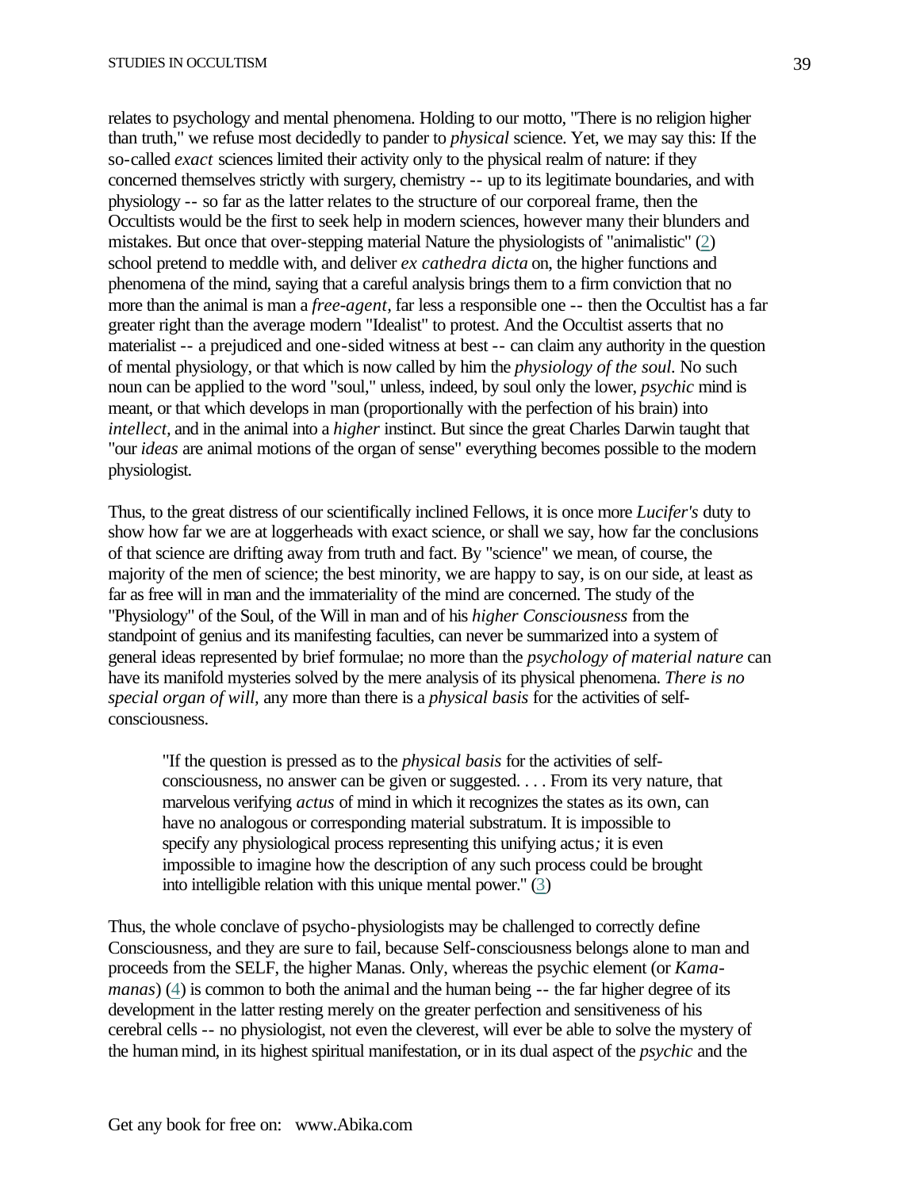relates to psychology and mental phenomena. Holding to our motto, "There is no religion higher than truth," we refuse most decidedly to pander to *physical* science. Yet, we may say this: If the so-called *exact* sciences limited their activity only to the physical realm of nature: if they concerned themselves strictly with surgery, chemistry -- up to its legitimate boundaries, and with physiology -- so far as the latter relates to the structure of our corporeal frame, then the Occultists would be the first to seek help in modern sciences, however many their blunders and mistakes. But once that over-stepping material Nature the physiologists of "animalistic" (2) school pretend to meddle with, and deliver *ex cathedra dicta* on, the higher functions and phenomena of the mind, saying that a careful analysis brings them to a firm conviction that no more than the animal is man a *free-agent*, far less a responsible one -- then the Occultist has a far greater right than the average modern "Idealist" to protest. And the Occultist asserts that no materialist -- a prejudiced and one-sided witness at best -- can claim any authority in the question of mental physiology, or that which is now called by him the *physiology of the soul*. No such noun can be applied to the word "soul," unless, indeed, by soul only the lower, *psychic* mind is meant, or that which develops in man (proportionally with the perfection of his brain) into *intellect*, and in the animal into a *higher* instinct. But since the great Charles Darwin taught that "our *ideas* are animal motions of the organ of sense" everything becomes possible to the modern physiologist.

Thus, to the great distress of our scientifically inclined Fellows, it is once more *Lucifer's* duty to show how far we are at loggerheads with exact science, or shall we say, how far the conclusions of that science are drifting away from truth and fact. By "science" we mean, of course, the majority of the men of science; the best minority, we are happy to say, is on our side, at least as far as free will in man and the immateriality of the mind are concerned. The study of the "Physiology" of the Soul, of the Will in man and of his *higher Consciousness* from the standpoint of genius and its manifesting faculties, can never be summarized into a system of general ideas represented by brief formulae; no more than the *psychology of material nature* can have its manifold mysteries solved by the mere analysis of its physical phenomena. *There is no special organ of will,* any more than there is a *physical basis* for the activities of self-consciousness.

> "If the question is pressed as to the *physical basis* for the activities of self-consciousness, no answer can be given or suggested. . . . From its very nature, that marvelous verifying *actus* of mind in which it recognizes the states as its own, can have no analogous or corresponding material substratum. It is impossible to specify any physiological process representing this unifying actus*;* it is even impossible to imagine how the description of any such process could be brought into intelligible relation with this unique mental power." (3)

Thus, the whole conclave of psycho-physiologists may be challenged to correctly define Consciousness, and they are sure to fail, because Self-consciousness belongs alone to man and proceeds from the SELF, the higher Manas. Only, whereas the psychic element (or *Kama-manas*) (4) is common to both the animal and the human being -- the far higher degree of its development in the latter resting merely on the greater perfection and sensitiveness of his cerebral cells -- no physiologist, not even the cleverest, will ever be able to solve the mystery of the human mind, in its highest spiritual manifestation, or in its dual aspect of the *psychic* and the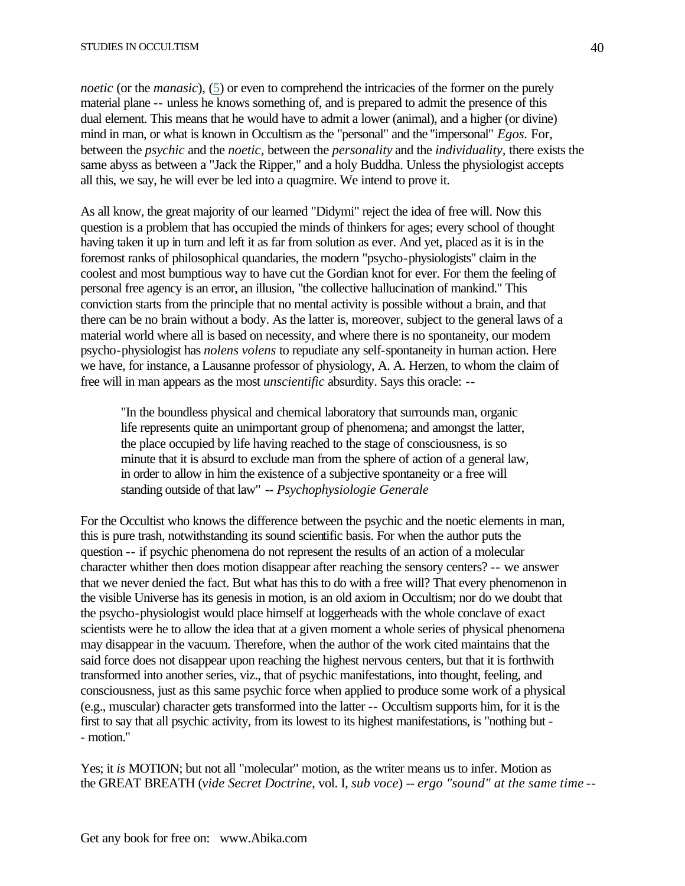*noetic* (or the *manasic*), (5) or even to comprehend the intricacies of the former on the purely material plane -- unless he knows something of, and is prepared to admit the presence of this dual element. This means that he would have to admit a lower (animal), and a higher (or divine) mind in man, or what is known in Occultism as the "personal" and the "impersonal" *Egos*. For, between the *psychic* and the *noetic*, between the *personality* and the *individuality*, there exists the same abyss as between a "Jack the Ripper," and a holy Buddha. Unless the physiologist accepts all this, we say, he will ever be led into a quagmire. We intend to prove it.

As all know, the great majority of our learned "Didymi" reject the idea of free will. Now this question is a problem that has occupied the minds of thinkers for ages; every school of thought having taken it up in turn and left it as far from solution as ever. And yet, placed as it is in the foremost ranks of philosophical quandaries, the modern "psycho-physiologists" claim in the coolest and most bumptious way to have cut the Gordian knot for ever. For them the feeling of personal free agency is an error, an illusion, "the collective hallucination of mankind." This conviction starts from the principle that no mental activity is possible without a brain, and that there can be no brain without a body. As the latter is, moreover, subject to the general laws of a material world where all is based on necessity, and where there is no spontaneity, our modern psycho-physiologist has *nolens volens* to repudiate any self-spontaneity in human action. Here we have, for instance, a Lausanne professor of physiology, A. A. Herzen, to whom the claim of free will in man appears as the most *unscientific* absurdity. Says this oracle: --

> "In the boundless physical and chemical laboratory that surrounds man, organic life represents quite an unimportant group of phenomena; and amongst the latter, the place occupied by life having reached to the stage of consciousness, is so minute that it is absurd to exclude man from the sphere of action of a general law, in order to allow in him the existence of a subjective spontaneity or a free will standing outside of that law" -- *Psychophysiologie Generale*

For the Occultist who knows the difference between the psychic and the noetic elements in man, this is pure trash, notwithstanding its sound scientific basis. For when the author puts the question -- if psychic phenomena do not represent the results of an action of a molecular character whither then does motion disappear after reaching the sensory centers? -- we answer that we never denied the fact. But what has this to do with a free will? That every phenomenon in the visible Universe has its genesis in motion, is an old axiom in Occultism; nor do we doubt that the psycho-physiologist would place himself at loggerheads with the whole conclave of exact scientists were he to allow the idea that at a given moment a whole series of physical phenomena may disappear in the vacuum. Therefore, when the author of the work cited maintains that the said force does not disappear upon reaching the highest nervous centers, but that it is forthwith transformed into another series, viz., that of psychic manifestations, into thought, feeling, and consciousness, just as this same psychic force when applied to produce some work of a physical (e.g., muscular) character gets transformed into the latter -- Occultism supports him, for it is the first to say that all psychic activity, from its lowest to its highest manifestations, is "nothing but -- motion."

Yes; it *is* MOTION; but not all "molecular" motion, as the writer means us to infer. Motion as the GREAT BREATH (*vide Secret Doctrine*, vol. I, *sub voce*) -- *ergo "sound" at the same time* --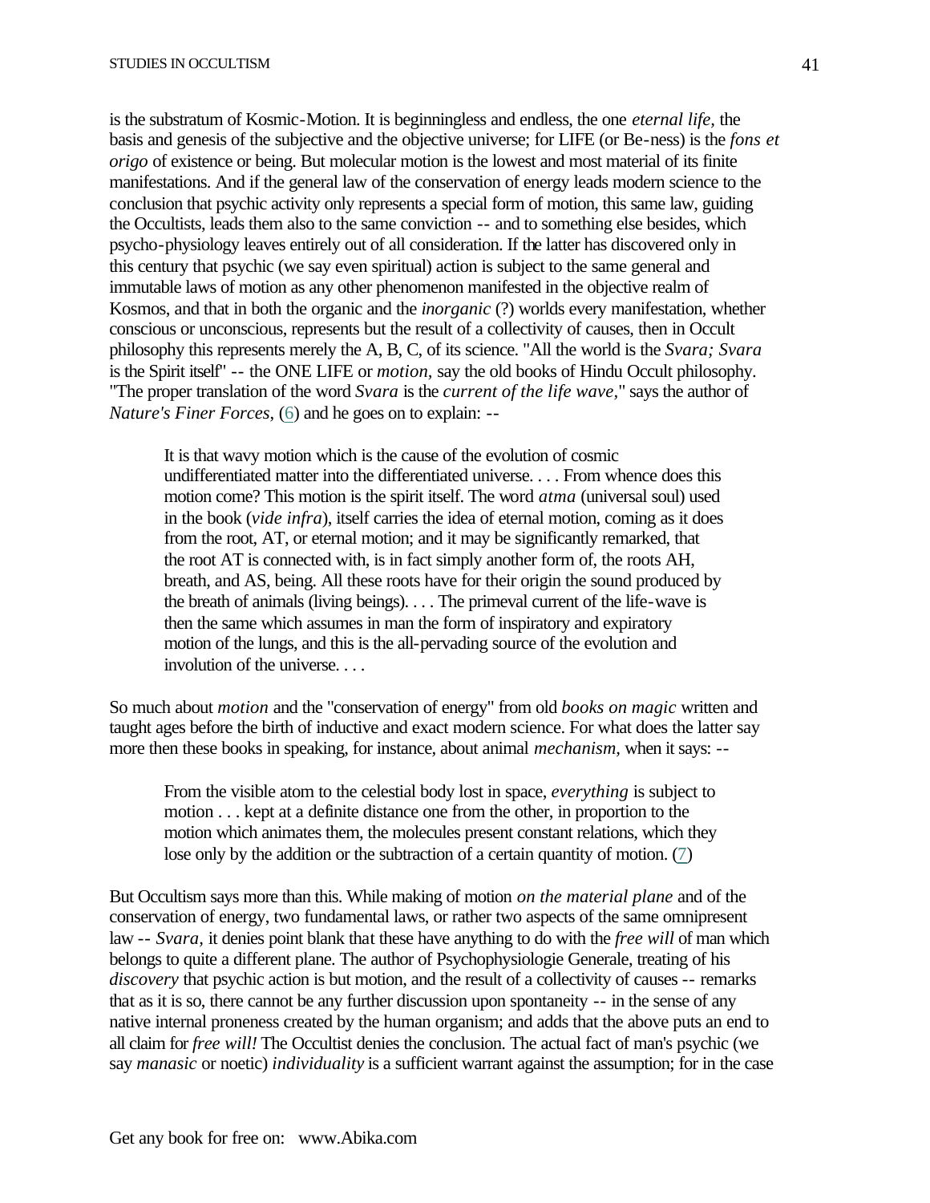is the substratum of Kosmic-Motion. It is beginningless and endless, the one *eternal life,* the basis and genesis of the subjective and the objective universe; for LIFE (or Be-ness) is the *fons et origo* of existence or being. But molecular motion is the lowest and most material of its finite manifestations. And if the general law of the conservation of energy leads modern science to the conclusion that psychic activity only represents a special form of motion, this same law, guiding the Occultists, leads them also to the same conviction -- and to something else besides, which psycho-physiology leaves entirely out of all consideration. If the latter has discovered only in this century that psychic (we say even spiritual) action is subject to the same general and immutable laws of motion as any other phenomenon manifested in the objective realm of Kosmos, and that in both the organic and the *inorganic* (?) worlds every manifestation, whether conscious or unconscious, represents but the result of a collectivity of causes, then in Occult philosophy this represents merely the A, B, C, of its science. "All the world is the *Svara; Svara* is the Spirit itself" -- the ONE LIFE or *motion,* say the old books of Hindu Occult philosophy. "The proper translation of the word *Svara* is the *current of the life wave,*" says the author of *Nature's Finer Forces*, (6) and he goes on to explain: --

> It is that wavy motion which is the cause of the evolution of cosmic undifferentiated matter into the differentiated universe. . . . From whence does this motion come? This motion is the spirit itself. The word *atma* (universal soul) used in the book (*vide infra*), itself carries the idea of eternal motion, coming as it does from the root, AT, or eternal motion; and it may be significantly remarked, that the root AT is connected with, is in fact simply another form of, the roots AH, breath, and AS, being. All these roots have for their origin the sound produced by the breath of animals (living beings). . . . The primeval current of the life-wave is then the same which assumes in man the form of inspiratory and expiratory motion of the lungs, and this is the all-pervading source of the evolution and involution of the universe. . . .

So much about *motion* and the "conservation of energy" from old *books on magic* written and taught ages before the birth of inductive and exact modern science. For what does the latter say more then these books in speaking, for instance, about animal *mechanism,* when it says: --

> From the visible atom to the celestial body lost in space, *everything* is subject to motion . . . kept at a definite distance one from the other, in proportion to the motion which animates them, the molecules present constant relations, which they lose only by the addition or the subtraction of a certain quantity of motion. (7)

But Occultism says more than this. While making of motion *on the material plane* and of the conservation of energy, two fundamental laws, or rather two aspects of the same omnipresent law -- *Svara,* it denies point blank that these have anything to do with the *free will* of man which belongs to quite a different plane. The author of Psychophysiologie Generale, treating of his *discovery* that psychic action is but motion, and the result of a collectivity of causes -- remarks that as it is so, there cannot be any further discussion upon spontaneity -- in the sense of any native internal proneness created by the human organism; and adds that the above puts an end to all claim for *free will!* The Occultist denies the conclusion. The actual fact of man's psychic (we say *manasic* or noetic) *individuality* is a sufficient warrant against the assumption; for in the case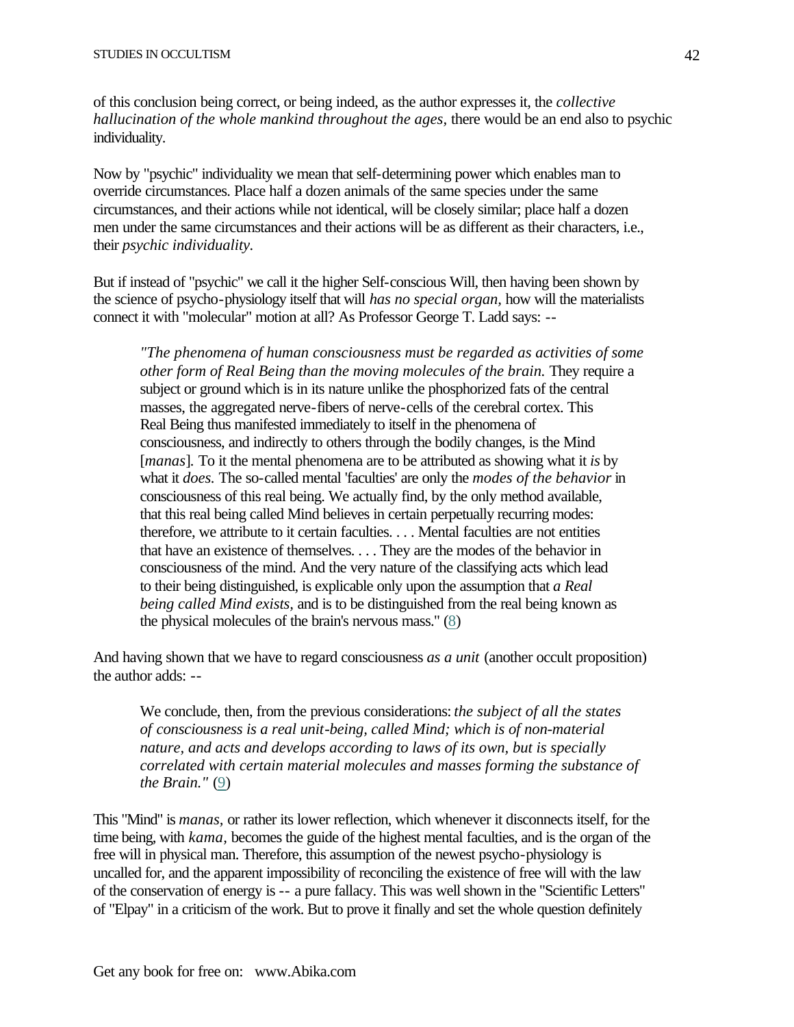of this conclusion being correct, or being indeed, as the author expresses it, the *collective hallucination of the whole mankind throughout the ages,* there would be an end also to psychic individuality.

Now by "psychic" individuality we mean that self-determining power which enables man to override circumstances. Place half a dozen animals of the same species under the same circumstances, and their actions while not identical, will be closely similar; place half a dozen men under the same circumstances and their actions will be as different as their characters, i.e., their *psychic individuality.*

But if instead of "psychic" we call it the higher Self-conscious Will, then having been shown by the science of psycho-physiology itself that will *has no special organ,* how will the materialists connect it with "molecular" motion at all? As Professor George T. Ladd says: --

> *"The phenomena of human consciousness must be regarded as activities of some other form of Real Being than the moving molecules of the brain.* They require a subject or ground which is in its nature unlike the phosphorized fats of the central masses, the aggregated nerve-fibers of nerve-cells of the cerebral cortex. This Real Being thus manifested immediately to itself in the phenomena of consciousness, and indirectly to others through the bodily changes, is the Mind [*manas*]. To it the mental phenomena are to be attributed as showing what it *is* by what it *does.* The so-called mental 'faculties' are only the *modes of the behavior* in consciousness of this real being. We actually find, by the only method available, that this real being called Mind believes in certain perpetually recurring modes: therefore, we attribute to it certain faculties. . . . Mental faculties are not entities that have an existence of themselves. . . . They are the modes of the behavior in consciousness of the mind. And the very nature of the classifying acts which lead to their being distinguished, is explicable only upon the assumption that *a Real being called Mind exists,* and is to be distinguished from the real being known as the physical molecules of the brain's nervous mass." (8)

And having shown that we have to regard consciousness *as a unit* (another occult proposition) the author adds: --

> We conclude, then, from the previous considerations: *the subject of all the states of consciousness is a real unit-being, called Mind; which is of non-material nature, and acts and develops according to laws of its own, but is specially correlated with certain material molecules and masses forming the substance of the Brain."* (9)

This "Mind" is *manas,* or rather its lower reflection, which whenever it disconnects itself, for the time being, with *kama,* becomes the guide of the highest mental faculties, and is the organ of the free will in physical man. Therefore, this assumption of the newest psycho-physiology is uncalled for, and the apparent impossibility of reconciling the existence of free will with the law of the conservation of energy is -- a pure fallacy. This was well shown in the "Scientific Letters" of "Elpay" in a criticism of the work. But to prove it finally and set the whole question definitely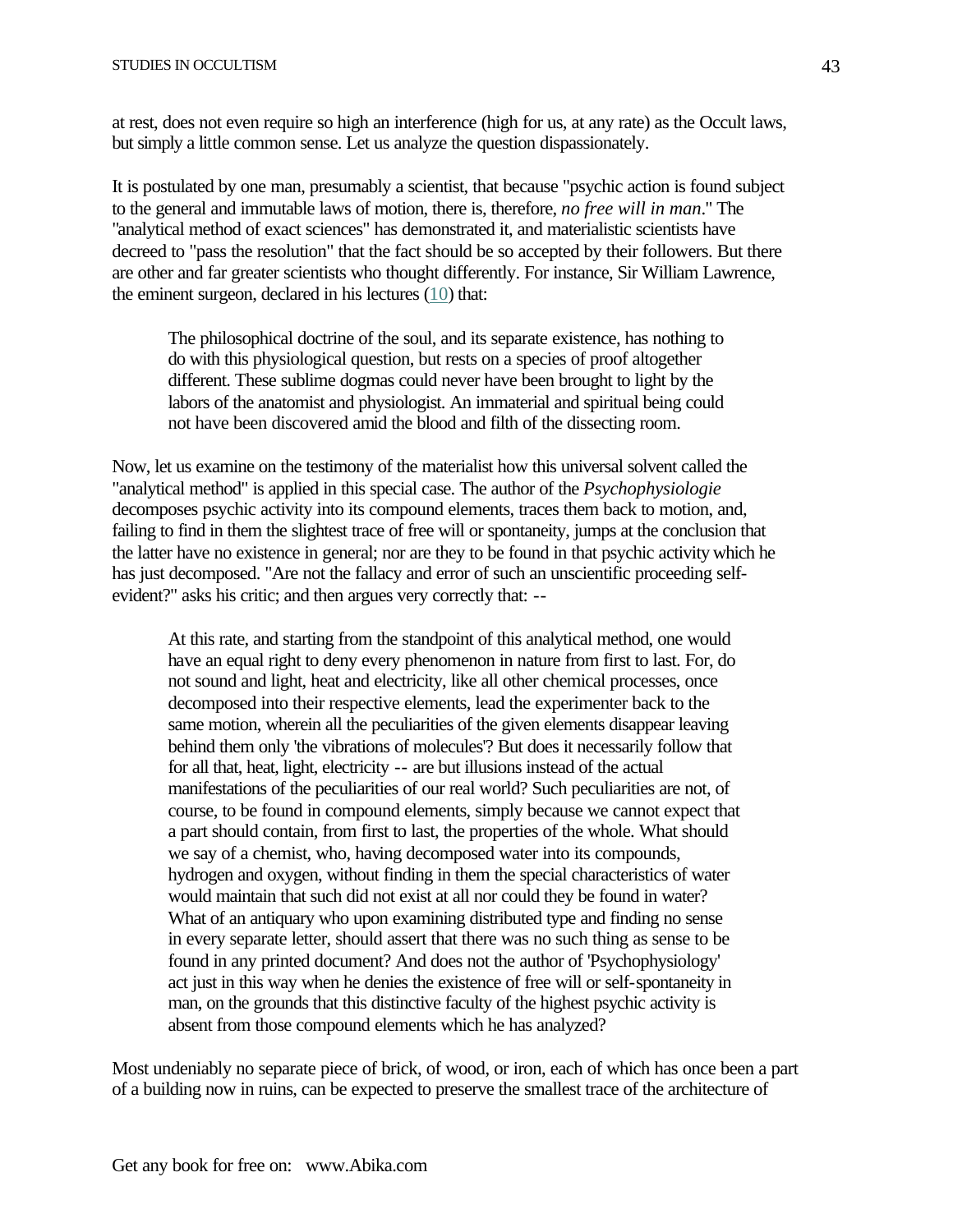at rest, does not even require so high an interference (high for us, at any rate) as the Occult laws, but simply a little common sense. Let us analyze the question dispassionately.

It is postulated by one man, presumably a scientist, that because "psychic action is found subject to the general and immutable laws of motion, there is, therefore, *no free will in man*." The "analytical method of exact sciences" has demonstrated it, and materialistic scientists have decreed to "pass the resolution" that the fact should be so accepted by their followers. But there are other and far greater scientists who thought differently. For instance, Sir William Lawrence, the eminent surgeon, declared in his lectures (10) that:

> The philosophical doctrine of the soul, and its separate existence, has nothing to do with this physiological question, but rests on a species of proof altogether different. These sublime dogmas could never have been brought to light by the labors of the anatomist and physiologist. An immaterial and spiritual being could not have been discovered amid the blood and filth of the dissecting room.

Now, let us examine on the testimony of the materialist how this universal solvent called the "analytical method" is applied in this special case. The author of the *Psychophysiologie* decomposes psychic activity into its compound elements, traces them back to motion, and, failing to find in them the slightest trace of free will or spontaneity, jumps at the conclusion that the latter have no existence in general; nor are they to be found in that psychic activity which he has just decomposed. "Are not the fallacy and error of such an unscientific proceeding self-evident?" asks his critic; and then argues very correctly that: --

> At this rate, and starting from the standpoint of this analytical method, one would have an equal right to deny every phenomenon in nature from first to last. For, do not sound and light, heat and electricity, like all other chemical processes, once decomposed into their respective elements, lead the experimenter back to the same motion, wherein all the peculiarities of the given elements disappear leaving behind them only 'the vibrations of molecules'? But does it necessarily follow that for all that, heat, light, electricity -- are but illusions instead of the actual manifestations of the peculiarities of our real world? Such peculiarities are not, of course, to be found in compound elements, simply because we cannot expect that a part should contain, from first to last, the properties of the whole. What should we say of a chemist, who, having decomposed water into its compounds, hydrogen and oxygen, without finding in them the special characteristics of water would maintain that such did not exist at all nor could they be found in water? What of an antiquary who upon examining distributed type and finding no sense in every separate letter, should assert that there was no such thing as sense to be found in any printed document? And does not the author of 'Psychophysiology' act just in this way when he denies the existence of free will or self-spontaneity in man, on the grounds that this distinctive faculty of the highest psychic activity is absent from those compound elements which he has analyzed?

Most undeniably no separate piece of brick, of wood, or iron, each of which has once been a part of a building now in ruins, can be expected to preserve the smallest trace of the architecture of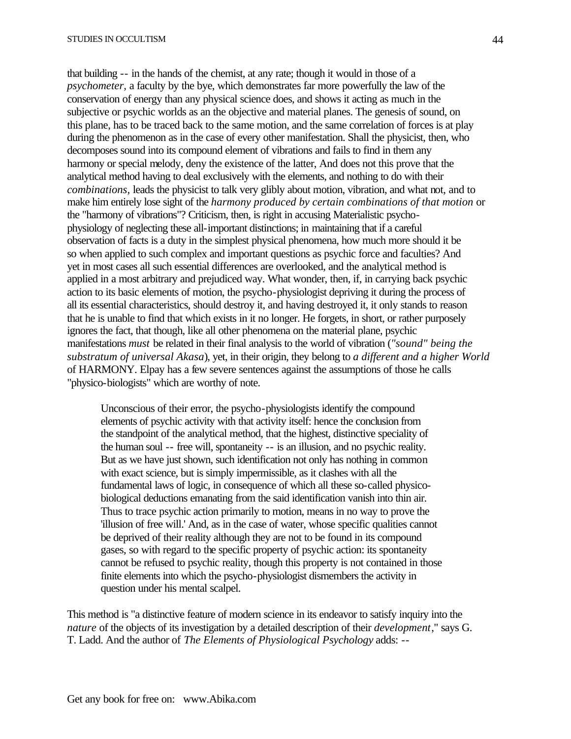that building -- in the hands of the chemist, at any rate; though it would in those of a *psychometer,* a faculty by the bye, which demonstrates far more powerfully the law of the conservation of energy than any physical science does, and shows it acting as much in the subjective or psychic worlds as an the objective and material planes. The genesis of sound, on this plane, has to be traced back to the same motion, and the same correlation of forces is at play during the phenomenon as in the case of every other manifestation. Shall the physicist, then, who decomposes sound into its compound element of vibrations and fails to find in them any harmony or special melody, deny the existence of the latter, And does not this prove that the analytical method having to deal exclusively with the elements, and nothing to do with their *combinations,* leads the physicist to talk very glibly about motion, vibration, and what not, and to make him entirely lose sight of the *harmony produced by certain combinations of that motion* or the "harmony of vibrations"? Criticism, then, is right in accusing Materialistic psycho-physiology of neglecting these all-important distinctions; in maintaining that if a careful observation of facts is a duty in the simplest physical phenomena, how much more should it be so when applied to such complex and important questions as psychic force and faculties? And yet in most cases all such essential differences are overlooked, and the analytical method is applied in a most arbitrary and prejudiced way. What wonder, then, if, in carrying back psychic action to its basic elements of motion, the psycho-physiologist depriving it during the process of all its essential characteristics, should destroy it, and having destroyed it, it only stands to reason that he is unable to find that which exists in it no longer. He forgets, in short, or rather purposely ignores the fact, that though, like all other phenomena on the material plane, psychic manifestations *must* be related in their final analysis to the world of vibration (*"sound" being the substratum of universal Akasa*), yet, in their origin, they belong to *a different and a higher World* of HARMONY. Elpay has a few severe sentences against the assumptions of those he calls "physico-biologists" which are worthy of note.

> Unconscious of their error, the psycho-physiologists identify the compound elements of psychic activity with that activity itself: hence the conclusion from the standpoint of the analytical method, that the highest, distinctive speciality of the human soul -- free will, spontaneity -- is an illusion, and no psychic reality. But as we have just shown, such identification not only has nothing in common with exact science, but is simply impermissible, as it clashes with all the fundamental laws of logic, in consequence of which all these so-called physico-biological deductions emanating from the said identification vanish into thin air. Thus to trace psychic action primarily to motion, means in no way to prove the 'illusion of free will.' And, as in the case of water, whose specific qualities cannot be deprived of their reality although they are not to be found in its compound gases, so with regard to the specific property of psychic action: its spontaneity cannot be refused to psychic reality, though this property is not contained in those finite elements into which the psycho-physiologist dismembers the activity in question under his mental scalpel.

This method is "a distinctive feature of modern science in its endeavor to satisfy inquiry into the *nature* of the objects of its investigation by a detailed description of their *development*," says G. T. Ladd. And the author of *The Elements of Physiological Psychology* adds: --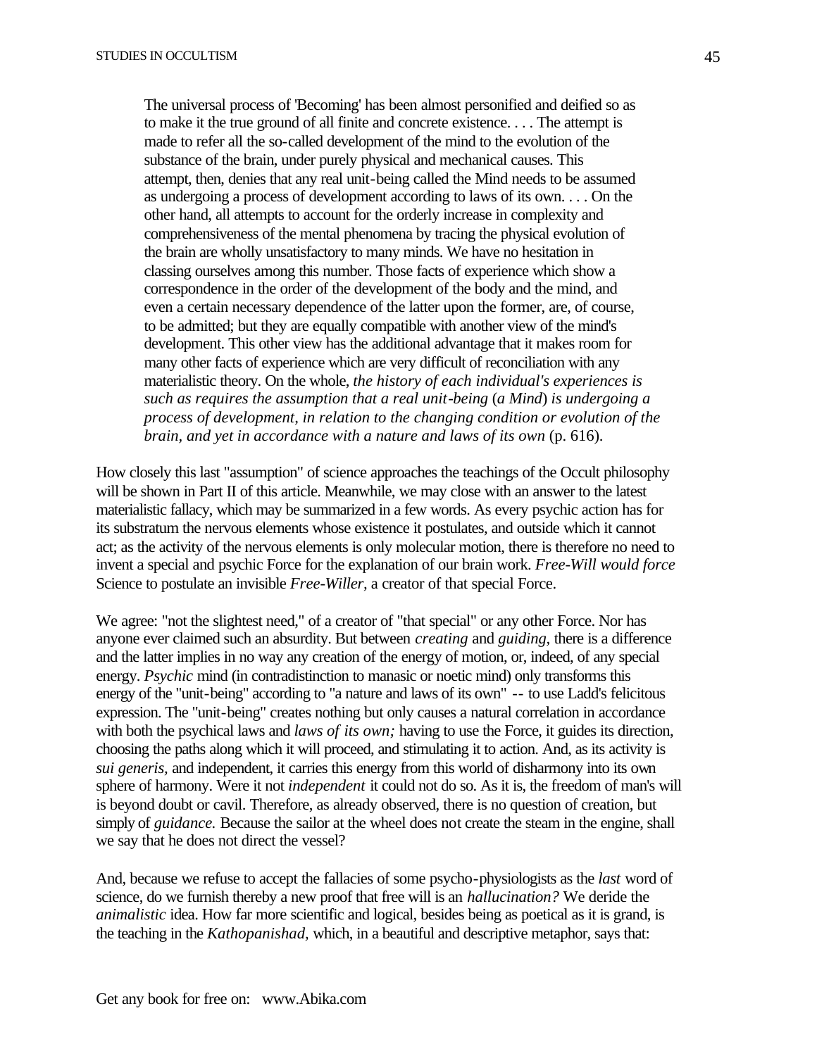> The universal process of 'Becoming' has been almost personified and deified so as to make it the true ground of all finite and concrete existence. . . . The attempt is made to refer all the so-called development of the mind to the evolution of the substance of the brain, under purely physical and mechanical causes. This attempt, then, denies that any real unit-being called the Mind needs to be assumed as undergoing a process of development according to laws of its own. . . . On the other hand, all attempts to account for the orderly increase in complexity and comprehensiveness of the mental phenomena by tracing the physical evolution of the brain are wholly unsatisfactory to many minds. We have no hesitation in classing ourselves among this number. Those facts of experience which show a correspondence in the order of the development of the body and the mind, and even a certain necessary dependence of the latter upon the former, are, of course, to be admitted; but they are equally compatible with another view of the mind's development. This other view has the additional advantage that it makes room for many other facts of experience which are very difficult of reconciliation with any materialistic theory. On the whole, *the history of each individual's experiences is such as requires the assumption that a real unit-being* (*a Mind*) *is undergoing a process of development, in relation to the changing condition or evolution of the brain, and yet in accordance with a nature and laws of its own* (p. 616).

How closely this last "assumption" of science approaches the teachings of the Occult philosophy will be shown in Part II of this article. Meanwhile, we may close with an answer to the latest materialistic fallacy, which may be summarized in a few words. As every psychic action has for its substratum the nervous elements whose existence it postulates, and outside which it cannot act; as the activity of the nervous elements is only molecular motion, there is therefore no need to invent a special and psychic Force for the explanation of our brain work. *Free-Will would force* Science to postulate an invisible *Free-Willer,* a creator of that special Force.

We agree: "not the slightest need," of a creator of "that special" or any other Force. Nor has anyone ever claimed such an absurdity. But between *creating* and *guiding,* there is a difference and the latter implies in no way any creation of the energy of motion, or, indeed, of any special energy. *Psychic* mind (in contradistinction to manasic or noetic mind) only transforms this energy of the "unit-being" according to "a nature and laws of its own" -- to use Ladd's felicitous expression. The "unit-being" creates nothing but only causes a natural correlation in accordance with both the psychical laws and *laws of its own;* having to use the Force, it guides its direction, choosing the paths along which it will proceed, and stimulating it to action. And, as its activity is *sui generis,* and independent, it carries this energy from this world of disharmony into its own sphere of harmony. Were it not *independent* it could not do so. As it is, the freedom of man's will is beyond doubt or cavil. Therefore, as already observed, there is no question of creation, but simply of *guidance.* Because the sailor at the wheel does not create the steam in the engine, shall we say that he does not direct the vessel?

And, because we refuse to accept the fallacies of some psycho-physiologists as the *last* word of science, do we furnish thereby a new proof that free will is an *hallucination?* We deride the *animalistic* idea. How far more scientific and logical, besides being as poetical as it is grand, is the teaching in the *Kathopanishad,* which, in a beautiful and descriptive metaphor, says that: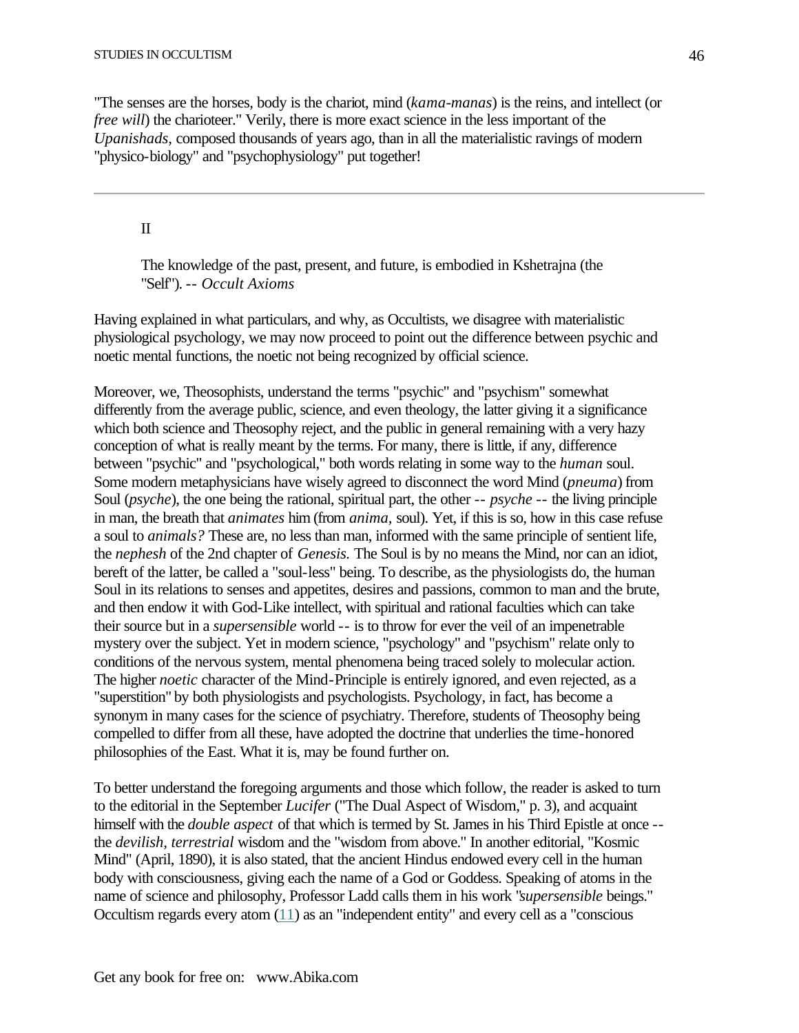"The senses are the horses, body is the chariot, mind (*kama-manas*) is the reins, and intellect (or *free will*) the charioteer." Verily, there is more exact science in the less important of the *Upanishads*, composed thousands of years ago, than in all the materialistic ravings of modern "physico-biology" and "psychophysiology" put together!

---

## II

> The knowledge of the past, present, and future, is embodied in Kshetrajna (the "Self"). -- *Occult Axioms*

Having explained in what particulars, and why, as Occultists, we disagree with materialistic physiological psychology, we may now proceed to point out the difference between psychic and noetic mental functions, the noetic not being recognized by official science.

Moreover, we, Theosophists, understand the terms "psychic" and "psychism" somewhat differently from the average public, science, and even theology, the latter giving it a significance which both science and Theosophy reject, and the public in general remaining with a very hazy conception of what is really meant by the terms. For many, there is little, if any, difference between "psychic" and "psychological," both words relating in some way to the *human* soul. Some modern metaphysicians have wisely agreed to disconnect the word Mind (*pneuma*) from Soul (*psyche*), the one being the rational, spiritual part, the other -- *psyche* -- the living principle in man, the breath that *animates* him (from *anima*, soul). Yet, if this is so, how in this case refuse a soul to *animals?* These are, no less than man, informed with the same principle of sentient life, the *nephesh* of the 2nd chapter of *Genesis.* The Soul is by no means the Mind, nor can an idiot, bereft of the latter, be called a "soul-less" being. To describe, as the physiologists do, the human Soul in its relations to senses and appetites, desires and passions, common to man and the brute, and then endow it with God-Like intellect, with spiritual and rational faculties which can take their source but in a *supersensible* world -- is to throw for ever the veil of an impenetrable mystery over the subject. Yet in modern science, "psychology" and "psychism" relate only to conditions of the nervous system, mental phenomena being traced solely to molecular action. The higher *noetic* character of the Mind-Principle is entirely ignored, and even rejected, as a "superstition" by both physiologists and psychologists. Psychology, in fact, has become a synonym in many cases for the science of psychiatry. Therefore, students of Theosophy being compelled to differ from all these, have adopted the doctrine that underlies the time-honored philosophies of the East. What it is, may be found further on.

To better understand the foregoing arguments and those which follow, the reader is asked to turn to the editorial in the September *Lucifer* ("The Dual Aspect of Wisdom," p. 3), and acquaint himself with the *double aspect* of that which is termed by St. James in his Third Epistle at once -- the *devilish, terrestrial* wisdom and the "wisdom from above." In another editorial, "Kosmic Mind" (April, 1890), it is also stated, that the ancient Hindus endowed every cell in the human body with consciousness, giving each the name of a God or Goddess. Speaking of atoms in the name of science and philosophy, Professor Ladd calls them in his work "*supersensible* beings." Occultism regards every atom (11) as an "independent entity" and every cell as a "conscious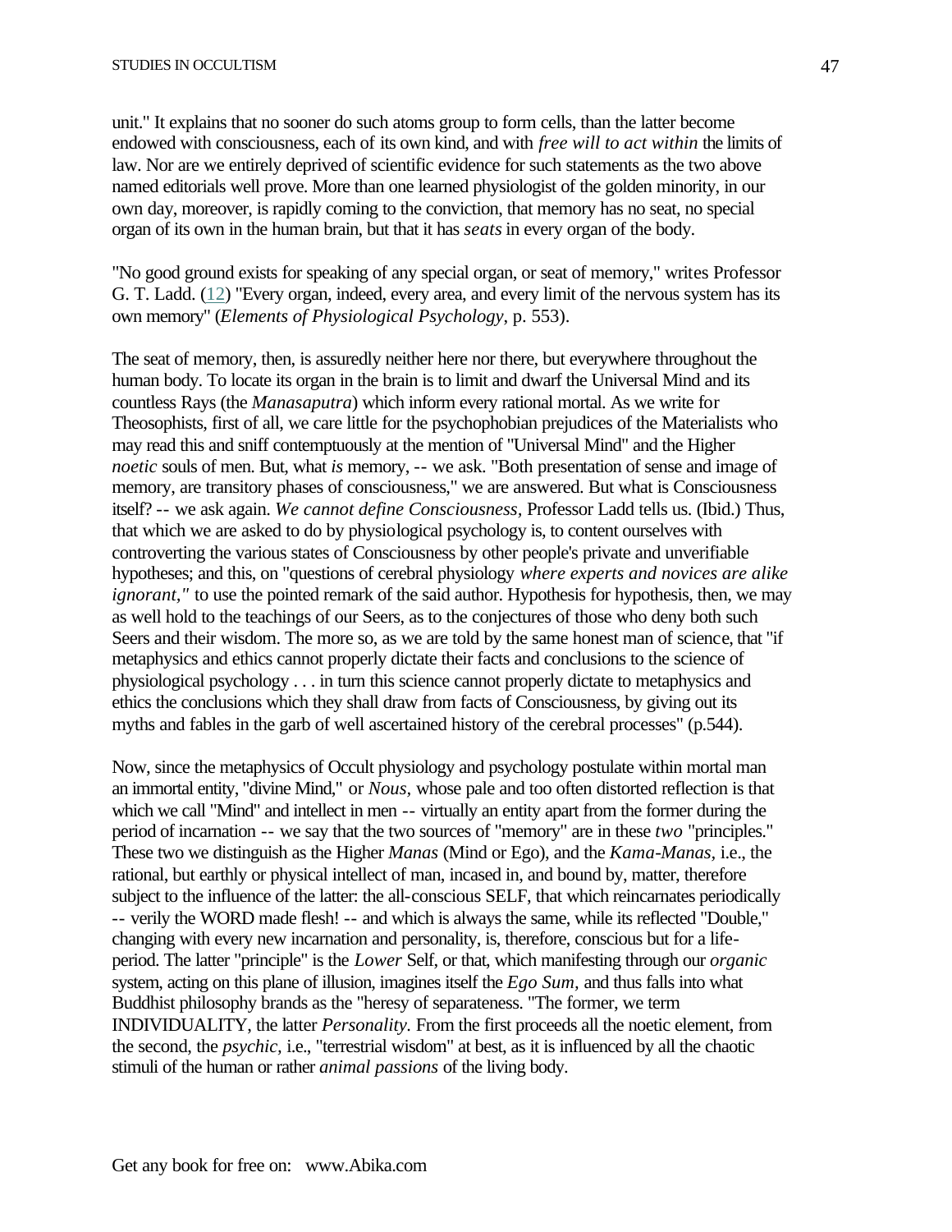unit." It explains that no sooner do such atoms group to form cells, than the latter become endowed with consciousness, each of its own kind, and with *free will to act within* the limits of law. Nor are we entirely deprived of scientific evidence for such statements as the two above named editorials well prove. More than one learned physiologist of the golden minority, in our own day, moreover, is rapidly coming to the conviction, that memory has no seat, no special organ of its own in the human brain, but that it has *seats* in every organ of the body.

"No good ground exists for speaking of any special organ, or seat of memory," writes Professor G. T. Ladd. (12) "Every organ, indeed, every area, and every limit of the nervous system has its own memory" (*Elements of Physiological Psychology*, p. 553).

The seat of memory, then, is assuredly neither here nor there, but everywhere throughout the human body. To locate its organ in the brain is to limit and dwarf the Universal Mind and its countless Rays (the *Manasaputra*) which inform every rational mortal. As we write for Theosophists, first of all, we care little for the psychophobian prejudices of the Materialists who may read this and sniff contemptuously at the mention of "Universal Mind" and the Higher *noetic* souls of men. But, what *is* memory, -- we ask. "Both presentation of sense and image of memory, are transitory phases of consciousness," we are answered. But what is Consciousness itself? -- we ask again. *We cannot define Consciousness*, Professor Ladd tells us. (Ibid.) Thus, that which we are asked to do by physiological psychology is, to content ourselves with controverting the various states of Consciousness by other people's private and unverifiable hypotheses; and this, on "questions of cerebral physiology *where experts and novices are alike ignorant,"* to use the pointed remark of the said author. Hypothesis for hypothesis, then, we may as well hold to the teachings of our Seers, as to the conjectures of those who deny both such Seers and their wisdom. The more so, as we are told by the same honest man of science, that "if metaphysics and ethics cannot properly dictate their facts and conclusions to the science of physiological psychology . . . in turn this science cannot properly dictate to metaphysics and ethics the conclusions which they shall draw from facts of Consciousness, by giving out its myths and fables in the garb of well ascertained history of the cerebral processes" (p.544).

Now, since the metaphysics of Occult physiology and psychology postulate within mortal man an immortal entity, "divine Mind," or *Nous*, whose pale and too often distorted reflection is that which we call "Mind" and intellect in men -- virtually an entity apart from the former during the period of incarnation -- we say that the two sources of "memory" are in these *two* "principles." These two we distinguish as the Higher *Manas* (Mind or Ego), and the *Kama-Manas*, i.e., the rational, but earthly or physical intellect of man, incased in, and bound by, matter, therefore subject to the influence of the latter: the all-conscious SELF, that which reincarnates periodically -- verily the WORD made flesh! -- and which is always the same, while its reflected "Double," changing with every new incarnation and personality, is, therefore, conscious but for a life-period. The latter "principle" is the *Lower* Self, or that, which manifesting through our *organic* system, acting on this plane of illusion, imagines itself the *Ego Sum*, and thus falls into what Buddhist philosophy brands as the "heresy of separateness. "The former, we term INDIVIDUALITY, the latter *Personality*. From the first proceeds all the noetic element, from the second, the *psychic*, i.e., "terrestrial wisdom" at best, as it is influenced by all the chaotic stimuli of the human or rather *animal passions* of the living body.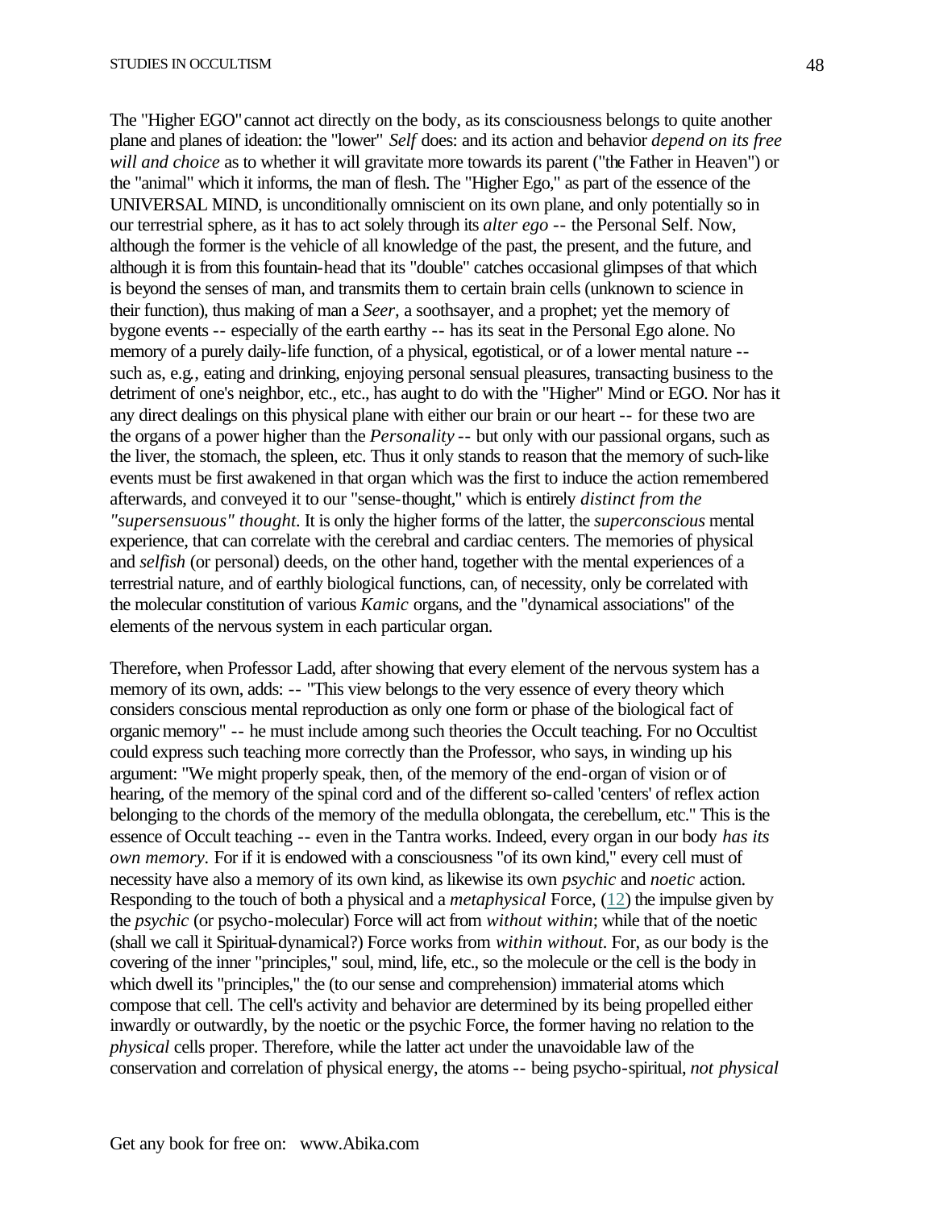The "Higher EGO" cannot act directly on the body, as its consciousness belongs to quite another plane and planes of ideation: the "lower" *Self* does: and its action and behavior *depend on its free will and choice* as to whether it will gravitate more towards its parent ("the Father in Heaven") or the "animal" which it informs, the man of flesh. The "Higher Ego," as part of the essence of the UNIVERSAL MIND, is unconditionally omniscient on its own plane, and only potentially so in our terrestrial sphere, as it has to act solely through its *alter ego* -- the Personal Self. Now, although the former is the vehicle of all knowledge of the past, the present, and the future, and although it is from this fountain-head that its "double" catches occasional glimpses of that which is beyond the senses of man, and transmits them to certain brain cells (unknown to science in their function), thus making of man a *Seer,* a soothsayer, and a prophet; yet the memory of bygone events -- especially of the earth earthy -- has its seat in the Personal Ego alone. No memory of a purely daily-life function, of a physical, egotistical, or of a lower mental nature -- such as, e.g., eating and drinking, enjoying personal sensual pleasures, transacting business to the detriment of one's neighbor, etc., etc., has aught to do with the "Higher" Mind or EGO. Nor has it any direct dealings on this physical plane with either our brain or our heart -- for these two are the organs of a power higher than the *Personality* -- but only with our passional organs, such as the liver, the stomach, the spleen, etc. Thus it only stands to reason that the memory of such-like events must be first awakened in that organ which was the first to induce the action remembered afterwards, and conveyed it to our "sense-thought," which is entirely *distinct from the "supersensuous" thought*. It is only the higher forms of the latter, the *superconscious* mental experience, that can correlate with the cerebral and cardiac centers. The memories of physical and *selfish* (or personal) deeds, on the other hand, together with the mental experiences of a terrestrial nature, and of earthly biological functions, can, of necessity, only be correlated with the molecular constitution of various *Kamic* organs, and the "dynamical associations" of the elements of the nervous system in each particular organ.

Therefore, when Professor Ladd, after showing that every element of the nervous system has a memory of its own, adds: -- "This view belongs to the very essence of every theory which considers conscious mental reproduction as only one form or phase of the biological fact of organic memory" -- he must include among such theories the Occult teaching. For no Occultist could express such teaching more correctly than the Professor, who says, in winding up his argument: "We might properly speak, then, of the memory of the end-organ of vision or of hearing, of the memory of the spinal cord and of the different so-called 'centers' of reflex action belonging to the chords of the memory of the medulla oblongata, the cerebellum, etc." This is the essence of Occult teaching -- even in the Tantra works. Indeed, every organ in our body *has its own memory*. For if it is endowed with a consciousness "of its own kind," every cell must of necessity have also a memory of its own kind, as likewise its own *psychic* and *noetic* action. Responding to the touch of both a physical and a *metaphysical* Force, (12) the impulse given by the *psychic* (or psycho-molecular) Force will act from *without within*; while that of the noetic (shall we call it Spiritual-dynamical?) Force works from *within without*. For, as our body is the covering of the inner "principles," soul, mind, life, etc., so the molecule or the cell is the body in which dwell its "principles," the (to our sense and comprehension) immaterial atoms which compose that cell. The cell's activity and behavior are determined by its being propelled either inwardly or outwardly, by the noetic or the psychic Force, the former having no relation to the *physical* cells proper. Therefore, while the latter act under the unavoidable law of the conservation and correlation of physical energy, the atoms -- being psycho-spiritual, *not physical*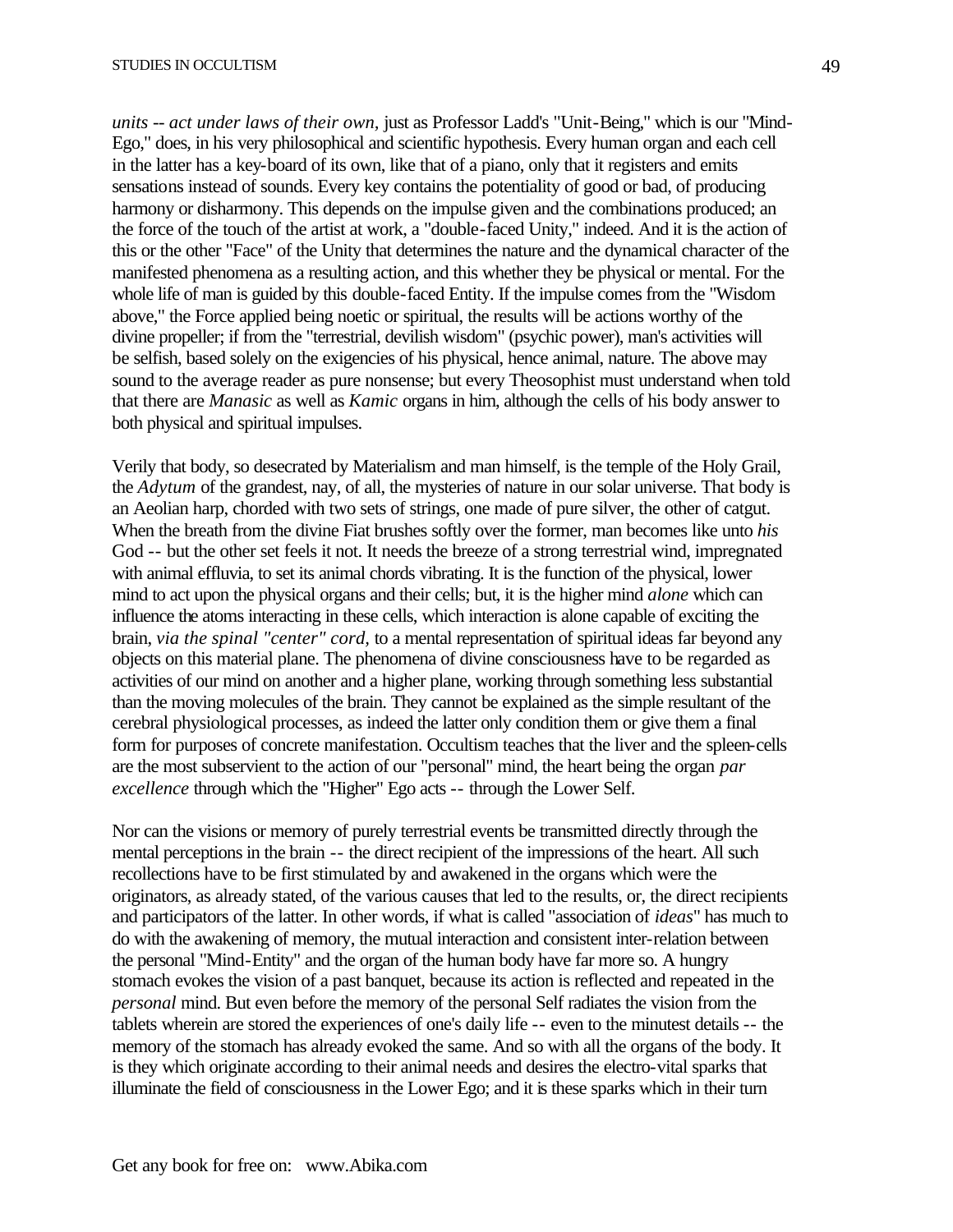*units -- act under laws of their own,* just as Professor Ladd's "Unit-Being," which is our "Mind-Ego," does, in his very philosophical and scientific hypothesis. Every human organ and each cell in the latter has a key-board of its own, like that of a piano, only that it registers and emits sensations instead of sounds. Every key contains the potentiality of good or bad, of producing harmony or disharmony. This depends on the impulse given and the combinations produced; an the force of the touch of the artist at work, a "double-faced Unity," indeed. And it is the action of this or the other "Face" of the Unity that determines the nature and the dynamical character of the manifested phenomena as a resulting action, and this whether they be physical or mental. For the whole life of man is guided by this double-faced Entity. If the impulse comes from the "Wisdom above," the Force applied being noetic or spiritual, the results will be actions worthy of the divine propeller; if from the "terrestrial, devilish wisdom" (psychic power), man's activities will be selfish, based solely on the exigencies of his physical, hence animal, nature. The above may sound to the average reader as pure nonsense; but every Theosophist must understand when told that there are *Manasic* as well as *Kamic* organs in him, although the cells of his body answer to both physical and spiritual impulses.

Verily that body, so desecrated by Materialism and man himself, is the temple of the Holy Grail, the *Adytum* of the grandest, nay, of all, the mysteries of nature in our solar universe. That body is an Aeolian harp, chorded with two sets of strings, one made of pure silver, the other of catgut. When the breath from the divine Fiat brushes softly over the former, man becomes like unto *his* God -- but the other set feels it not. It needs the breeze of a strong terrestrial wind, impregnated with animal effluvia, to set its animal chords vibrating. It is the function of the physical, lower mind to act upon the physical organs and their cells; but, it is the higher mind *alone* which can influence the atoms interacting in these cells, which interaction is alone capable of exciting the brain, *via the spinal "center" cord,* to a mental representation of spiritual ideas far beyond any objects on this material plane. The phenomena of divine consciousness have to be regarded as activities of our mind on another and a higher plane, working through something less substantial than the moving molecules of the brain. They cannot be explained as the simple resultant of the cerebral physiological processes, as indeed the latter only condition them or give them a final form for purposes of concrete manifestation. Occultism teaches that the liver and the spleen-cells are the most subservient to the action of our "personal" mind, the heart being the organ *par excellence* through which the "Higher" Ego acts -- through the Lower Self.

Nor can the visions or memory of purely terrestrial events be transmitted directly through the mental perceptions in the brain -- the direct recipient of the impressions of the heart. All such recollections have to be first stimulated by and awakened in the organs which were the originators, as already stated, of the various causes that led to the results, or, the direct recipients and participators of the latter. In other words, if what is called "association of *ideas*" has much to do with the awakening of memory, the mutual interaction and consistent inter-relation between the personal "Mind-Entity" and the organ of the human body have far more so. A hungry stomach evokes the vision of a past banquet, because its action is reflected and repeated in the *personal* mind. But even before the memory of the personal Self radiates the vision from the tablets wherein are stored the experiences of one's daily life -- even to the minutest details -- the memory of the stomach has already evoked the same. And so with all the organs of the body. It is they which originate according to their animal needs and desires the electro-vital sparks that illuminate the field of consciousness in the Lower Ego; and it is these sparks which in their turn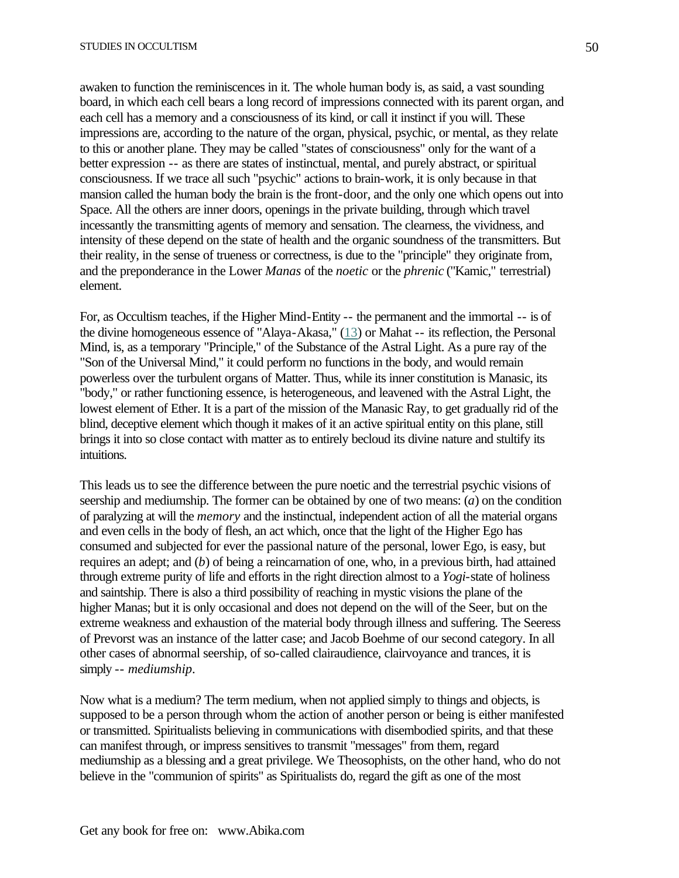awaken to function the reminiscences in it. The whole human body is, as said, a vast sounding board, in which each cell bears a long record of impressions connected with its parent organ, and each cell has a memory and a consciousness of its kind, or call it instinct if you will. These impressions are, according to the nature of the organ, physical, psychic, or mental, as they relate to this or another plane. They may be called "states of consciousness" only for the want of a better expression -- as there are states of instinctual, mental, and purely abstract, or spiritual consciousness. If we trace all such "psychic" actions to brain-work, it is only because in that mansion called the human body the brain is the front-door, and the only one which opens out into Space. All the others are inner doors, openings in the private building, through which travel incessantly the transmitting agents of memory and sensation. The clearness, the vividness, and intensity of these depend on the state of health and the organic soundness of the transmitters. But their reality, in the sense of trueness or correctness, is due to the "principle" they originate from, and the preponderance in the Lower *Manas* of the *noetic* or the *phrenic* ("Kamic," terrestrial) element.

For, as Occultism teaches, if the Higher Mind-Entity -- the permanent and the immortal -- is of the divine homogeneous essence of "Alaya-Akasa," (13) or Mahat -- its reflection, the Personal Mind, is, as a temporary "Principle," of the Substance of the Astral Light. As a pure ray of the "Son of the Universal Mind," it could perform no functions in the body, and would remain powerless over the turbulent organs of Matter. Thus, while its inner constitution is Manasic, its "body," or rather functioning essence, is heterogeneous, and leavened with the Astral Light, the lowest element of Ether. It is a part of the mission of the Manasic Ray, to get gradually rid of the blind, deceptive element which though it makes of it an active spiritual entity on this plane, still brings it into so close contact with matter as to entirely becloud its divine nature and stultify its intuitions.

This leads us to see the difference between the pure noetic and the terrestrial psychic visions of seership and mediumship. The former can be obtained by one of two means: (*a*) on the condition of paralyzing at will the *memory* and the instinctual, independent action of all the material organs and even cells in the body of flesh, an act which, once that the light of the Higher Ego has consumed and subjected for ever the passional nature of the personal, lower Ego, is easy, but requires an adept; and (*b*) of being a reincarnation of one, who, in a previous birth, had attained through extreme purity of life and efforts in the right direction almost to a *Yogi*-state of holiness and saintship. There is also a third possibility of reaching in mystic visions the plane of the higher Manas; but it is only occasional and does not depend on the will of the Seer, but on the extreme weakness and exhaustion of the material body through illness and suffering. The Seeress of Prevorst was an instance of the latter case; and Jacob Boehme of our second category. In all other cases of abnormal seership, of so-called clairaudience, clairvoyance and trances, it is simply -- *mediumship*.

Now what is a medium? The term medium, when not applied simply to things and objects, is supposed to be a person through whom the action of another person or being is either manifested or transmitted. Spiritualists believing in communications with disembodied spirits, and that these can manifest through, or impress sensitives to transmit "messages" from them, regard mediumship as a blessing and a great privilege. We Theosophists, on the other hand, who do not believe in the "communion of spirits" as Spiritualists do, regard the gift as one of the most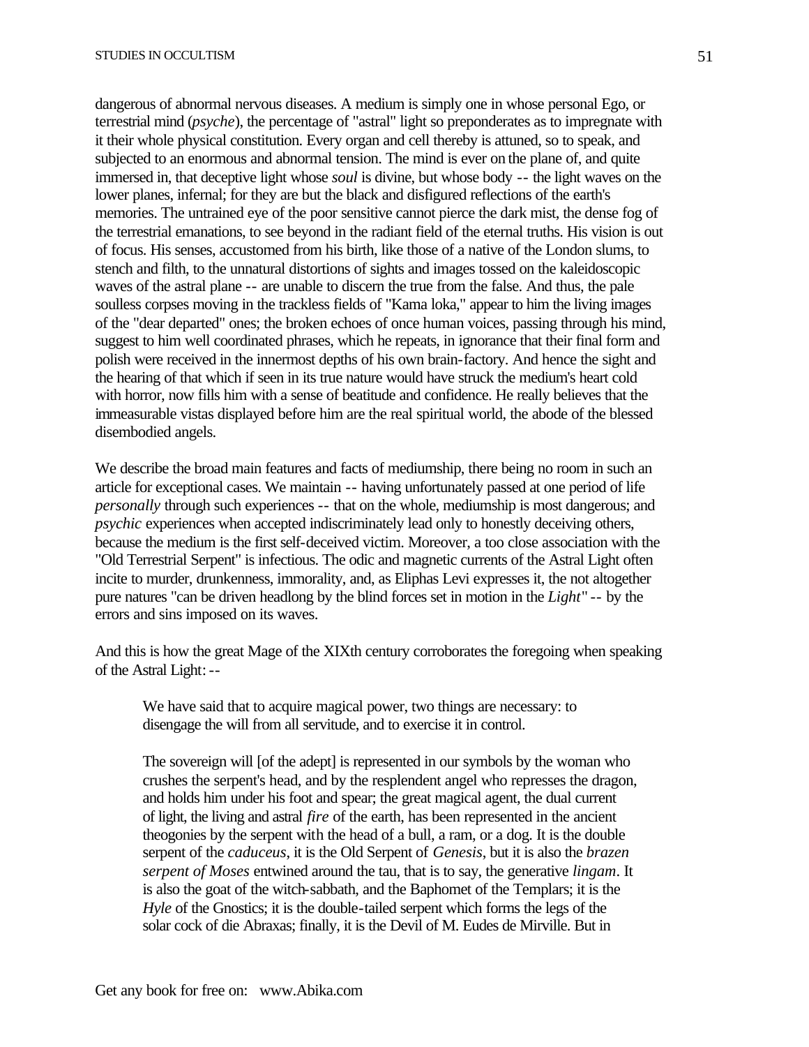dangerous of abnormal nervous diseases. A medium is simply one in whose personal Ego, or terrestrial mind (*psyche*), the percentage of "astral" light so preponderates as to impregnate with it their whole physical constitution. Every organ and cell thereby is attuned, so to speak, and subjected to an enormous and abnormal tension. The mind is ever on the plane of, and quite immersed in, that deceptive light whose *soul* is divine, but whose body -- the light waves on the lower planes, infernal; for they are but the black and disfigured reflections of the earth's memories. The untrained eye of the poor sensitive cannot pierce the dark mist, the dense fog of the terrestrial emanations, to see beyond in the radiant field of the eternal truths. His vision is out of focus. His senses, accustomed from his birth, like those of a native of the London slums, to stench and filth, to the unnatural distortions of sights and images tossed on the kaleidoscopic waves of the astral plane -- are unable to discern the true from the false. And thus, the pale soulless corpses moving in the trackless fields of "Kama loka," appear to him the living images of the "dear departed" ones; the broken echoes of once human voices, passing through his mind, suggest to him well coordinated phrases, which he repeats, in ignorance that their final form and polish were received in the innermost depths of his own brain-factory. And hence the sight and the hearing of that which if seen in its true nature would have struck the medium's heart cold with horror, now fills him with a sense of beatitude and confidence. He really believes that the immeasurable vistas displayed before him are the real spiritual world, the abode of the blessed disembodied angels.

We describe the broad main features and facts of mediumship, there being no room in such an article for exceptional cases. We maintain -- having unfortunately passed at one period of life *personally* through such experiences -- that on the whole, mediumship is most dangerous; and *psychic* experiences when accepted indiscriminately lead only to honestly deceiving others, because the medium is the first self-deceived victim. Moreover, a too close association with the "Old Terrestrial Serpent" is infectious. The odic and magnetic currents of the Astral Light often incite to murder, drunkenness, immorality, and, as Eliphas Levi expresses it, the not altogether pure natures "can be driven headlong by the blind forces set in motion in the *Light*" -- by the errors and sins imposed on its waves.

And this is how the great Mage of the XIXth century corroborates the foregoing when speaking of the Astral Light: --

> We have said that to acquire magical power, two things are necessary: to disengage the will from all servitude, and to exercise it in control.
>
> The sovereign will [of the adept] is represented in our symbols by the woman who crushes the serpent's head, and by the resplendent angel who represses the dragon, and holds him under his foot and spear; the great magical agent, the dual current of light, the living and astral *fire* of the earth, has been represented in the ancient theogonies by the serpent with the head of a bull, a ram, or a dog. It is the double serpent of the *caduceus*, it is the Old Serpent of *Genesis*, but it is also the *brazen serpent of Moses* entwined around the tau, that is to say, the generative *lingam*. It is also the goat of the witch-sabbath, and the Baphomet of the Templars; it is the *Hyle* of the Gnostics; it is the double-tailed serpent which forms the legs of the solar cock of die Abraxas; finally, it is the Devil of M. Eudes de Mirville. But in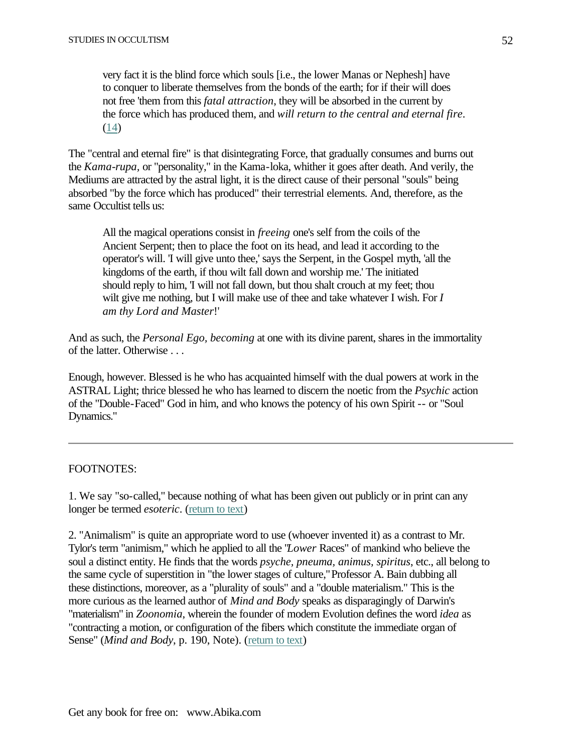> very fact it is the blind force which souls [i.e., the lower Manas or Nephesh] have to conquer to liberate themselves from the bonds of the earth; for if their will does not free 'them from this *fatal attraction*, they will be absorbed in the current by the force which has produced them, and *will return to the central and eternal fire*. (14)

The "central and eternal fire" is that disintegrating Force, that gradually consumes and burns out the *Kama-rupa*, or "personality," in the Kama-loka, whither it goes after death. And verily, the Mediums are attracted by the astral light, it is the direct cause of their personal "souls" being absorbed "by the force which has produced" their terrestrial elements. And, therefore, as the same Occultist tells us:

> All the magical operations consist in *freeing* one's self from the coils of the Ancient Serpent; then to place the foot on its head, and lead it according to the operator's will. 'I will give unto thee,' says the Serpent, in the Gospel myth, 'all the kingdoms of the earth, if thou wilt fall down and worship me.' The initiated should reply to him, 'I will not fall down, but thou shalt crouch at my feet; thou wilt give me nothing, but I will make use of thee and take whatever I wish. For *I am thy Lord and Master*!'

And as such, the *Personal Ego*, *becoming* at one with its divine parent, shares in the immortality of the latter. Otherwise . . .

Enough, however. Blessed is he who has acquainted himself with the dual powers at work in the ASTRAL Light; thrice blessed he who has learned to discern the noetic from the *Psychic* action of the "Double-Faced" God in him, and who knows the potency of his own Spirit -- or "Soul Dynamics."

---

FOOTNOTES:

1. We say "so-called," because nothing of what has been given out publicly or in print can any longer be termed *esoteric*. (return to text)

2. "Animalism" is quite an appropriate word to use (whoever invented it) as a contrast to Mr. Tylor's term "animism," which he applied to all the "*Lower* Races" of mankind who believe the soul a distinct entity. He finds that the words *psyche, pneuma, animus, spiritus*, etc., all belong to the same cycle of superstition in "the lower stages of culture," Professor A. Bain dubbing all these distinctions, moreover, as a "plurality of souls" and a "double materialism." This is the more curious as the learned author of *Mind and Body* speaks as disparagingly of Darwin's "materialism" in *Zoonomia*, wherein the founder of modern Evolution defines the word *idea* as "contracting a motion, or configuration of the fibers which constitute the immediate organ of Sense" (*Mind and Body*, p. 190, Note). (return to text)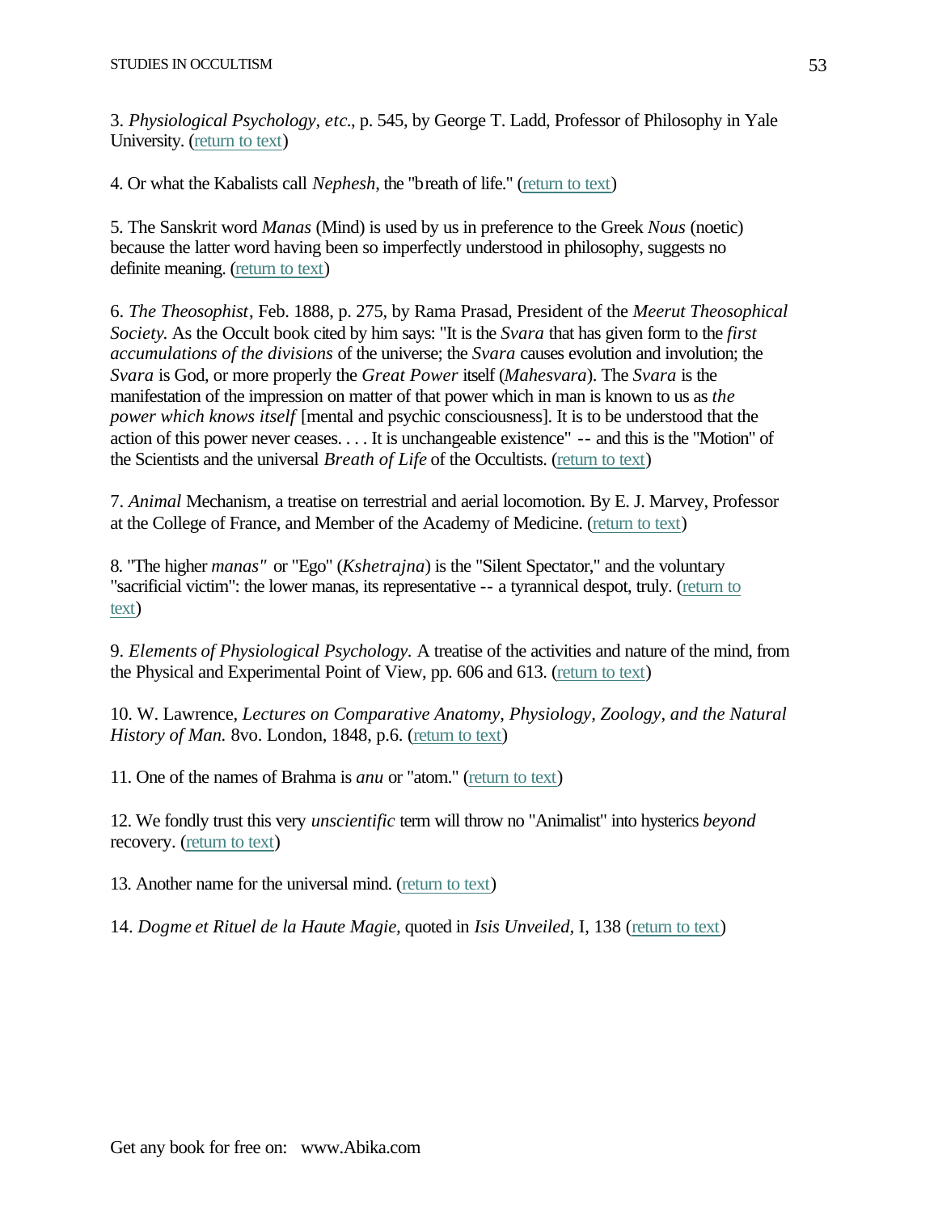3. *Physiological Psychology, etc.*, p. 545, by George T. Ladd, Professor of Philosophy in Yale University. (return to text)

4. Or what the Kabalists call *Nephesh*, the "breath of life." (return to text)

5. The Sanskrit word *Manas* (Mind) is used by us in preference to the Greek *Nous* (noetic) because the latter word having been so imperfectly understood in philosophy, suggests no definite meaning. (return to text)

6. *The Theosophist*, Feb. 1888, p. 275, by Rama Prasad, President of the *Meerut Theosophical Society.* As the Occult book cited by him says: "It is the *Svara* that has given form to the *first accumulations of the divisions* of the universe; the *Svara* causes evolution and involution; the *Svara* is God, or more properly the *Great Power* itself (*Mahesvara*). The *Svara* is the manifestation of the impression on matter of that power which in man is known to us as *the power which knows itself* [mental and psychic consciousness]. It is to be understood that the action of this power never ceases. . . . It is unchangeable existence" -- and this is the "Motion" of the Scientists and the universal *Breath of Life* of the Occultists. (return to text)

7. *Animal* Mechanism, a treatise on terrestrial and aerial locomotion. By E. J. Marvey, Professor at the College of France, and Member of the Academy of Medicine. (return to text)

8. "The higher *manas"* or "Ego" (*Kshetrajna*) is the "Silent Spectator," and the voluntary "sacrificial victim": the lower manas, its representative -- a tyrannical despot, truly. (return to text)

9. *Elements of Physiological Psychology.* A treatise of the activities and nature of the mind, from the Physical and Experimental Point of View, pp. 606 and 613. (return to text)

10. W. Lawrence, *Lectures on Comparative Anatomy, Physiology, Zoology, and the Natural History of Man.* 8vo. London, 1848, p.6. (return to text)

11. One of the names of Brahma is *anu* or "atom." (return to text)

12. We fondly trust this very *unscientific* term will throw no "Animalist" into hysterics *beyond* recovery. (return to text)

13. Another name for the universal mind. (return to text)

14. *Dogme et Rituel de la Haute Magie*, quoted in *Isis Unveiled*, I, 138 (return to text)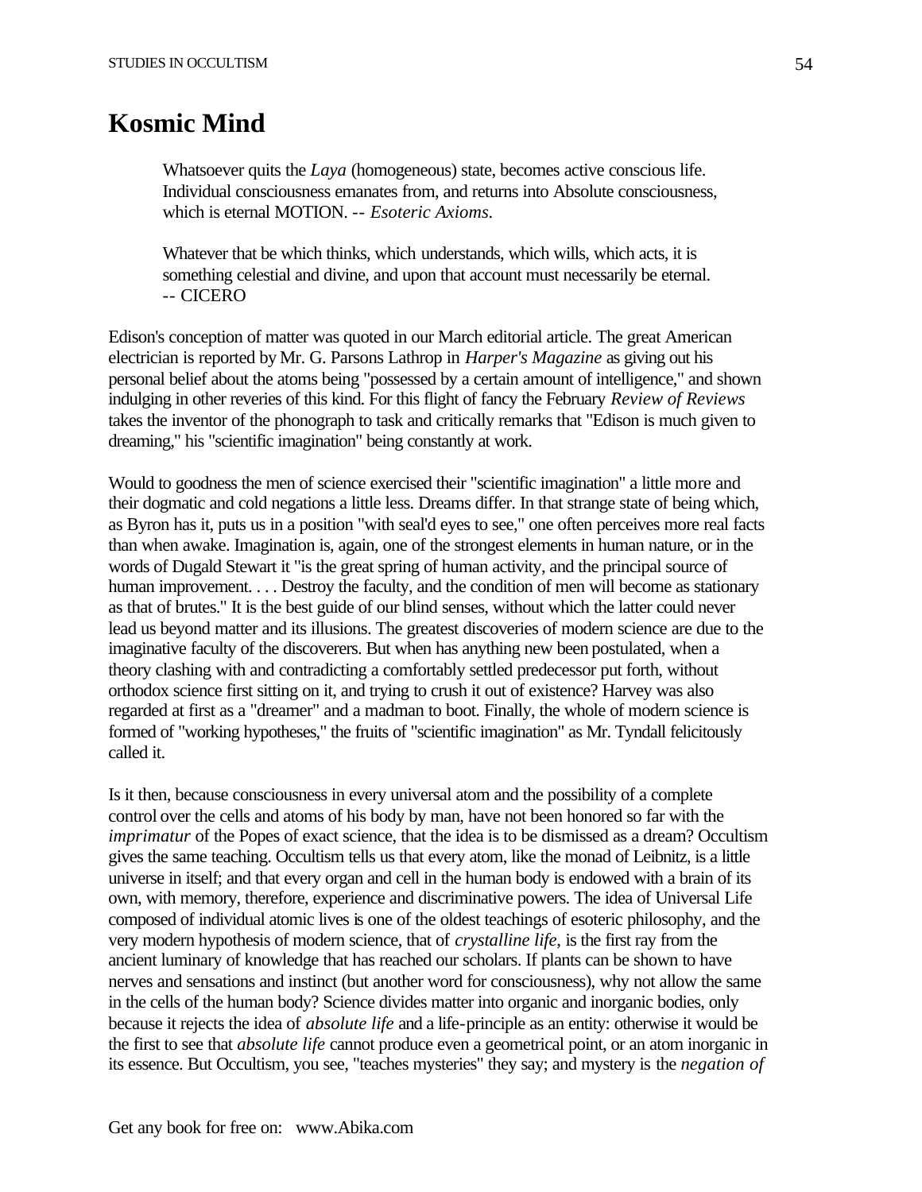# Kosmic Mind

> Whatsoever quits the *Laya* (homogeneous) state, becomes active conscious life. Individual consciousness emanates from, and returns into Absolute consciousness, which is eternal MOTION. -- *Esoteric Axioms*.

> Whatever that be which thinks, which understands, which wills, which acts, it is something celestial and divine, and upon that account must necessarily be eternal. -- CICERO

Edison's conception of matter was quoted in our March editorial article. The great American electrician is reported by Mr. G. Parsons Lathrop in *Harper's Magazine* as giving out his personal belief about the atoms being "possessed by a certain amount of intelligence," and shown indulging in other reveries of this kind. For this flight of fancy the February *Review of Reviews* takes the inventor of the phonograph to task and critically remarks that "Edison is much given to dreaming," his "scientific imagination" being constantly at work.

Would to goodness the men of science exercised their "scientific imagination" a little more and their dogmatic and cold negations a little less. Dreams differ. In that strange state of being which, as Byron has it, puts us in a position "with seal'd eyes to see," one often perceives more real facts than when awake. Imagination is, again, one of the strongest elements in human nature, or in the words of Dugald Stewart it "is the great spring of human activity, and the principal source of human improvement. . . . Destroy the faculty, and the condition of men will become as stationary as that of brutes." It is the best guide of our blind senses, without which the latter could never lead us beyond matter and its illusions. The greatest discoveries of modern science are due to the imaginative faculty of the discoverers. But when has anything new been postulated, when a theory clashing with and contradicting a comfortably settled predecessor put forth, without orthodox science first sitting on it, and trying to crush it out of existence? Harvey was also regarded at first as a "dreamer" and a madman to boot. Finally, the whole of modern science is formed of "working hypotheses," the fruits of "scientific imagination" as Mr. Tyndall felicitously called it.

Is it then, because consciousness in every universal atom and the possibility of a complete control over the cells and atoms of his body by man, have not been honored so far with the *imprimatur* of the Popes of exact science, that the idea is to be dismissed as a dream? Occultism gives the same teaching. Occultism tells us that every atom, like the monad of Leibnitz, is a little universe in itself; and that every organ and cell in the human body is endowed with a brain of its own, with memory, therefore, experience and discriminative powers. The idea of Universal Life composed of individual atomic lives is one of the oldest teachings of esoteric philosophy, and the very modern hypothesis of modern science, that of *crystalline life,* is the first ray from the ancient luminary of knowledge that has reached our scholars. If plants can be shown to have nerves and sensations and instinct (but another word for consciousness), why not allow the same in the cells of the human body? Science divides matter into organic and inorganic bodies, only because it rejects the idea of *absolute life* and a life-principle as an entity: otherwise it would be the first to see that *absolute life* cannot produce even a geometrical point, or an atom inorganic in its essence. But Occultism, you see, "teaches mysteries" they say; and mystery is the *negation of*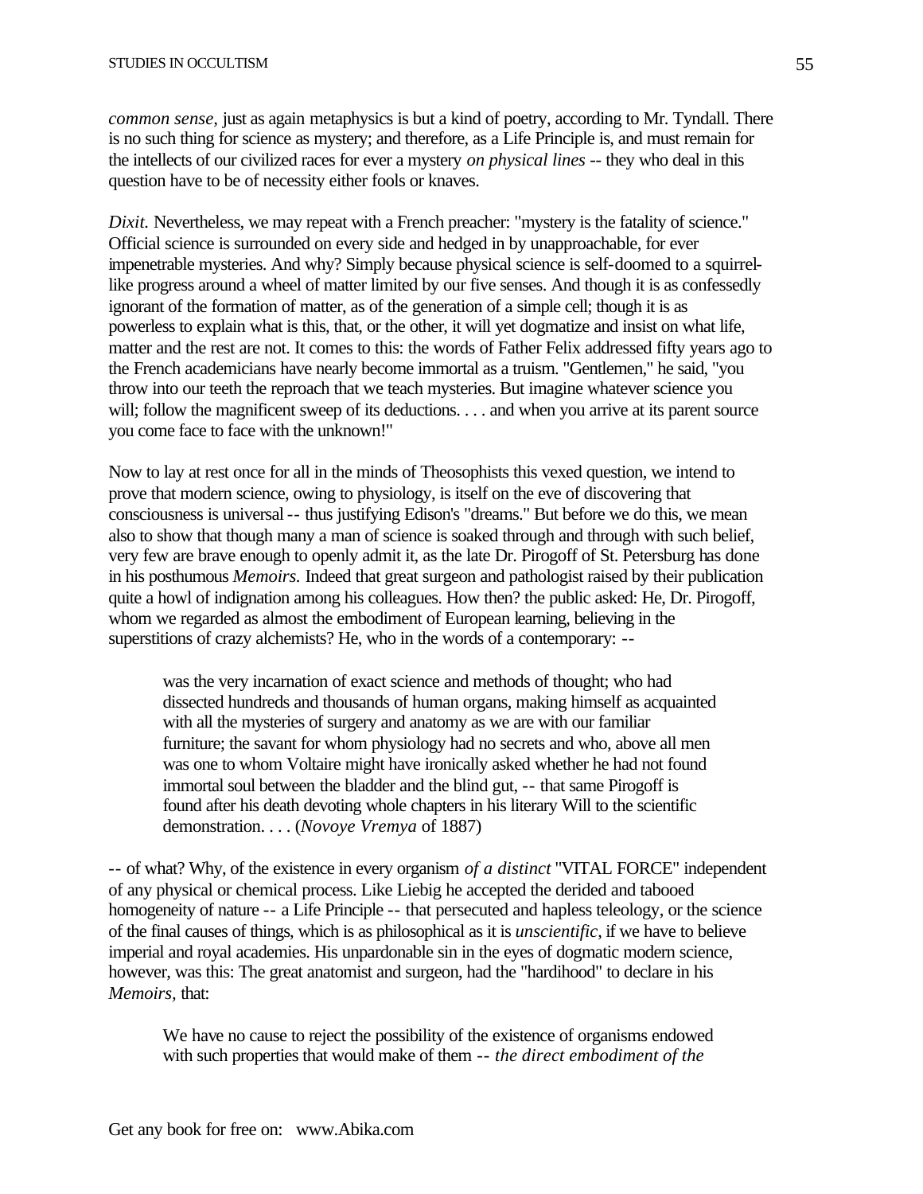*common sense,* just as again metaphysics is but a kind of poetry, according to Mr. Tyndall. There is no such thing for science as mystery; and therefore, as a Life Principle is, and must remain for the intellects of our civilized races for ever a mystery *on physical lines* -- they who deal in this question have to be of necessity either fools or knaves.

*Dixit.* Nevertheless, we may repeat with a French preacher: "mystery is the fatality of science." Official science is surrounded on every side and hedged in by unapproachable, for ever impenetrable mysteries. And why? Simply because physical science is self-doomed to a squirrel-like progress around a wheel of matter limited by our five senses. And though it is as confessedly ignorant of the formation of matter, as of the generation of a simple cell; though it is as powerless to explain what is this, that, or the other, it will yet dogmatize and insist on what life, matter and the rest are not. It comes to this: the words of Father Felix addressed fifty years ago to the French academicians have nearly become immortal as a truism. "Gentlemen," he said, "you throw into our teeth the reproach that we teach mysteries. But imagine whatever science you will; follow the magnificent sweep of its deductions. . . . and when you arrive at its parent source you come face to face with the unknown!"

Now to lay at rest once for all in the minds of Theosophists this vexed question, we intend to prove that modern science, owing to physiology, is itself on the eve of discovering that consciousness is universal -- thus justifying Edison's "dreams." But before we do this, we mean also to show that though many a man of science is soaked through and through with such belief, very few are brave enough to openly admit it, as the late Dr. Pirogoff of St. Petersburg has done in his posthumous *Memoirs.* Indeed that great surgeon and pathologist raised by their publication quite a howl of indignation among his colleagues. How then? the public asked: He, Dr. Pirogoff, whom we regarded as almost the embodiment of European learning, believing in the superstitions of crazy alchemists? He, who in the words of a contemporary: --

> was the very incarnation of exact science and methods of thought; who had dissected hundreds and thousands of human organs, making himself as acquainted with all the mysteries of surgery and anatomy as we are with our familiar furniture; the savant for whom physiology had no secrets and who, above all men was one to whom Voltaire might have ironically asked whether he had not found immortal soul between the bladder and the blind gut, -- that same Pirogoff is found after his death devoting whole chapters in his literary Will to the scientific demonstration. . . . (*Novoye Vremya* of 1887)

-- of what? Why, of the existence in every organism *of a distinct* "VITAL FORCE" independent of any physical or chemical process. Like Liebig he accepted the derided and tabooed homogeneity of nature -- a Life Principle -- that persecuted and hapless teleology, or the science of the final causes of things, which is as philosophical as it is *unscientific*, if we have to believe imperial and royal academies. His unpardonable sin in the eyes of dogmatic modern science, however, was this: The great anatomist and surgeon, had the "hardihood" to declare in his *Memoirs,* that:

> We have no cause to reject the possibility of the existence of organisms endowed with such properties that would make of them -- *the direct embodiment of the*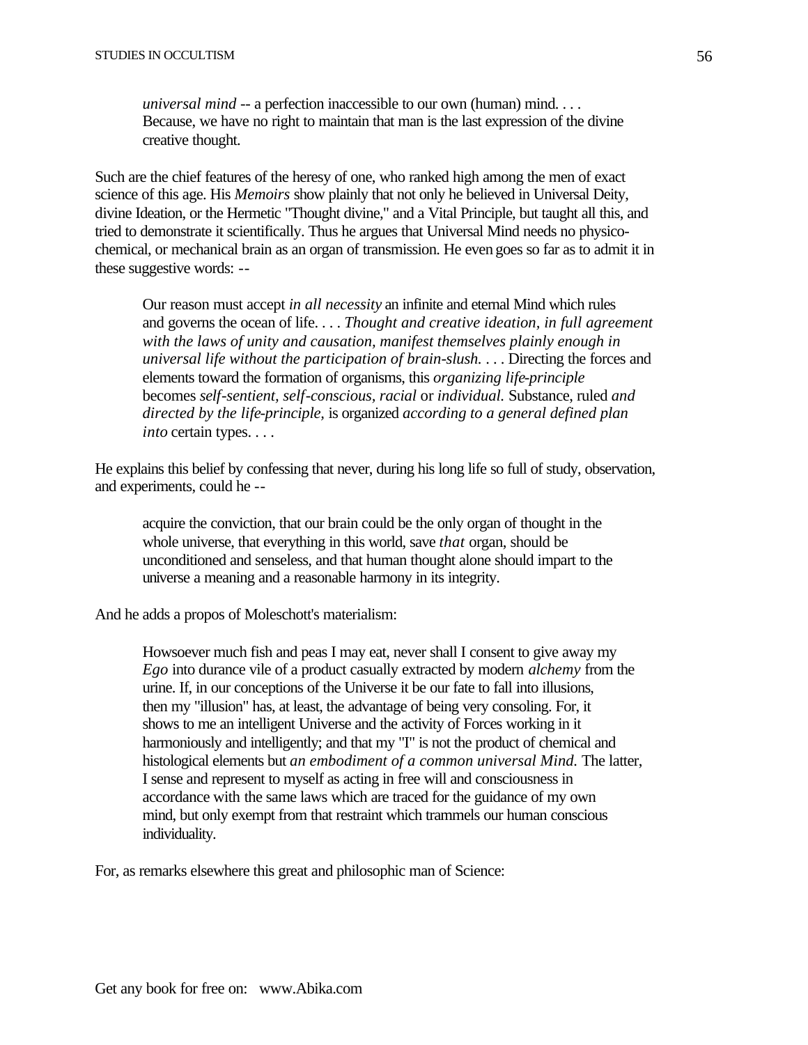> *universal mind* -- a perfection inaccessible to our own (human) mind. . . . Because, we have no right to maintain that man is the last expression of the divine creative thought.

Such are the chief features of the heresy of one, who ranked high among the men of exact science of this age. His *Memoirs* show plainly that not only he believed in Universal Deity, divine Ideation, or the Hermetic "Thought divine," and a Vital Principle, but taught all this, and tried to demonstrate it scientifically. Thus he argues that Universal Mind needs no physico-chemical, or mechanical brain as an organ of transmission. He even goes so far as to admit it in these suggestive words: --

> Our reason must accept *in all necessity* an infinite and eternal Mind which rules and governs the ocean of life. . . . *Thought and creative ideation, in full agreement with the laws of unity and causation, manifest themselves plainly enough in universal life without the participation of brain-slush.* . . . Directing the forces and elements toward the formation of organisms, this *organizing life-principle* becomes *self-sentient, self-conscious, racial* or *individual.* Substance, ruled *and directed by the life-principle,* is organized *according to a general defined plan into* certain types. . . .

He explains this belief by confessing that never, during his long life so full of study, observation, and experiments, could he --

> acquire the conviction, that our brain could be the only organ of thought in the whole universe, that everything in this world, save *that* organ, should be unconditioned and senseless, and that human thought alone should impart to the universe a meaning and a reasonable harmony in its integrity.

And he adds a propos of Moleschott's materialism:

> Howsoever much fish and peas I may eat, never shall I consent to give away my *Ego* into durance vile of a product casually extracted by modern *alchemy* from the urine. If, in our conceptions of the Universe it be our fate to fall into illusions, then my "illusion" has, at least, the advantage of being very consoling. For, it shows to me an intelligent Universe and the activity of Forces working in it harmoniously and intelligently; and that my "I" is not the product of chemical and histological elements but *an embodiment of a common universal Mind.* The latter, I sense and represent to myself as acting in free will and consciousness in accordance with the same laws which are traced for the guidance of my own mind, but only exempt from that restraint which trammels our human conscious individuality.

For, as remarks elsewhere this great and philosophic man of Science: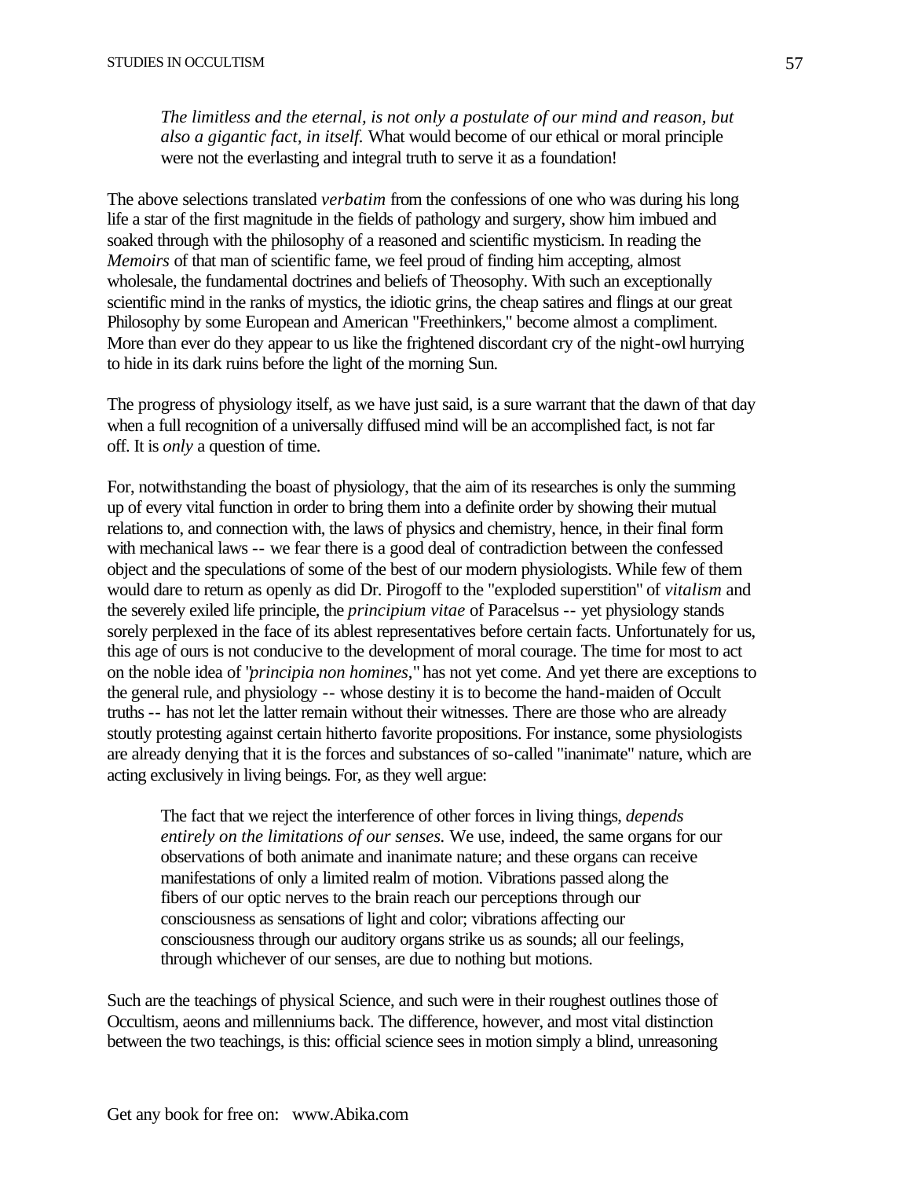> *The limitless and the eternal, is not only a postulate of our mind and reason, but also a gigantic fact, in itself.* What would become of our ethical or moral principle were not the everlasting and integral truth to serve it as a foundation!

The above selections translated *verbatim* from the confessions of one who was during his long life a star of the first magnitude in the fields of pathology and surgery, show him imbued and soaked through with the philosophy of a reasoned and scientific mysticism. In reading the *Memoirs* of that man of scientific fame, we feel proud of finding him accepting, almost wholesale, the fundamental doctrines and beliefs of Theosophy. With such an exceptionally scientific mind in the ranks of mystics, the idiotic grins, the cheap satires and flings at our great Philosophy by some European and American "Freethinkers," become almost a compliment. More than ever do they appear to us like the frightened discordant cry of the night-owl hurrying to hide in its dark ruins before the light of the morning Sun.

The progress of physiology itself, as we have just said, is a sure warrant that the dawn of that day when a full recognition of a universally diffused mind will be an accomplished fact, is not far off. It is *only* a question of time.

For, notwithstanding the boast of physiology, that the aim of its researches is only the summing up of every vital function in order to bring them into a definite order by showing their mutual relations to, and connection with, the laws of physics and chemistry, hence, in their final form with mechanical laws -- we fear there is a good deal of contradiction between the confessed object and the speculations of some of the best of our modern physiologists. While few of them would dare to return as openly as did Dr. Pirogoff to the "exploded superstition" of *vitalism* and the severely exiled life principle, the *principium vitae* of Paracelsus -- yet physiology stands sorely perplexed in the face of its ablest representatives before certain facts. Unfortunately for us, this age of ours is not conducive to the development of moral courage. The time for most to act on the noble idea of "*principia non homines*," has not yet come. And yet there are exceptions to the general rule, and physiology -- whose destiny it is to become the hand-maiden of Occult truths -- has not let the latter remain without their witnesses. There are those who are already stoutly protesting against certain hitherto favorite propositions. For instance, some physiologists are already denying that it is the forces and substances of so-called "inanimate" nature, which are acting exclusively in living beings. For, as they well argue:

> The fact that we reject the interference of other forces in living things, *depends entirely on the limitations of our senses.* We use, indeed, the same organs for our observations of both animate and inanimate nature; and these organs can receive manifestations of only a limited realm of motion. Vibrations passed along the fibers of our optic nerves to the brain reach our perceptions through our consciousness as sensations of light and color; vibrations affecting our consciousness through our auditory organs strike us as sounds; all our feelings, through whichever of our senses, are due to nothing but motions.

Such are the teachings of physical Science, and such were in their roughest outlines those of Occultism, aeons and millenniums back. The difference, however, and most vital distinction between the two teachings, is this: official science sees in motion simply a blind, unreasoning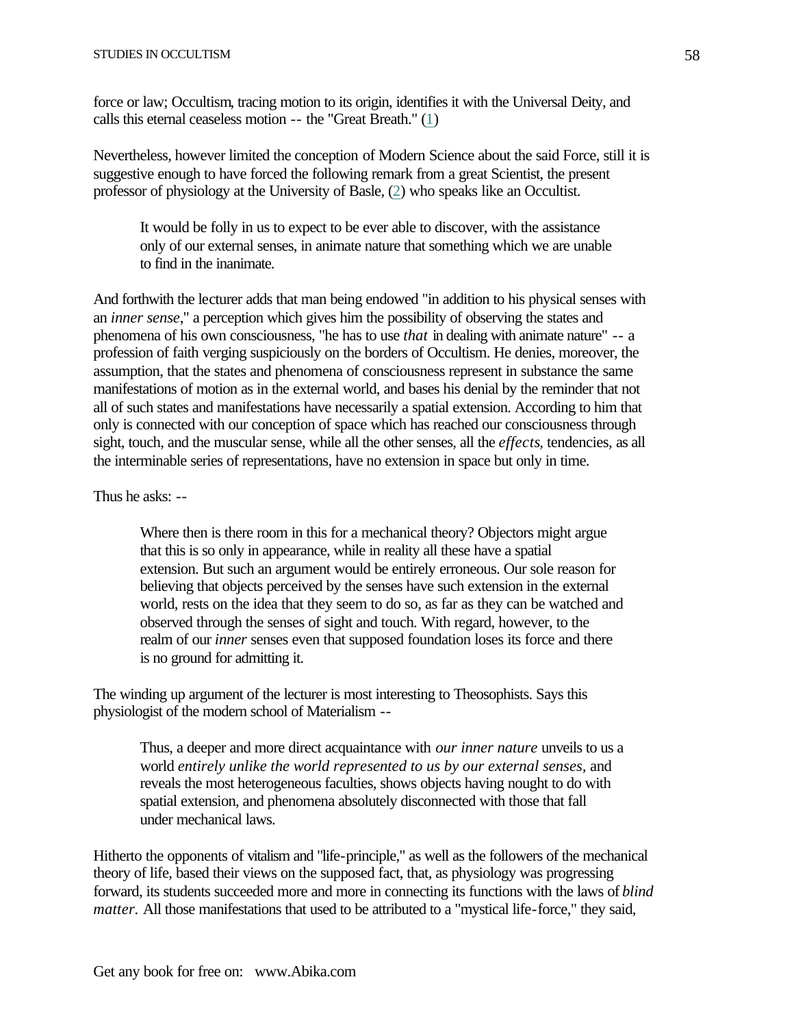force or law; Occultism, tracing motion to its origin, identifies it with the Universal Deity, and calls this eternal ceaseless motion -- the "Great Breath." (1)

Nevertheless, however limited the conception of Modern Science about the said Force, still it is suggestive enough to have forced the following remark from a great Scientist, the present professor of physiology at the University of Basle, (2) who speaks like an Occultist.

> It would be folly in us to expect to be ever able to discover, with the assistance only of our external senses, in animate nature that something which we are unable to find in the inanimate.

And forthwith the lecturer adds that man being endowed "in addition to his physical senses with an *inner sense*," a perception which gives him the possibility of observing the states and phenomena of his own consciousness, "he has to use *that* in dealing with animate nature" -- a profession of faith verging suspiciously on the borders of Occultism. He denies, moreover, the assumption, that the states and phenomena of consciousness represent in substance the same manifestations of motion as in the external world, and bases his denial by the reminder that not all of such states and manifestations have necessarily a spatial extension. According to him that only is connected with our conception of space which has reached our consciousness through sight, touch, and the muscular sense, while all the other senses, all the *effects*, tendencies, as all the interminable series of representations, have no extension in space but only in time.

Thus he asks: --

> Where then is there room in this for a mechanical theory? Objectors might argue that this is so only in appearance, while in reality all these have a spatial extension. But such an argument would be entirely erroneous. Our sole reason for believing that objects perceived by the senses have such extension in the external world, rests on the idea that they seem to do so, as far as they can be watched and observed through the senses of sight and touch. With regard, however, to the realm of our *inner* senses even that supposed foundation loses its force and there is no ground for admitting it.

The winding up argument of the lecturer is most interesting to Theosophists. Says this physiologist of the modern school of Materialism --

> Thus, a deeper and more direct acquaintance with *our inner nature* unveils to us a world *entirely unlike the world represented to us by our external senses,* and reveals the most heterogeneous faculties, shows objects having nought to do with spatial extension, and phenomena absolutely disconnected with those that fall under mechanical laws.

Hitherto the opponents of vitalism and "life-principle," as well as the followers of the mechanical theory of life, based their views on the supposed fact, that, as physiology was progressing forward, its students succeeded more and more in connecting its functions with the laws of *blind matter.* All those manifestations that used to be attributed to a "mystical life-force," they said,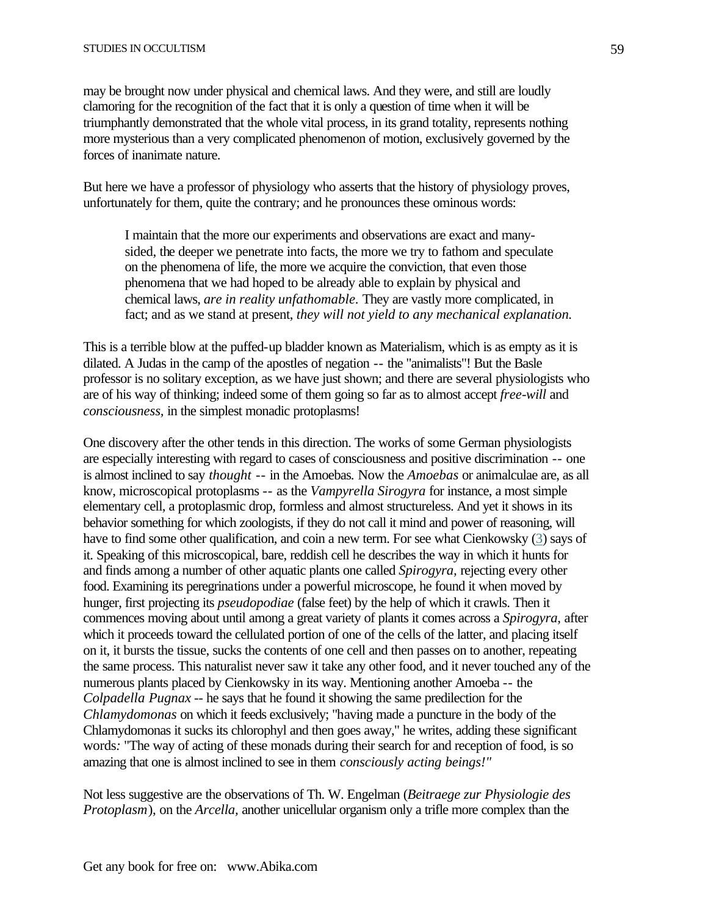may be brought now under physical and chemical laws. And they were, and still are loudly clamoring for the recognition of the fact that it is only a question of time when it will be triumphantly demonstrated that the whole vital process, in its grand totality, represents nothing more mysterious than a very complicated phenomenon of motion, exclusively governed by the forces of inanimate nature.

But here we have a professor of physiology who asserts that the history of physiology proves, unfortunately for them, quite the contrary; and he pronounces these ominous words:

> I maintain that the more our experiments and observations are exact and many-sided, the deeper we penetrate into facts, the more we try to fathom and speculate on the phenomena of life, the more we acquire the conviction, that even those phenomena that we had hoped to be already able to explain by physical and chemical laws, *are in reality unfathomable.* They are vastly more complicated, in fact; and as we stand at present, *they will not yield to any mechanical explanation.*

This is a terrible blow at the puffed-up bladder known as Materialism, which is as empty as it is dilated. A Judas in the camp of the apostles of negation -- the "animalists"! But the Basle professor is no solitary exception, as we have just shown; and there are several physiologists who are of his way of thinking; indeed some of them going so far as to almost accept *free-will* and *consciousness,* in the simplest monadic protoplasms!

One discovery after the other tends in this direction. The works of some German physiologists are especially interesting with regard to cases of consciousness and positive discrimination -- one is almost inclined to say *thought* -- in the Amoebas. Now the *Amoebas* or animalculae are, as all know, microscopical protoplasms -- as the *Vampyrella Sirogyra* for instance, a most simple elementary cell, a protoplasmic drop, formless and almost structureless. And yet it shows in its behavior something for which zoologists, if they do not call it mind and power of reasoning, will have to find some other qualification, and coin a new term. For see what Cienkowsky (3) says of it. Speaking of this microscopical, bare, reddish cell he describes the way in which it hunts for and finds among a number of other aquatic plants one called *Spirogyra,* rejecting every other food. Examining its peregrinations under a powerful microscope, he found it when moved by hunger, first projecting its *pseudopodiae* (false feet) by the help of which it crawls. Then it commences moving about until among a great variety of plants it comes across a *Spirogyra,* after which it proceeds toward the cellulated portion of one of the cells of the latter, and placing itself on it, it bursts the tissue, sucks the contents of one cell and then passes on to another, repeating the same process. This naturalist never saw it take any other food, and it never touched any of the numerous plants placed by Cienkowsky in its way. Mentioning another Amoeba -- the *Colpadella Pugnax* -- he says that he found it showing the same predilection for the *Chlamydomonas* on which it feeds exclusively; "having made a puncture in the body of the Chlamydomonas it sucks its chlorophyl and then goes away," he writes, adding these significant words: "The way of acting of these monads during their search for and reception of food, is so amazing that one is almost inclined to see in them *consciously acting beings!"*

Not less suggestive are the observations of Th. W. Engelman (*Beitraege zur Physiologie des Protoplasm*), on the *Arcella,* another unicellular organism only a trifle more complex than the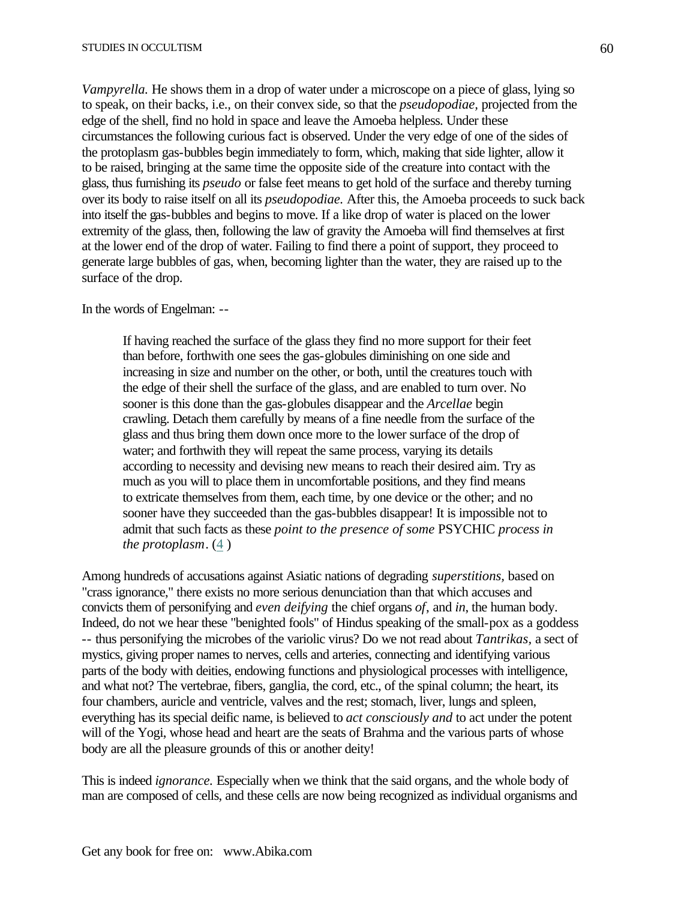*Vampyrella.* He shows them in a drop of water under a microscope on a piece of glass, lying so to speak, on their backs, i.e., on their convex side, so that the *pseudopodiae,* projected from the edge of the shell, find no hold in space and leave the Amoeba helpless. Under these circumstances the following curious fact is observed. Under the very edge of one of the sides of the protoplasm gas-bubbles begin immediately to form, which, making that side lighter, allow it to be raised, bringing at the same time the opposite side of the creature into contact with the glass, thus furnishing its *pseudo* or false feet means to get hold of the surface and thereby turning over its body to raise itself on all its *pseudopodiae.* After this, the Amoeba proceeds to suck back into itself the gas-bubbles and begins to move. If a like drop of water is placed on the lower extremity of the glass, then, following the law of gravity the Amoeba will find themselves at first at the lower end of the drop of water. Failing to find there a point of support, they proceed to generate large bubbles of gas, when, becoming lighter than the water, they are raised up to the surface of the drop.

In the words of Engelman: --

> If having reached the surface of the glass they find no more support for their feet than before, forthwith one sees the gas-globules diminishing on one side and increasing in size and number on the other, or both, until the creatures touch with the edge of their shell the surface of the glass, and are enabled to turn over. No sooner is this done than the gas-globules disappear and the *Arcellae* begin crawling. Detach them carefully by means of a fine needle from the surface of the glass and thus bring them down once more to the lower surface of the drop of water; and forthwith they will repeat the same process, varying its details according to necessity and devising new means to reach their desired aim. Try as much as you will to place them in uncomfortable positions, and they find means to extricate themselves from them, each time, by one device or the other; and no sooner have they succeeded than the gas-bubbles disappear! It is impossible not to admit that such facts as these *point to the presence of some* PSYCHIC *process in the protoplasm*. (4 )

Among hundreds of accusations against Asiatic nations of degrading *superstitions,* based on "crass ignorance," there exists no more serious denunciation than that which accuses and convicts them of personifying and *even deifying* the chief organs *of,* and *in*, the human body. Indeed, do not we hear these "benighted fools" of Hindus speaking of the small-pox as a goddess -- thus personifying the microbes of the variolic virus? Do we not read about *Tantrikas,* a sect of mystics, giving proper names to nerves, cells and arteries, connecting and identifying various parts of the body with deities, endowing functions and physiological processes with intelligence, and what not? The vertebrae, fibers, ganglia, the cord, etc., of the spinal column; the heart, its four chambers, auricle and ventricle, valves and the rest; stomach, liver, lungs and spleen, everything has its special deific name, is believed to *act consciously and* to act under the potent will of the Yogi, whose head and heart are the seats of Brahma and the various parts of whose body are all the pleasure grounds of this or another deity!

This is indeed *ignorance.* Especially when we think that the said organs, and the whole body of man are composed of cells, and these cells are now being recognized as individual organisms and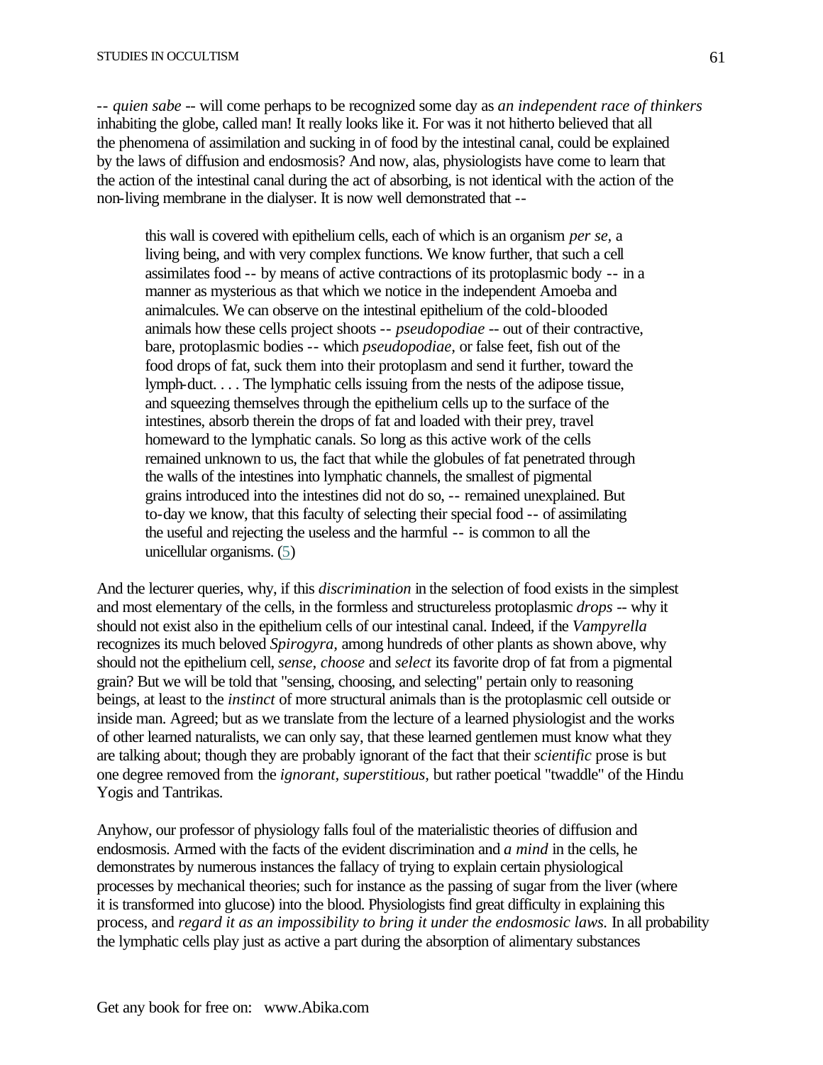-- *quien sabe* -- will come perhaps to be recognized some day as *an independent race of thinkers* inhabiting the globe, called man! It really looks like it. For was it not hitherto believed that all the phenomena of assimilation and sucking in of food by the intestinal canal, could be explained by the laws of diffusion and endosmosis? And now, alas, physiologists have come to learn that the action of the intestinal canal during the act of absorbing, is not identical with the action of the non-living membrane in the dialyser. It is now well demonstrated that --

> this wall is covered with epithelium cells, each of which is an organism *per se,* a living being, and with very complex functions. We know further, that such a cell assimilates food -- by means of active contractions of its protoplasmic body -- in a manner as mysterious as that which we notice in the independent Amoeba and animalcules. We can observe on the intestinal epithelium of the cold-blooded animals how these cells project shoots -- *pseudopodiae* -- out of their contractive, bare, protoplasmic bodies -- which *pseudopodiae,* or false feet, fish out of the food drops of fat, suck them into their protoplasm and send it further, toward the lymph-duct. . . . The lymphatic cells issuing from the nests of the adipose tissue, and squeezing themselves through the epithelium cells up to the surface of the intestines, absorb therein the drops of fat and loaded with their prey, travel homeward to the lymphatic canals. So long as this active work of the cells remained unknown to us, the fact that while the globules of fat penetrated through the walls of the intestines into lymphatic channels, the smallest of pigmental grains introduced into the intestines did not do so, -- remained unexplained. But to-day we know, that this faculty of selecting their special food -- of assimilating the useful and rejecting the useless and the harmful -- is common to all the unicellular organisms. (5)

And the lecturer queries, why, if this *discrimination* in the selection of food exists in the simplest and most elementary of the cells, in the formless and structureless protoplasmic *drops* -- why it should not exist also in the epithelium cells of our intestinal canal. Indeed, if the *Vampyrella* recognizes its much beloved *Spirogyra,* among hundreds of other plants as shown above, why should not the epithelium cell, *sense, choose* and *select* its favorite drop of fat from a pigmental grain? But we will be told that "sensing, choosing, and selecting" pertain only to reasoning beings, at least to the *instinct* of more structural animals than is the protoplasmic cell outside or inside man. Agreed; but as we translate from the lecture of a learned physiologist and the works of other learned naturalists, we can only say, that these learned gentlemen must know what they are talking about; though they are probably ignorant of the fact that their *scientific* prose is but one degree removed from the *ignorant, superstitious,* but rather poetical "twaddle" of the Hindu Yogis and Tantrikas.

Anyhow, our professor of physiology falls foul of the materialistic theories of diffusion and endosmosis. Armed with the facts of the evident discrimination and *a mind* in the cells, he demonstrates by numerous instances the fallacy of trying to explain certain physiological processes by mechanical theories; such for instance as the passing of sugar from the liver (where it is transformed into glucose) into the blood. Physiologists find great difficulty in explaining this process, and *regard it as an impossibility to bring it under the endosmosic laws.* In all probability the lymphatic cells play just as active a part during the absorption of alimentary substances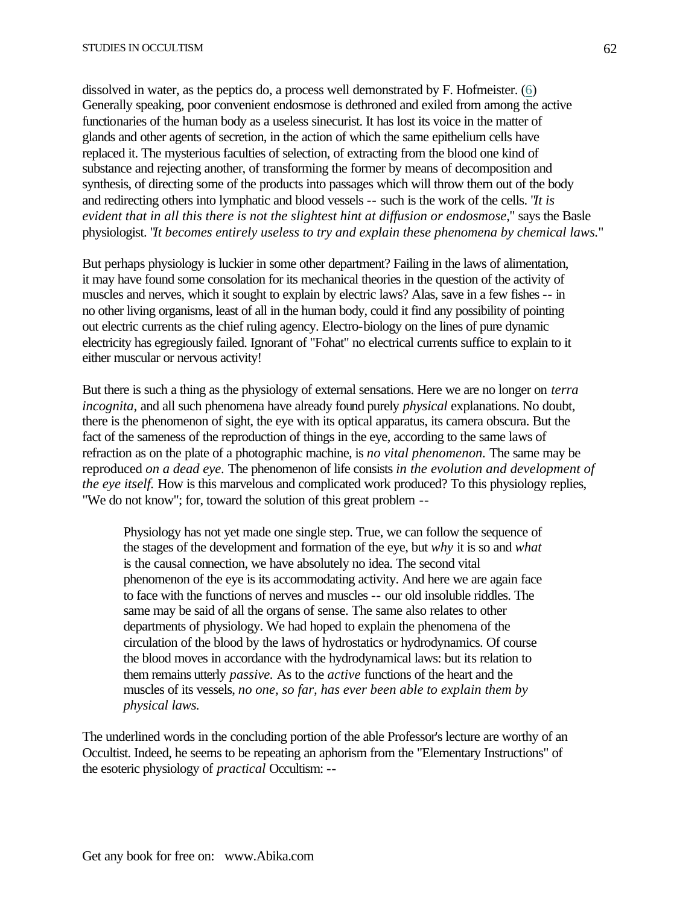dissolved in water, as the peptics do, a process well demonstrated by F. Hofmeister. (6) Generally speaking, poor convenient endosmose is dethroned and exiled from among the active functionaries of the human body as a useless sinecurist. It has lost its voice in the matter of glands and other agents of secretion, in the action of which the same epithelium cells have replaced it. The mysterious faculties of selection, of extracting from the blood one kind of substance and rejecting another, of transforming the former by means of decomposition and synthesis, of directing some of the products into passages which will throw them out of the body and redirecting others into lymphatic and blood vessels -- such is the work of the cells. "*It is evident that in all this there is not the slightest hint at diffusion or endosmose*," says the Basle physiologist. "*It becomes entirely useless to try and explain these phenomena by chemical laws.*"

But perhaps physiology is luckier in some other department? Failing in the laws of alimentation, it may have found some consolation for its mechanical theories in the question of the activity of muscles and nerves, which it sought to explain by electric laws? Alas, save in a few fishes -- in no other living organisms, least of all in the human body, could it find any possibility of pointing out electric currents as the chief ruling agency. Electro-biology on the lines of pure dynamic electricity has egregiously failed. Ignorant of "Fohat" no electrical currents suffice to explain to it either muscular or nervous activity!

But there is such a thing as the physiology of external sensations. Here we are no longer on *terra incognita,* and all such phenomena have already found purely *physical* explanations. No doubt, there is the phenomenon of sight, the eye with its optical apparatus, its camera obscura. But the fact of the sameness of the reproduction of things in the eye, according to the same laws of refraction as on the plate of a photographic machine, is *no vital phenomenon.* The same may be reproduced *on a dead eye.* The phenomenon of life consists *in the evolution and development of the eye itself.* How is this marvelous and complicated work produced? To this physiology replies, "We do not know"; for, toward the solution of this great problem --

> Physiology has not yet made one single step. True, we can follow the sequence of the stages of the development and formation of the eye, but *why* it is so and *what* is the causal connection, we have absolutely no idea. The second vital phenomenon of the eye is its accommodating activity. And here we are again face to face with the functions of nerves and muscles -- our old insoluble riddles. The same may be said of all the organs of sense. The same also relates to other departments of physiology. We had hoped to explain the phenomena of the circulation of the blood by the laws of hydrostatics or hydrodynamics. Of course the blood moves in accordance with the hydrodynamical laws: but its relation to them remains utterly *passive.* As to the *active* functions of the heart and the muscles of its vessels, *no one, so far, has ever been able to explain them by physical laws.*

The underlined words in the concluding portion of the able Professor's lecture are worthy of an Occultist. Indeed, he seems to be repeating an aphorism from the "Elementary Instructions" of the esoteric physiology of *practical* Occultism: --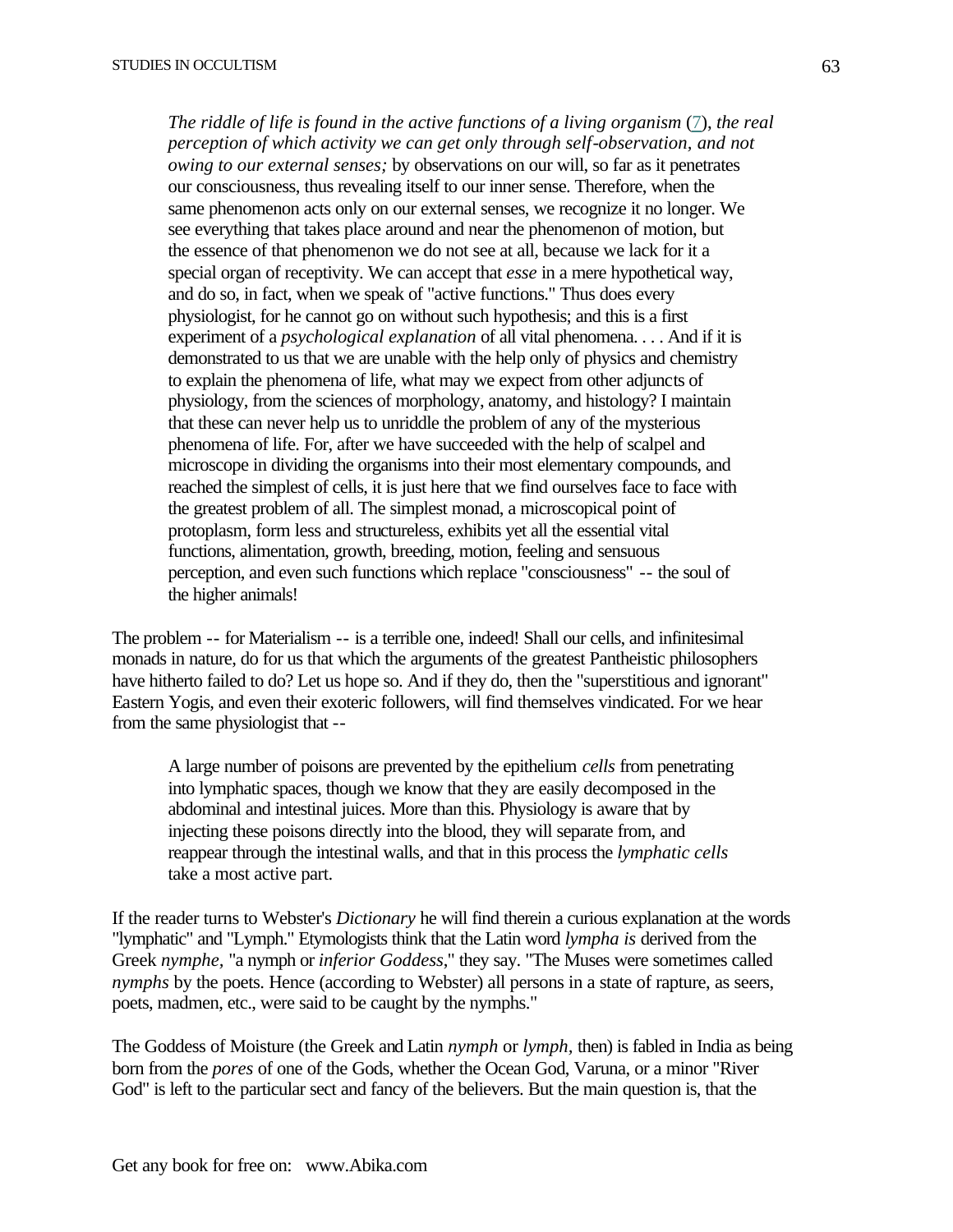> *The riddle of life is found in the active functions of a living organism* (7), *the real perception of which activity we can get only through self-observation, and not owing to our external senses;* by observations on our will, so far as it penetrates our consciousness, thus revealing itself to our inner sense. Therefore, when the same phenomenon acts only on our external senses, we recognize it no longer. We see everything that takes place around and near the phenomenon of motion, but the essence of that phenomenon we do not see at all, because we lack for it a special organ of receptivity. We can accept that *esse* in a mere hypothetical way, and do so, in fact, when we speak of "active functions." Thus does every physiologist, for he cannot go on without such hypothesis; and this is a first experiment of a *psychological explanation* of all vital phenomena. . . . And if it is demonstrated to us that we are unable with the help only of physics and chemistry to explain the phenomena of life, what may we expect from other adjuncts of physiology, from the sciences of morphology, anatomy, and histology? I maintain that these can never help us to unriddle the problem of any of the mysterious phenomena of life. For, after we have succeeded with the help of scalpel and microscope in dividing the organisms into their most elementary compounds, and reached the simplest of cells, it is just here that we find ourselves face to face with the greatest problem of all. The simplest monad, a microscopical point of protoplasm, form less and structureless, exhibits yet all the essential vital functions, alimentation, growth, breeding, motion, feeling and sensuous perception, and even such functions which replace "consciousness" -- the soul of the higher animals!

The problem -- for Materialism -- is a terrible one, indeed! Shall our cells, and infinitesimal monads in nature, do for us that which the arguments of the greatest Pantheistic philosophers have hitherto failed to do? Let us hope so. And if they do, then the "superstitious and ignorant" Eastern Yogis, and even their exoteric followers, will find themselves vindicated. For we hear from the same physiologist that --

> A large number of poisons are prevented by the epithelium *cells* from penetrating into lymphatic spaces, though we know that they are easily decomposed in the abdominal and intestinal juices. More than this. Physiology is aware that by injecting these poisons directly into the blood, they will separate from, and reappear through the intestinal walls, and that in this process the *lymphatic cells* take a most active part.

If the reader turns to Webster's *Dictionary* he will find therein a curious explanation at the words "lymphatic" and "Lymph." Etymologists think that the Latin word *lympha is* derived from the Greek *nymphe*, "a nymph or *inferior Goddess*," they say. "The Muses were sometimes called *nymphs* by the poets. Hence (according to Webster) all persons in a state of rapture, as seers, poets, madmen, etc., were said to be caught by the nymphs."

The Goddess of Moisture (the Greek and Latin *nymph* or *lymph*, then) is fabled in India as being born from the *pores* of one of the Gods, whether the Ocean God, Varuna, or a minor "River God" is left to the particular sect and fancy of the believers. But the main question is, that the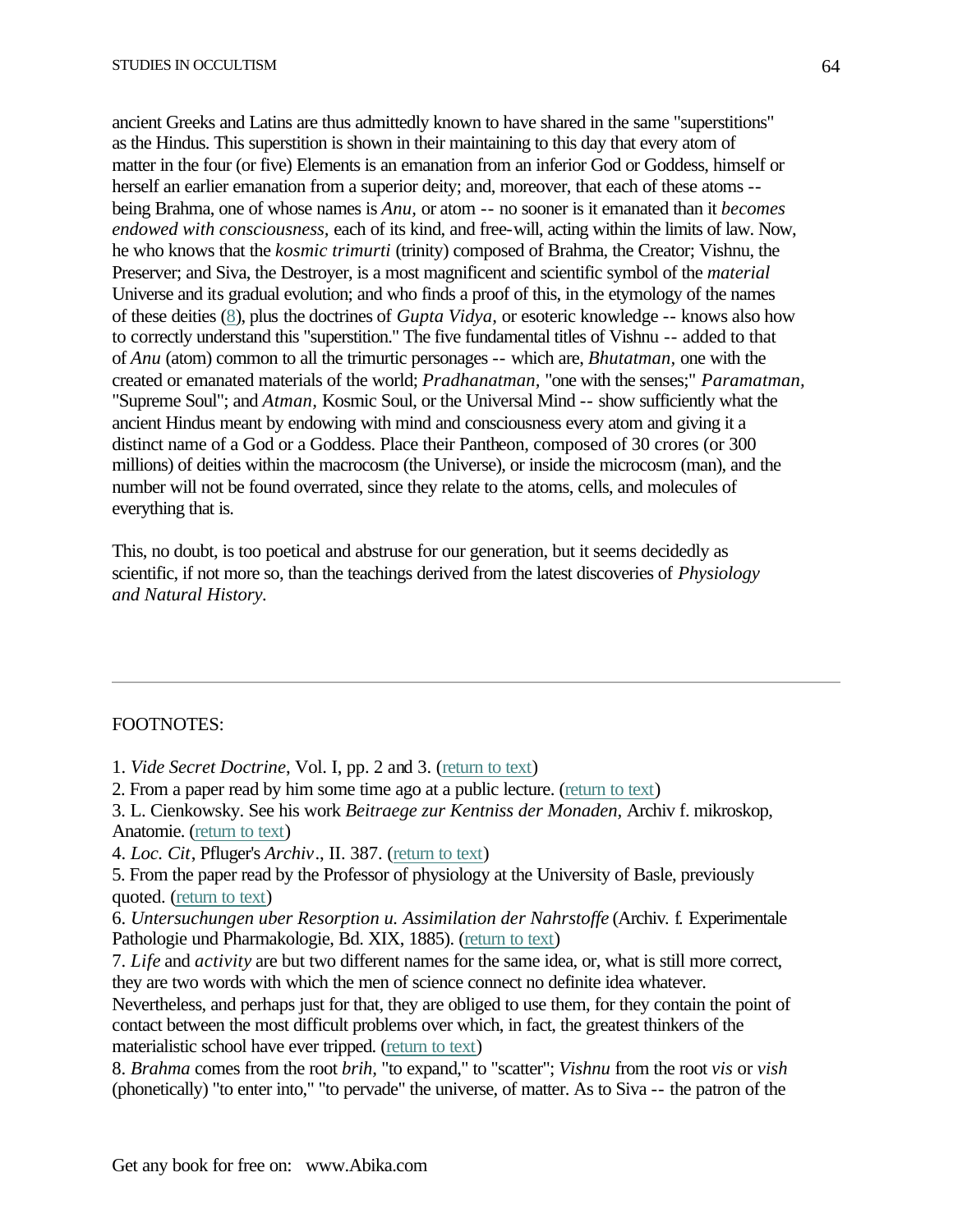ancient Greeks and Latins are thus admittedly known to have shared in the same "superstitions" as the Hindus. This superstition is shown in their maintaining to this day that every atom of matter in the four (or five) Elements is an emanation from an inferior God or Goddess, himself or herself an earlier emanation from a superior deity; and, moreover, that each of these atoms -- being Brahma, one of whose names is *Anu,* or atom -- no sooner is it emanated than it *becomes endowed with consciousness,* each of its kind, and free-will, acting within the limits of law. Now, he who knows that the *kosmic trimurti* (trinity) composed of Brahma, the Creator; Vishnu, the Preserver; and Siva, the Destroyer, is a most magnificent and scientific symbol of the *material* Universe and its gradual evolution; and who finds a proof of this, in the etymology of the names of these deities (8), plus the doctrines of *Gupta Vidya,* or esoteric knowledge -- knows also how to correctly understand this "superstition." The five fundamental titles of Vishnu -- added to that of *Anu* (atom) common to all the trimurtic personages -- which are, *Bhutatman,* one with the created or emanated materials of the world; *Pradhanatman,* "one with the senses;" *Paramatman,* "Supreme Soul"; and *Atman,* Kosmic Soul, or the Universal Mind -- show sufficiently what the ancient Hindus meant by endowing with mind and consciousness every atom and giving it a distinct name of a God or a Goddess. Place their Pantheon, composed of 30 crores (or 300 millions) of deities within the macrocosm (the Universe), or inside the microcosm (man), and the number will not be found overrated, since they relate to the atoms, cells, and molecules of everything that is.

This, no doubt, is too poetical and abstruse for our generation, but it seems decidedly as scientific, if not more so, than the teachings derived from the latest discoveries of *Physiology and Natural History.*

---

FOOTNOTES:

1. *Vide Secret Doctrine*, Vol. I, pp. 2 and 3. (return to text)
2. From a paper read by him some time ago at a public lecture. (return to text)
3. L. Cienkowsky. See his work *Beitraege zur Kentniss der Monaden,* Archiv f. mikroskop, Anatomie. (return to text)
4. *Loc. Cit*, Pfluger's *Archiv*., II. 387. (return to text)
5. From the paper read by the Professor of physiology at the University of Basle, previously quoted. (return to text)
6. *Untersuchungen uber Resorption u. Assimilation der Nahrstoffe* (Archiv. f. Experimentale Pathologie und Pharmakologie, Bd. XIX, 1885). (return to text)
7. *Life* and *activity* are but two different names for the same idea, or, what is still more correct, they are two words with which the men of science connect no definite idea whatever. Nevertheless, and perhaps just for that, they are obliged to use them, for they contain the point of contact between the most difficult problems over which, in fact, the greatest thinkers of the materialistic school have ever tripped. (return to text)
8. *Brahma* comes from the root *brih,* "to expand," to "scatter"; *Vishnu* from the root *vis* or *vish* (phonetically) "to enter into," "to pervade" the universe, of matter. As to Siva -- the patron of the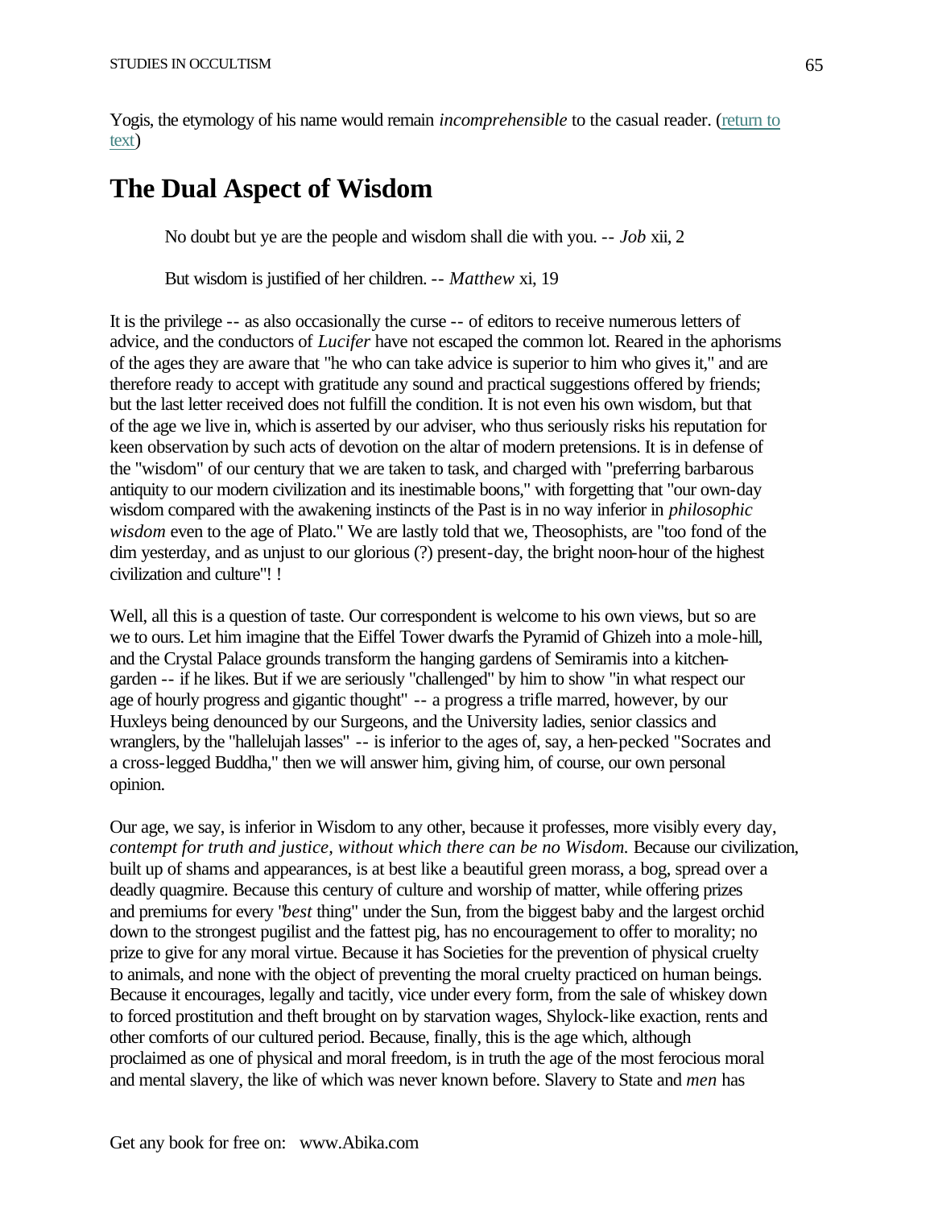Yogis, the etymology of his name would remain *incomprehensible* to the casual reader. (return to text)

## The Dual Aspect of Wisdom

> No doubt but ye are the people and wisdom shall die with you. -- *Job* xii, 2
>
> But wisdom is justified of her children. -- *Matthew* xi, 19

It is the privilege -- as also occasionally the curse -- of editors to receive numerous letters of advice, and the conductors of *Lucifer* have not escaped the common lot. Reared in the aphorisms of the ages they are aware that "he who can take advice is superior to him who gives it," and are therefore ready to accept with gratitude any sound and practical suggestions offered by friends; but the last letter received does not fulfill the condition. It is not even his own wisdom, but that of the age we live in, which is asserted by our adviser, who thus seriously risks his reputation for keen observation by such acts of devotion on the altar of modern pretensions. It is in defense of the "wisdom" of our century that we are taken to task, and charged with "preferring barbarous antiquity to our modern civilization and its inestimable boons," with forgetting that "our own-day wisdom compared with the awakening instincts of the Past is in no way inferior in *philosophic wisdom* even to the age of Plato." We are lastly told that we, Theosophists, are "too fond of the dim yesterday, and as unjust to our glorious (?) present-day, the bright noon-hour of the highest civilization and culture"! !

Well, all this is a question of taste. Our correspondent is welcome to his own views, but so are we to ours. Let him imagine that the Eiffel Tower dwarfs the Pyramid of Ghizeh into a mole-hill, and the Crystal Palace grounds transform the hanging gardens of Semiramis into a kitchen-garden -- if he likes. But if we are seriously "challenged" by him to show "in what respect our age of hourly progress and gigantic thought" -- a progress a trifle marred, however, by our Huxleys being denounced by our Surgeons, and the University ladies, senior classics and wranglers, by the "hallelujah lasses" -- is inferior to the ages of, say, a hen-pecked "Socrates and a cross-legged Buddha," then we will answer him, giving him, of course, our own personal opinion.

Our age, we say, is inferior in Wisdom to any other, because it professes, more visibly every day, *contempt for truth and justice, without which there can be no Wisdom.* Because our civilization, built up of shams and appearances, is at best like a beautiful green morass, a bog, spread over a deadly quagmire. Because this century of culture and worship of matter, while offering prizes and premiums for every "*best* thing" under the Sun, from the biggest baby and the largest orchid down to the strongest pugilist and the fattest pig, has no encouragement to offer to morality; no prize to give for any moral virtue. Because it has Societies for the prevention of physical cruelty to animals, and none with the object of preventing the moral cruelty practiced on human beings. Because it encourages, legally and tacitly, vice under every form, from the sale of whiskey down to forced prostitution and theft brought on by starvation wages, Shylock-like exaction, rents and other comforts of our cultured period. Because, finally, this is the age which, although proclaimed as one of physical and moral freedom, is in truth the age of the most ferocious moral and mental slavery, the like of which was never known before. Slavery to State and *men* has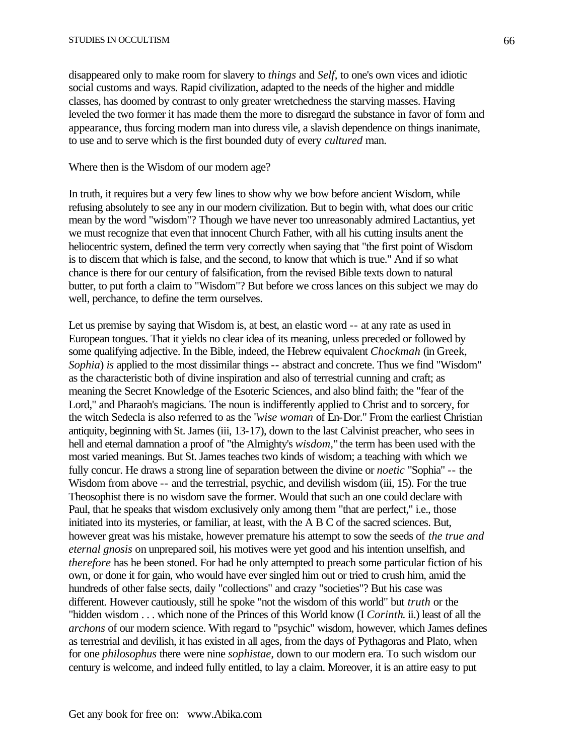disappeared only to make room for slavery to *things* and *Self,* to one's own vices and idiotic social customs and ways. Rapid civilization, adapted to the needs of the higher and middle classes, has doomed by contrast to only greater wretchedness the starving masses. Having leveled the two former it has made them the more to disregard the substance in favor of form and appearance, thus forcing modern man into duress vile, a slavish dependence on things inanimate, to use and to serve which is the first bounded duty of every *cultured* man.

Where then is the Wisdom of our modern age?

In truth, it requires but a very few lines to show why we bow before ancient Wisdom, while refusing absolutely to see any in our modern civilization. But to begin with, what does our critic mean by the word "wisdom"? Though we have never too unreasonably admired Lactantius, yet we must recognize that even that innocent Church Father, with all his cutting insults anent the heliocentric system, defined the term very correctly when saying that "the first point of Wisdom is to discern that which is false, and the second, to know that which is true." And if so what chance is there for our century of falsification, from the revised Bible texts down to natural butter, to put forth a claim to "Wisdom"? But before we cross lances on this subject we may do well, perchance, to define the term ourselves.

Let us premise by saying that Wisdom is, at best, an elastic word -- at any rate as used in European tongues. That it yields no clear idea of its meaning, unless preceded or followed by some qualifying adjective. In the Bible, indeed, the Hebrew equivalent *Chockmah* (in Greek, *Sophia*) *is* applied to the most dissimilar things -- abstract and concrete. Thus we find "Wisdom" as the characteristic both of divine inspiration and also of terrestrial cunning and craft; as meaning the Secret Knowledge of the Esoteric Sciences, and also blind faith; the "fear of the Lord," and Pharaoh's magicians. The noun is indifferently applied to Christ and to sorcery, for the witch Sedecla is also referred to as the "*wise woman* of En-Dor." From the earliest Christian antiquity, beginning with St. James (iii, 13-17), down to the last Calvinist preacher, who sees in hell and eternal damnation a proof of "the Almighty's *wisdom*," the term has been used with the most varied meanings. But St. James teaches two kinds of wisdom; a teaching with which we fully concur. He draws a strong line of separation between the divine or *noetic* "Sophia" -- the Wisdom from above -- and the terrestrial, psychic, and devilish wisdom (iii, 15). For the true Theosophist there is no wisdom save the former. Would that such an one could declare with Paul, that he speaks that wisdom exclusively only among them "that are perfect," i.e., those initiated into its mysteries, or familiar, at least, with the A B C of the sacred sciences. But, however great was his mistake, however premature his attempt to sow the seeds of *the true and eternal gnosis* on unprepared soil, his motives were yet good and his intention unselfish, and *therefore* has he been stoned. For had he only attempted to preach some particular fiction of his own, or done it for gain, who would have ever singled him out or tried to crush him, amid the hundreds of other false sects, daily "collections" and crazy "societies"? But his case was different. However cautiously, still he spoke "not the wisdom of this world" but *truth* or the "hidden wisdom . . . which none of the Princes of this World know (I *Corinth.* ii.) least of all the *archons* of our modern science. With regard to "psychic" wisdom, however, which James defines as terrestrial and devilish, it has existed in all ages, from the days of Pythagoras and Plato, when for one *philosophus* there were nine *sophistae,* down to our modern era. To such wisdom our century is welcome, and indeed fully entitled, to lay a claim. Moreover, it is an attire easy to put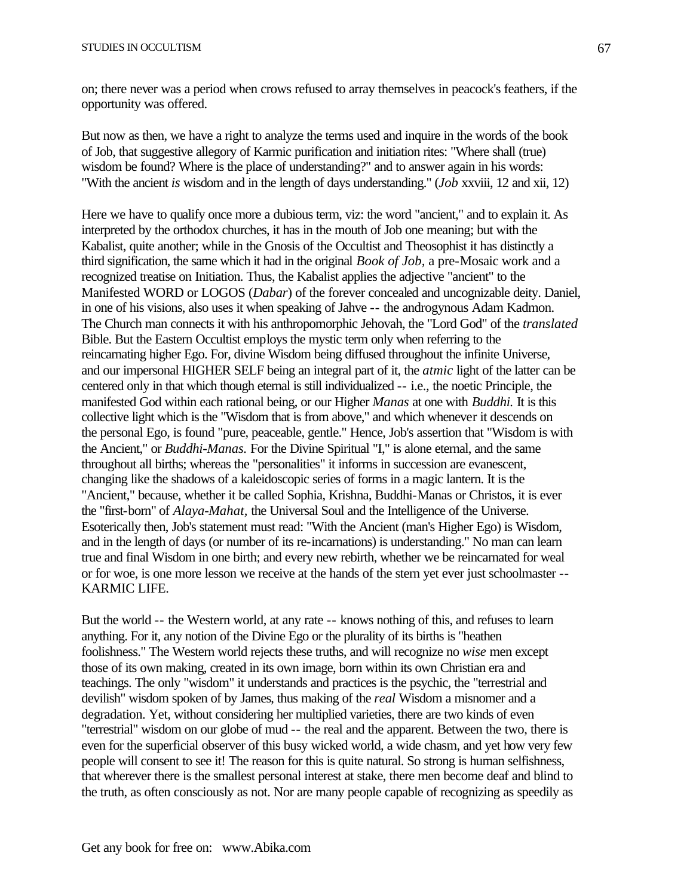on; there never was a period when crows refused to array themselves in peacock's feathers, if the opportunity was offered.

But now as then, we have a right to analyze the terms used and inquire in the words of the book of Job, that suggestive allegory of Karmic purification and initiation rites: "Where shall (true) wisdom be found? Where is the place of understanding?" and to answer again in his words: "With the ancient *is* wisdom and in the length of days understanding." (*Job* xxviii, 12 and xii, 12)

Here we have to qualify once more a dubious term, viz: the word "ancient," and to explain it. As interpreted by the orthodox churches, it has in the mouth of Job one meaning; but with the Kabalist, quite another; while in the Gnosis of the Occultist and Theosophist it has distinctly a third signification, the same which it had in the original *Book of Job,* a pre-Mosaic work and a recognized treatise on Initiation. Thus, the Kabalist applies the adjective "ancient" to the Manifested WORD or LOGOS (*Dabar*) of the forever concealed and uncognizable deity. Daniel, in one of his visions, also uses it when speaking of Jahve -- the androgynous Adam Kadmon. The Church man connects it with his anthropomorphic Jehovah, the "Lord God" of the *translated* Bible. But the Eastern Occultist employs the mystic term only when referring to the reincarnating higher Ego. For, divine Wisdom being diffused throughout the infinite Universe, and our impersonal HIGHER SELF being an integral part of it, the *atmic* light of the latter can be centered only in that which though eternal is still individualized -- i.e., the noetic Principle, the manifested God within each rational being, or our Higher *Manas* at one with *Buddhi.* It is this collective light which is the "Wisdom that is from above," and which whenever it descends on the personal Ego, is found "pure, peaceable, gentle." Hence, Job's assertion that "Wisdom is with the Ancient," or *Buddhi-Manas.* For the Divine Spiritual "I," is alone eternal, and the same throughout all births; whereas the "personalities" it informs in succession are evanescent, changing like the shadows of a kaleidoscopic series of forms in a magic lantern. It is the "Ancient," because, whether it be called Sophia, Krishna, Buddhi-Manas or Christos, it is ever the "first-born" of *Alaya-Mahat*, the Universal Soul and the Intelligence of the Universe. Esoterically then, Job's statement must read: "With the Ancient (man's Higher Ego) is Wisdom, and in the length of days (or number of its re-incarnations) is understanding." No man can learn true and final Wisdom in one birth; and every new rebirth, whether we be reincarnated for weal or for woe, is one more lesson we receive at the hands of the stern yet ever just schoolmaster -- KARMIC LIFE.

But the world -- the Western world, at any rate -- knows nothing of this, and refuses to learn anything. For it, any notion of the Divine Ego or the plurality of its births is "heathen foolishness." The Western world rejects these truths, and will recognize no *wise* men except those of its own making, created in its own image, born within its own Christian era and teachings. The only "wisdom" it understands and practices is the psychic, the "terrestrial and devilish" wisdom spoken of by James, thus making of the *real* Wisdom a misnomer and a degradation. Yet, without considering her multiplied varieties, there are two kinds of even "terrestrial" wisdom on our globe of mud -- the real and the apparent. Between the two, there is even for the superficial observer of this busy wicked world, a wide chasm, and yet how very few people will consent to see it! The reason for this is quite natural. So strong is human selfishness, that wherever there is the smallest personal interest at stake, there men become deaf and blind to the truth, as often consciously as not. Nor are many people capable of recognizing as speedily as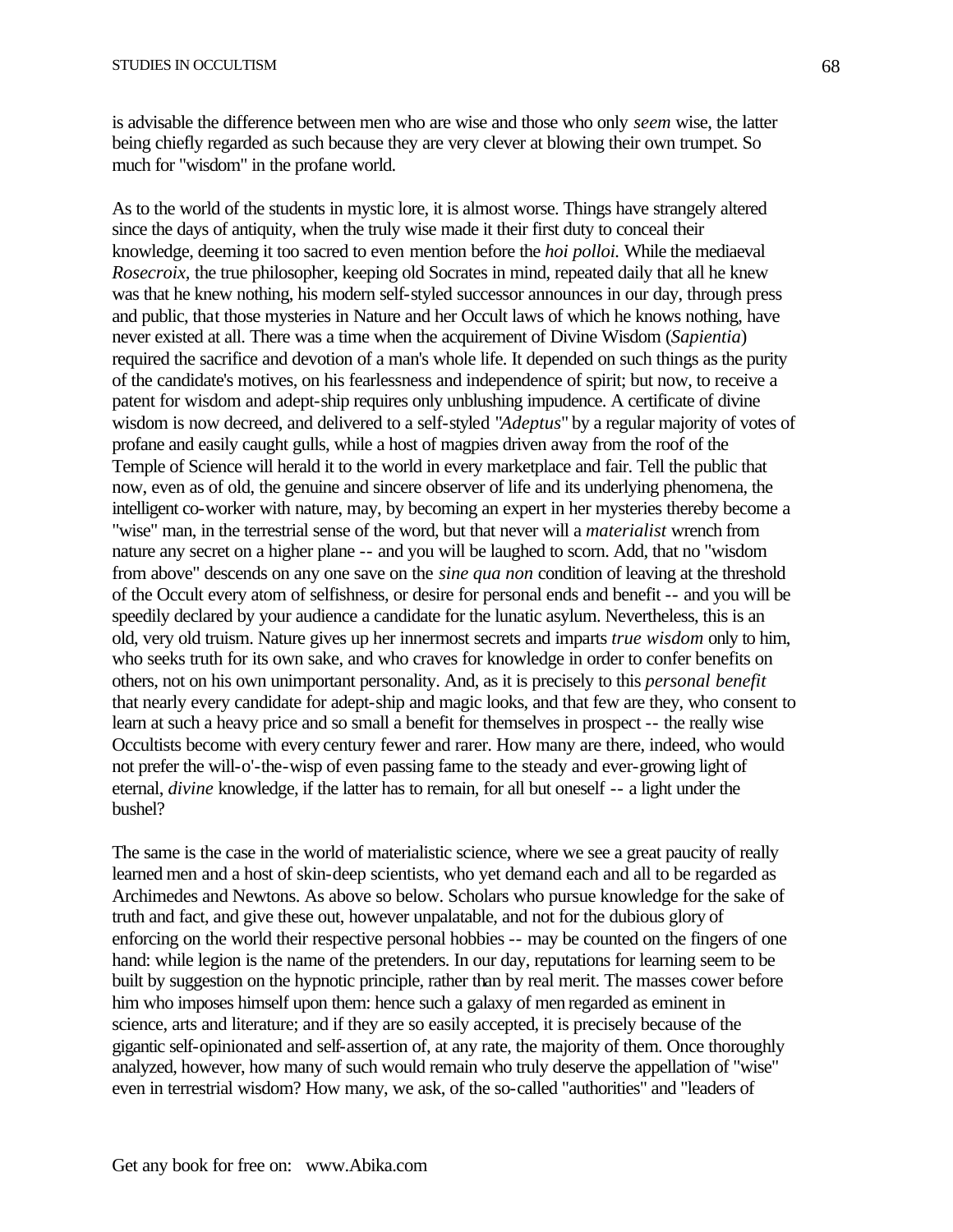is advisable the difference between men who are wise and those who only *seem* wise, the latter being chiefly regarded as such because they are very clever at blowing their own trumpet. So much for "wisdom" in the profane world.

As to the world of the students in mystic lore, it is almost worse. Things have strangely altered since the days of antiquity, when the truly wise made it their first duty to conceal their knowledge, deeming it too sacred to even mention before the *hoi polloi.* While the mediaeval *Rosecroix,* the true philosopher, keeping old Socrates in mind, repeated daily that all he knew was that he knew nothing, his modern self-styled successor announces in our day, through press and public, that those mysteries in Nature and her Occult laws of which he knows nothing, have never existed at all. There was a time when the acquirement of Divine Wisdom (*Sapientia*) required the sacrifice and devotion of a man's whole life. It depended on such things as the purity of the candidate's motives, on his fearlessness and independence of spirit; but now, to receive a patent for wisdom and adept-ship requires only unblushing impudence. A certificate of divine wisdom is now decreed, and delivered to a self-styled "*Adeptus*" by a regular majority of votes of profane and easily caught gulls, while a host of magpies driven away from the roof of the Temple of Science will herald it to the world in every marketplace and fair. Tell the public that now, even as of old, the genuine and sincere observer of life and its underlying phenomena, the intelligent co-worker with nature, may, by becoming an expert in her mysteries thereby become a "wise" man, in the terrestrial sense of the word, but that never will a *materialist* wrench from nature any secret on a higher plane -- and you will be laughed to scorn. Add, that no "wisdom from above" descends on any one save on the *sine qua non* condition of leaving at the threshold of the Occult every atom of selfishness, or desire for personal ends and benefit -- and you will be speedily declared by your audience a candidate for the lunatic asylum. Nevertheless, this is an old, very old truism. Nature gives up her innermost secrets and imparts *true wisdom* only to him, who seeks truth for its own sake, and who craves for knowledge in order to confer benefits on others, not on his own unimportant personality. And, as it is precisely to this *personal benefit* that nearly every candidate for adept-ship and magic looks, and that few are they, who consent to learn at such a heavy price and so small a benefit for themselves in prospect -- the really wise Occultists become with every century fewer and rarer. How many are there, indeed, who would not prefer the will-o'-the-wisp of even passing fame to the steady and ever-growing light of eternal, *divine* knowledge, if the latter has to remain, for all but oneself -- a light under the bushel?

The same is the case in the world of materialistic science, where we see a great paucity of really learned men and a host of skin-deep scientists, who yet demand each and all to be regarded as Archimedes and Newtons. As above so below. Scholars who pursue knowledge for the sake of truth and fact, and give these out, however unpalatable, and not for the dubious glory of enforcing on the world their respective personal hobbies -- may be counted on the fingers of one hand: while legion is the name of the pretenders. In our day, reputations for learning seem to be built by suggestion on the hypnotic principle, rather than by real merit. The masses cower before him who imposes himself upon them: hence such a galaxy of men regarded as eminent in science, arts and literature; and if they are so easily accepted, it is precisely because of the gigantic self-opinionated and self-assertion of, at any rate, the majority of them. Once thoroughly analyzed, however, how many of such would remain who truly deserve the appellation of "wise" even in terrestrial wisdom? How many, we ask, of the so-called "authorities" and "leaders of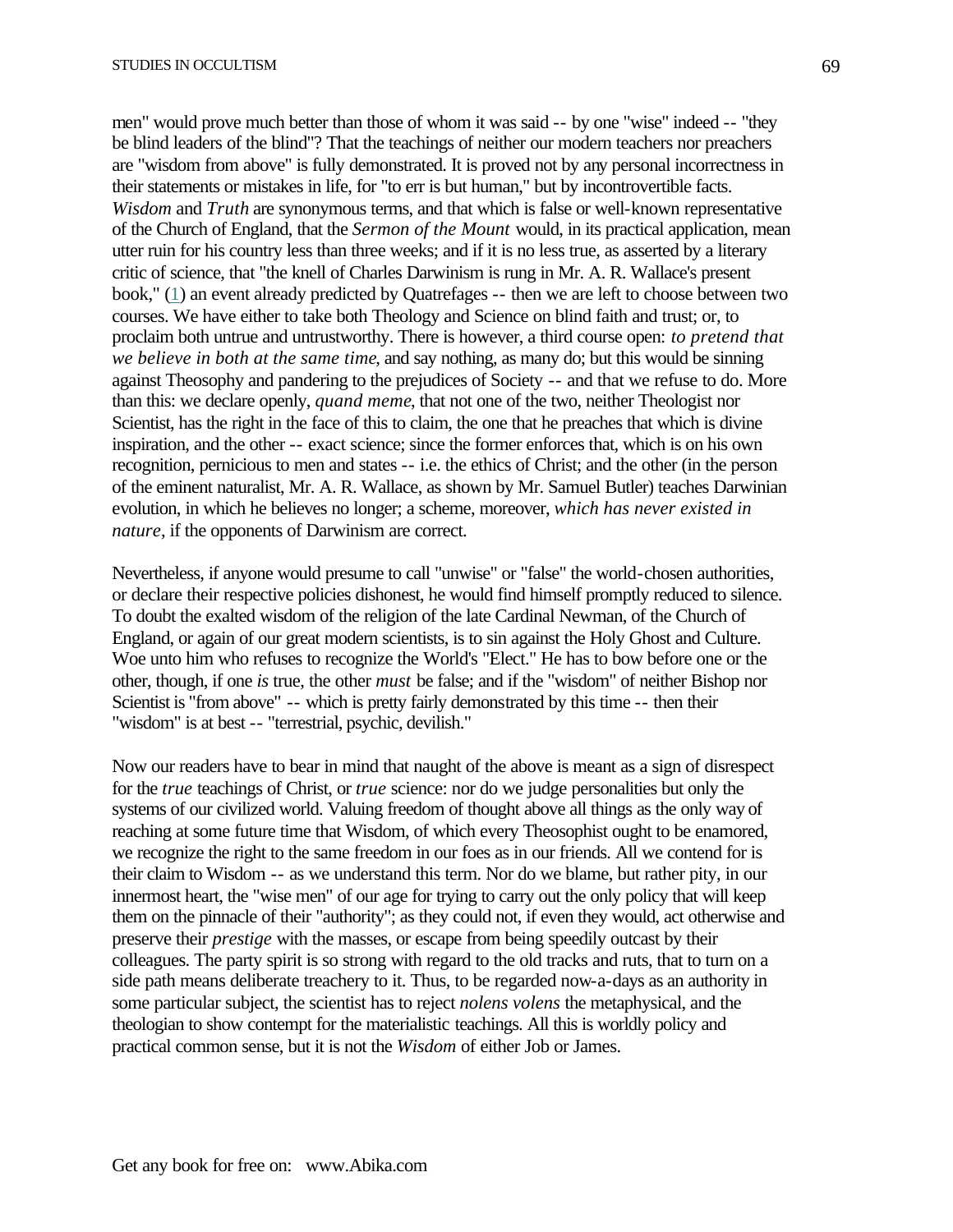men" would prove much better than those of whom it was said -- by one "wise" indeed -- "they be blind leaders of the blind"? That the teachings of neither our modern teachers nor preachers are "wisdom from above" is fully demonstrated. It is proved not by any personal incorrectness in their statements or mistakes in life, for "to err is but human," but by incontrovertible facts. *Wisdom* and *Truth* are synonymous terms, and that which is false or well-known representative of the Church of England, that the *Sermon of the Mount* would, in its practical application, mean utter ruin for his country less than three weeks; and if it is no less true, as asserted by a literary critic of science, that "the knell of Charles Darwinism is rung in Mr. A. R. Wallace's present book," (1) an event already predicted by Quatrefages -- then we are left to choose between two courses. We have either to take both Theology and Science on blind faith and trust; or, to proclaim both untrue and untrustworthy. There is however, a third course open: *to pretend that we believe in both at the same time*, and say nothing, as many do; but this would be sinning against Theosophy and pandering to the prejudices of Society -- and that we refuse to do. More than this: we declare openly, *quand meme*, that not one of the two, neither Theologist nor Scientist, has the right in the face of this to claim, the one that he preaches that which is divine inspiration, and the other -- exact science; since the former enforces that, which is on his own recognition, pernicious to men and states -- i.e. the ethics of Christ; and the other (in the person of the eminent naturalist, Mr. A. R. Wallace, as shown by Mr. Samuel Butler) teaches Darwinian evolution, in which he believes no longer; a scheme, moreover, *which has never existed in nature*, if the opponents of Darwinism are correct.

Nevertheless, if anyone would presume to call "unwise" or "false" the world-chosen authorities, or declare their respective policies dishonest, he would find himself promptly reduced to silence. To doubt the exalted wisdom of the religion of the late Cardinal Newman, of the Church of England, or again of our great modern scientists, is to sin against the Holy Ghost and Culture. Woe unto him who refuses to recognize the World's "Elect." He has to bow before one or the other, though, if one *is* true, the other *must* be false; and if the "wisdom" of neither Bishop nor Scientist is "from above" -- which is pretty fairly demonstrated by this time -- then their "wisdom" is at best -- "terrestrial, psychic, devilish."

Now our readers have to bear in mind that naught of the above is meant as a sign of disrespect for the *true* teachings of Christ, or *true* science: nor do we judge personalities but only the systems of our civilized world. Valuing freedom of thought above all things as the only way of reaching at some future time that Wisdom, of which every Theosophist ought to be enamored, we recognize the right to the same freedom in our foes as in our friends. All we contend for is their claim to Wisdom -- as we understand this term. Nor do we blame, but rather pity, in our innermost heart, the "wise men" of our age for trying to carry out the only policy that will keep them on the pinnacle of their "authority"; as they could not, if even they would, act otherwise and preserve their *prestige* with the masses, or escape from being speedily outcast by their colleagues. The party spirit is so strong with regard to the old tracks and ruts, that to turn on a side path means deliberate treachery to it. Thus, to be regarded now-a-days as an authority in some particular subject, the scientist has to reject *nolens volens* the metaphysical, and the theologian to show contempt for the materialistic teachings. All this is worldly policy and practical common sense, but it is not the *Wisdom* of either Job or James.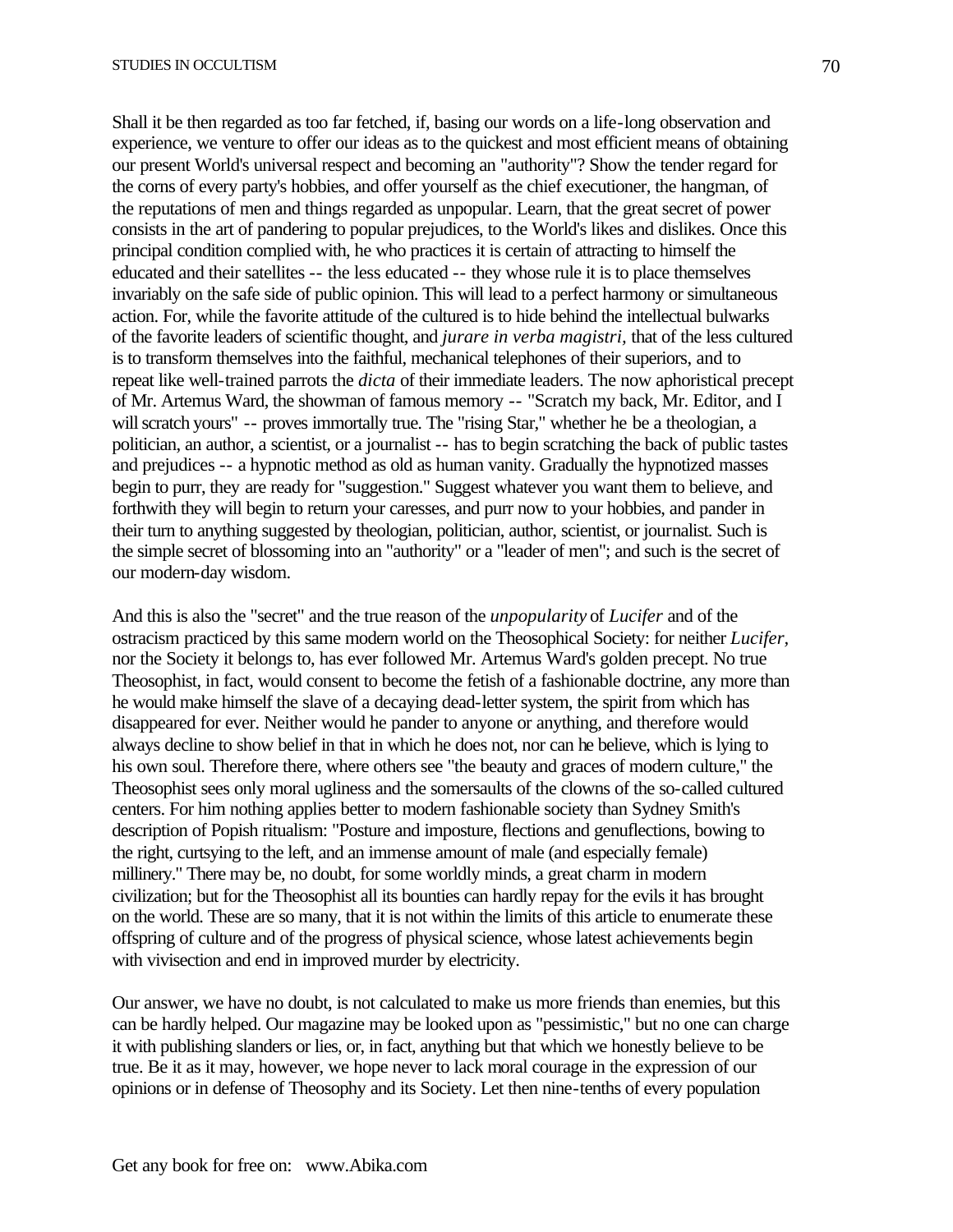Shall it be then regarded as too far fetched, if, basing our words on a life-long observation and experience, we venture to offer our ideas as to the quickest and most efficient means of obtaining our present World's universal respect and becoming an "authority"? Show the tender regard for the corns of every party's hobbies, and offer yourself as the chief executioner, the hangman, of the reputations of men and things regarded as unpopular. Learn, that the great secret of power consists in the art of pandering to popular prejudices, to the World's likes and dislikes. Once this principal condition complied with, he who practices it is certain of attracting to himself the educated and their satellites -- the less educated -- they whose rule it is to place themselves invariably on the safe side of public opinion. This will lead to a perfect harmony or simultaneous action. For, while the favorite attitude of the cultured is to hide behind the intellectual bulwarks of the favorite leaders of scientific thought, and *jurare in verba magistri*, that of the less cultured is to transform themselves into the faithful, mechanical telephones of their superiors, and to repeat like well-trained parrots the *dicta* of their immediate leaders. The now aphoristical precept of Mr. Artemus Ward, the showman of famous memory -- "Scratch my back, Mr. Editor, and I will scratch yours" -- proves immortally true. The "rising Star," whether he be a theologian, a politician, an author, a scientist, or a journalist -- has to begin scratching the back of public tastes and prejudices -- a hypnotic method as old as human vanity. Gradually the hypnotized masses begin to purr, they are ready for "suggestion." Suggest whatever you want them to believe, and forthwith they will begin to return your caresses, and purr now to your hobbies, and pander in their turn to anything suggested by theologian, politician, author, scientist, or journalist. Such is the simple secret of blossoming into an "authority" or a "leader of men"; and such is the secret of our modern-day wisdom.

And this is also the "secret" and the true reason of the *unpopularity* of *Lucifer* and of the ostracism practiced by this same modern world on the Theosophical Society: for neither *Lucifer*, nor the Society it belongs to, has ever followed Mr. Artemus Ward's golden precept. No true Theosophist, in fact, would consent to become the fetish of a fashionable doctrine, any more than he would make himself the slave of a decaying dead-letter system, the spirit from which has disappeared for ever. Neither would he pander to anyone or anything, and therefore would always decline to show belief in that in which he does not, nor can he believe, which is lying to his own soul. Therefore there, where others see "the beauty and graces of modern culture," the Theosophist sees only moral ugliness and the somersaults of the clowns of the so-called cultured centers. For him nothing applies better to modern fashionable society than Sydney Smith's description of Popish ritualism: "Posture and imposture, flections and genuflections, bowing to the right, curtsying to the left, and an immense amount of male (and especially female) millinery." There may be, no doubt, for some worldly minds, a great charm in modern civilization; but for the Theosophist all its bounties can hardly repay for the evils it has brought on the world. These are so many, that it is not within the limits of this article to enumerate these offspring of culture and of the progress of physical science, whose latest achievements begin with vivisection and end in improved murder by electricity.

Our answer, we have no doubt, is not calculated to make us more friends than enemies, but this can be hardly helped. Our magazine may be looked upon as "pessimistic," but no one can charge it with publishing slanders or lies, or, in fact, anything but that which we honestly believe to be true. Be it as it may, however, we hope never to lack moral courage in the expression of our opinions or in defense of Theosophy and its Society. Let then nine-tenths of every population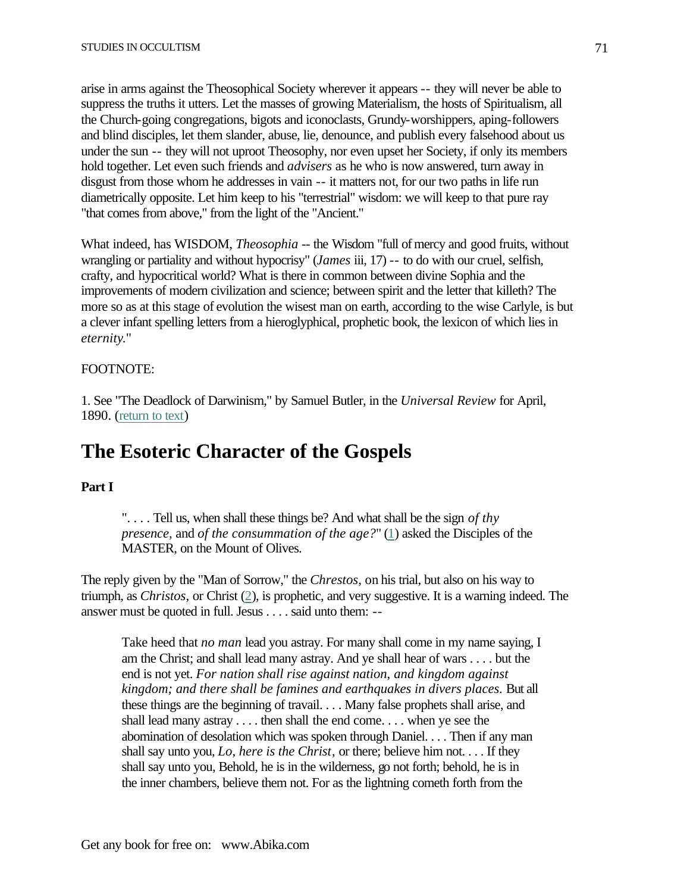arise in arms against the Theosophical Society wherever it appears -- they will never be able to suppress the truths it utters. Let the masses of growing Materialism, the hosts of Spiritualism, all the Church-going congregations, bigots and iconoclasts, Grundy-worshippers, aping-followers and blind disciples, let them slander, abuse, lie, denounce, and publish every falsehood about us under the sun -- they will not uproot Theosophy, nor even upset her Society, if only its members hold together. Let even such friends and *advisers* as he who is now answered, turn away in disgust from those whom he addresses in vain -- it matters not, for our two paths in life run diametrically opposite. Let him keep to his "terrestrial" wisdom: we will keep to that pure ray "that comes from above," from the light of the "Ancient."

What indeed, has WISDOM, *Theosophia* -- the Wisdom "full of mercy and good fruits, without wrangling or partiality and without hypocrisy" (*James* iii, 17) -- to do with our cruel, selfish, crafty, and hypocritical world? What is there in common between divine Sophia and the improvements of modern civilization and science; between spirit and the letter that killeth? The more so as at this stage of evolution the wisest man on earth, according to the wise Carlyle, is but a clever infant spelling letters from a hieroglyphical, prophetic book, the lexicon of which lies in *eternity*."

FOOTNOTE:

1. See "The Deadlock of Darwinism," by Samuel Butler, in the *Universal Review* for April, 1890. (return to text)

## The Esoteric Character of the Gospels

**Part I**

> ". . . . Tell us, when shall these things be? And what shall be the sign *of thy presence*, and *of the consummation of the age?*" (1) asked the Disciples of the MASTER, on the Mount of Olives.

The reply given by the "Man of Sorrow," the *Chrestos*, on his trial, but also on his way to triumph, as *Christos*, or Christ (2), is prophetic, and very suggestive. It is a warning indeed. The answer must be quoted in full. Jesus . . . . said unto them: --

> Take heed that *no man* lead you astray. For many shall come in my name saying, I am the Christ; and shall lead many astray. And ye shall hear of wars . . . . but the end is not yet. *For nation shall rise against nation, and kingdom against kingdom; and there shall be famines and earthquakes in divers places.* But all these things are the beginning of travail. . . . Many false prophets shall arise, and shall lead many astray . . . . then shall the end come. . . . when ye see the abomination of desolation which was spoken through Daniel. . . . Then if any man shall say unto you, *Lo, here is the Christ*, or there; believe him not. . . . If they shall say unto you, Behold, he is in the wilderness, go not forth; behold, he is in the inner chambers, believe them not. For as the lightning cometh forth from the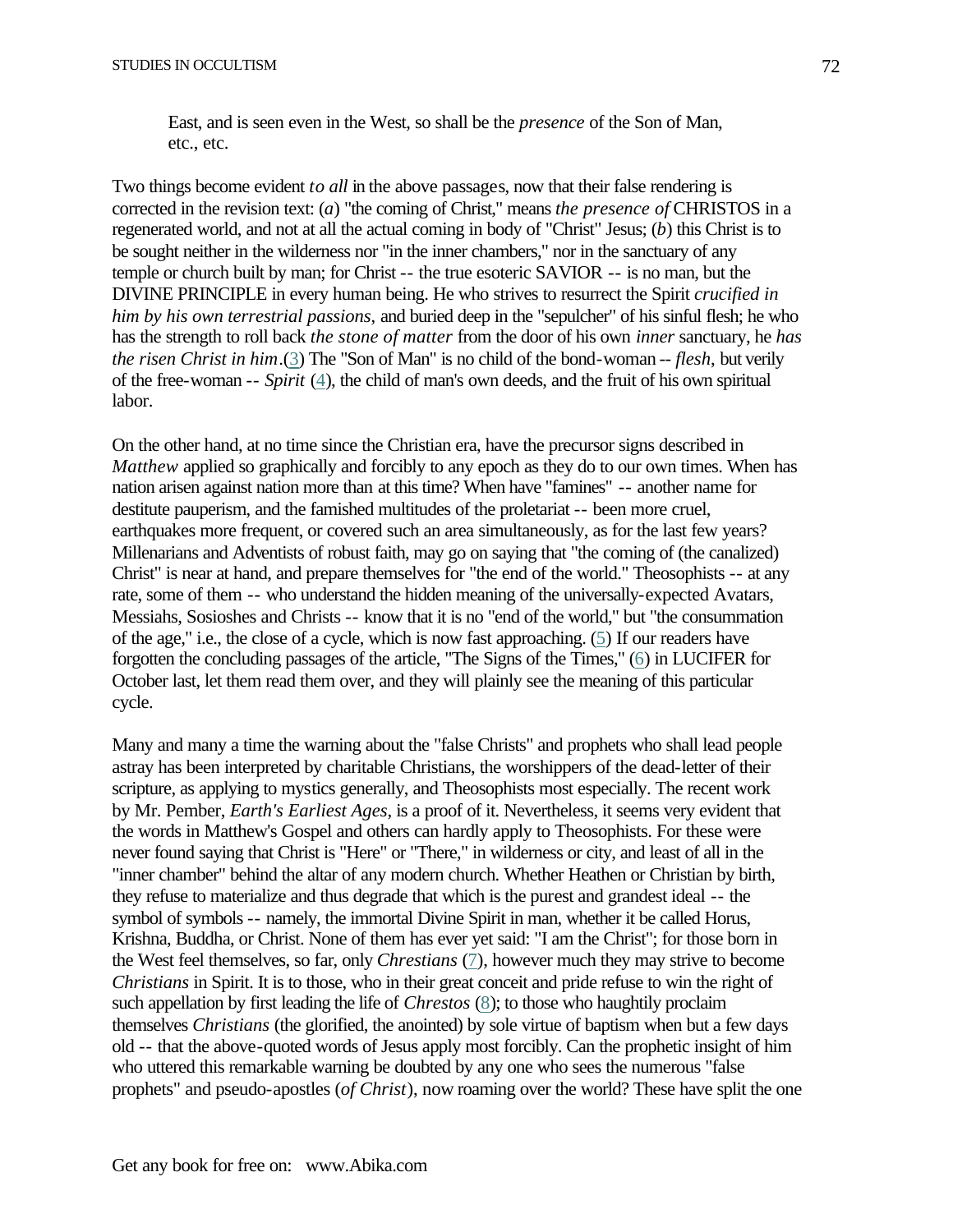East, and is seen even in the West, so shall be the *presence* of the Son of Man, etc., etc.

Two things become evident *to all* in the above passages, now that their false rendering is corrected in the revision text: (*a*) "the coming of Christ," means *the presence of* CHRISTOS in a regenerated world, and not at all the actual coming in body of "Christ" Jesus; (*b*) this Christ is to be sought neither in the wilderness nor "in the inner chambers," nor in the sanctuary of any temple or church built by man; for Christ -- the true esoteric SAVIOR -- is no man, but the DIVINE PRINCIPLE in every human being. He who strives to resurrect the Spirit *crucified in him by his own terrestrial passions*, and buried deep in the "sepulcher" of his sinful flesh; he who has the strength to roll back *the stone of matter* from the door of his own *inner* sanctuary, he *has the risen Christ in him*.(3) The "Son of Man" is no child of the bond-woman -- *flesh*, but verily of the free-woman -- *Spirit* (4), the child of man's own deeds, and the fruit of his own spiritual labor.

On the other hand, at no time since the Christian era, have the precursor signs described in *Matthew* applied so graphically and forcibly to any epoch as they do to our own times. When has nation arisen against nation more than at this time? When have "famines" -- another name for destitute pauperism, and the famished multitudes of the proletariat -- been more cruel, earthquakes more frequent, or covered such an area simultaneously, as for the last few years? Millenarians and Adventists of robust faith, may go on saying that "the coming of (the canalized) Christ" is near at hand, and prepare themselves for "the end of the world." Theosophists -- at any rate, some of them -- who understand the hidden meaning of the universally-expected Avatars, Messiahs, Sosioshes and Christs -- know that it is no "end of the world," but "the consummation of the age," i.e., the close of a cycle, which is now fast approaching. (5) If our readers have forgotten the concluding passages of the article, "The Signs of the Times," (6) in LUCIFER for October last, let them read them over, and they will plainly see the meaning of this particular cycle.

Many and many a time the warning about the "false Christs" and prophets who shall lead people astray has been interpreted by charitable Christians, the worshippers of the dead-letter of their scripture, as applying to mystics generally, and Theosophists most especially. The recent work by Mr. Pember, *Earth's Earliest Ages*, is a proof of it. Nevertheless, it seems very evident that the words in Matthew's Gospel and others can hardly apply to Theosophists. For these were never found saying that Christ is "Here" or "There," in wilderness or city, and least of all in the "inner chamber" behind the altar of any modern church. Whether Heathen or Christian by birth, they refuse to materialize and thus degrade that which is the purest and grandest ideal -- the symbol of symbols -- namely, the immortal Divine Spirit in man, whether it be called Horus, Krishna, Buddha, or Christ. None of them has ever yet said: "I am the Christ"; for those born in the West feel themselves, so far, only *Chrestians* (7), however much they may strive to become *Christians* in Spirit. It is to those, who in their great conceit and pride refuse to win the right of such appellation by first leading the life of *Chrestos* (8); to those who haughtily proclaim themselves *Christians* (the glorified, the anointed) by sole virtue of baptism when but a few days old -- that the above-quoted words of Jesus apply most forcibly. Can the prophetic insight of him who uttered this remarkable warning be doubted by any one who sees the numerous "false prophets" and pseudo-apostles (*of Christ*), now roaming over the world? These have split the one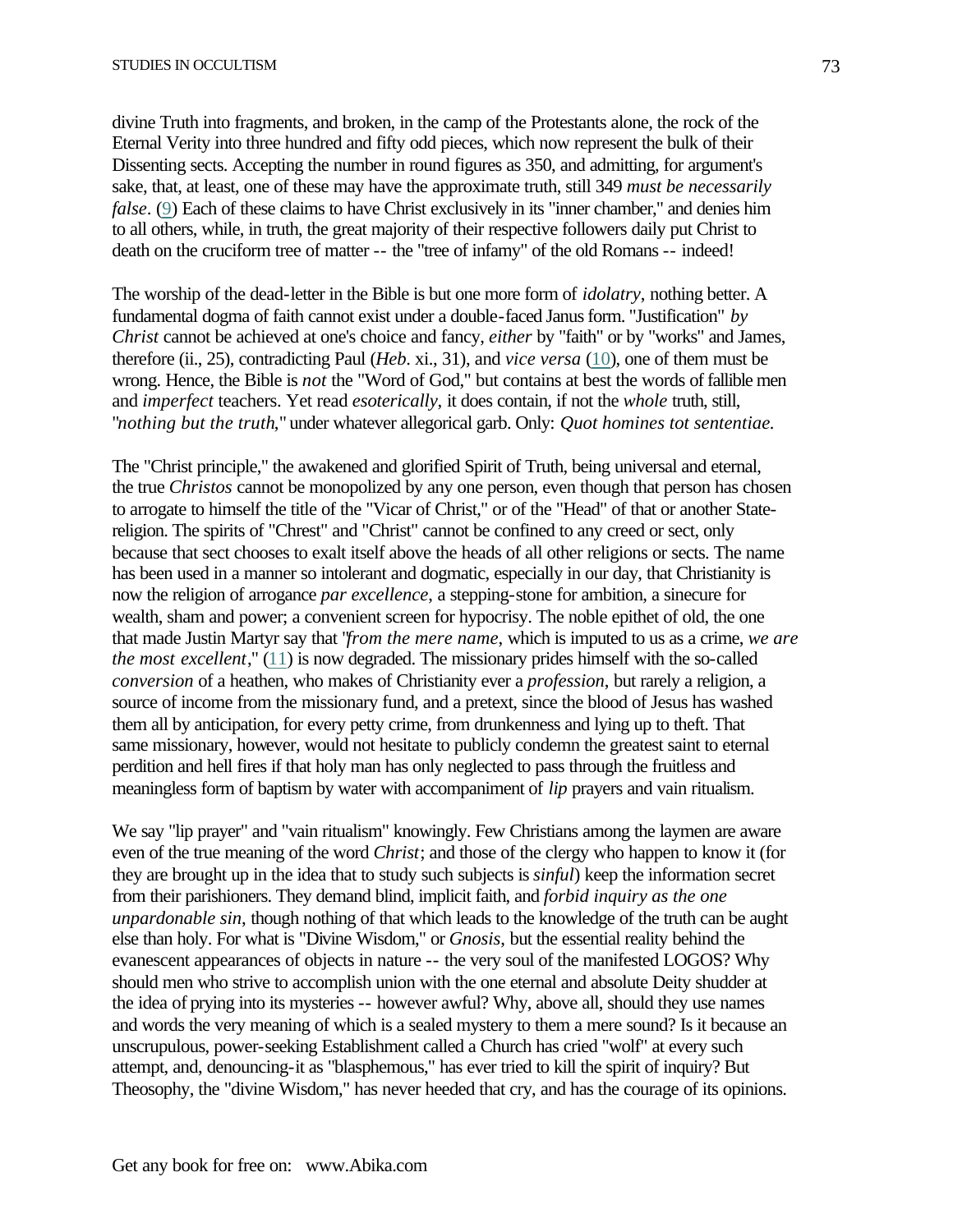divine Truth into fragments, and broken, in the camp of the Protestants alone, the rock of the Eternal Verity into three hundred and fifty odd pieces, which now represent the bulk of their Dissenting sects. Accepting the number in round figures as 350, and admitting, for argument's sake, that, at least, one of these may have the approximate truth, still 349 *must be necessarily false*. (9) Each of these claims to have Christ exclusively in its "inner chamber," and denies him to all others, while, in truth, the great majority of their respective followers daily put Christ to death on the cruciform tree of matter -- the "tree of infamy" of the old Romans -- indeed!

The worship of the dead-letter in the Bible is but one more form of *idolatry*, nothing better. A fundamental dogma of faith cannot exist under a double-faced Janus form. "Justification" *by Christ* cannot be achieved at one's choice and fancy, *either* by "faith" or by "works" and James, therefore (ii., 25), contradicting Paul (*Heb*. xi., 31), and *vice versa* (10), one of them must be wrong. Hence, the Bible is *not* the "Word of God," but contains at best the words of fallible men and *imperfect* teachers. Yet read *esoterically*, it does contain, if not the *whole* truth, still, "*nothing but the truth*," under whatever allegorical garb. Only: *Quot homines tot sententiae.*

The "Christ principle," the awakened and glorified Spirit of Truth, being universal and eternal, the true *Christos* cannot be monopolized by any one person, even though that person has chosen to arrogate to himself the title of the "Vicar of Christ," or of the "Head" of that or another State-religion. The spirits of "Chrest" and "Christ" cannot be confined to any creed or sect, only because that sect chooses to exalt itself above the heads of all other religions or sects. The name has been used in a manner so intolerant and dogmatic, especially in our day, that Christianity is now the religion of arrogance *par excellence*, a stepping-stone for ambition, a sinecure for wealth, sham and power; a convenient screen for hypocrisy. The noble epithet of old, the one that made Justin Martyr say that "*from the mere name*, which is imputed to us as a crime, *we are the most excellent*," (11) is now degraded. The missionary prides himself with the so-called *conversion* of a heathen, who makes of Christianity ever a *profession*, but rarely a religion, a source of income from the missionary fund, and a pretext, since the blood of Jesus has washed them all by anticipation, for every petty crime, from drunkenness and lying up to theft. That same missionary, however, would not hesitate to publicly condemn the greatest saint to eternal perdition and hell fires if that holy man has only neglected to pass through the fruitless and meaningless form of baptism by water with accompaniment of *lip* prayers and vain ritualism.

We say "lip prayer" and "vain ritualism" knowingly. Few Christians among the laymen are aware even of the true meaning of the word *Christ*; and those of the clergy who happen to know it (for they are brought up in the idea that to study such subjects is *sinful*) keep the information secret from their parishioners. They demand blind, implicit faith, and *forbid inquiry as the one unpardonable sin*, though nothing of that which leads to the knowledge of the truth can be aught else than holy. For what is "Divine Wisdom," or *Gnosis*, but the essential reality behind the evanescent appearances of objects in nature -- the very soul of the manifested LOGOS? Why should men who strive to accomplish union with the one eternal and absolute Deity shudder at the idea of prying into its mysteries -- however awful? Why, above all, should they use names and words the very meaning of which is a sealed mystery to them a mere sound? Is it because an unscrupulous, power-seeking Establishment called a Church has cried "wolf" at every such attempt, and, denouncing-it as "blasphemous," has ever tried to kill the spirit of inquiry? But Theosophy, the "divine Wisdom," has never heeded that cry, and has the courage of its opinions.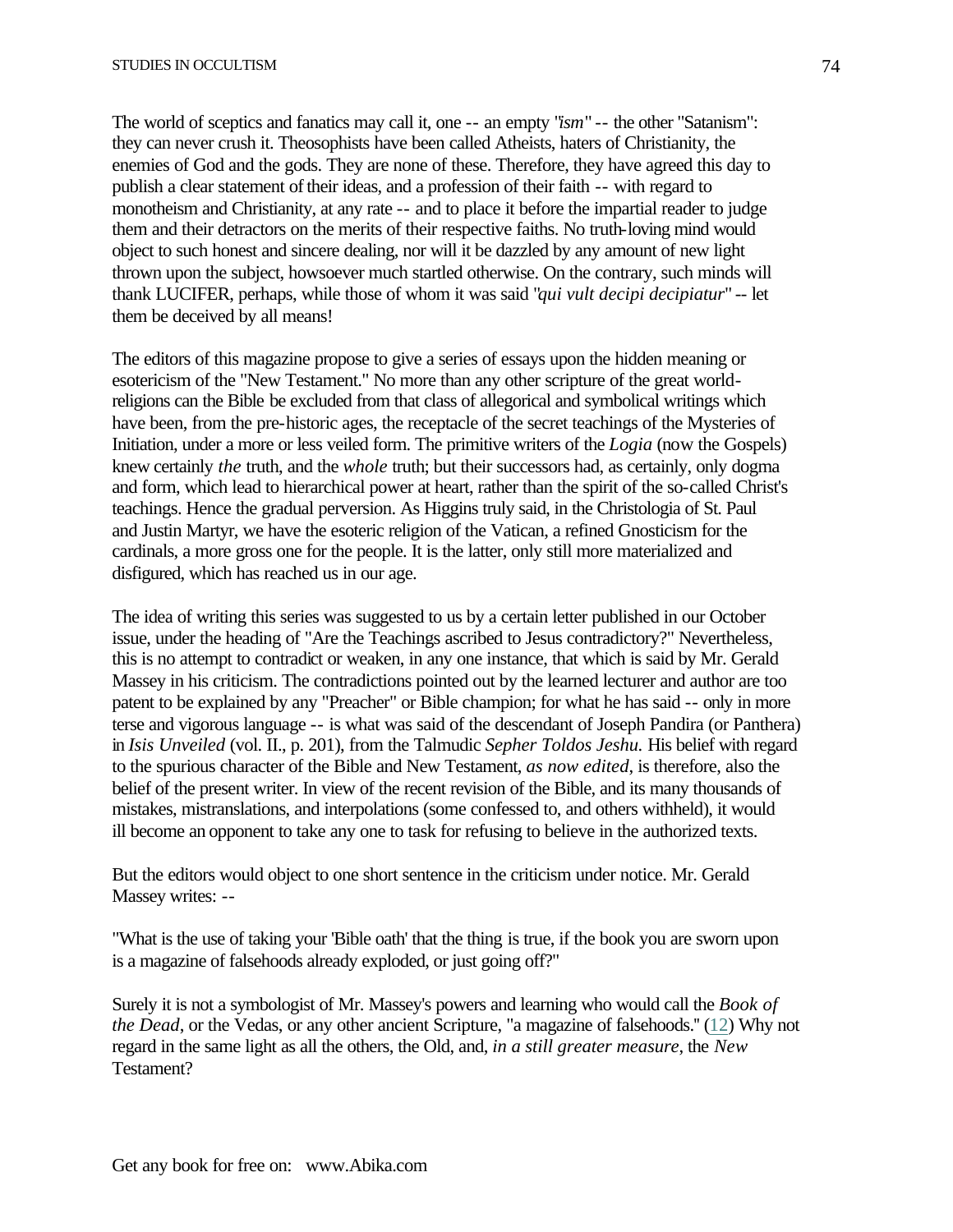The world of sceptics and fanatics may call it, one -- an empty "*ism*" -- the other "Satanism": they can never crush it. Theosophists have been called Atheists, haters of Christianity, the enemies of God and the gods. They are none of these. Therefore, they have agreed this day to publish a clear statement of their ideas, and a profession of their faith -- with regard to monotheism and Christianity, at any rate -- and to place it before the impartial reader to judge them and their detractors on the merits of their respective faiths. No truth-loving mind would object to such honest and sincere dealing, nor will it be dazzled by any amount of new light thrown upon the subject, howsoever much startled otherwise. On the contrary, such minds will thank LUCIFER, perhaps, while those of whom it was said "*qui vult decipi decipiatur*" -- let them be deceived by all means!

The editors of this magazine propose to give a series of essays upon the hidden meaning or esotericism of the "New Testament." No more than any other scripture of the great world-religions can the Bible be excluded from that class of allegorical and symbolical writings which have been, from the pre-historic ages, the receptacle of the secret teachings of the Mysteries of Initiation, under a more or less veiled form. The primitive writers of the *Logia* (now the Gospels) knew certainly *the* truth, and the *whole* truth; but their successors had, as certainly, only dogma and form, which lead to hierarchical power at heart, rather than the spirit of the so-called Christ's teachings. Hence the gradual perversion. As Higgins truly said, in the Christologia of St. Paul and Justin Martyr, we have the esoteric religion of the Vatican, a refined Gnosticism for the cardinals, a more gross one for the people. It is the latter, only still more materialized and disfigured, which has reached us in our age.

The idea of writing this series was suggested to us by a certain letter published in our October issue, under the heading of "Are the Teachings ascribed to Jesus contradictory?" Nevertheless, this is no attempt to contradict or weaken, in any one instance, that which is said by Mr. Gerald Massey in his criticism. The contradictions pointed out by the learned lecturer and author are too patent to be explained by any "Preacher" or Bible champion; for what he has said -- only in more terse and vigorous language -- is what was said of the descendant of Joseph Pandira (or Panthera) in *Isis Unveiled* (vol. II., p. 201), from the Talmudic *Sepher Toldos Jeshu*. His belief with regard to the spurious character of the Bible and New Testament, *as now edited*, is therefore, also the belief of the present writer. In view of the recent revision of the Bible, and its many thousands of mistakes, mistranslations, and interpolations (some confessed to, and others withheld), it would ill become an opponent to take any one to task for refusing to believe in the authorized texts.

But the editors would object to one short sentence in the criticism under notice. Mr. Gerald Massey writes: --

"What is the use of taking your 'Bible oath' that the thing is true, if the book you are sworn upon is a magazine of falsehoods already exploded, or just going off?"

Surely it is not a symbologist of Mr. Massey's powers and learning who would call the *Book of the Dead*, or the Vedas, or any other ancient Scripture, "a magazine of falsehoods." (12) Why not regard in the same light as all the others, the Old, and, *in a still greater measure*, the *New* Testament?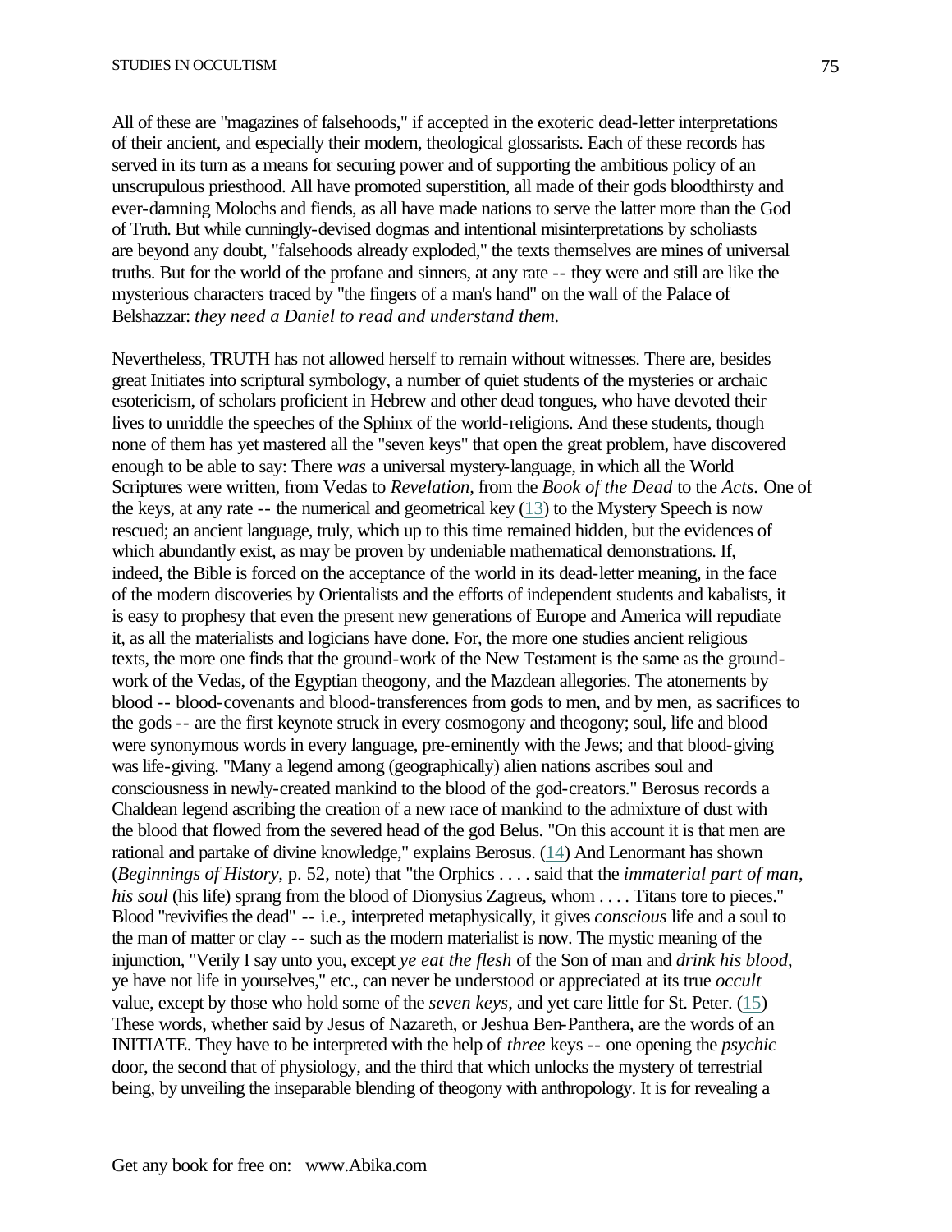All of these are "magazines of falsehoods," if accepted in the exoteric dead-letter interpretations of their ancient, and especially their modern, theological glossarists. Each of these records has served in its turn as a means for securing power and of supporting the ambitious policy of an unscrupulous priesthood. All have promoted superstition, all made of their gods bloodthirsty and ever-damning Molochs and fiends, as all have made nations to serve the latter more than the God of Truth. But while cunningly-devised dogmas and intentional misinterpretations by scholiasts are beyond any doubt, "falsehoods already exploded," the texts themselves are mines of universal truths. But for the world of the profane and sinners, at any rate -- they were and still are like the mysterious characters traced by "the fingers of a man's hand" on the wall of the Palace of Belshazzar: *they need a Daniel to read and understand them.*

Nevertheless, TRUTH has not allowed herself to remain without witnesses. There are, besides great Initiates into scriptural symbology, a number of quiet students of the mysteries or archaic esotericism, of scholars proficient in Hebrew and other dead tongues, who have devoted their lives to unriddle the speeches of the Sphinx of the world-religions. And these students, though none of them has yet mastered all the "seven keys" that open the great problem, have discovered enough to be able to say: There *was* a universal mystery-language, in which all the World Scriptures were written, from Vedas to *Revelation*, from the *Book of the Dead* to the *Acts*. One of the keys, at any rate -- the numerical and geometrical key (13) to the Mystery Speech is now rescued; an ancient language, truly, which up to this time remained hidden, but the evidences of which abundantly exist, as may be proven by undeniable mathematical demonstrations. If, indeed, the Bible is forced on the acceptance of the world in its dead-letter meaning, in the face of the modern discoveries by Orientalists and the efforts of independent students and kabalists, it is easy to prophesy that even the present new generations of Europe and America will repudiate it, as all the materialists and logicians have done. For, the more one studies ancient religious texts, the more one finds that the ground-work of the New Testament is the same as the ground-work of the Vedas, of the Egyptian theogony, and the Mazdean allegories. The atonements by blood -- blood-covenants and blood-transferences from gods to men, and by men, as sacrifices to the gods -- are the first keynote struck in every cosmogony and theogony; soul, life and blood were synonymous words in every language, pre-eminently with the Jews; and that blood-giving was life-giving. "Many a legend among (geographically) alien nations ascribes soul and consciousness in newly-created mankind to the blood of the god-creators." Berosus records a Chaldean legend ascribing the creation of a new race of mankind to the admixture of dust with the blood that flowed from the severed head of the god Belus. "On this account it is that men are rational and partake of divine knowledge," explains Berosus. (14) And Lenormant has shown (*Beginnings of History*, p. 52, note) that "the Orphics . . . . said that the *immaterial part of man, his soul* (his life) sprang from the blood of Dionysius Zagreus, whom . . . . Titans tore to pieces." Blood "revivifies the dead" -- i.e., interpreted metaphysically, it gives *conscious* life and a soul to the man of matter or clay -- such as the modern materialist is now. The mystic meaning of the injunction, "Verily I say unto you, except *ye eat the flesh* of the Son of man and *drink his blood*, ye have not life in yourselves," etc., can never be understood or appreciated at its true *occult* value, except by those who hold some of the *seven keys*, and yet care little for St. Peter. (15) These words, whether said by Jesus of Nazareth, or Jeshua Ben-Panthera, are the words of an INITIATE. They have to be interpreted with the help of *three* keys -- one opening the *psychic* door, the second that of physiology, and the third that which unlocks the mystery of terrestrial being, by unveiling the inseparable blending of theogony with anthropology. It is for revealing a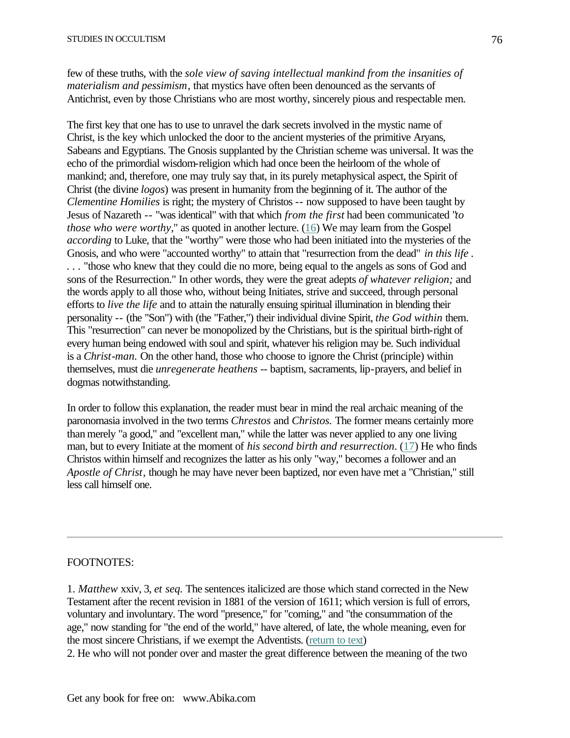few of these truths, with the *sole view of saving intellectual mankind from the insanities of materialism and pessimism*, that mystics have often been denounced as the servants of Antichrist, even by those Christians who are most worthy, sincerely pious and respectable men.

The first key that one has to use to unravel the dark secrets involved in the mystic name of Christ, is the key which unlocked the door to the ancient mysteries of the primitive Aryans, Sabeans and Egyptians. The Gnosis supplanted by the Christian scheme was universal. It was the echo of the primordial wisdom-religion which had once been the heirloom of the whole of mankind; and, therefore, one may truly say that, in its purely metaphysical aspect, the Spirit of Christ (the divine *logos*) was present in humanity from the beginning of it. The author of the *Clementine Homilies* is right; the mystery of Christos -- now supposed to have been taught by Jesus of Nazareth -- "was identical" with that which *from the first* had been communicated "*to those who were worthy*," as quoted in another lecture. (16) We may learn from the Gospel *according* to Luke, that the "worthy" were those who had been initiated into the mysteries of the Gnosis, and who were "accounted worthy" to attain that "resurrection from the dead" *in this life* . . . . "those who knew that they could die no more, being equal to the angels as sons of God and sons of the Resurrection." In other words, they were the great adepts *of whatever religion;* and the words apply to all those who, without being Initiates, strive and succeed, through personal efforts to *live the life* and to attain the naturally ensuing spiritual illumination in blending their personality -- (the "Son") with (the "Father,") their individual divine Spirit, *the God within* them. This "resurrection" can never be monopolized by the Christians, but is the spiritual birth-right of every human being endowed with soul and spirit, whatever his religion may be. Such individual is a *Christ-man.* On the other hand, those who choose to ignore the Christ (principle) within themselves, must die *unregenerate heathens* -- baptism, sacraments, lip-prayers, and belief in dogmas notwithstanding.

In order to follow this explanation, the reader must bear in mind the real archaic meaning of the paronomasia involved in the two terms *Chrestos* and *Christos.* The former means certainly more than merely "a good," and "excellent man," while the latter was never applied to any one living man, but to every Initiate at the moment of *his second birth and resurrection*. (17) He who finds Christos within himself and recognizes the latter as his only "way," becomes a follower and an *Apostle of Christ*, though he may have never been baptized, nor even have met a "Christian," still less call himself one.

---

FOOTNOTES:

1. *Matthew* xxiv, 3, *et seq.* The sentences italicized are those which stand corrected in the New Testament after the recent revision in 1881 of the version of 1611; which version is full of errors, voluntary and involuntary. The word "presence," for "coming," and "the consummation of the age," now standing for "the end of the world," have altered, of late, the whole meaning, even for the most sincere Christians, if we exempt the Adventists. (return to text)

2. He who will not ponder over and master the great difference between the meaning of the two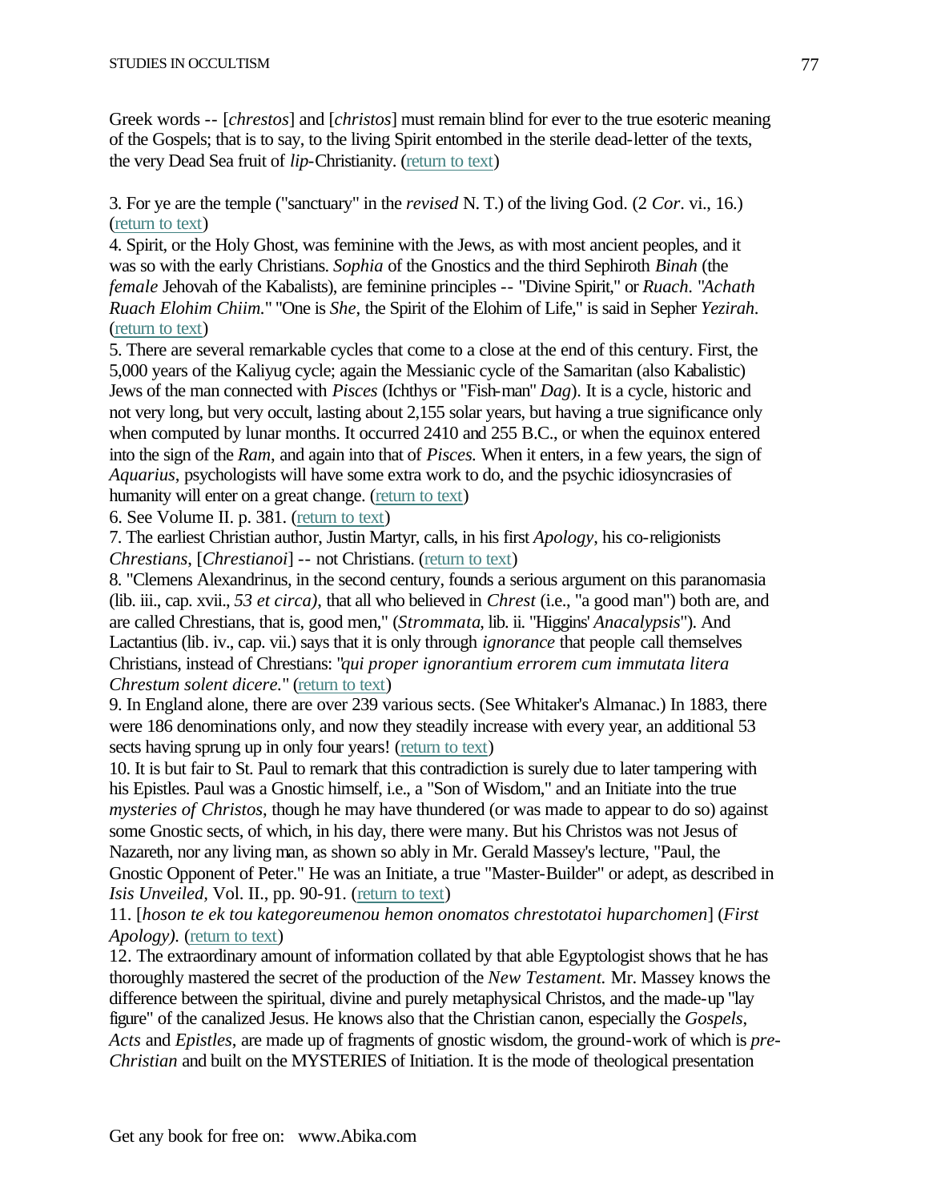Greek words -- [*chrestos*] and [*christos*] must remain blind for ever to the true esoteric meaning of the Gospels; that is to say, to the living Spirit entombed in the sterile dead-letter of the texts, the very Dead Sea fruit of *lip*-Christianity. (return to text)

3. For ye are the temple ("sanctuary" in the *revised* N. T.) of the living God. (2 *Cor*. vi., 16.) (return to text)
4. Spirit, or the Holy Ghost, was feminine with the Jews, as with most ancient peoples, and it was so with the early Christians. *Sophia* of the Gnostics and the third Sephiroth *Binah* (the *female* Jehovah of the Kabalists), are feminine principles -- "Divine Spirit," or *Ruach*. "*Achath Ruach Elohim Chiim.*" "One is *She*, the Spirit of the Elohim of Life," is said in Sepher *Yezirah*. (return to text)
5. There are several remarkable cycles that come to a close at the end of this century. First, the 5,000 years of the Kaliyug cycle; again the Messianic cycle of the Samaritan (also Kabalistic) Jews of the man connected with *Pisces* (Ichthys or "Fish-man" *Dag*). It is a cycle, historic and not very long, but very occult, lasting about 2,155 solar years, but having a true significance only when computed by lunar months. It occurred 2410 and 255 B.C., or when the equinox entered into the sign of the *Ram*, and again into that of *Pisces*. When it enters, in a few years, the sign of *Aquarius*, psychologists will have some extra work to do, and the psychic idiosyncrasies of humanity will enter on a great change. (return to text)
6. See Volume II. p. 381. (return to text)
7. The earliest Christian author, Justin Martyr, calls, in his first *Apology*, his co-religionists *Chrestians*, [*Chrestianoi*] -- not Christians. (return to text)
8. "Clemens Alexandrinus, in the second century, founds a serious argument on this paranomasia (lib. iii., cap. xvii., *53 et circa)*, that all who believed in *Chrest* (i.e., "a good man") both are, and are called Chrestians, that is, good men," (*Strommata*, lib. ii. "Higgins' *Anacalypsis*"). And Lactantius (lib. iv., cap. vii.) says that it is only through *ignorance* that people call themselves Christians, instead of Chrestians: "*qui proper ignorantium errorem cum immutata litera Chrestum solent dicere.*" (return to text)
9. In England alone, there are over 239 various sects. (See Whitaker's Almanac.) In 1883, there were 186 denominations only, and now they steadily increase with every year, an additional 53 sects having sprung up in only four years! (return to text)
10. It is but fair to St. Paul to remark that this contradiction is surely due to later tampering with his Epistles. Paul was a Gnostic himself, i.e., a "Son of Wisdom," and an Initiate into the true *mysteries of Christos*, though he may have thundered (or was made to appear to do so) against some Gnostic sects, of which, in his day, there were many. But his Christos was not Jesus of Nazareth, nor any living man, as shown so ably in Mr. Gerald Massey's lecture, "Paul, the Gnostic Opponent of Peter." He was an Initiate, a true "Master-Builder" or adept, as described in *Isis Unveiled*, Vol. II., pp. 90-91. (return to text)
11. [*hoson te ek tou kategoreumenou hemon onomatos chrestotatoi huparchomen*] (*First Apology).* (return to text)
12. The extraordinary amount of information collated by that able Egyptologist shows that he has thoroughly mastered the secret of the production of the *New Testament.* Mr. Massey knows the difference between the spiritual, divine and purely metaphysical Christos, and the made-up "lay figure" of the canalized Jesus. He knows also that the Christian canon, especially the *Gospels*, *Acts* and *Epistles*, are made up of fragments of gnostic wisdom, the ground-work of which is *pre-Christian* and built on the MYSTERIES of Initiation. It is the mode of theological presentation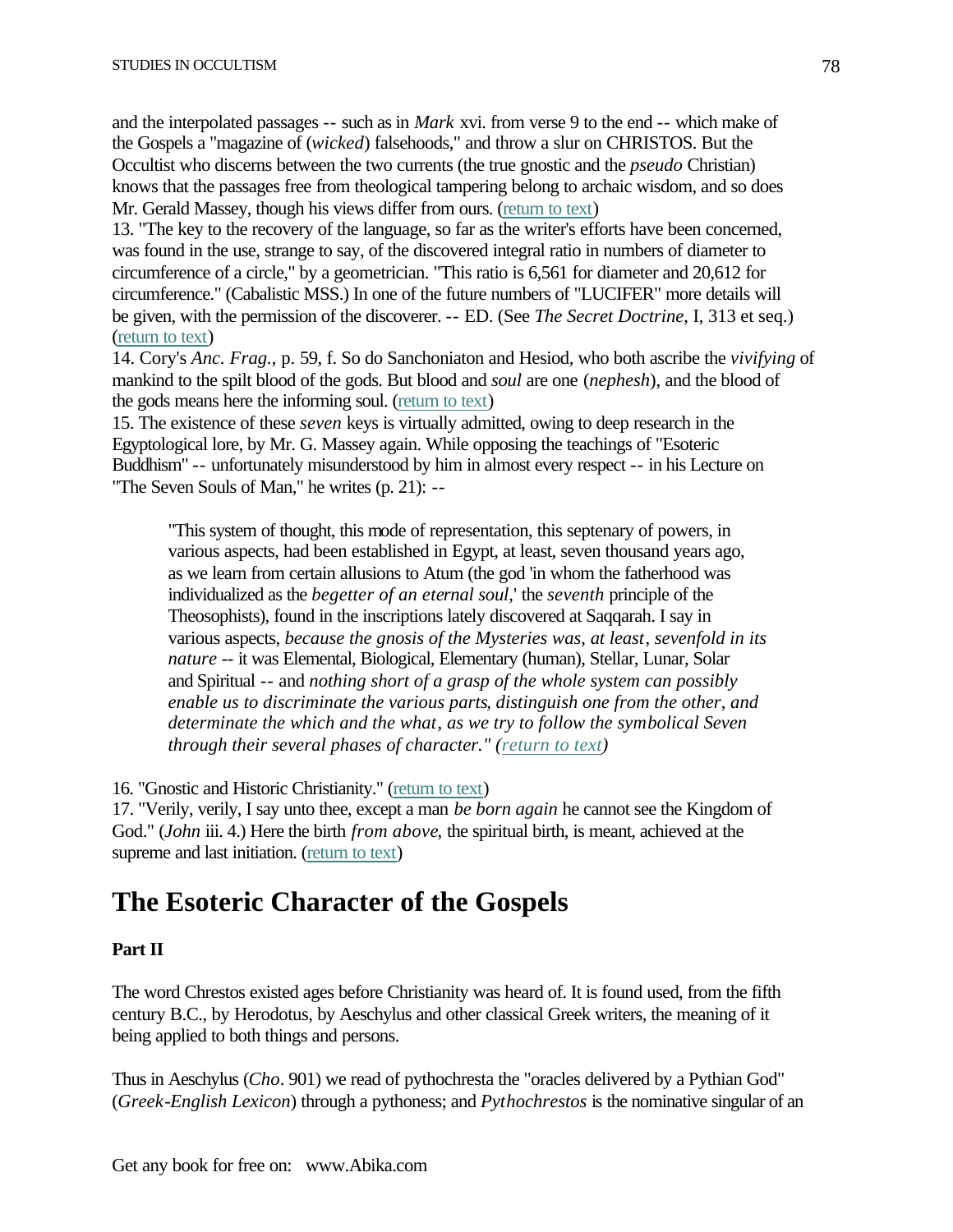and the interpolated passages -- such as in *Mark* xvi. from verse 9 to the end -- which make of the Gospels a "magazine of (*wicked*) falsehoods," and throw a slur on CHRISTOS. But the Occultist who discerns between the two currents (the true gnostic and the *pseudo* Christian) knows that the passages free from theological tampering belong to archaic wisdom, and so does Mr. Gerald Massey, though his views differ from ours. (return to text)

13. "The key to the recovery of the language, so far as the writer's efforts have been concerned, was found in the use, strange to say, of the discovered integral ratio in numbers of diameter to circumference of a circle," by a geometrician. "This ratio is 6,561 for diameter and 20,612 for circumference." (Cabalistic MSS.) In one of the future numbers of "LUCIFER" more details will be given, with the permission of the discoverer. -- ED. (See *The Secret Doctrine*, I, 313 et seq.) (return to text)

14. Cory's *Anc. Frag.*, p. 59, f. So do Sanchoniaton and Hesiod, who both ascribe the *vivifying* of mankind to the spilt blood of the gods. But blood and *soul* are one (*nephesh*), and the blood of the gods means here the informing soul. (return to text)

15. The existence of these *seven* keys is virtually admitted, owing to deep research in the Egyptological lore, by Mr. G. Massey again. While opposing the teachings of "Esoteric Buddhism" -- unfortunately misunderstood by him in almost every respect -- in his Lecture on "The Seven Souls of Man," he writes (p. 21): --

> "This system of thought, this mode of representation, this septenary of powers, in various aspects, had been established in Egypt, at least, seven thousand years ago, as we learn from certain allusions to Atum (the god 'in whom the fatherhood was individualized as the *begetter of an eternal soul*,' the *seventh* principle of the Theosophists), found in the inscriptions lately discovered at Saqqarah. I say in various aspects, *because the gnosis of the Mysteries was, at least, sevenfold in its nature* -- it was Elemental, Biological, Elementary (human), Stellar, Lunar, Solar and Spiritual -- and *nothing short of a grasp of the whole system can possibly enable us to discriminate the various parts, distinguish one from the other, and determinate the which and the what, as we try to follow the symbolical Seven through their several phases of character." (return to text)*

16. "Gnostic and Historic Christianity." (return to text)

17. "Verily, verily, I say unto thee, except a man *be born again* he cannot see the Kingdom of God." (*John* iii. 4.) Here the birth *from above*, the spiritual birth, is meant, achieved at the supreme and last initiation. (return to text)

# The Esoteric Character of the Gospels

**Part II**

The word Chrestos existed ages before Christianity was heard of. It is found used, from the fifth century B.C., by Herodotus, by Aeschylus and other classical Greek writers, the meaning of it being applied to both things and persons.

Thus in Aeschylus (*Cho*. 901) we read of pythochresta the "oracles delivered by a Pythian God" (*Greek-English Lexicon*) through a pythoness; and *Pythochrestos* is the nominative singular of an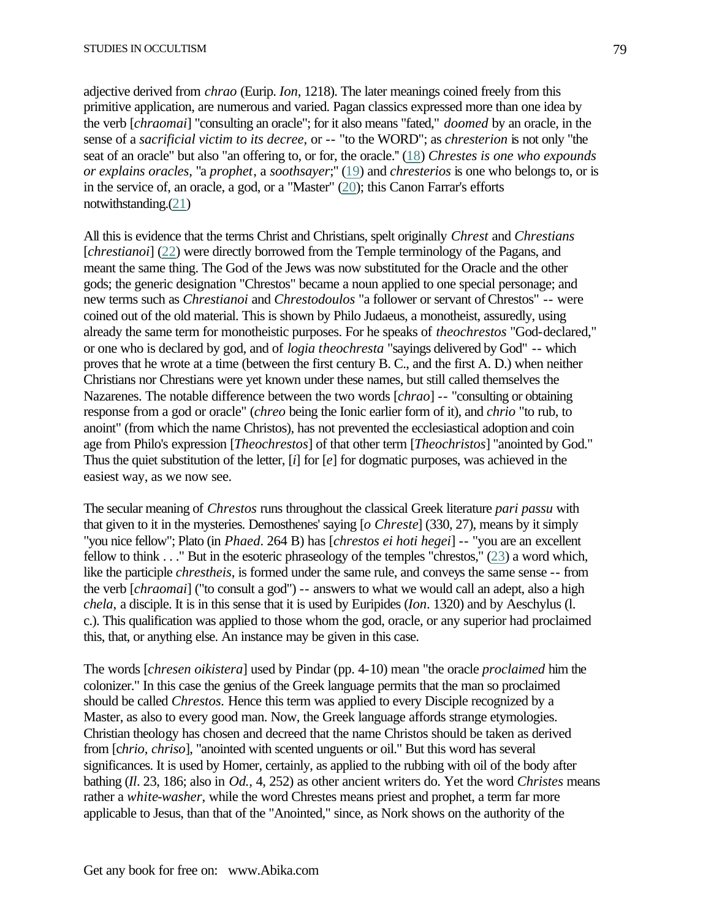adjective derived from *chrao* (Eurip. *Ion*, 1218). The later meanings coined freely from this primitive application, are numerous and varied. Pagan classics expressed more than one idea by the verb [*chraomai*] "consulting an oracle"; for it also means "fated," *doomed* by an oracle, in the sense of a *sacrificial victim to its decree*, or -- "to the WORD"; as *chresterion* is not only "the seat of an oracle" but also "an offering to, or for, the oracle." (18) *Chrestes is one who expounds or explains oracles,* "a *prophet*, a *soothsayer*;" (19) and *chresterios* is one who belongs to, or is in the service of, an oracle, a god, or a "Master" (20); this Canon Farrar's efforts notwithstanding.(21)

All this is evidence that the terms Christ and Christians, spelt originally *Chrest* and *Chrestians* [*chrestianoi*] (22) were directly borrowed from the Temple terminology of the Pagans, and meant the same thing. The God of the Jews was now substituted for the Oracle and the other gods; the generic designation "Chrestos" became a noun applied to one special personage; and new terms such as *Chrestianoi* and *Chrestodoulos* "a follower or servant of Chrestos" -- were coined out of the old material. This is shown by Philo Judaeus, a monotheist, assuredly, using already the same term for monotheistic purposes. For he speaks of *theochrestos* "God-declared," or one who is declared by god, and of *logia theochresta* "sayings delivered by God" -- which proves that he wrote at a time (between the first century B. C., and the first A. D.) when neither Christians nor Chrestians were yet known under these names, but still called themselves the Nazarenes. The notable difference between the two words [*chrao*] -- "consulting or obtaining response from a god or oracle" (*chreo* being the Ionic earlier form of it), and *chrio* "to rub, to anoint" (from which the name Christos), has not prevented the ecclesiastical adoption and coin age from Philo's expression [*Theochrestos*] of that other term [*Theochristos*] "anointed by God." Thus the quiet substitution of the letter, [*i*] for [*e*] for dogmatic purposes, was achieved in the easiest way, as we now see.

The secular meaning of *Chrestos* runs throughout the classical Greek literature *pari passu* with that given to it in the mysteries. Demosthenes' saying [*o Chreste*] (330, 27), means by it simply "you nice fellow"; Plato (in *Phaed*. 264 B) has [*chrestos ei hoti hegei*] -- "you are an excellent fellow to think . . ." But in the esoteric phraseology of the temples "chrestos," (23) a word which, like the participle *chrestheis*, is formed under the same rule, and conveys the same sense -- from the verb [*chraomai*] ("to consult a god") -- answers to what we would call an adept, also a high *chela*, a disciple. It is in this sense that it is used by Euripides (*Ion*. 1320) and by Aeschylus (l. c.). This qualification was applied to those whom the god, oracle, or any superior had proclaimed this, that, or anything else. An instance may be given in this case.

The words [*chresen oikistera*] used by Pindar (pp. 4-10) mean "the oracle *proclaimed* him the colonizer." In this case the genius of the Greek language permits that the man so proclaimed should be called *Chrestos.* Hence this term was applied to every Disciple recognized by a Master, as also to every good man. Now, the Greek language affords strange etymologies. Christian theology has chosen and decreed that the name Christos should be taken as derived from [*chrio, chriso*], "anointed with scented unguents or oil." But this word has several significances. It is used by Homer, certainly, as applied to the rubbing with oil of the body after bathing (*Il*. 23, 186; also in *Od.,* 4, 252) as other ancient writers do. Yet the word *Christes* means rather a *white-washer*, while the word Chrestes means priest and prophet, a term far more applicable to Jesus, than that of the "Anointed," since, as Nork shows on the authority of the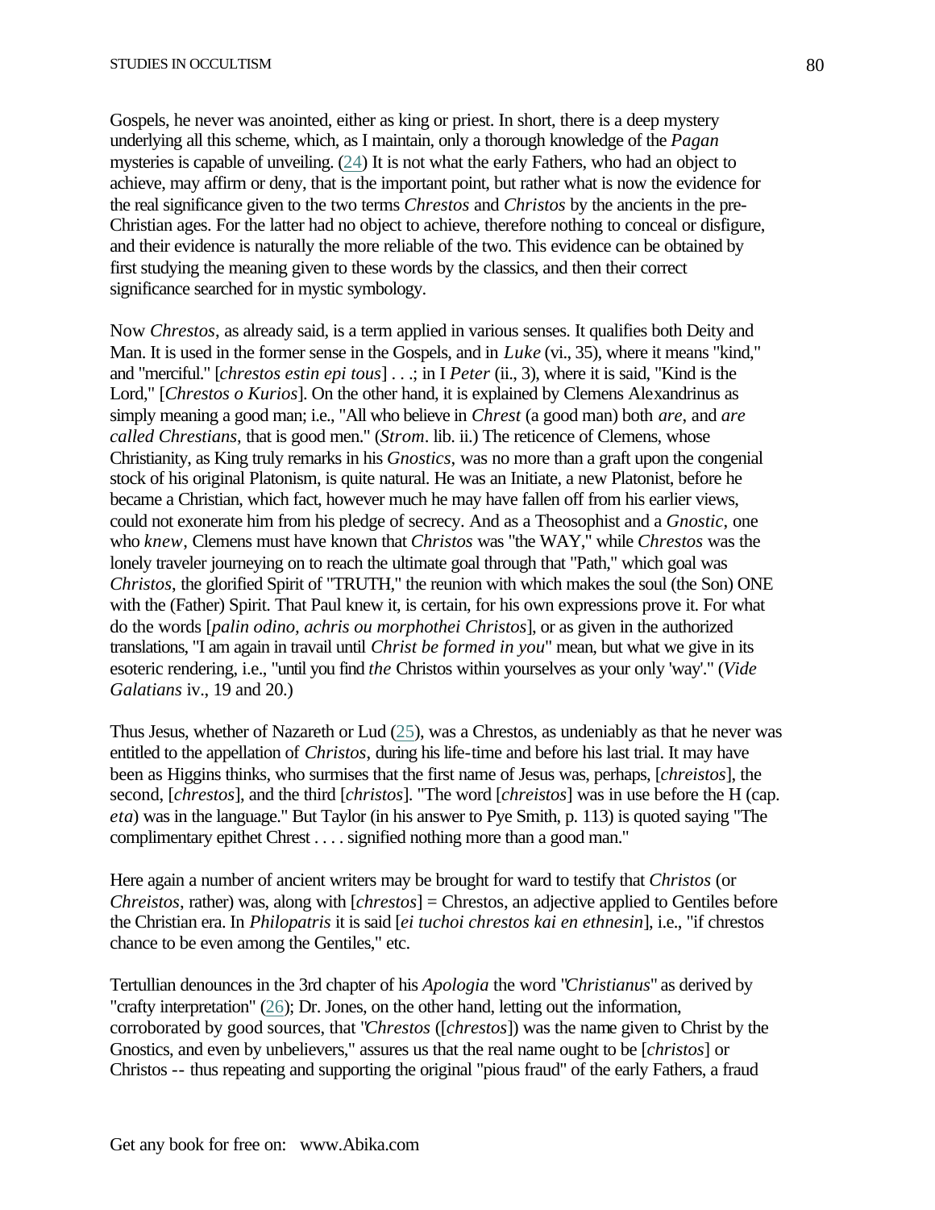Gospels, he never was anointed, either as king or priest. In short, there is a deep mystery underlying all this scheme, which, as I maintain, only a thorough knowledge of the *Pagan* mysteries is capable of unveiling. (24) It is not what the early Fathers, who had an object to achieve, may affirm or deny, that is the important point, but rather what is now the evidence for the real significance given to the two terms *Chrestos* and *Christos* by the ancients in the pre-Christian ages. For the latter had no object to achieve, therefore nothing to conceal or disfigure, and their evidence is naturally the more reliable of the two. This evidence can be obtained by first studying the meaning given to these words by the classics, and then their correct significance searched for in mystic symbology.

Now *Chrestos*, as already said, is a term applied in various senses. It qualifies both Deity and Man. It is used in the former sense in the Gospels, and in *Luke* (vi., 35), where it means "kind," and "merciful." [*chrestos estin epi tous*] . . .; in I *Peter* (ii., 3), where it is said, "Kind is the Lord," [*Chrestos o Kurios*]. On the other hand, it is explained by Clemens Alexandrinus as simply meaning a good man; i.e., "All who believe in *Chrest* (a good man) both *are*, and *are called Christians*, that is good men." (*Strom*. lib. ii.) The reticence of Clemens, whose Christianity, as King truly remarks in his *Gnostics*, was no more than a graft upon the congenial stock of his original Platonism, is quite natural. He was an Initiate, a new Platonist, before he became a Christian, which fact, however much he may have fallen off from his earlier views, could not exonerate him from his pledge of secrecy. And as a Theosophist and a *Gnostic*, one who *knew*, Clemens must have known that *Christos* was "the WAY," while *Chrestos* was the lonely traveler journeying on to reach the ultimate goal through that "Path," which goal was *Christos*, the glorified Spirit of "TRUTH," the reunion with which makes the soul (the Son) ONE with the (Father) Spirit. That Paul knew it, is certain, for his own expressions prove it. For what do the words [*palin odino, achris ou morphothei Christos*], or as given in the authorized translations, "I am again in travail until *Christ be formed in you*" mean, but what we give in its esoteric rendering, i.e., "until you find *the* Christos within yourselves as your only 'way'." (*Vide Galatians* iv., 19 and 20.)

Thus Jesus, whether of Nazareth or Lud (25), was a Chrestos, as undeniably as that he never was entitled to the appellation of *Christos*, during his life-time and before his last trial. It may have been as Higgins thinks, who surmises that the first name of Jesus was, perhaps, [*chreistos*], the second, [*chrestos*], and the third [*christos*]. "The word [*chreistos*] was in use before the H (cap. *eta*) was in the language." But Taylor (in his answer to Pye Smith, p. 113) is quoted saying "The complimentary epithet Chrest . . . . signified nothing more than a good man."

Here again a number of ancient writers may be brought for ward to testify that *Christos* (or *Chreistos*, rather) was, along with [*chrestos*] = Chrestos, an adjective applied to Gentiles before the Christian era. In *Philopatris* it is said [*ei tuchoi chrestos kai en ethnesin*], i.e., "if chrestos chance to be even among the Gentiles," etc.

Tertullian denounces in the 3rd chapter of his *Apologia* the word "*Christianus*" as derived by "crafty interpretation" (26); Dr. Jones, on the other hand, letting out the information, corroborated by good sources, that "*Chrestos* ([*chrestos*]) was the name given to Christ by the Gnostics, and even by unbelievers," assures us that the real name ought to be [*christos*] or Christos -- thus repeating and supporting the original "pious fraud" of the early Fathers, a fraud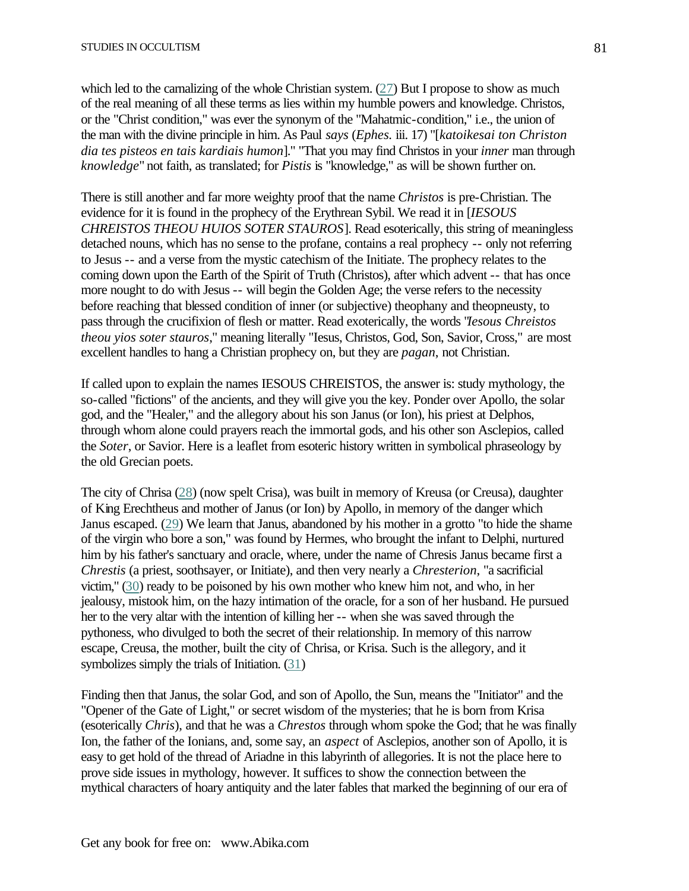which led to the carnalizing of the whole Christian system. (27) But I propose to show as much of the real meaning of all these terms as lies within my humble powers and knowledge. Christos, or the "Christ condition," was ever the synonym of the "Mahatmic-condition," i.e., the union of the man with the divine principle in him. As Paul *says* (*Ephes.* iii. 17) "[*katoikesai ton Christon dia tes pisteos en tais kardiais humon*]." "That you may find Christos in your *inner* man through *knowledge*" not faith, as translated; for *Pistis* is "knowledge," as will be shown further on.

There is still another and far more weighty proof that the name *Christos* is pre-Christian. The evidence for it is found in the prophecy of the Erythrean Sybil. We read it in [*IESOUS CHREISTOS THEOU HUIOS SOTER STAUROS*]. Read esoterically, this string of meaningless detached nouns, which has no sense to the profane, contains a real prophecy -- only not referring to Jesus -- and a verse from the mystic catechism of the Initiate. The prophecy relates to the coming down upon the Earth of the Spirit of Truth (Christos), after which advent -- that has once more nought to do with Jesus -- will begin the Golden Age; the verse refers to the necessity before reaching that blessed condition of inner (or subjective) theophany and theopneusty, to pass through the crucifixion of flesh or matter. Read exoterically, the words "*Iesous Chreistos theou yios soter stauros*," meaning literally "Iesus, Christos, God, Son, Savior, Cross," are most excellent handles to hang a Christian prophecy on, but they are *pagan*, not Christian.

If called upon to explain the names IESOUS CHREISTOS, the answer is: study mythology, the so-called "fictions" of the ancients, and they will give you the key. Ponder over Apollo, the solar god, and the "Healer," and the allegory about his son Janus (or Ion), his priest at Delphos, through whom alone could prayers reach the immortal gods, and his other son Asclepios, called the *Soter*, or Savior. Here is a leaflet from esoteric history written in symbolical phraseology by the old Grecian poets.

The city of Chrisa (28) (now spelt Crisa), was built in memory of Kreusa (or Creusa), daughter of King Erechtheus and mother of Janus (or Ion) by Apollo, in memory of the danger which Janus escaped. (29) We learn that Janus, abandoned by his mother in a grotto "to hide the shame of the virgin who bore a son," was found by Hermes, who brought the infant to Delphi, nurtured him by his father's sanctuary and oracle, where, under the name of Chresis Janus became first a *Chrestis* (a priest, soothsayer, or Initiate), and then very nearly a *Chresterion*, "a sacrificial victim," (30) ready to be poisoned by his own mother who knew him not, and who, in her jealousy, mistook him, on the hazy intimation of the oracle, for a son of her husband. He pursued her to the very altar with the intention of killing her -- when she was saved through the pythoness, who divulged to both the secret of their relationship. In memory of this narrow escape, Creusa, the mother, built the city of Chrisa, or Krisa. Such is the allegory, and it symbolizes simply the trials of Initiation. (31)

Finding then that Janus, the solar God, and son of Apollo, the Sun, means the "Initiator" and the "Opener of the Gate of Light," or secret wisdom of the mysteries; that he is born from Krisa (esoterically *Chris*), and that he was a *Chrestos* through whom spoke the God; that he was finally Ion, the father of the Ionians, and, some say, an *aspect* of Asclepios, another son of Apollo, it is easy to get hold of the thread of Ariadne in this labyrinth of allegories. It is not the place here to prove side issues in mythology, however. It suffices to show the connection between the mythical characters of hoary antiquity and the later fables that marked the beginning of our era of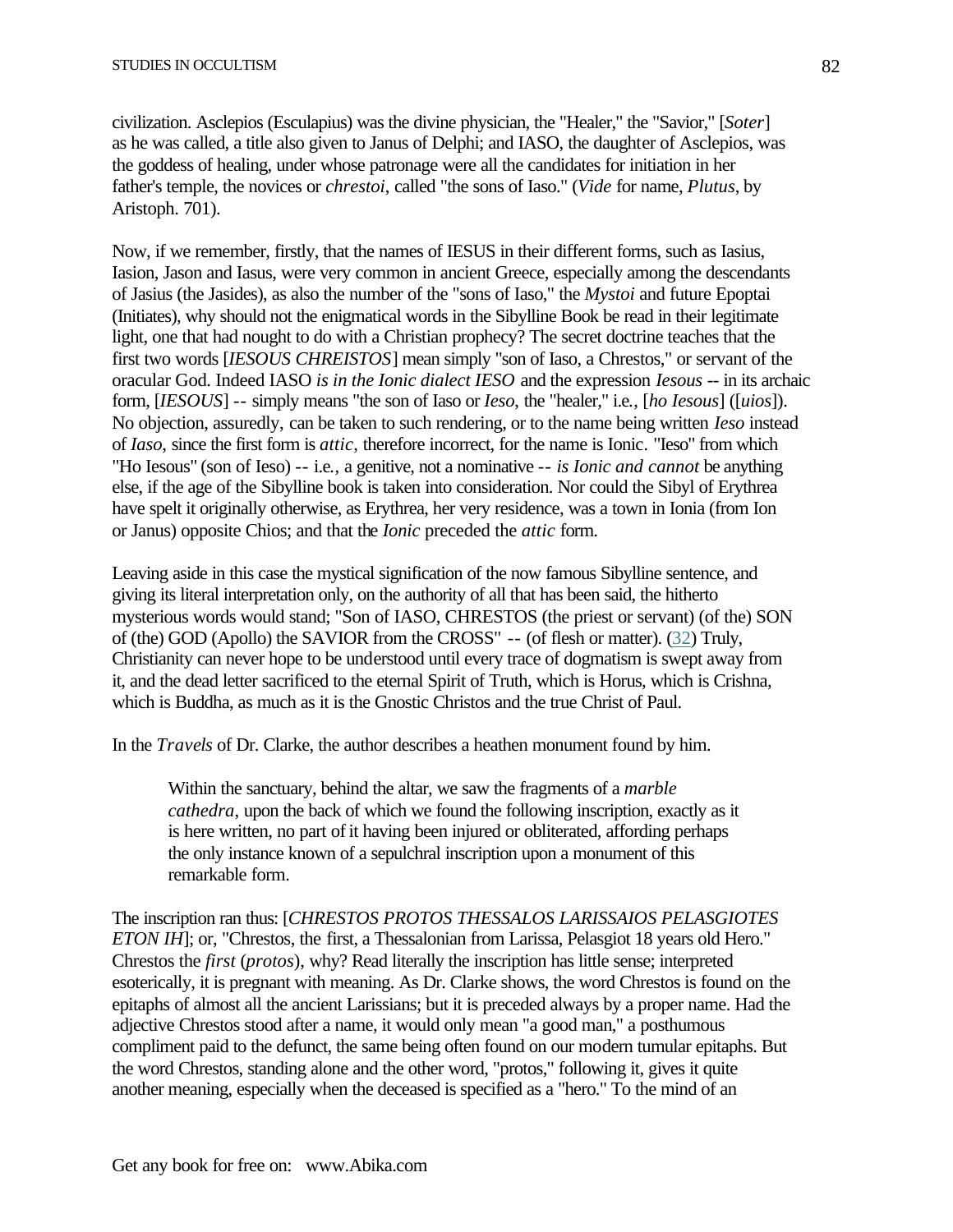civilization. Asclepios (Esculapius) was the divine physician, the "Healer," the "Savior," [*Soter*] as he was called, a title also given to Janus of Delphi; and IASO, the daughter of Asclepios, was the goddess of healing, under whose patronage were all the candidates for initiation in her father's temple, the novices or *chrestoi*, called "the sons of Iaso." (*Vide* for name, *Plutus*, by Aristoph. 701).

Now, if we remember, firstly, that the names of IESUS in their different forms, such as Iasius, Iasion, Jason and Iasus, were very common in ancient Greece, especially among the descendants of Jasius (the Jasides), as also the number of the "sons of Iaso," the *Mystoi* and future Epoptai (Initiates), why should not the enigmatical words in the Sibylline Book be read in their legitimate light, one that had nought to do with a Christian prophecy? The secret doctrine teaches that the first two words [*IESOUS CHREISTOS*] mean simply "son of Iaso, a Chrestos," or servant of the oracular God. Indeed IASO *is in the Ionic dialect IESO* and the expression *Iesous* -- in its archaic form, [*IESOUS*] -- simply means "the son of Iaso or *Ieso*, the "healer," i.e., [*ho Iesous*] ([*uios*]). No objection, assuredly, can be taken to such rendering, or to the name being written *Ieso* instead of *Iaso*, since the first form is *attic*, therefore incorrect, for the name is Ionic. "Ieso" from which "Ho Iesous" (son of Ieso) -- i.e., a genitive, not a nominative -- *is Ionic and cannot* be anything else, if the age of the Sibylline book is taken into consideration. Nor could the Sibyl of Erythrea have spelt it originally otherwise, as Erythrea, her very residence, was a town in Ionia (from Ion or Janus) opposite Chios; and that the *Ionic* preceded the *attic* form.

Leaving aside in this case the mystical signification of the now famous Sibylline sentence, and giving its literal interpretation only, on the authority of all that has been said, the hitherto mysterious words would stand; "Son of IASO, CHRESTOS (the priest or servant) (of the) SON of (the) GOD (Apollo) the SAVIOR from the CROSS" -- (of flesh or matter). (32) Truly, Christianity can never hope to be understood until every trace of dogmatism is swept away from it, and the dead letter sacrificed to the eternal Spirit of Truth, which is Horus, which is Crishna, which is Buddha, as much as it is the Gnostic Christos and the true Christ of Paul.

In the *Travels* of Dr. Clarke, the author describes a heathen monument found by him.

> Within the sanctuary, behind the altar, we saw the fragments of a *marble cathedra*, upon the back of which we found the following inscription, exactly as it is here written, no part of it having been injured or obliterated, affording perhaps the only instance known of a sepulchral inscription upon a monument of this remarkable form.

The inscription ran thus: [*CHRESTOS PROTOS THESSALOS LARISSAIOS PELASGIOTES ETON IH*]; or, "Chrestos, the first, a Thessalonian from Larissa, Pelasgiot 18 years old Hero." Chrestos the *first* (*protos*), why? Read literally the inscription has little sense; interpreted esoterically, it is pregnant with meaning. As Dr. Clarke shows, the word Chrestos is found on the epitaphs of almost all the ancient Larissians; but it is preceded always by a proper name. Had the adjective Chrestos stood after a name, it would only mean "a good man," a posthumous compliment paid to the defunct, the same being often found on our modern tumular epitaphs. But the word Chrestos, standing alone and the other word, "protos," following it, gives it quite another meaning, especially when the deceased is specified as a "hero." To the mind of an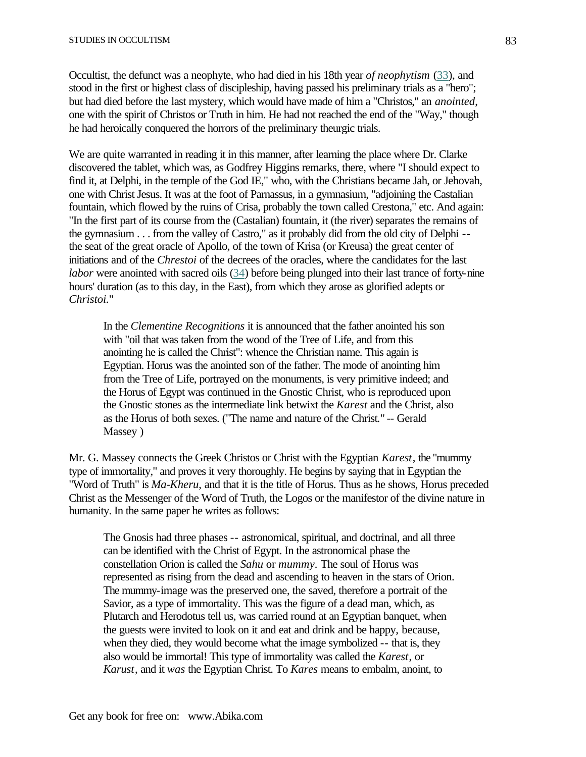Occultist, the defunct was a neophyte, who had died in his 18th year *of neophytism* (33), and stood in the first or highest class of discipleship, having passed his preliminary trials as a "hero"; but had died before the last mystery, which would have made of him a "Christos," an *anointed*, one with the spirit of Christos or Truth in him. He had not reached the end of the "Way," though he had heroically conquered the horrors of the preliminary theurgic trials.

We are quite warranted in reading it in this manner, after learning the place where Dr. Clarke discovered the tablet, which was, as Godfrey Higgins remarks, there, where "I should expect to find it, at Delphi, in the temple of the God IE," who, with the Christians became Jah, or Jehovah, one with Christ Jesus. It was at the foot of Parnassus, in a gymnasium, "adjoining the Castalian fountain, which flowed by the ruins of Crisa, probably the town called Crestona," etc. And again: "In the first part of its course from the (Castalian) fountain, it (the river) separates the remains of the gymnasium . . . from the valley of Castro," as it probably did from the old city of Delphi -- the seat of the great oracle of Apollo, of the town of Krisa (or Kreusa) the great center of initiations and of the *Chrestoi* of the decrees of the oracles, where the candidates for the last *labor* were anointed with sacred oils (34) before being plunged into their last trance of forty-nine hours' duration (as to this day, in the East), from which they arose as glorified adepts or *Christoi*."

> In the *Clementine Recognitions* it is announced that the father anointed his son with "oil that was taken from the wood of the Tree of Life, and from this anointing he is called the Christ": whence the Christian name. This again is Egyptian. Horus was the anointed son of the father. The mode of anointing him from the Tree of Life, portrayed on the monuments, is very primitive indeed; and the Horus of Egypt was continued in the Gnostic Christ, who is reproduced upon the Gnostic stones as the intermediate link betwixt the *Karest* and the Christ, also as the Horus of both sexes. ("The name and nature of the Christ." -- Gerald Massey )

Mr. G. Massey connects the Greek Christos or Christ with the Egyptian *Karest*, the "mummy type of immortality," and proves it very thoroughly. He begins by saying that in Egyptian the "Word of Truth" is *Ma-Kheru*, and that it is the title of Horus. Thus as he shows, Horus preceded Christ as the Messenger of the Word of Truth, the Logos or the manifestor of the divine nature in humanity. In the same paper he writes as follows:

> The Gnosis had three phases -- astronomical, spiritual, and doctrinal, and all three can be identified with the Christ of Egypt. In the astronomical phase the constellation Orion is called the *Sahu* or *mummy*. The soul of Horus was represented as rising from the dead and ascending to heaven in the stars of Orion. The mummy-image was the preserved one, the saved, therefore a portrait of the Savior, as a type of immortality. This was the figure of a dead man, which, as Plutarch and Herodotus tell us, was carried round at an Egyptian banquet, when the guests were invited to look on it and eat and drink and be happy, because, when they died, they would become what the image symbolized -- that is, they also would be immortal! This type of immortality was called the *Karest*, or *Karust*, and it *was* the Egyptian Christ. To *Kares* means to embalm, anoint, to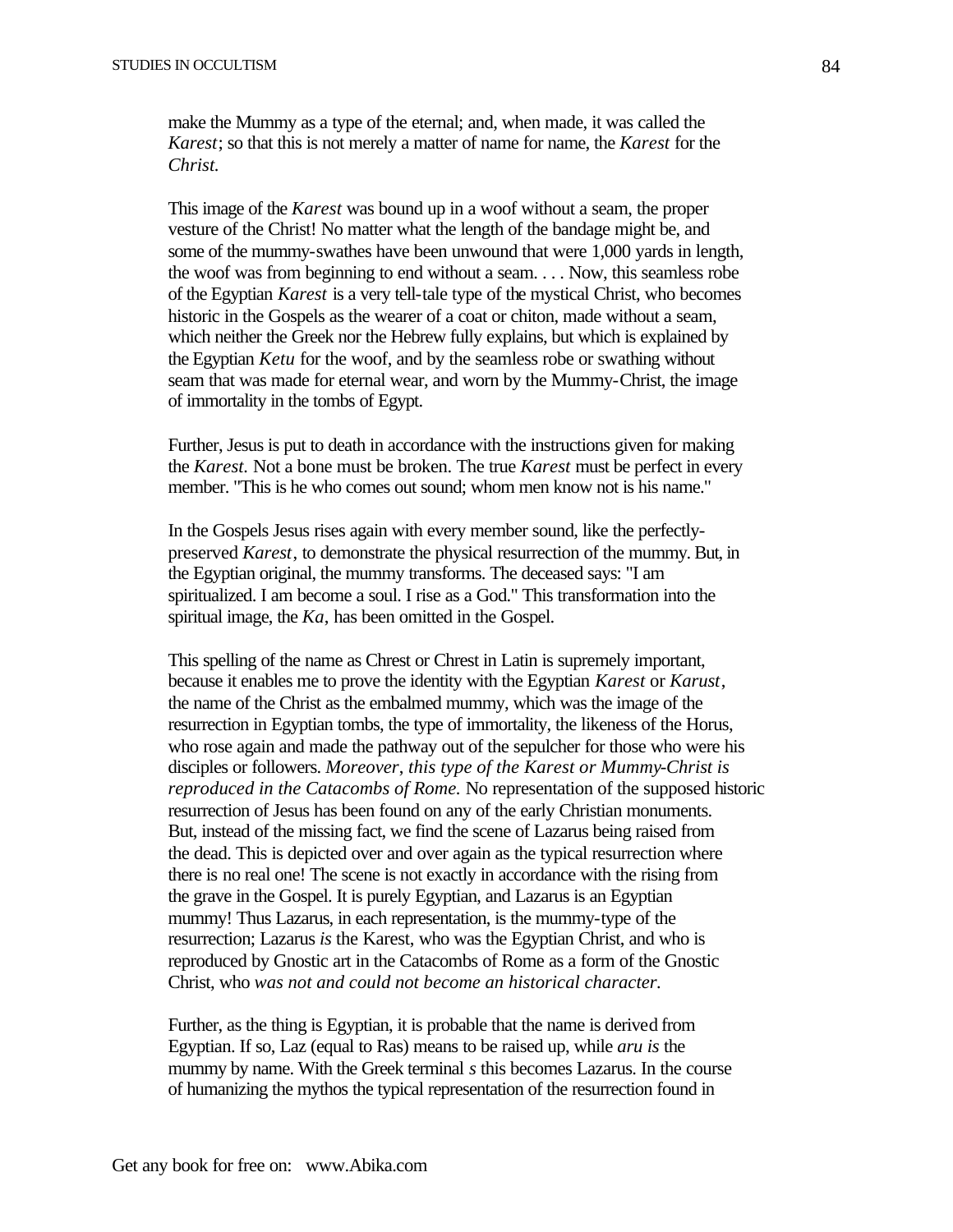make the Mummy as a type of the eternal; and, when made, it was called the *Karest*; so that this is not merely a matter of name for name, the *Karest* for the *Christ.*

This image of the *Karest* was bound up in a woof without a seam, the proper vesture of the Christ! No matter what the length of the bandage might be, and some of the mummy-swathes have been unwound that were 1,000 yards in length, the woof was from beginning to end without a seam. . . . Now, this seamless robe of the Egyptian *Karest* is a very tell-tale type of the mystical Christ, who becomes historic in the Gospels as the wearer of a coat or chiton, made without a seam, which neither the Greek nor the Hebrew fully explains, but which is explained by the Egyptian *Ketu* for the woof, and by the seamless robe or swathing without seam that was made for eternal wear, and worn by the Mummy-Christ, the image of immortality in the tombs of Egypt.

Further, Jesus is put to death in accordance with the instructions given for making the *Karest.* Not a bone must be broken. The true *Karest* must be perfect in every member. "This is he who comes out sound; whom men know not is his name."

In the Gospels Jesus rises again with every member sound, like the perfectly-preserved *Karest*, to demonstrate the physical resurrection of the mummy. But, in the Egyptian original, the mummy transforms. The deceased says: "I am spiritualized. I am become a soul. I rise as a God." This transformation into the spiritual image, the *Ka*, has been omitted in the Gospel.

This spelling of the name as Chrest or Chrest in Latin is supremely important, because it enables me to prove the identity with the Egyptian *Karest* or *Karust*, the name of the Christ as the embalmed mummy, which was the image of the resurrection in Egyptian tombs, the type of immortality, the likeness of the Horus, who rose again and made the pathway out of the sepulcher for those who were his disciples or followers. *Moreover, this type of the Karest or Mummy-Christ is reproduced in the Catacombs of Rome.* No representation of the supposed historic resurrection of Jesus has been found on any of the early Christian monuments. But, instead of the missing fact, we find the scene of Lazarus being raised from the dead. This is depicted over and over again as the typical resurrection where there is no real one! The scene is not exactly in accordance with the rising from the grave in the Gospel. It is purely Egyptian, and Lazarus is an Egyptian mummy! Thus Lazarus, in each representation, is the mummy-type of the resurrection; Lazarus *is* the Karest, who was the Egyptian Christ, and who is reproduced by Gnostic art in the Catacombs of Rome as a form of the Gnostic Christ, who *was not and could not become an historical character.*

Further, as the thing is Egyptian, it is probable that the name is derived from Egyptian. If so, Laz (equal to Ras) means to be raised up, while *aru is* the mummy by name. With the Greek terminal *s* this becomes Lazarus. In the course of humanizing the mythos the typical representation of the resurrection found in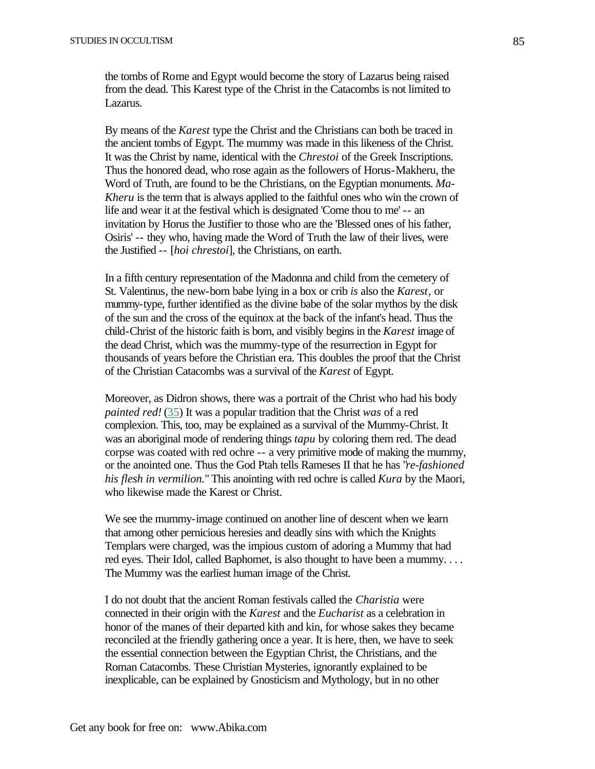the tombs of Rome and Egypt would become the story of Lazarus being raised from the dead. This Karest type of the Christ in the Catacombs is not limited to Lazarus.

By means of the *Karest* type the Christ and the Christians can both be traced in the ancient tombs of Egypt. The mummy was made in this likeness of the Christ. It was the Christ by name, identical with the *Chrestoi* of the Greek Inscriptions. Thus the honored dead, who rose again as the followers of Horus-Makheru, the Word of Truth, are found to be the Christians, on the Egyptian monuments. *Ma-Kheru* is the term that is always applied to the faithful ones who win the crown of life and wear it at the festival which is designated 'Come thou to me' -- an invitation by Horus the Justifier to those who are the 'Blessed ones of his father, Osiris' -- they who, having made the Word of Truth the law of their lives, were the Justified -- [*hoi chrestoi*], the Christians, on earth.

In a fifth century representation of the Madonna and child from the cemetery of St. Valentinus, the new-born babe lying in a box or crib *is* also the *Karest*, or mummy-type, further identified as the divine babe of the solar mythos by the disk of the sun and the cross of the equinox at the back of the infant's head. Thus the child-Christ of the historic faith is born, and visibly begins in the *Karest* image of the dead Christ, which was the mummy-type of the resurrection in Egypt for thousands of years before the Christian era. This doubles the proof that the Christ of the Christian Catacombs was a survival of the *Karest* of Egypt.

Moreover, as Didron shows, there was a portrait of the Christ who had his body *painted red!* (35) It was a popular tradition that the Christ *was* of a red complexion. This, too, may be explained as a survival of the Mummy-Christ. It was an aboriginal mode of rendering things *tapu* by coloring them red. The dead corpse was coated with red ochre -- a very primitive mode of making the mummy, or the anointed one. Thus the God Ptah tells Rameses II that he has "*re-fashioned his flesh in vermilion.*" This anointing with red ochre is called *Kura* by the Maori, who likewise made the Karest or Christ.

We see the mummy-image continued on another line of descent when we learn that among other pernicious heresies and deadly sins with which the Knights Templars were charged, was the impious custom of adoring a Mummy that had red eyes. Their Idol, called Baphomet, is also thought to have been a mummy. . . . The Mummy was the earliest human image of the Christ.

I do not doubt that the ancient Roman festivals called the *Charistia* were connected in their origin with the *Karest* and the *Eucharist* as a celebration in honor of the manes of their departed kith and kin, for whose sakes they became reconciled at the friendly gathering once a year. It is here, then, we have to seek the essential connection between the Egyptian Christ, the Christians, and the Roman Catacombs. These Christian Mysteries, ignorantly explained to be inexplicable, can be explained by Gnosticism and Mythology, but in no other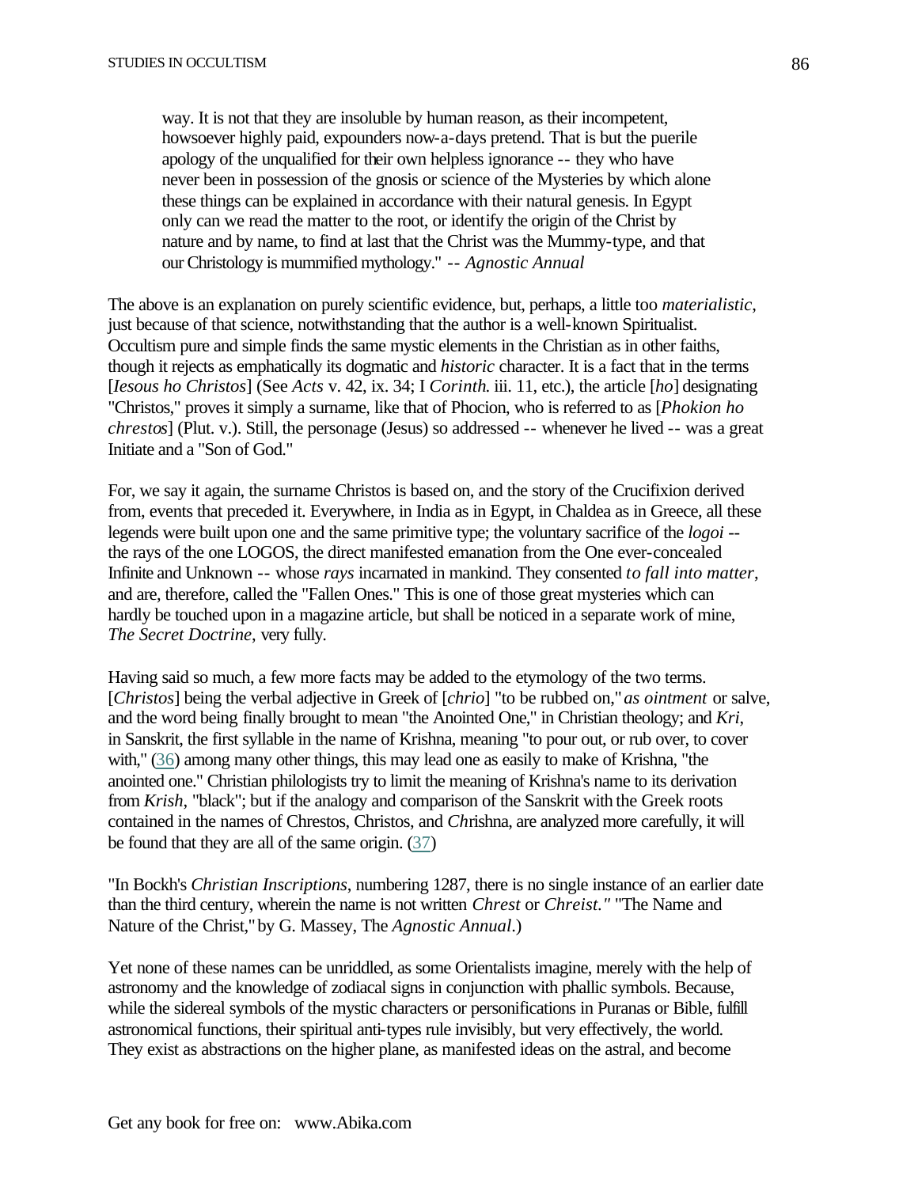way. It is not that they are insoluble by human reason, as their incompetent, howsoever highly paid, expounders now-a-days pretend. That is but the puerile apology of the unqualified for their own helpless ignorance -- they who have never been in possession of the gnosis or science of the Mysteries by which alone these things can be explained in accordance with their natural genesis. In Egypt only can we read the matter to the root, or identify the origin of the Christ by nature and by name, to find at last that the Christ was the Mummy-type, and that our Christology is mummified mythology." -- *Agnostic Annual*

The above is an explanation on purely scientific evidence, but, perhaps, a little too *materialistic*, just because of that science, notwithstanding that the author is a well-known Spiritualist. Occultism pure and simple finds the same mystic elements in the Christian as in other faiths, though it rejects as emphatically its dogmatic and *historic* character. It is a fact that in the terms [*Iesous ho Christos*] (See *Acts* v. 42, ix. 34; I *Corinth.* iii. 11, etc.), the article [*ho*] designating "Christos," proves it simply a surname, like that of Phocion, who is referred to as [*Phokion ho chrestos*] (Plut. v.). Still, the personage (Jesus) so addressed -- whenever he lived -- was a great Initiate and a "Son of God."

For, we say it again, the surname Christos is based on, and the story of the Crucifixion derived from, events that preceded it. Everywhere, in India as in Egypt, in Chaldea as in Greece, all these legends were built upon one and the same primitive type; the voluntary sacrifice of the *logoi* -- the rays of the one LOGOS, the direct manifested emanation from the One ever-concealed Infinite and Unknown -- whose *rays* incarnated in mankind. They consented *to fall into matter*, and are, therefore, called the "Fallen Ones." This is one of those great mysteries which can hardly be touched upon in a magazine article, but shall be noticed in a separate work of mine, *The Secret Doctrine*, very fully.

Having said so much, a few more facts may be added to the etymology of the two terms. [*Christos*] being the verbal adjective in Greek of [*chrio*] "to be rubbed on," *as ointment* or salve, and the word being finally brought to mean "the Anointed One," in Christian theology; and *Kri*, in Sanskrit, the first syllable in the name of Krishna, meaning "to pour out, or rub over, to cover with," (36) among many other things, this may lead one as easily to make of Krishna, "the anointed one." Christian philologists try to limit the meaning of Krishna's name to its derivation from *Krish*, "black"; but if the analogy and comparison of the Sanskrit with the Greek roots contained in the names of Chrestos, Christos, and *Ch*rishna, are analyzed more carefully, it will be found that they are all of the same origin. (37)

"In Bockh's *Christian Inscriptions*, numbering 1287, there is no single instance of an earlier date than the third century, wherein the name is not written *Chrest* or *Chreist."* "The Name and Nature of the Christ," by G. Massey, The *Agnostic Annual*.)

Yet none of these names can be unriddled, as some Orientalists imagine, merely with the help of astronomy and the knowledge of zodiacal signs in conjunction with phallic symbols. Because, while the sidereal symbols of the mystic characters or personifications in Puranas or Bible, fulfill astronomical functions, their spiritual anti-types rule invisibly, but very effectively, the world. They exist as abstractions on the higher plane, as manifested ideas on the astral, and become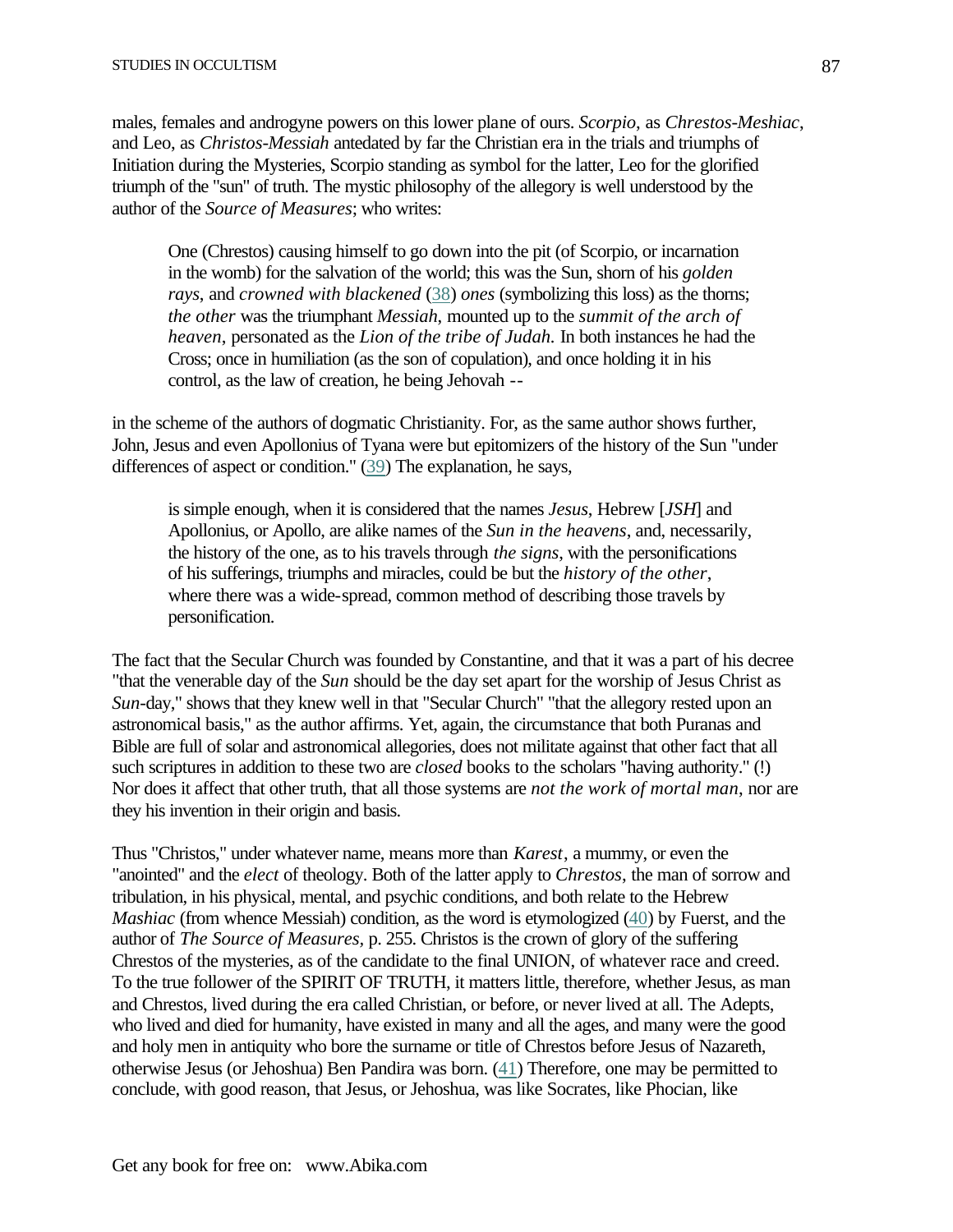males, females and androgyne powers on this lower plane of ours. *Scorpio*, as *Chrestos-Meshiac*, and Leo, as *Christos-Messiah* antedated by far the Christian era in the trials and triumphs of Initiation during the Mysteries, Scorpio standing as symbol for the latter, Leo for the glorified triumph of the "sun" of truth. The mystic philosophy of the allegory is well understood by the author of the *Source of Measures*; who writes:

> One (Chrestos) causing himself to go down into the pit (of Scorpio, or incarnation in the womb) for the salvation of the world; this was the Sun, shorn of his *golden rays*, and *crowned with blackened* (38) *ones* (symbolizing this loss) as the thorns; *the other* was the triumphant *Messiah*, mounted up to the *summit of the arch of heaven*, personated as the *Lion of the tribe of Judah.* In both instances he had the Cross; once in humiliation (as the son of copulation), and once holding it in his control, as the law of creation, he being Jehovah --

in the scheme of the authors of dogmatic Christianity. For, as the same author shows further, John, Jesus and even Apollonius of Tyana were but epitomizers of the history of the Sun "under differences of aspect or condition." (39) The explanation, he says,

> is simple enough, when it is considered that the names *Jesus*, Hebrew [*JSH*] and Apollonius, or Apollo, are alike names of the *Sun in the heavens*, and, necessarily, the history of the one, as to his travels through *the signs*, with the personifications of his sufferings, triumphs and miracles, could be but the *history of the other*, where there was a wide-spread, common method of describing those travels by personification.

The fact that the Secular Church was founded by Constantine, and that it was a part of his decree "that the venerable day of the *Sun* should be the day set apart for the worship of Jesus Christ as *Sun*-day," shows that they knew well in that "Secular Church" "that the allegory rested upon an astronomical basis," as the author affirms. Yet, again, the circumstance that both Puranas and Bible are full of solar and astronomical allegories, does not militate against that other fact that all such scriptures in addition to these two are *closed* books to the scholars "having authority." (!) Nor does it affect that other truth, that all those systems are *not the work of mortal man*, nor are they his invention in their origin and basis.

Thus "Christos," under whatever name, means more than *Karest*, a mummy, or even the "anointed" and the *elect* of theology. Both of the latter apply to *Chrestos*, the man of sorrow and tribulation, in his physical, mental, and psychic conditions, and both relate to the Hebrew *Mashiac* (from whence Messiah) condition, as the word is etymologized (40) by Fuerst, and the author of *The Source of Measures*, p. 255. Christos is the crown of glory of the suffering Chrestos of the mysteries, as of the candidate to the final UNION, of whatever race and creed. To the true follower of the SPIRIT OF TRUTH, it matters little, therefore, whether Jesus, as man and Chrestos, lived during the era called Christian, or before, or never lived at all. The Adepts, who lived and died for humanity, have existed in many and all the ages, and many were the good and holy men in antiquity who bore the surname or title of Chrestos before Jesus of Nazareth, otherwise Jesus (or Jehoshua) Ben Pandira was born. (41) Therefore, one may be permitted to conclude, with good reason, that Jesus, or Jehoshua, was like Socrates, like Phocian, like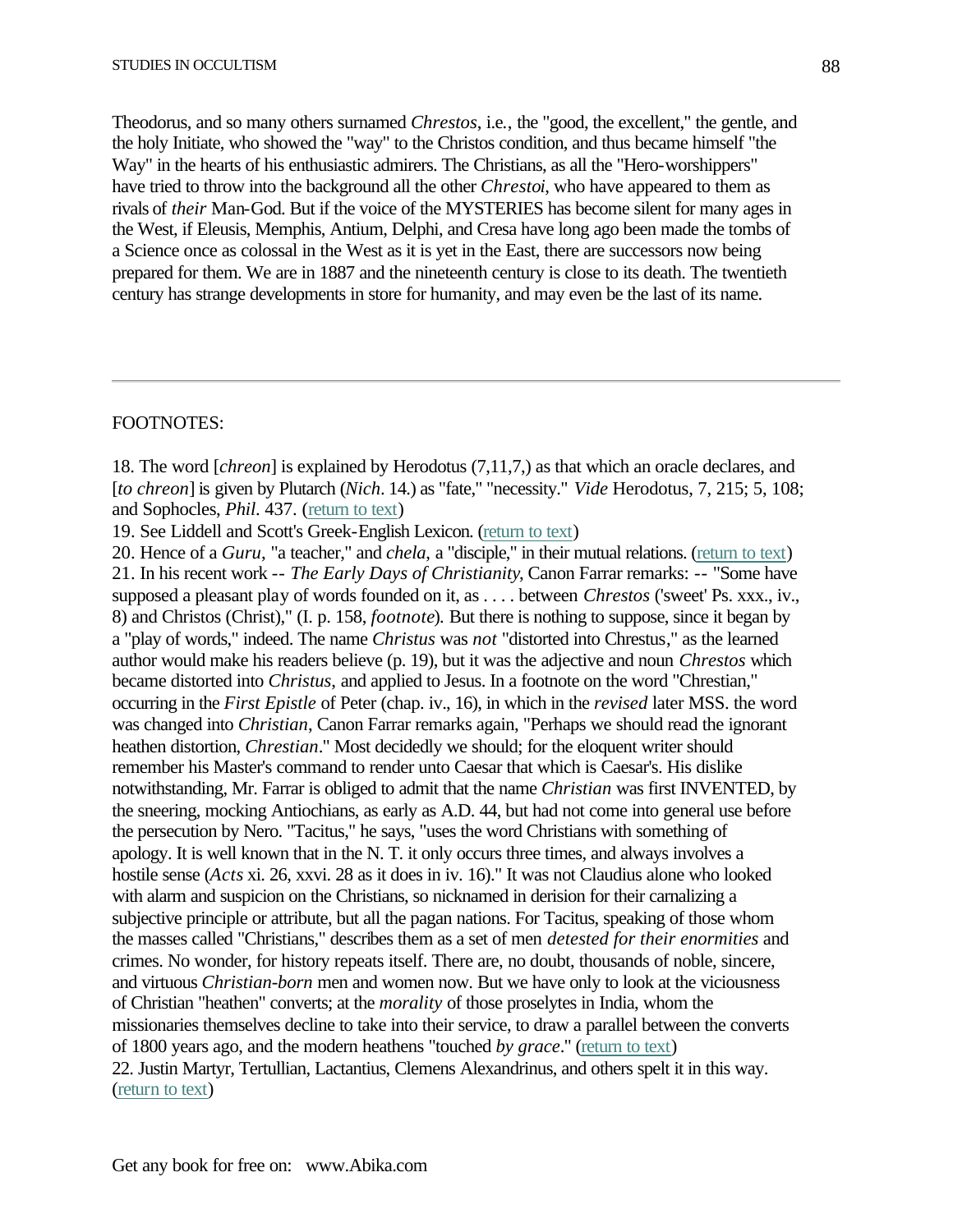Theodorus, and so many others surnamed *Chrestos*, i.e., the "good, the excellent," the gentle, and the holy Initiate, who showed the "way" to the Christos condition, and thus became himself "the Way" in the hearts of his enthusiastic admirers. The Christians, as all the "Hero-worshippers" have tried to throw into the background all the other *Chrestoi*, who have appeared to them as rivals of *their* Man-God. But if the voice of the MYSTERIES has become silent for many ages in the West, if Eleusis, Memphis, Antium, Delphi, and Cresa have long ago been made the tombs of a Science once as colossal in the West as it is yet in the East, there are successors now being prepared for them. We are in 1887 and the nineteenth century is close to its death. The twentieth century has strange developments in store for humanity, and may even be the last of its name.

---

FOOTNOTES:

18. The word [*chreon*] is explained by Herodotus (7,11,7,) as that which an oracle declares, and [*to chreon*] is given by Plutarch (*Nich*. 14.) as "fate," "necessity." *Vide* Herodotus, 7, 215; 5, 108; and Sophocles, *Phil*. 437. (return to text)

19. See Liddell and Scott's Greek-English Lexicon. (return to text)

20. Hence of a *Guru*, "a teacher," and *chela*, a "disciple," in their mutual relations. (return to text)

21. In his recent work -- *The Early Days of Christianity*, Canon Farrar remarks: -- "Some have supposed a pleasant play of words founded on it, as . . . . between *Chrestos* ('sweet' Ps. xxx., iv., 8) and Christos (Christ)," (I. p. 158, *footnote*). But there is nothing to suppose, since it began by a "play of words," indeed. The name *Christus* was *not* "distorted into Chrestus," as the learned author would make his readers believe (p. 19), but it was the adjective and noun *Chrestos* which became distorted into *Christus*, and applied to Jesus. In a footnote on the word "Chrestian," occurring in the *First Epistle* of Peter (chap. iv., 16), in which in the *revised* later MSS. the word was changed into *Christian*, Canon Farrar remarks again, "Perhaps we should read the ignorant heathen distortion, *Chrestian*." Most decidedly we should; for the eloquent writer should remember his Master's command to render unto Caesar that which is Caesar's. His dislike notwithstanding, Mr. Farrar is obliged to admit that the name *Christian* was first INVENTED, by the sneering, mocking Antiochians, as early as A.D. 44, but had not come into general use before the persecution by Nero. "Tacitus," he says, "uses the word Christians with something of apology. It is well known that in the N. T. it only occurs three times, and always involves a hostile sense (*Acts* xi. 26, xxvi. 28 as it does in iv. 16)." It was not Claudius alone who looked with alarm and suspicion on the Christians, so nicknamed in derision for their carnalizing a subjective principle or attribute, but all the pagan nations. For Tacitus, speaking of those whom the masses called "Christians," describes them as a set of men *detested for their enormities* and crimes. No wonder, for history repeats itself. There are, no doubt, thousands of noble, sincere, and virtuous *Christian-born* men and women now. But we have only to look at the viciousness of Christian "heathen" converts; at the *morality* of those proselytes in India, whom the missionaries themselves decline to take into their service, to draw a parallel between the converts of 1800 years ago, and the modern heathens "touched *by grace*." (return to text)

22. Justin Martyr, Tertullian, Lactantius, Clemens Alexandrinus, and others spelt it in this way. (return to text)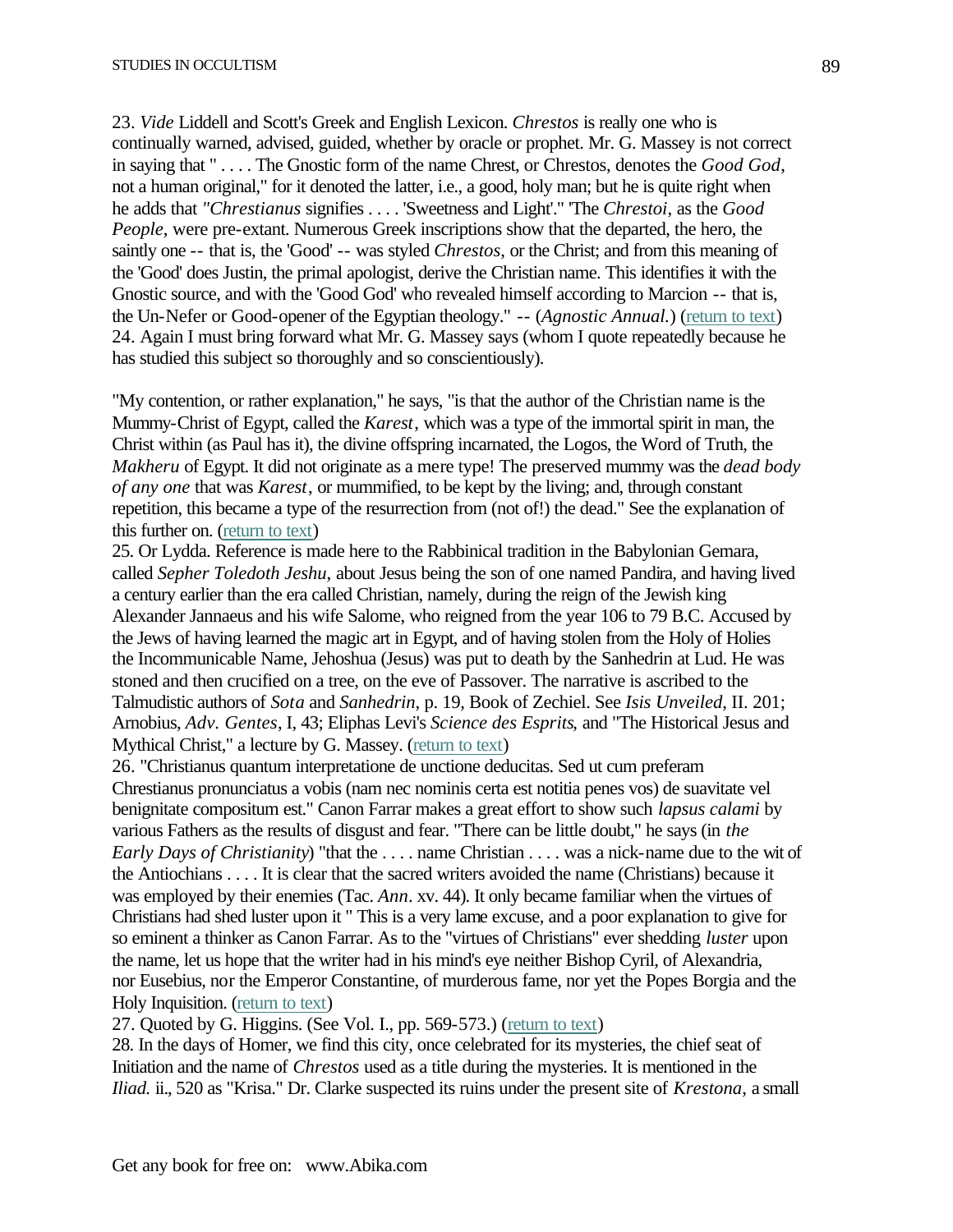23. *Vide* Liddell and Scott's Greek and English Lexicon. *Chrestos* is really one who is continually warned, advised, guided, whether by oracle or prophet. Mr. G. Massey is not correct in saying that " . . . . The Gnostic form of the name Chrest, or Chrestos, denotes the *Good God*, not a human original," for it denoted the latter, i.e., a good, holy man; but he is quite right when he adds that *"Chrestianus* signifies . . . . 'Sweetness and Light'." 'The *Chrestoi*, as the *Good People*, were pre-extant. Numerous Greek inscriptions show that the departed, the hero, the saintly one -- that is, the 'Good' -- was styled *Chrestos*, or the Christ; and from this meaning of the 'Good' does Justin, the primal apologist, derive the Christian name. This identifies it with the Gnostic source, and with the 'Good God' who revealed himself according to Marcion -- that is, the Un-Nefer or Good-opener of the Egyptian theology." -- (*Agnostic Annual.*) (return to text)
24. Again I must bring forward what Mr. G. Massey says (whom I quote repeatedly because he has studied this subject so thoroughly and so conscientiously).

"My contention, or rather explanation," he says, "is that the author of the Christian name is the Mummy-Christ of Egypt, called the *Karest*, which was a type of the immortal spirit in man, the Christ within (as Paul has it), the divine offspring incarnated, the Logos, the Word of Truth, the *Makheru* of Egypt. It did not originate as a mere type! The preserved mummy was the *dead body of any one* that was *Karest*, or mummified, to be kept by the living; and, through constant repetition, this became a type of the resurrection from (not of!) the dead." See the explanation of this further on. (return to text)
25. Or Lydda. Reference is made here to the Rabbinical tradition in the Babylonian Gemara, called *Sepher Toledoth Jeshu*, about Jesus being the son of one named Pandira, and having lived a century earlier than the era called Christian, namely, during the reign of the Jewish king Alexander Jannaeus and his wife Salome, who reigned from the year 106 to 79 B.C. Accused by the Jews of having learned the magic art in Egypt, and of having stolen from the Holy of Holies the Incommunicable Name, Jehoshua (Jesus) was put to death by the Sanhedrin at Lud. He was stoned and then crucified on a tree, on the eve of Passover. The narrative is ascribed to the Talmudistic authors of *Sota* and *Sanhedrin*, p. 19, Book of Zechiel. See *Isis Unveiled*, II. 201; Arnobius, *Adv. Gentes*, I, 43; Eliphas Levi's *Science des Esprits*, and "The Historical Jesus and Mythical Christ," a lecture by G. Massey. (return to text)
26. "Christianus quantum interpretatione de unctione deducitas. Sed ut cum preferam Chrestianus pronunciatus a vobis (nam nec nominis certa est notitia penes vos) de suavitate vel benignitate compositum est." Canon Farrar makes a great effort to show such *lapsus calami* by various Fathers as the results of disgust and fear. "There can be little doubt," he says (in *the Early Days of Christianity*) "that the . . . . name Christian . . . . was a nick-name due to the wit of the Antiochians . . . . It is clear that the sacred writers avoided the name (Christians) because it was employed by their enemies (Tac. *Ann*. xv. 44). It only became familiar when the virtues of Christians had shed luster upon it " This is a very lame excuse, and a poor explanation to give for so eminent a thinker as Canon Farrar. As to the "virtues of Christians" ever shedding *luster* upon the name, let us hope that the writer had in his mind's eye neither Bishop Cyril, of Alexandria, nor Eusebius, nor the Emperor Constantine, of murderous fame, nor yet the Popes Borgia and the Holy Inquisition. (return to text)
27. Quoted by G. Higgins. (See Vol. I., pp. 569-573.) (return to text)
28. In the days of Homer, we find this city, once celebrated for its mysteries, the chief seat of Initiation and the name of *Chrestos* used as a title during the mysteries. It is mentioned in the *Iliad.* ii., 520 as "Krisa." Dr. Clarke suspected its ruins under the present site of *Krestona*, a small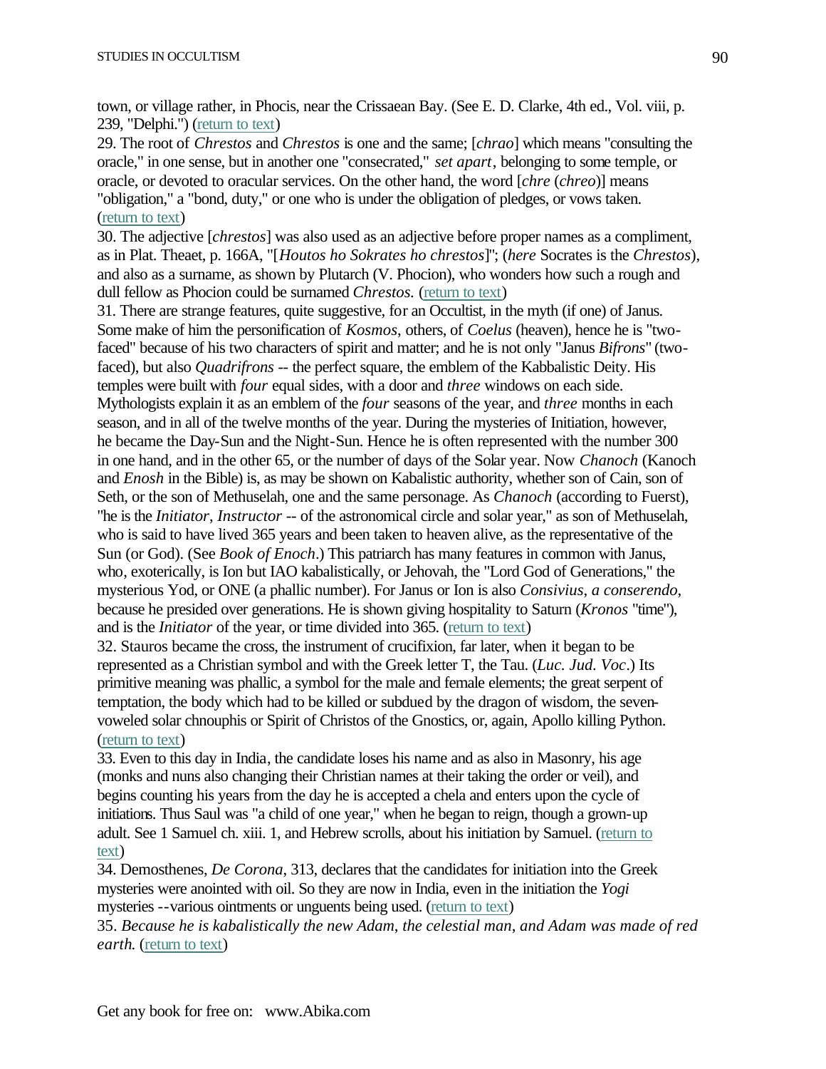town, or village rather, in Phocis, near the Crissaean Bay. (See E. D. Clarke, 4th ed., Vol. viii, p. 239, "Delphi.") (return to text)

29. The root of *Chrestos* and *Chrestos* is one and the same; [*chrao*] which means "consulting the oracle," in one sense, but in another one "consecrated," *set apart*, belonging to some temple, or oracle, or devoted to oracular services. On the other hand, the word [*chre* (*chreo*)] means "obligation," a "bond, duty," or one who is under the obligation of pledges, or vows taken. (return to text)

30. The adjective [*chrestos*] was also used as an adjective before proper names as a compliment, as in Plat. Theaet, p. 166A, "[*Houtos ho Sokrates ho chrestos*]"; (*here* Socrates is the *Chrestos*), and also as a surname, as shown by Plutarch (V. Phocion), who wonders how such a rough and dull fellow as Phocion could be surnamed *Chrestos.* (return to text)

31. There are strange features, quite suggestive, for an Occultist, in the myth (if one) of Janus. Some make of him the personification of *Kosmos*, others, of *Coelus* (heaven), hence he is "two-faced" because of his two characters of spirit and matter; and he is not only "Janus *Bifrons*" (two-faced), but also *Quadrifrons* -- the perfect square, the emblem of the Kabbalistic Deity. His temples were built with *four* equal sides, with a door and *three* windows on each side. Mythologists explain it as an emblem of the *four* seasons of the year, and *three* months in each season, and in all of the twelve months of the year. During the mysteries of Initiation, however, he became the Day-Sun and the Night-Sun. Hence he is often represented with the number 300 in one hand, and in the other 65, or the number of days of the Solar year. Now *Chanoch* (Kanoch and *Enosh* in the Bible) is, as may be shown on Kabalistic authority, whether son of Cain, son of Seth, or the son of Methuselah, one and the same personage. As *Chanoch* (according to Fuerst), "he is the *Initiator*, *Instructor* -- of the astronomical circle and solar year," as son of Methuselah, who is said to have lived 365 years and been taken to heaven alive, as the representative of the Sun (or God). (See *Book of Enoch*.) This patriarch has many features in common with Janus, who, exoterically, is Ion but IAO kabalistically, or Jehovah, the "Lord God of Generations," the mysterious Yod, or ONE (a phallic number). For Janus or Ion is also *Consivius*, *a conserendo*, because he presided over generations. He is shown giving hospitality to Saturn (*Kronos* "time"), and is the *Initiator* of the year, or time divided into 365. (return to text)

32. Stauros became the cross, the instrument of crucifixion, far later, when it began to be represented as a Christian symbol and with the Greek letter T, the Tau. (*Luc. Jud. Voc*.) Its primitive meaning was phallic, a symbol for the male and female elements; the great serpent of temptation, the body which had to be killed or subdued by the dragon of wisdom, the seven-voweled solar chnouphis or Spirit of Christos of the Gnostics, or, again, Apollo killing Python. (return to text)

33. Even to this day in India, the candidate loses his name and as also in Masonry, his age (monks and nuns also changing their Christian names at their taking the order or veil), and begins counting his years from the day he is accepted a chela and enters upon the cycle of initiations. Thus Saul was "a child of one year," when he began to reign, though a grown-up adult. See 1 Samuel ch. xiii. 1, and Hebrew scrolls, about his initiation by Samuel. (return to text)

34. Demosthenes, *De Corona*, 313, declares that the candidates for initiation into the Greek mysteries were anointed with oil. So they are now in India, even in the initiation the *Yogi* mysteries --various ointments or unguents being used. (return to text)

35. *Because he is kabalistically the new Adam, the celestial man, and Adam was made of red earth.* (return to text)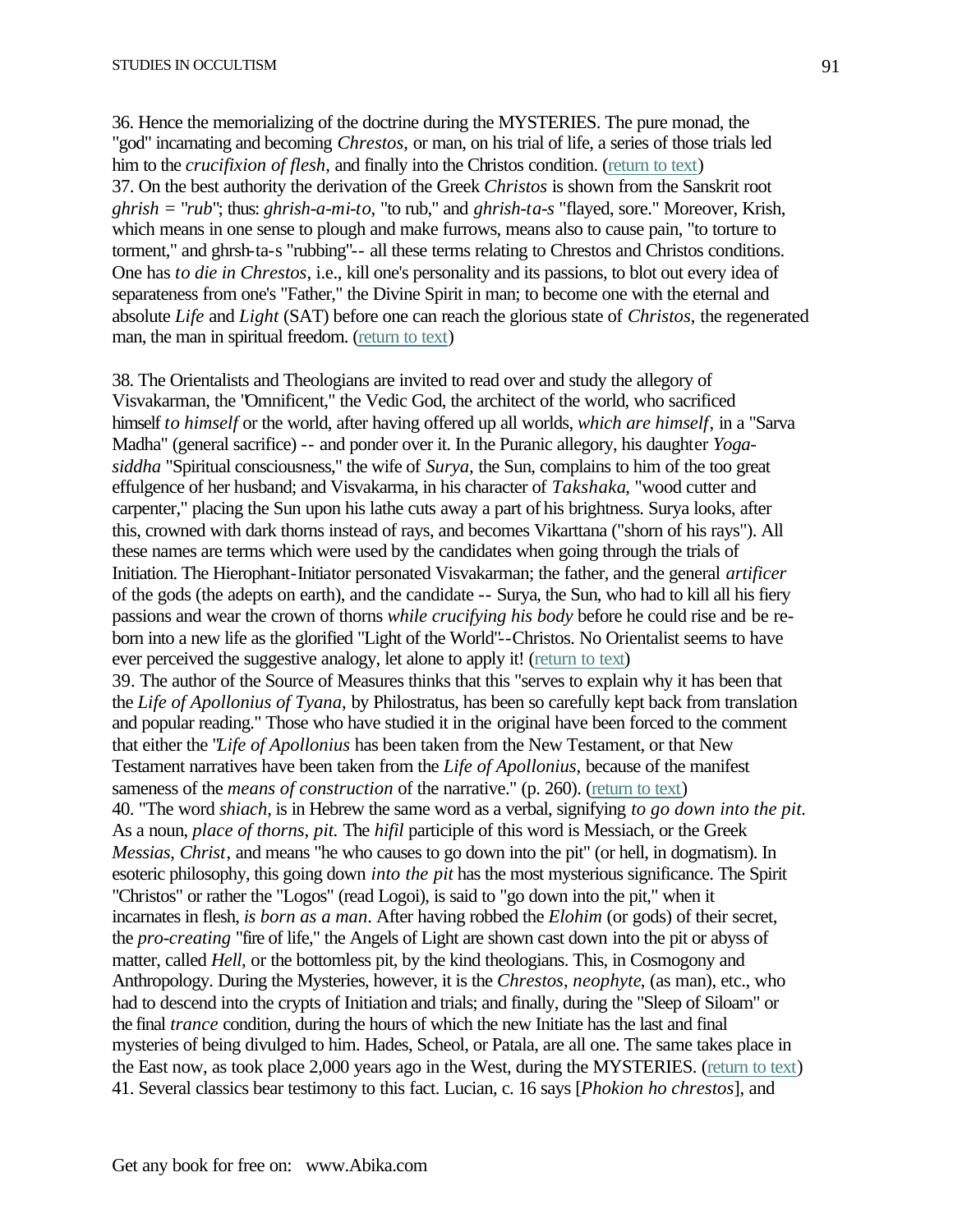36. Hence the memorializing of the doctrine during the MYSTERIES. The pure monad, the "god" incarnating and becoming *Chrestos*, or man, on his trial of life, a series of those trials led him to the *crucifixion of flesh*, and finally into the Christos condition. (return to text)

37. On the best authority the derivation of the Greek *Christos* is shown from the Sanskrit root *ghrish = "rub"*; thus: *ghrish-a-mi-to*, "to rub," and *ghrish-ta-s* "flayed, sore." Moreover, Krish, which means in one sense to plough and make furrows, means also to cause pain, "to torture to torment," and ghrsh-ta-s "rubbing"-- all these terms relating to Chrestos and Christos conditions. One has *to die in Chrestos*, i.e., kill one's personality and its passions, to blot out every idea of separateness from one's "Father," the Divine Spirit in man; to become one with the eternal and absolute *Life* and *Light* (SAT) before one can reach the glorious state of *Christos*, the regenerated man, the man in spiritual freedom. (return to text)

38. The Orientalists and Theologians are invited to read over and study the allegory of Visvakarman, the "Omnificent," the Vedic God, the architect of the world, who sacrificed himself *to himself* or the world, after having offered up all worlds, *which are himself*, in a "Sarva Madha" (general sacrifice) -- and ponder over it. In the Puranic allegory, his daughter *Yoga-siddha* "Spiritual consciousness," the wife of *Surya*, the Sun, complains to him of the too great effulgence of her husband; and Visvakarma, in his character of *Takshaka*, "wood cutter and carpenter," placing the Sun upon his lathe cuts away a part of his brightness. Surya looks, after this, crowned with dark thorns instead of rays, and becomes Vikarttana ("shorn of his rays"). All these names are terms which were used by the candidates when going through the trials of Initiation. The Hierophant-Initiator personated Visvakarman; the father, and the general *artificer* of the gods (the adepts on earth), and the candidate -- Surya, the Sun, who had to kill all his fiery passions and wear the crown of thorns *while crucifying his body* before he could rise and be re-born into a new life as the glorified "Light of the World"--Christos. No Orientalist seems to have ever perceived the suggestive analogy, let alone to apply it! (return to text)

39. The author of the Source of Measures thinks that this "serves to explain why it has been that the *Life of Apollonius of Tyana*, by Philostratus, has been so carefully kept back from translation and popular reading." Those who have studied it in the original have been forced to the comment that either the "*Life of Apollonius* has been taken from the New Testament, or that New Testament narratives have been taken from the *Life of Apollonius*, because of the manifest sameness of the *means of construction* of the narrative." (p. 260). (return to text)

40. "The word *shiach*, is in Hebrew the same word as a verbal, signifying *to go down into the pit*. As a noun, *place of thorns*, *pit*. The *hifil* participle of this word is Messiach, or the Greek *Messias*, *Christ*, and means "he who causes to go down into the pit" (or hell, in dogmatism). In esoteric philosophy, this going down *into the pit* has the most mysterious significance. The Spirit "Christos" or rather the "Logos" (read Logoi), is said to "go down into the pit," when it incarnates in flesh, *is born as a man*. After having robbed the *Elohim* (or gods) of their secret, the *pro-creating* "fire of life," the Angels of Light are shown cast down into the pit or abyss of matter, called *Hell*, or the bottomless pit, by the kind theologians. This, in Cosmogony and Anthropology. During the Mysteries, however, it is the *Chrestos*, *neophyte*, (as man), etc., who had to descend into the crypts of Initiation and trials; and finally, during the "Sleep of Siloam" or the final *trance* condition, during the hours of which the new Initiate has the last and final mysteries of being divulged to him. Hades, Scheol, or Patala, are all one. The same takes place in the East now, as took place 2,000 years ago in the West, during the MYSTERIES. (return to text)

41. Several classics bear testimony to this fact. Lucian, c. 16 says [*Phokion ho chrestos*], and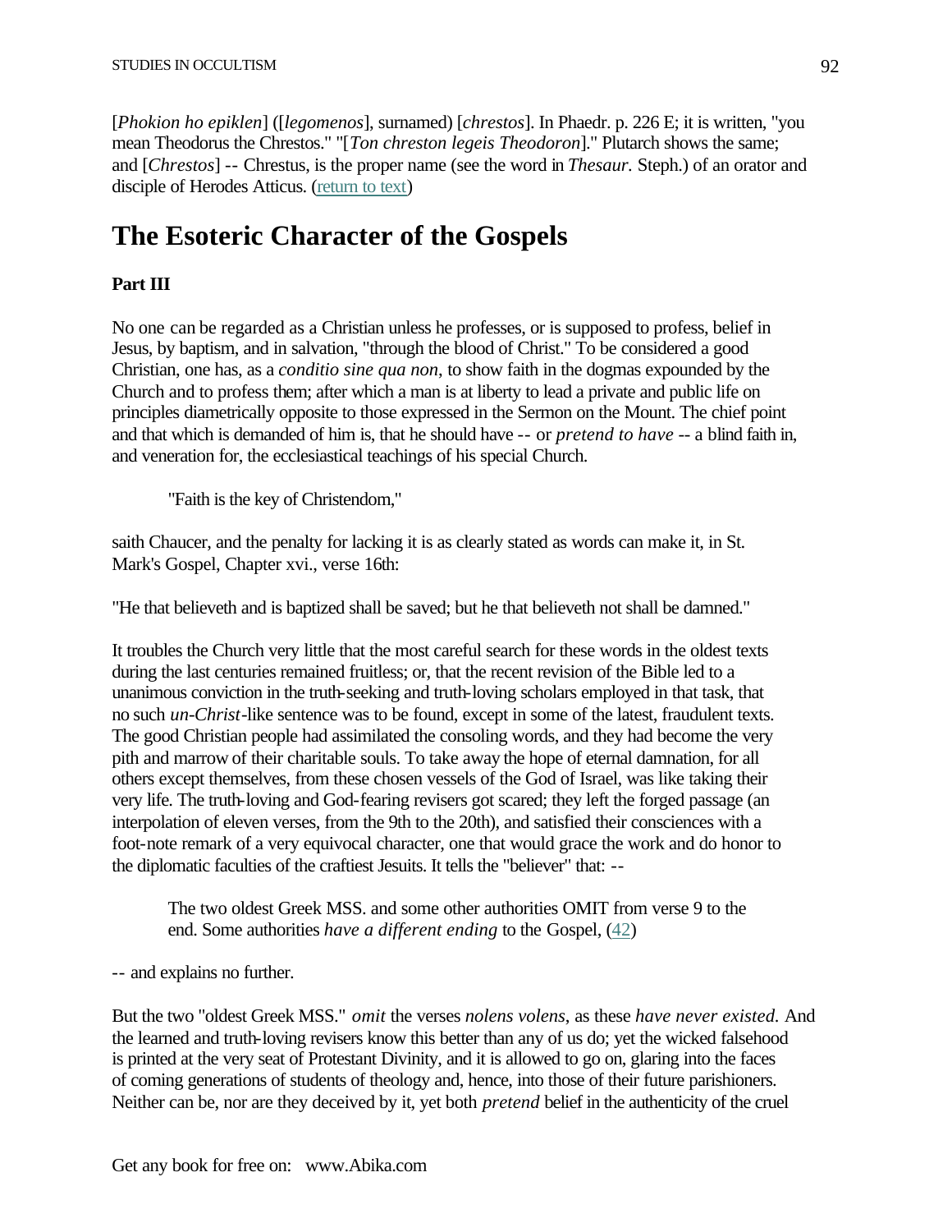[*Phokion ho epiklen*] ([*legomenos*], surnamed) [*chrestos*]. In Phaedr. p. 226 E; it is written, "you mean Theodorus the Chrestos." "[*Ton chreston legeis Theodoron*]." Plutarch shows the same; and [*Chrestos*] -- Chrestus, is the proper name (see the word in *Thesaur.* Steph.) of an orator and disciple of Herodes Atticus. (return to text)

# The Esoteric Character of the Gospels

### Part III

No one can be regarded as a Christian unless he professes, or is supposed to profess, belief in Jesus, by baptism, and in salvation, "through the blood of Christ." To be considered a good Christian, one has, as a *conditio sine qua non*, to show faith in the dogmas expounded by the Church and to profess them; after which a man is at liberty to lead a private and public life on principles diametrically opposite to those expressed in the Sermon on the Mount. The chief point and that which is demanded of him is, that he should have -- or *pretend to have* -- a blind faith in, and veneration for, the ecclesiastical teachings of his special Church.

> "Faith is the key of Christendom,"

saith Chaucer, and the penalty for lacking it is as clearly stated as words can make it, in St. Mark's Gospel, Chapter xvi., verse 16th:

"He that believeth and is baptized shall be saved; but he that believeth not shall be damned."

It troubles the Church very little that the most careful search for these words in the oldest texts during the last centuries remained fruitless; or, that the recent revision of the Bible led to a unanimous conviction in the truth-seeking and truth-loving scholars employed in that task, that no such *un-Christ*-like sentence was to be found, except in some of the latest, fraudulent texts. The good Christian people had assimilated the consoling words, and they had become the very pith and marrow of their charitable souls. To take away the hope of eternal damnation, for all others except themselves, from these chosen vessels of the God of Israel, was like taking their very life. The truth-loving and God-fearing revisers got scared; they left the forged passage (an interpolation of eleven verses, from the 9th to the 20th), and satisfied their consciences with a foot-note remark of a very equivocal character, one that would grace the work and do honor to the diplomatic faculties of the craftiest Jesuits. It tells the "believer" that: --

> The two oldest Greek MSS. and some other authorities OMIT from verse 9 to the end. Some authorities *have a different ending* to the Gospel, (42)

-- and explains no further.

But the two "oldest Greek MSS." *omit* the verses *nolens volens*, as these *have never existed.* And the learned and truth-loving revisers know this better than any of us do; yet the wicked falsehood is printed at the very seat of Protestant Divinity, and it is allowed to go on, glaring into the faces of coming generations of students of theology and, hence, into those of their future parishioners. Neither can be, nor are they deceived by it, yet both *pretend* belief in the authenticity of the cruel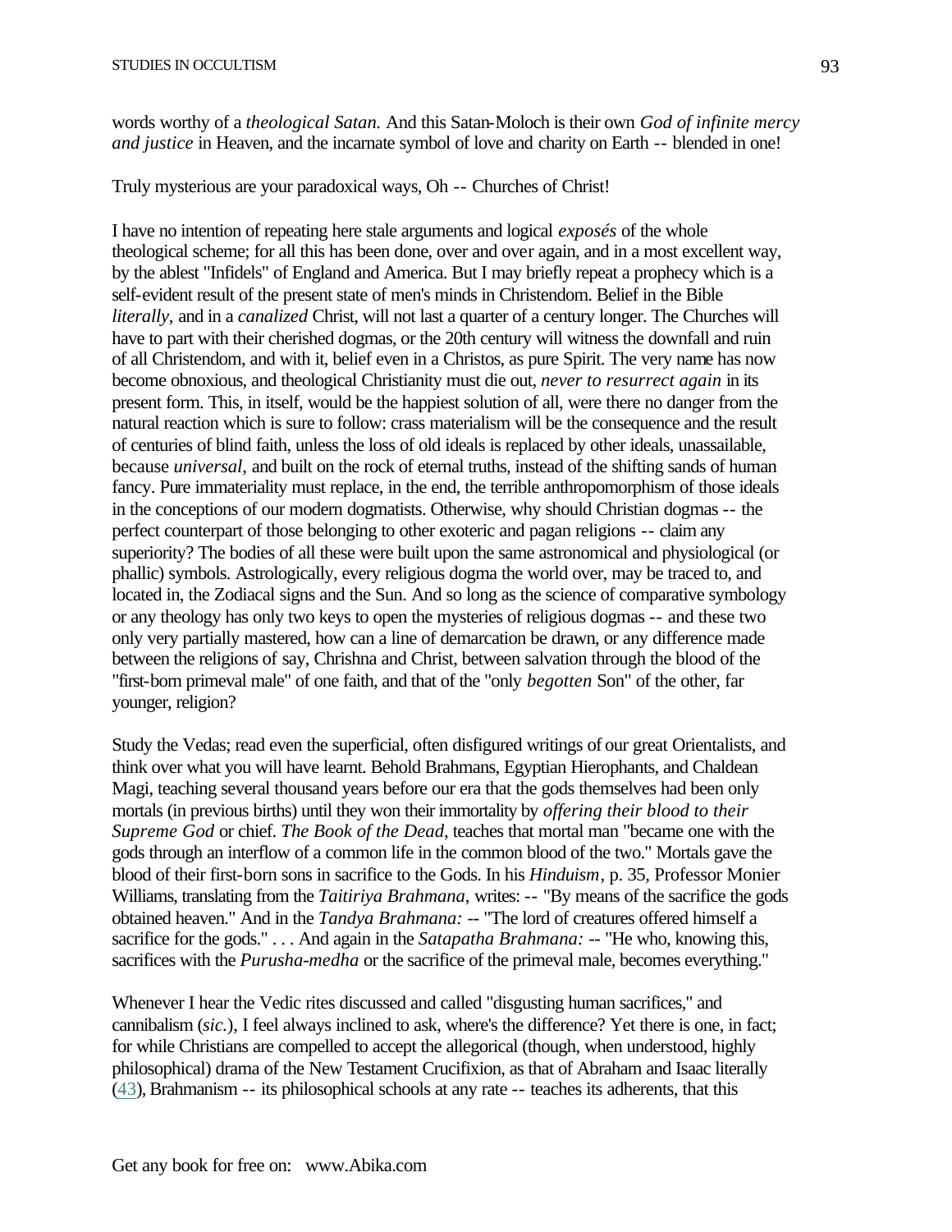words worthy of a *theological Satan.* And this Satan-Moloch is their own *God of infinite mercy and justice* in Heaven, and the incarnate symbol of love and charity on Earth -- blended in one!

Truly mysterious are your paradoxical ways, Oh -- Churches of Christ!

I have no intention of repeating here stale arguments and logical *exposés* of the whole theological scheme; for all this has been done, over and over again, and in a most excellent way, by the ablest "Infidels" of England and America. But I may briefly repeat a prophecy which is a self-evident result of the present state of men's minds in Christendom. Belief in the Bible *literally*, and in a *canalized* Christ, will not last a quarter of a century longer. The Churches will have to part with their cherished dogmas, or the 20th century will witness the downfall and ruin of all Christendom, and with it, belief even in a Christos, as pure Spirit. The very name has now become obnoxious, and theological Christianity must die out, *never to resurrect again* in its present form. This, in itself, would be the happiest solution of all, were there no danger from the natural reaction which is sure to follow: crass materialism will be the consequence and the result of centuries of blind faith, unless the loss of old ideals is replaced by other ideals, unassailable, because *universal*, and built on the rock of eternal truths, instead of the shifting sands of human fancy. Pure immateriality must replace, in the end, the terrible anthropomorphism of those ideals in the conceptions of our modern dogmatists. Otherwise, why should Christian dogmas -- the perfect counterpart of those belonging to other exoteric and pagan religions -- claim any superiority? The bodies of all these were built upon the same astronomical and physiological (or phallic) symbols. Astrologically, every religious dogma the world over, may be traced to, and located in, the Zodiacal signs and the Sun. And so long as the science of comparative symbology or any theology has only two keys to open the mysteries of religious dogmas -- and these two only very partially mastered, how can a line of demarcation be drawn, or any difference made between the religions of say, Chrishna and Christ, between salvation through the blood of the "first-born primeval male" of one faith, and that of the "only *begotten* Son" of the other, far younger, religion?

Study the Vedas; read even the superficial, often disfigured writings of our great Orientalists, and think over what you will have learnt. Behold Brahmans, Egyptian Hierophants, and Chaldean Magi, teaching several thousand years before our era that the gods themselves had been only mortals (in previous births) until they won their immortality by *offering their blood to their Supreme God* or chief. *The Book of the Dead*, teaches that mortal man "became one with the gods through an interflow of a common life in the common blood of the two." Mortals gave the blood of their first-born sons in sacrifice to the Gods. In his *Hinduism*, p. 35, Professor Monier Williams, translating from the *Taitiriya Brahmana*, writes: -- "By means of the sacrifice the gods obtained heaven." And in the *Tandya Brahmana:* -- "The lord of creatures offered himself a sacrifice for the gods." . . . And again in the *Satapatha Brahmana:* -- "He who, knowing this, sacrifices with the *Purusha-medha* or the sacrifice of the primeval male, becomes everything."

Whenever I hear the Vedic rites discussed and called "disgusting human sacrifices," and cannibalism (*sic.*), I feel always inclined to ask, where's the difference? Yet there is one, in fact; for while Christians are compelled to accept the allegorical (though, when understood, highly philosophical) drama of the New Testament Crucifixion, as that of Abraham and Isaac literally (43), Brahmanism -- its philosophical schools at any rate -- teaches its adherents, that this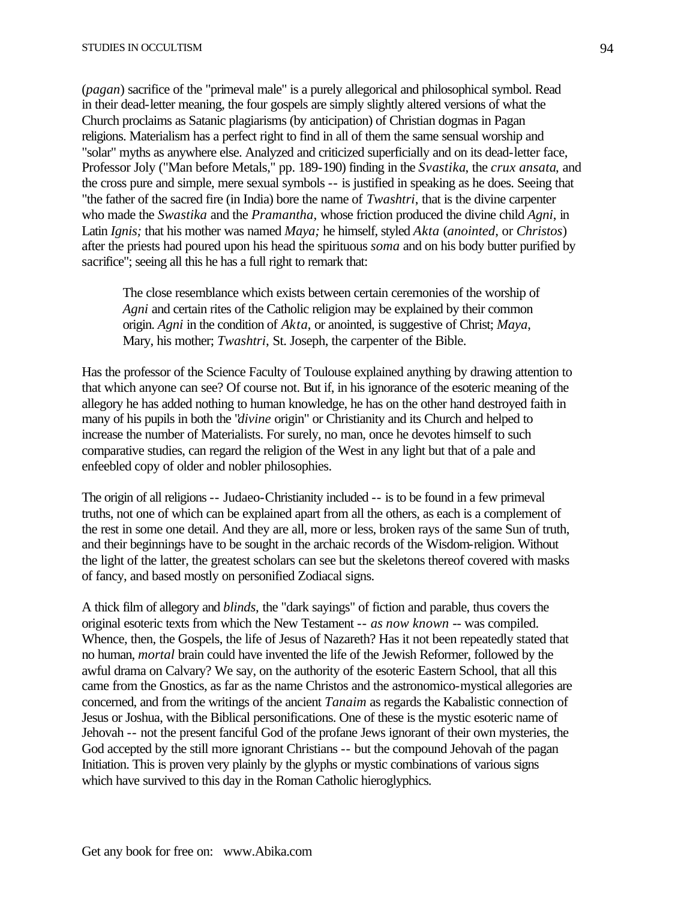(*pagan*) sacrifice of the "primeval male" is a purely allegorical and philosophical symbol. Read in their dead-letter meaning, the four gospels are simply slightly altered versions of what the Church proclaims as Satanic plagiarisms (by anticipation) of Christian dogmas in Pagan religions. Materialism has a perfect right to find in all of them the same sensual worship and "solar" myths as anywhere else. Analyzed and criticized superficially and on its dead-letter face, Professor Joly ("Man before Metals," pp. 189-190) finding in the *Svastika*, the *crux ansata*, and the cross pure and simple, mere sexual symbols -- is justified in speaking as he does. Seeing that "the father of the sacred fire (in India) bore the name of *Twashtri*, that is the divine carpenter who made the *Swastika* and the *Pramantha*, whose friction produced the divine child *Agni*, in Latin *Ignis;* that his mother was named *Maya;* he himself, styled *Akta* (*anointed*, or *Christos*) after the priests had poured upon his head the spirituous *soma* and on his body butter purified by sacrifice"; seeing all this he has a full right to remark that:

> The close resemblance which exists between certain ceremonies of the worship of *Agni* and certain rites of the Catholic religion may be explained by their common origin. *Agni* in the condition of *Akta*, or anointed, is suggestive of Christ; *Maya*, Mary, his mother; *Twashtri*, St. Joseph, the carpenter of the Bible.

Has the professor of the Science Faculty of Toulouse explained anything by drawing attention to that which anyone can see? Of course not. But if, in his ignorance of the esoteric meaning of the allegory he has added nothing to human knowledge, he has on the other hand destroyed faith in many of his pupils in both the "*divine* origin" or Christianity and its Church and helped to increase the number of Materialists. For surely, no man, once he devotes himself to such comparative studies, can regard the religion of the West in any light but that of a pale and enfeebled copy of older and nobler philosophies.

The origin of all religions -- Judaeo-Christianity included -- is to be found in a few primeval truths, not one of which can be explained apart from all the others, as each is a complement of the rest in some one detail. And they are all, more or less, broken rays of the same Sun of truth, and their beginnings have to be sought in the archaic records of the Wisdom-religion. Without the light of the latter, the greatest scholars can see but the skeletons thereof covered with masks of fancy, and based mostly on personified Zodiacal signs.

A thick film of allegory and *blinds*, the "dark sayings" of fiction and parable, thus covers the original esoteric texts from which the New Testament -- *as now known* -- was compiled. Whence, then, the Gospels, the life of Jesus of Nazareth? Has it not been repeatedly stated that no human, *mortal* brain could have invented the life of the Jewish Reformer, followed by the awful drama on Calvary? We say, on the authority of the esoteric Eastern School, that all this came from the Gnostics, as far as the name Christos and the astronomico-mystical allegories are concerned, and from the writings of the ancient *Tanaim* as regards the Kabalistic connection of Jesus or Joshua, with the Biblical personifications. One of these is the mystic esoteric name of Jehovah -- not the present fanciful God of the profane Jews ignorant of their own mysteries, the God accepted by the still more ignorant Christians -- but the compound Jehovah of the pagan Initiation. This is proven very plainly by the glyphs or mystic combinations of various signs which have survived to this day in the Roman Catholic hieroglyphics.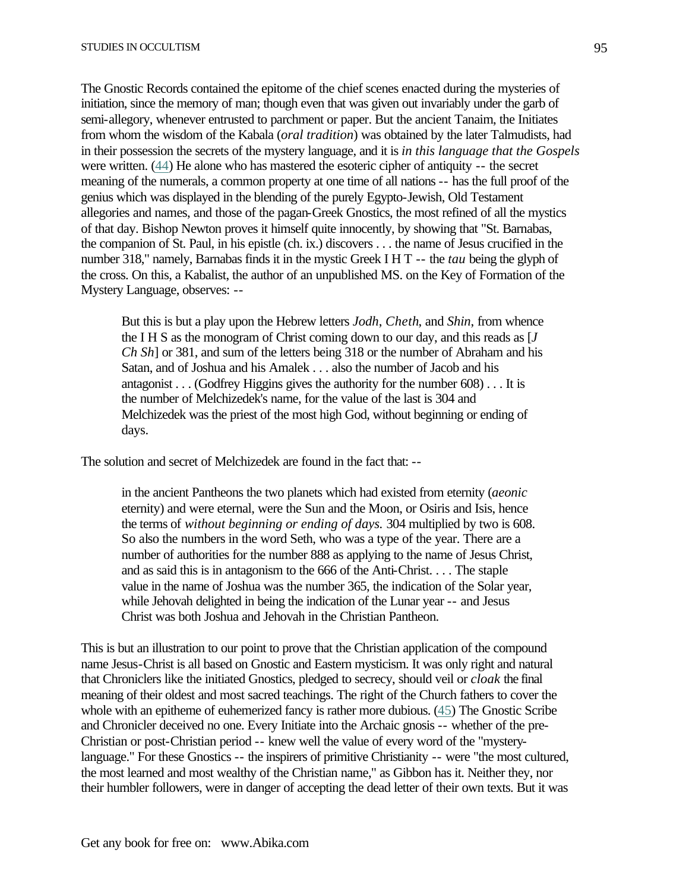The Gnostic Records contained the epitome of the chief scenes enacted during the mysteries of initiation, since the memory of man; though even that was given out invariably under the garb of semi-allegory, whenever entrusted to parchment or paper. But the ancient Tanaim, the Initiates from whom the wisdom of the Kabala (*oral tradition*) was obtained by the later Talmudists, had in their possession the secrets of the mystery language, and it is *in this language that the Gospels* were written. (44) He alone who has mastered the esoteric cipher of antiquity -- the secret meaning of the numerals, a common property at one time of all nations -- has the full proof of the genius which was displayed in the blending of the purely Egypto-Jewish, Old Testament allegories and names, and those of the pagan-Greek Gnostics, the most refined of all the mystics of that day. Bishop Newton proves it himself quite innocently, by showing that "St. Barnabas, the companion of St. Paul, in his epistle (ch. ix.) discovers . . . the name of Jesus crucified in the number 318," namely, Barnabas finds it in the mystic Greek I H T -- the *tau* being the glyph of the cross. On this, a Kabalist, the author of an unpublished MS. on the Key of Formation of the Mystery Language, observes: --

> But this is but a play upon the Hebrew letters *Jodh*, *Cheth*, and *Shin*, from whence the I H S as the monogram of Christ coming down to our day, and this reads as [*J Ch Sh*] or 381, and sum of the letters being 318 or the number of Abraham and his Satan, and of Joshua and his Amalek . . . also the number of Jacob and his antagonist . . . (Godfrey Higgins gives the authority for the number 608) . . . It is the number of Melchizedek's name, for the value of the last is 304 and Melchizedek was the priest of the most high God, without beginning or ending of days.

The solution and secret of Melchizedek are found in the fact that: --

> in the ancient Pantheons the two planets which had existed from eternity (*aeonic* eternity) and were eternal, were the Sun and the Moon, or Osiris and Isis, hence the terms of *without beginning or ending of days.* 304 multiplied by two is 608. So also the numbers in the word Seth, who was a type of the year. There are a number of authorities for the number 888 as applying to the name of Jesus Christ, and as said this is in antagonism to the 666 of the Anti-Christ. . . . The staple value in the name of Joshua was the number 365, the indication of the Solar year, while Jehovah delighted in being the indication of the Lunar year -- and Jesus Christ was both Joshua and Jehovah in the Christian Pantheon.

This is but an illustration to our point to prove that the Christian application of the compound name Jesus-Christ is all based on Gnostic and Eastern mysticism. It was only right and natural that Chroniclers like the initiated Gnostics, pledged to secrecy, should veil or *cloak* the final meaning of their oldest and most sacred teachings. The right of the Church fathers to cover the whole with an epitheme of euhemerized fancy is rather more dubious. (45) The Gnostic Scribe and Chronicler deceived no one. Every Initiate into the Archaic gnosis -- whether of the pre-Christian or post-Christian period -- knew well the value of every word of the "mystery-language." For these Gnostics -- the inspirers of primitive Christianity -- were "the most cultured, the most learned and most wealthy of the Christian name," as Gibbon has it. Neither they, nor their humbler followers, were in danger of accepting the dead letter of their own texts. But it was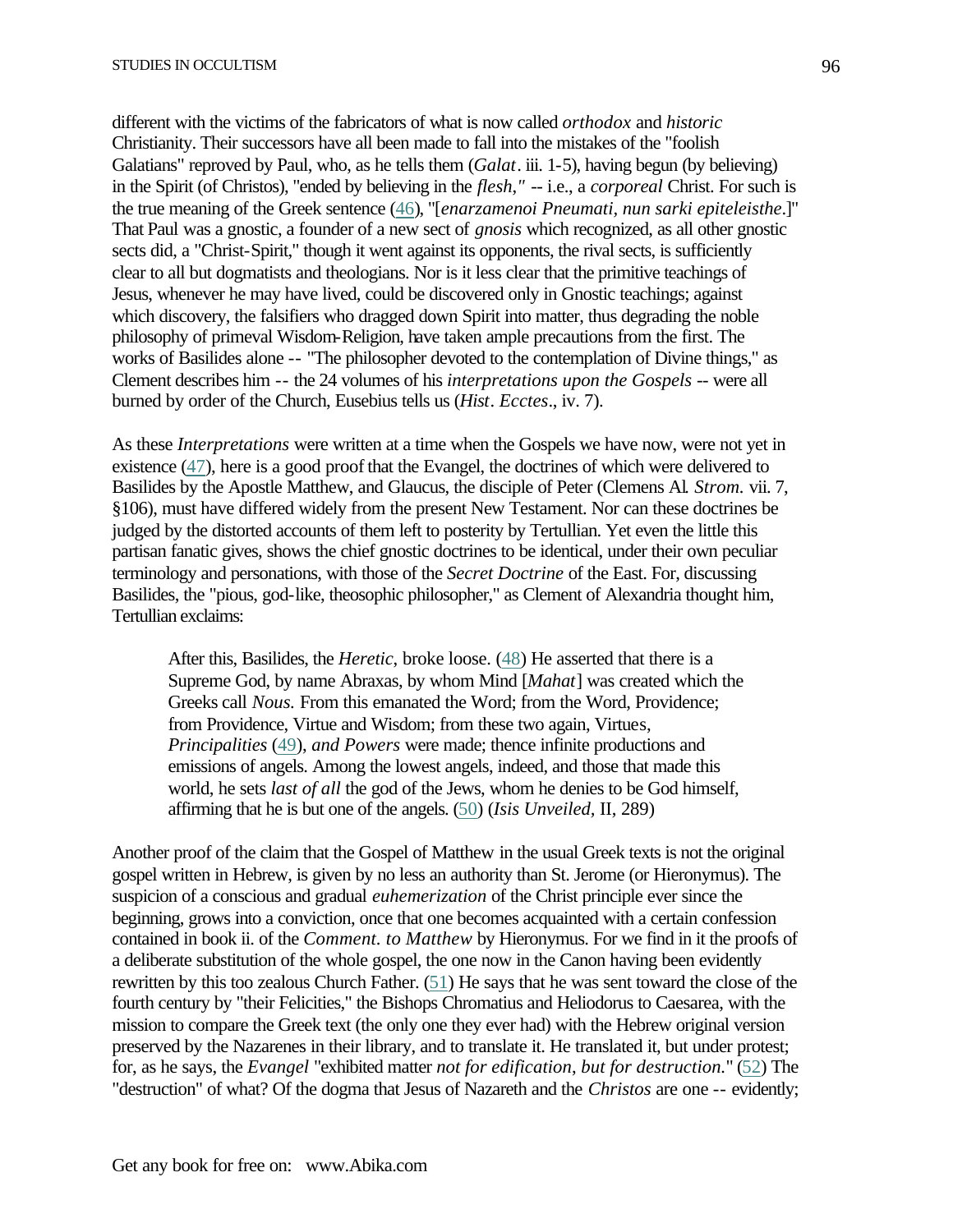different with the victims of the fabricators of what is now called *orthodox* and *historic* Christianity. Their successors have all been made to fall into the mistakes of the "foolish Galatians" reproved by Paul, who, as he tells them (*Galat*. iii. 1-5), having begun (by believing) in the Spirit (of Christos), "ended by believing in the *flesh*," -- i.e., a *corporeal* Christ. For such is the true meaning of the Greek sentence (46), "[*enarzamenoi Pneumati, nun sarki epiteleisthe*.]" That Paul was a gnostic, a founder of a new sect of *gnosis* which recognized, as all other gnostic sects did, a "Christ-Spirit," though it went against its opponents, the rival sects, is sufficiently clear to all but dogmatists and theologians. Nor is it less clear that the primitive teachings of Jesus, whenever he may have lived, could be discovered only in Gnostic teachings; against which discovery, the falsifiers who dragged down Spirit into matter, thus degrading the noble philosophy of primeval Wisdom-Religion, have taken ample precautions from the first. The works of Basilides alone -- "The philosopher devoted to the contemplation of Divine things," as Clement describes him -- the 24 volumes of his *interpretations upon the Gospels* -- were all burned by order of the Church, Eusebius tells us (*Hist. Ecctes*., iv. 7).

As these *Interpretations* were written at a time when the Gospels we have now, were not yet in existence (47), here is a good proof that the Evangel, the doctrines of which were delivered to Basilides by the Apostle Matthew, and Glaucus, the disciple of Peter (Clemens Al. *Strom.* vii. 7, §106), must have differed widely from the present New Testament. Nor can these doctrines be judged by the distorted accounts of them left to posterity by Tertullian. Yet even the little this partisan fanatic gives, shows the chief gnostic doctrines to be identical, under their own peculiar terminology and personations, with those of the *Secret Doctrine* of the East. For, discussing Basilides, the "pious, god-like, theosophic philosopher," as Clement of Alexandria thought him, Tertullian exclaims:

> After this, Basilides, the *Heretic*, broke loose. (48) He asserted that there is a Supreme God, by name Abraxas, by whom Mind [*Mahat*] was created which the Greeks call *Nous.* From this emanated the Word; from the Word, Providence; from Providence, Virtue and Wisdom; from these two again, Virtues, *Principalities* (49), *and Powers* were made; thence infinite productions and emissions of angels. Among the lowest angels, indeed, and those that made this world, he sets *last of all* the god of the Jews, whom he denies to be God himself, affirming that he is but one of the angels. (50) (*Isis Unveiled*, II, 289)

Another proof of the claim that the Gospel of Matthew in the usual Greek texts is not the original gospel written in Hebrew, is given by no less an authority than St. Jerome (or Hieronymus). The suspicion of a conscious and gradual *euhemerization* of the Christ principle ever since the beginning, grows into a conviction, once that one becomes acquainted with a certain confession contained in book ii. of the *Comment. to Matthew* by Hieronymus. For we find in it the proofs of a deliberate substitution of the whole gospel, the one now in the Canon having been evidently rewritten by this too zealous Church Father. (51) He says that he was sent toward the close of the fourth century by "their Felicities," the Bishops Chromatius and Heliodorus to Caesarea, with the mission to compare the Greek text (the only one they ever had) with the Hebrew original version preserved by the Nazarenes in their library, and to translate it. He translated it, but under protest; for, as he says, the *Evangel* "exhibited matter *not for edification, but for destruction*." (52) The "destruction" of what? Of the dogma that Jesus of Nazareth and the *Christos* are one -- evidently;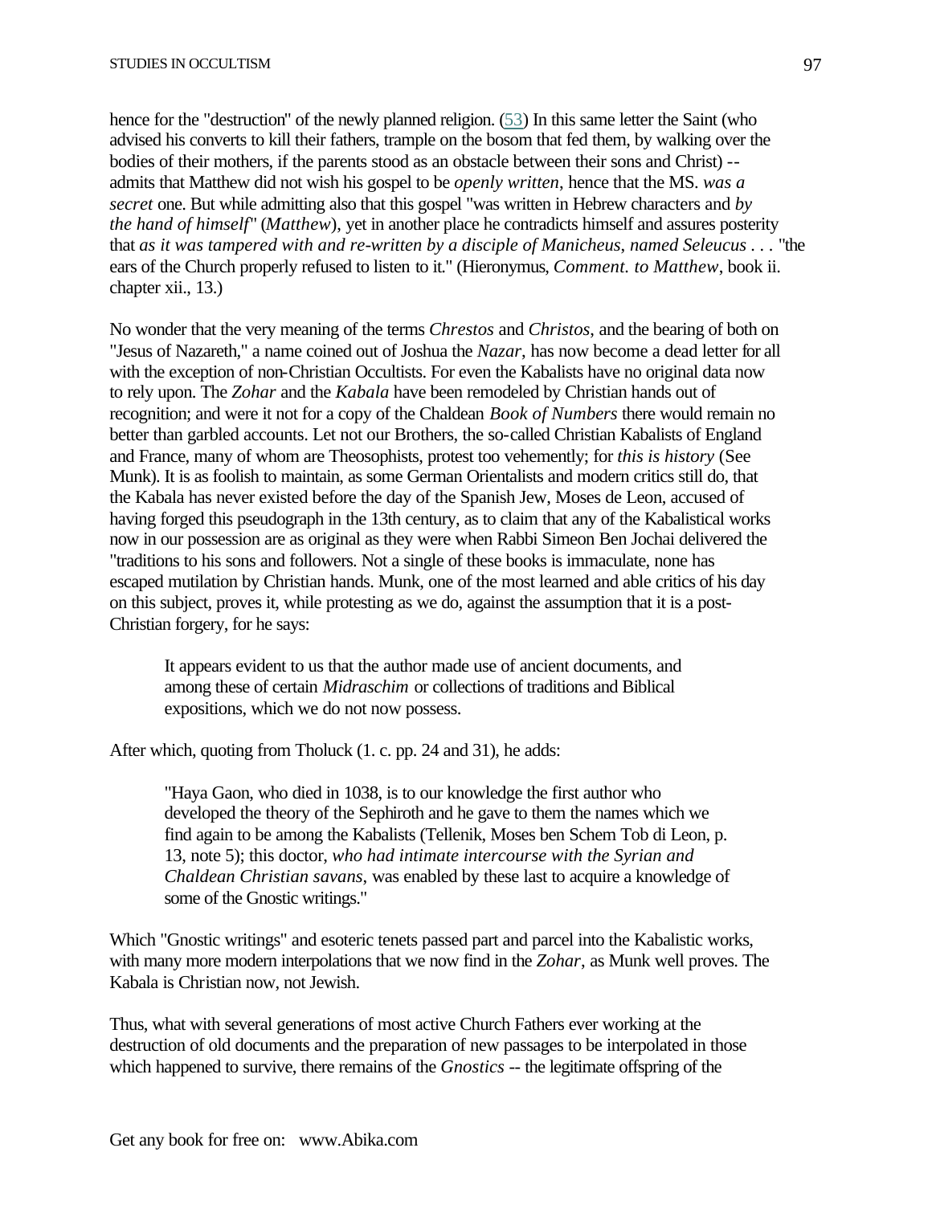hence for the "destruction" of the newly planned religion. (53) In this same letter the Saint (who advised his converts to kill their fathers, trample on the bosom that fed them, by walking over the bodies of their mothers, if the parents stood as an obstacle between their sons and Christ) -- admits that Matthew did not wish his gospel to be *openly written*, hence that the MS. *was a secret* one. But while admitting also that this gospel "was written in Hebrew characters and *by the hand of himself*" (*Matthew*), yet in another place he contradicts himself and assures posterity that *as it was tampered with and re-written by a disciple of Manicheus, named Seleucus* . . . "the ears of the Church properly refused to listen to it." (Hieronymus, *Comment. to Matthew*, book ii. chapter xii., 13.)

No wonder that the very meaning of the terms *Chrestos* and *Christos*, and the bearing of both on "Jesus of Nazareth," a name coined out of Joshua the *Nazar*, has now become a dead letter for all with the exception of non-Christian Occultists. For even the Kabalists have no original data now to rely upon. The *Zohar* and the *Kabala* have been remodeled by Christian hands out of recognition; and were it not for a copy of the Chaldean *Book of Numbers* there would remain no better than garbled accounts. Let not our Brothers, the so-called Christian Kabalists of England and France, many of whom are Theosophists, protest too vehemently; for *this is history* (See Munk). It is as foolish to maintain, as some German Orientalists and modern critics still do, that the Kabala has never existed before the day of the Spanish Jew, Moses de Leon, accused of having forged this pseudograph in the 13th century, as to claim that any of the Kabalistical works now in our possession are as original as they were when Rabbi Simeon Ben Jochai delivered the "traditions to his sons and followers. Not a single of these books is immaculate, none has escaped mutilation by Christian hands. Munk, one of the most learned and able critics of his day on this subject, proves it, while protesting as we do, against the assumption that it is a post-Christian forgery, for he says:

> It appears evident to us that the author made use of ancient documents, and among these of certain *Midraschim* or collections of traditions and Biblical expositions, which we do not now possess.

After which, quoting from Tholuck (1. c. pp. 24 and 31), he adds:

> "Haya Gaon, who died in 1038, is to our knowledge the first author who developed the theory of the Sephiroth and he gave to them the names which we find again to be among the Kabalists (Tellenik, Moses ben Schem Tob di Leon, p. 13, note 5); this doctor, *who had intimate intercourse with the Syrian and Chaldean Christian savans*, was enabled by these last to acquire a knowledge of some of the Gnostic writings."

Which "Gnostic writings" and esoteric tenets passed part and parcel into the Kabalistic works, with many more modern interpolations that we now find in the *Zohar*, as Munk well proves. The Kabala is Christian now, not Jewish.

Thus, what with several generations of most active Church Fathers ever working at the destruction of old documents and the preparation of new passages to be interpolated in those which happened to survive, there remains of the *Gnostics* -- the legitimate offspring of the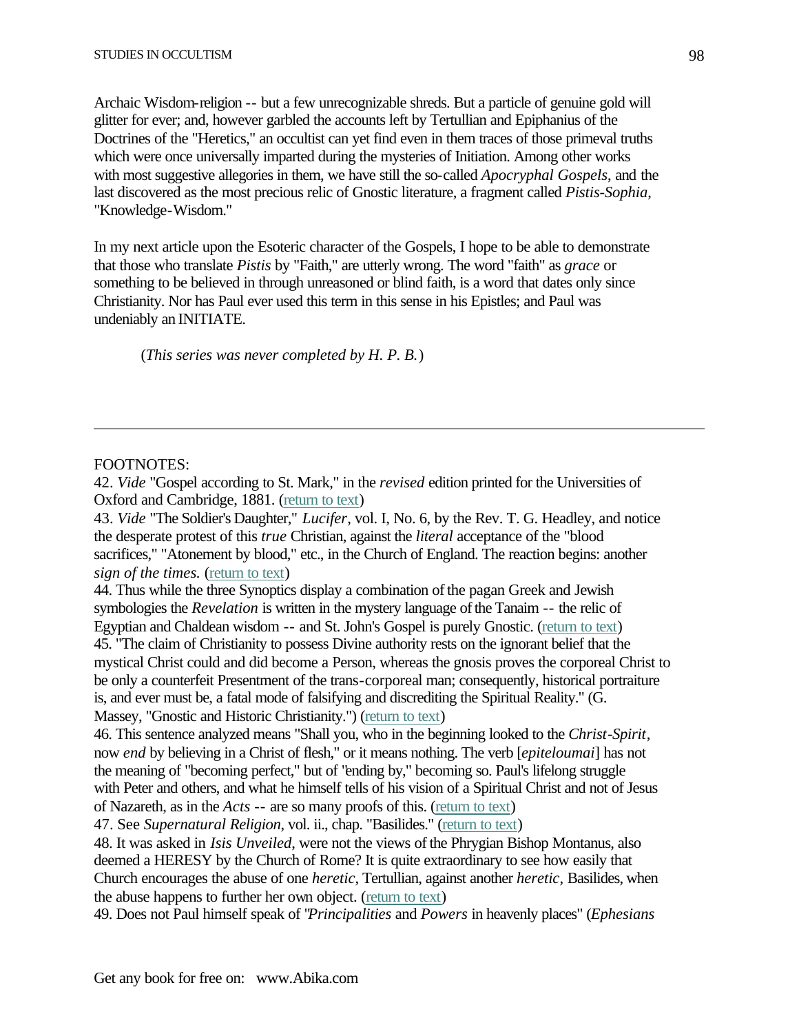Archaic Wisdom-religion -- but a few unrecognizable shreds. But a particle of genuine gold will glitter for ever; and, however garbled the accounts left by Tertullian and Epiphanius of the Doctrines of the "Heretics," an occultist can yet find even in them traces of those primeval truths which were once universally imparted during the mysteries of Initiation. Among other works with most suggestive allegories in them, we have still the so-called *Apocryphal Gospels*, and the last discovered as the most precious relic of Gnostic literature, a fragment called *Pistis-Sophia*, "Knowledge-Wisdom."

In my next article upon the Esoteric character of the Gospels, I hope to be able to demonstrate that those who translate *Pistis* by "Faith," are utterly wrong. The word "faith" as *grace* or something to be believed in through unreasoned or blind faith, is a word that dates only since Christianity. Nor has Paul ever used this term in this sense in his Epistles; and Paul was undeniably an INITIATE.

(*This series was never completed by H. P. B.*)

---

FOOTNOTES:

42. *Vide* "Gospel according to St. Mark," in the *revised* edition printed for the Universities of Oxford and Cambridge, 1881. (return to text)

43. *Vide* "The Soldier's Daughter," *Lucifer*, vol. I, No. 6, by the Rev. T. G. Headley, and notice the desperate protest of this *true* Christian, against the *literal* acceptance of the "blood sacrifices," "Atonement by blood," etc., in the Church of England. The reaction begins: another *sign of the times.* (return to text)

44. Thus while the three Synoptics display a combination of the pagan Greek and Jewish symbologies the *Revelation* is written in the mystery language of the Tanaim -- the relic of Egyptian and Chaldean wisdom -- and St. John's Gospel is purely Gnostic. (return to text)

45. "The claim of Christianity to possess Divine authority rests on the ignorant belief that the mystical Christ could and did become a Person, whereas the gnosis proves the corporeal Christ to be only a counterfeit Presentment of the trans-corporeal man; consequently, historical portraiture is, and ever must be, a fatal mode of falsifying and discrediting the Spiritual Reality." (G. Massey, "Gnostic and Historic Christianity.") (return to text)

46. This sentence analyzed means "Shall you, who in the beginning looked to the *Christ-Spirit*, now *end* by believing in a Christ of flesh," or it means nothing. The verb [*epiteloumai*] has not the meaning of "becoming perfect," but of "ending by," becoming so. Paul's lifelong struggle with Peter and others, and what he himself tells of his vision of a Spiritual Christ and not of Jesus of Nazareth, as in the *Acts* -- are so many proofs of this. (return to text)

47. See *Supernatural Religion*, vol. ii., chap. "Basilides." (return to text)

48. It was asked in *Isis Unveiled*, were not the views of the Phrygian Bishop Montanus, also deemed a HERESY by the Church of Rome? It is quite extraordinary to see how easily that Church encourages the abuse of one *heretic*, Tertullian, against another *heretic*, Basilides, when the abuse happens to further her own object. (return to text)

49. Does not Paul himself speak of "*Principalities* and *Powers* in heavenly places" (*Ephesians*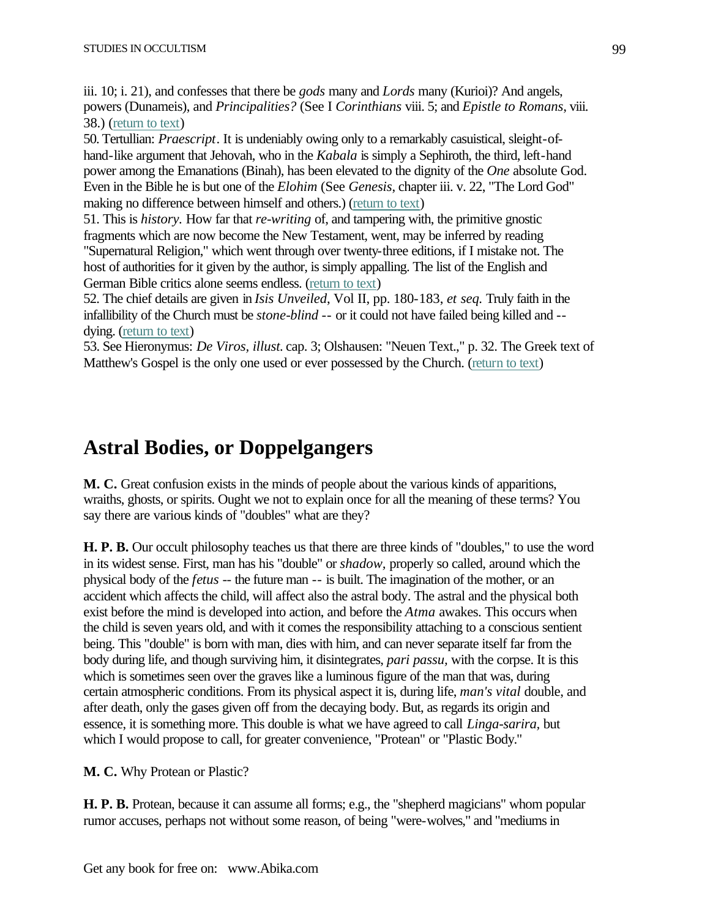iii. 10; i. 21), and confesses that there be *gods* many and *Lords* many (Kurioi)? And angels, powers (Dunameis), and *Principalities?* (See I *Corinthians* viii. 5; and *Epistle to Romans*, viii. 38.) (return to text)

50. Tertullian: *Praescript*. It is undeniably owing only to a remarkably casuistical, sleight-of-hand-like argument that Jehovah, who in the *Kabala* is simply a Sephiroth, the third, left-hand power among the Emanations (Binah), has been elevated to the dignity of the *One* absolute God. Even in the Bible he is but one of the *Elohim* (See *Genesis*, chapter iii. v. 22, "The Lord God" making no difference between himself and others.) (return to text)

51. This is *history*. How far that *re-writing* of, and tampering with, the primitive gnostic fragments which are now become the New Testament, went, may be inferred by reading "Supernatural Religion," which went through over twenty-three editions, if I mistake not. The host of authorities for it given by the author, is simply appalling. The list of the English and German Bible critics alone seems endless. (return to text)

52. The chief details are given in *Isis Unveiled*, Vol II, pp. 180-183, *et seq.* Truly faith in the infallibility of the Church must be *stone-blind* -- or it could not have failed being killed and -- dying. (return to text)

53. See Hieronymus: *De Viros, illust.* cap. 3; Olshausen: "Neuen Text.," p. 32. The Greek text of Matthew's Gospel is the only one used or ever possessed by the Church. (return to text)

## Astral Bodies, or Doppelgangers

**M. C.** Great confusion exists in the minds of people about the various kinds of apparitions, wraiths, ghosts, or spirits. Ought we not to explain once for all the meaning of these terms? You say there are various kinds of "doubles" what are they?

**H. P. B.** Our occult philosophy teaches us that there are three kinds of "doubles," to use the word in its widest sense. First, man has his "double" or *shadow*, properly so called, around which the physical body of the *fetus* -- the future man -- is built. The imagination of the mother, or an accident which affects the child, will affect also the astral body. The astral and the physical both exist before the mind is developed into action, and before the *Atma* awakes. This occurs when the child is seven years old, and with it comes the responsibility attaching to a conscious sentient being. This "double" is born with man, dies with him, and can never separate itself far from the body during life, and though surviving him, it disintegrates, *pari passu*, with the corpse. It is this which is sometimes seen over the graves like a luminous figure of the man that was, during certain atmospheric conditions. From its physical aspect it is, during life, *man's vital* double, and after death, only the gases given off from the decaying body. But, as regards its origin and essence, it is something more. This double is what we have agreed to call *Linga-sarira*, but which I would propose to call, for greater convenience, "Protean" or "Plastic Body."

**M. C.** Why Protean or Plastic?

**H. P. B.** Protean, because it can assume all forms; e.g., the "shepherd magicians" whom popular rumor accuses, perhaps not without some reason, of being "were-wolves," and "mediums in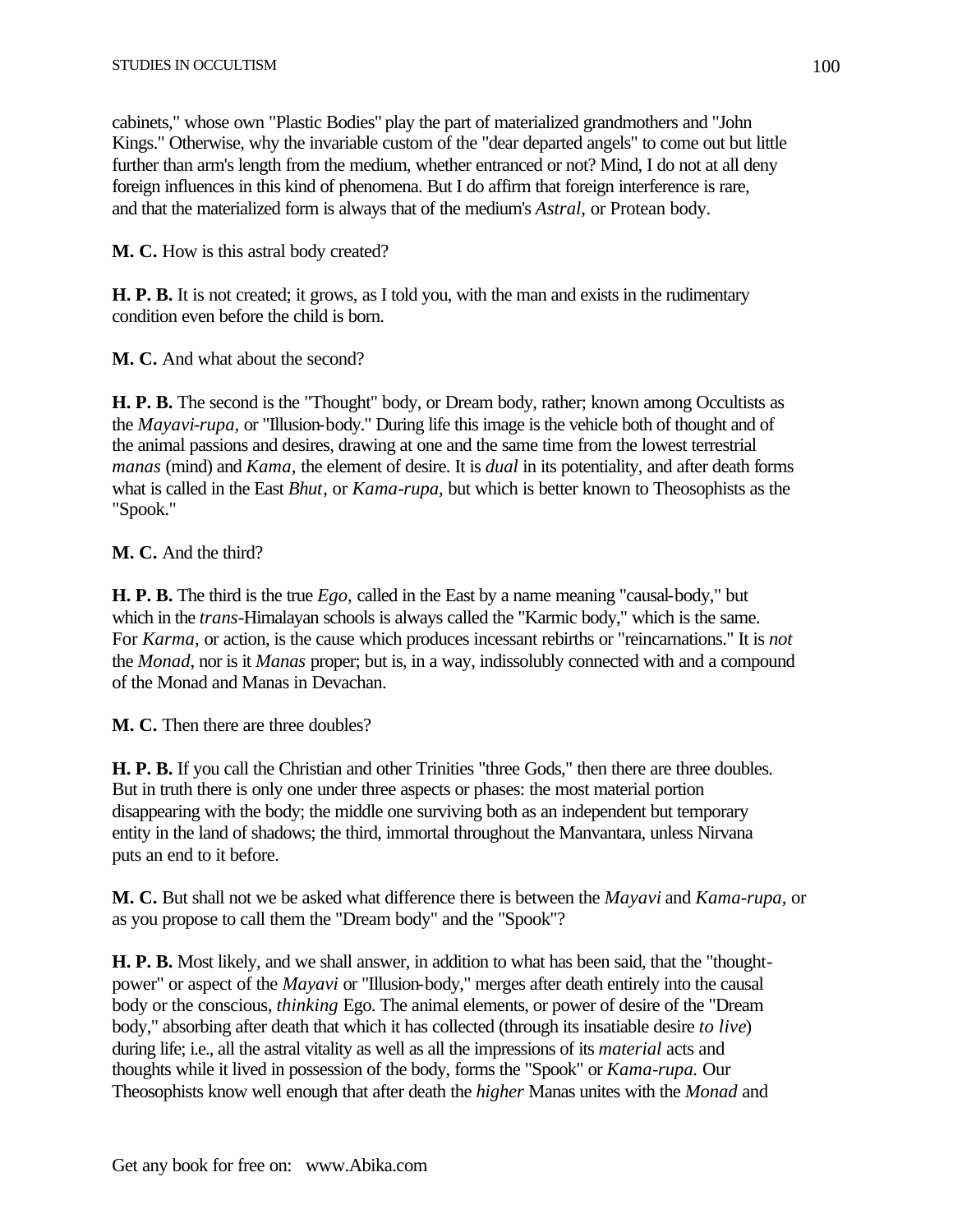cabinets," whose own "Plastic Bodies" play the part of materialized grandmothers and "John Kings." Otherwise, why the invariable custom of the "dear departed angels" to come out but little further than arm's length from the medium, whether entranced or not? Mind, I do not at all deny foreign influences in this kind of phenomena. But I do affirm that foreign interference is rare, and that the materialized form is always that of the medium's *Astral*, or Protean body.

**M. C.** How is this astral body created?

**H. P. B.** It is not created; it grows, as I told you, with the man and exists in the rudimentary condition even before the child is born.

**M. C.** And what about the second?

**H. P. B.** The second is the "Thought" body, or Dream body, rather; known among Occultists as the *Mayavi-rupa*, or "Illusion-body." During life this image is the vehicle both of thought and of the animal passions and desires, drawing at one and the same time from the lowest terrestrial *manas* (mind) and *Kama*, the element of desire. It is *dual* in its potentiality, and after death forms what is called in the East *Bhut*, or *Kama-rupa*, but which is better known to Theosophists as the "Spook."

**M. C.** And the third?

**H. P. B.** The third is the true *Ego*, called in the East by a name meaning "causal-body," but which in the *trans*-Himalayan schools is always called the "Karmic body," which is the same. For *Karma*, or action, is the cause which produces incessant rebirths or "reincarnations." It is *not* the *Monad*, nor is it *Manas* proper; but is, in a way, indissolubly connected with and a compound of the Monad and Manas in Devachan.

**M. C.** Then there are three doubles?

**H. P. B.** If you call the Christian and other Trinities "three Gods," then there are three doubles. But in truth there is only one under three aspects or phases: the most material portion disappearing with the body; the middle one surviving both as an independent but temporary entity in the land of shadows; the third, immortal throughout the Manvantara, unless Nirvana puts an end to it before.

**M. C.** But shall not we be asked what difference there is between the *Mayavi* and *Kama-rupa*, or as you propose to call them the "Dream body" and the "Spook"?

**H. P. B.** Most likely, and we shall answer, in addition to what has been said, that the "thought-power" or aspect of the *Mayavi* or "Illusion-body," merges after death entirely into the causal body or the conscious, *thinking* Ego. The animal elements, or power of desire of the "Dream body," absorbing after death that which it has collected (through its insatiable desire *to live*) during life; i.e., all the astral vitality as well as all the impressions of its *material* acts and thoughts while it lived in possession of the body, forms the "Spook" or *Kama-rupa*. Our Theosophists know well enough that after death the *higher* Manas unites with the *Monad* and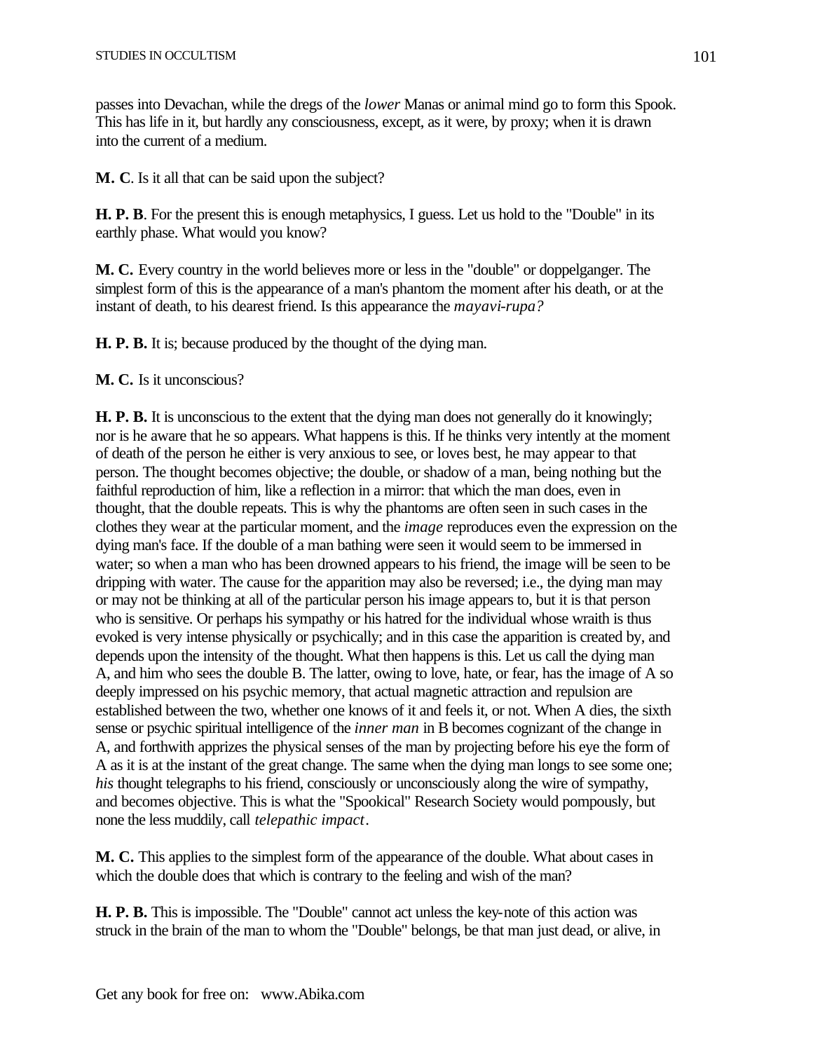passes into Devachan, while the dregs of the *lower* Manas or animal mind go to form this Spook. This has life in it, but hardly any consciousness, except, as it were, by proxy; when it is drawn into the current of a medium.

**M. C**. Is it all that can be said upon the subject?

**H. P. B**. For the present this is enough metaphysics, I guess. Let us hold to the "Double" in its earthly phase. What would you know?

**M. C.** Every country in the world believes more or less in the "double" or doppelganger. The simplest form of this is the appearance of a man's phantom the moment after his death, or at the instant of death, to his dearest friend. Is this appearance the *mayavi-rupa?*

**H. P. B.** It is; because produced by the thought of the dying man.

**M. C.** Is it unconscious?

**H. P. B.** It is unconscious to the extent that the dying man does not generally do it knowingly; nor is he aware that he so appears. What happens is this. If he thinks very intently at the moment of death of the person he either is very anxious to see, or loves best, he may appear to that person. The thought becomes objective; the double, or shadow of a man, being nothing but the faithful reproduction of him, like a reflection in a mirror: that which the man does, even in thought, that the double repeats. This is why the phantoms are often seen in such cases in the clothes they wear at the particular moment, and the *image* reproduces even the expression on the dying man's face. If the double of a man bathing were seen it would seem to be immersed in water; so when a man who has been drowned appears to his friend, the image will be seen to be dripping with water. The cause for the apparition may also be reversed; i.e., the dying man may or may not be thinking at all of the particular person his image appears to, but it is that person who is sensitive. Or perhaps his sympathy or his hatred for the individual whose wraith is thus evoked is very intense physically or psychically; and in this case the apparition is created by, and depends upon the intensity of the thought. What then happens is this. Let us call the dying man A, and him who sees the double B. The latter, owing to love, hate, or fear, has the image of A so deeply impressed on his psychic memory, that actual magnetic attraction and repulsion are established between the two, whether one knows of it and feels it, or not. When A dies, the sixth sense or psychic spiritual intelligence of the *inner man* in B becomes cognizant of the change in A, and forthwith apprizes the physical senses of the man by projecting before his eye the form of A as it is at the instant of the great change. The same when the dying man longs to see some one; *his* thought telegraphs to his friend, consciously or unconsciously along the wire of sympathy, and becomes objective. This is what the "Spookical" Research Society would pompously, but none the less muddily, call *telepathic impact*.

**M. C.** This applies to the simplest form of the appearance of the double. What about cases in which the double does that which is contrary to the feeling and wish of the man?

**H. P. B.** This is impossible. The "Double" cannot act unless the key-note of this action was struck in the brain of the man to whom the "Double" belongs, be that man just dead, or alive, in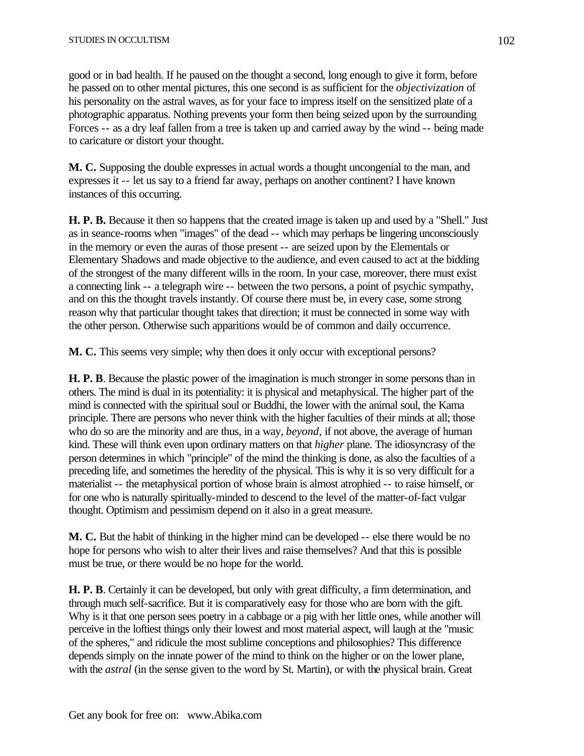good or in bad health. If he paused on the thought a second, long enough to give it form, before he passed on to other mental pictures, this one second is as sufficient for the *objectivization* of his personality on the astral waves, as for your face to impress itself on the sensitized plate of a photographic apparatus. Nothing prevents your form then being seized upon by the surrounding Forces -- as a dry leaf fallen from a tree is taken up and carried away by the wind -- being made to caricature or distort your thought.

**M. C.** Supposing the double expresses in actual words a thought uncongenial to the man, and expresses it -- let us say to a friend far away, perhaps on another continent? I have known instances of this occurring.

**H. P. B.** Because it then so happens that the created image is taken up and used by a "Shell." Just as in seance-rooms when "images" of the dead -- which may perhaps be lingering unconsciously in the memory or even the auras of those present -- are seized upon by the Elementals or Elementary Shadows and made objective to the audience, and even caused to act at the bidding of the strongest of the many different wills in the room. In your case, moreover, there must exist a connecting link -- a telegraph wire -- between the two persons, a point of psychic sympathy, and on this the thought travels instantly. Of course there must be, in every case, some strong reason why that particular thought takes that direction; it must be connected in some way with the other person. Otherwise such apparitions would be of common and daily occurrence.

**M. C.** This seems very simple; why then does it only occur with exceptional persons?

**H. P. B**. Because the plastic power of the imagination is much stronger in some persons than in others. The mind is dual in its potentiality: it is physical and metaphysical. The higher part of the mind is connected with the spiritual soul or Buddhi, the lower with the animal soul, the Kama principle. There are persons who never think with the higher faculties of their minds at all; those who do so are the minority and are thus, in a way, *beyond*, if not above, the average of human kind. These will think even upon ordinary matters on that *higher* plane. The idiosyncrasy of the person determines in which "principle" of the mind the thinking is done, as also the faculties of a preceding life, and sometimes the heredity of the physical. This is why it is so very difficult for a materialist -- the metaphysical portion of whose brain is almost atrophied -- to raise himself, or for one who is naturally spiritually-minded to descend to the level of the matter-of-fact vulgar thought. Optimism and pessimism depend on it also in a great measure.

**M. C.** But the habit of thinking in the higher mind can be developed -- else there would be no hope for persons who wish to alter their lives and raise themselves? And that this is possible must be true, or there would be no hope for the world.

**H. P. B**. Certainly it can be developed, but only with great difficulty, a firm determination, and through much self-sacrifice. But it is comparatively easy for those who are born with the gift. Why is it that one person sees poetry in a cabbage or a pig with her little ones, while another will perceive in the loftiest things only their lowest and most material aspect, will laugh at the "music of the spheres," and ridicule the most sublime conceptions and philosophies? This difference depends simply on the innate power of the mind to think on the higher or on the lower plane, with the *astral* (in the sense given to the word by St. Martin), or with the physical brain. Great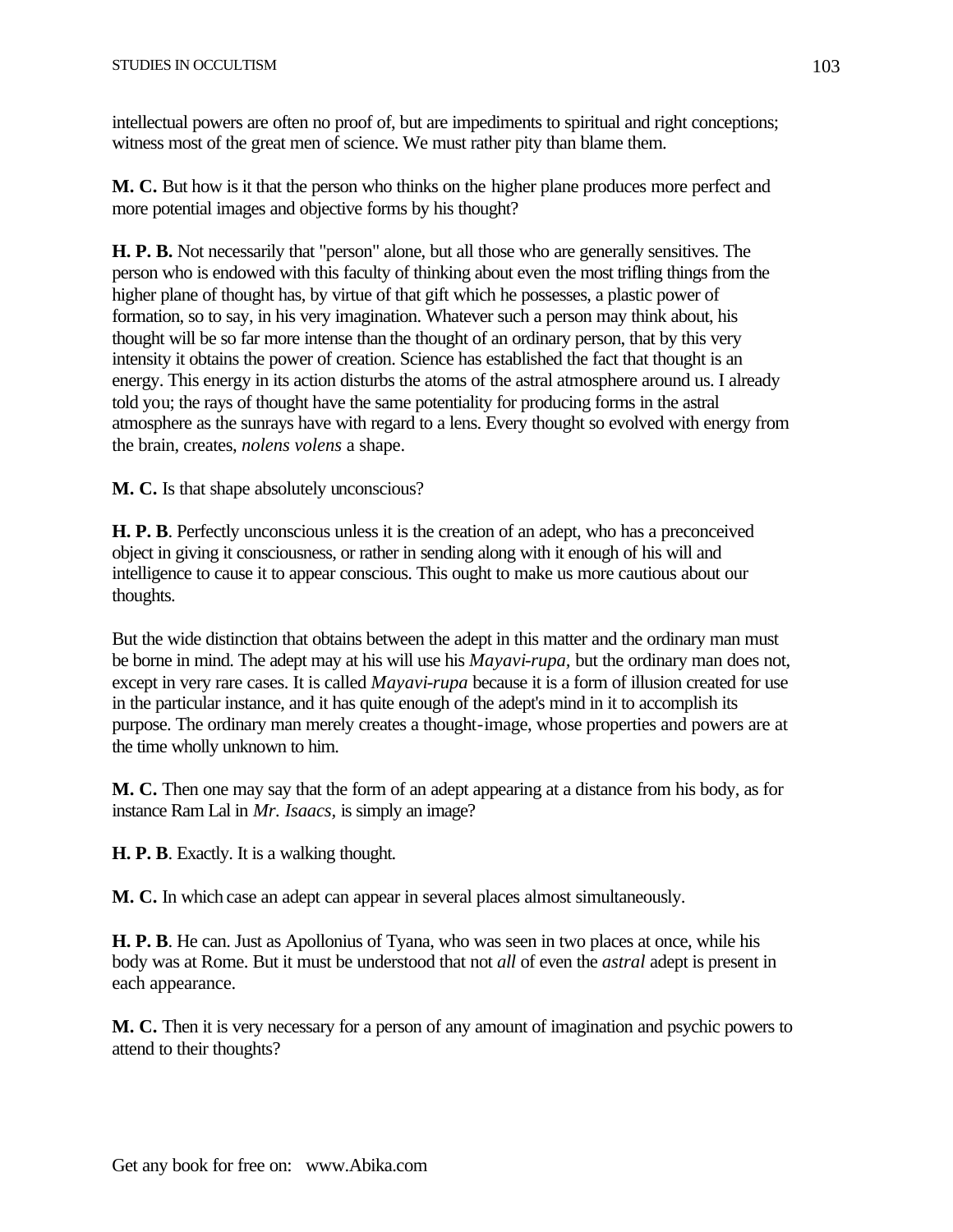intellectual powers are often no proof of, but are impediments to spiritual and right conceptions; witness most of the great men of science. We must rather pity than blame them.

**M. C.** But how is it that the person who thinks on the higher plane produces more perfect and more potential images and objective forms by his thought?

**H. P. B.** Not necessarily that "person" alone, but all those who are generally sensitives. The person who is endowed with this faculty of thinking about even the most trifling things from the higher plane of thought has, by virtue of that gift which he possesses, a plastic power of formation, so to say, in his very imagination. Whatever such a person may think about, his thought will be so far more intense than the thought of an ordinary person, that by this very intensity it obtains the power of creation. Science has established the fact that thought is an energy. This energy in its action disturbs the atoms of the astral atmosphere around us. I already told you; the rays of thought have the same potentiality for producing forms in the astral atmosphere as the sunrays have with regard to a lens. Every thought so evolved with energy from the brain, creates, *nolens volens* a shape.

**M. C.** Is that shape absolutely unconscious?

**H. P. B**. Perfectly unconscious unless it is the creation of an adept, who has a preconceived object in giving it consciousness, or rather in sending along with it enough of his will and intelligence to cause it to appear conscious. This ought to make us more cautious about our thoughts.

But the wide distinction that obtains between the adept in this matter and the ordinary man must be borne in mind. The adept may at his will use his *Mayavi-rupa*, but the ordinary man does not, except in very rare cases. It is called *Mayavi-rupa* because it is a form of illusion created for use in the particular instance, and it has quite enough of the adept's mind in it to accomplish its purpose. The ordinary man merely creates a thought-image, whose properties and powers are at the time wholly unknown to him.

**M. C.** Then one may say that the form of an adept appearing at a distance from his body, as for instance Ram Lal in *Mr. Isaacs*, is simply an image?

**H. P. B**. Exactly. It is a walking thought.

**M. C.** In which case an adept can appear in several places almost simultaneously.

**H. P. B**. He can. Just as Apollonius of Tyana, who was seen in two places at once, while his body was at Rome. But it must be understood that not *all* of even the *astral* adept is present in each appearance.

**M. C.** Then it is very necessary for a person of any amount of imagination and psychic powers to attend to their thoughts?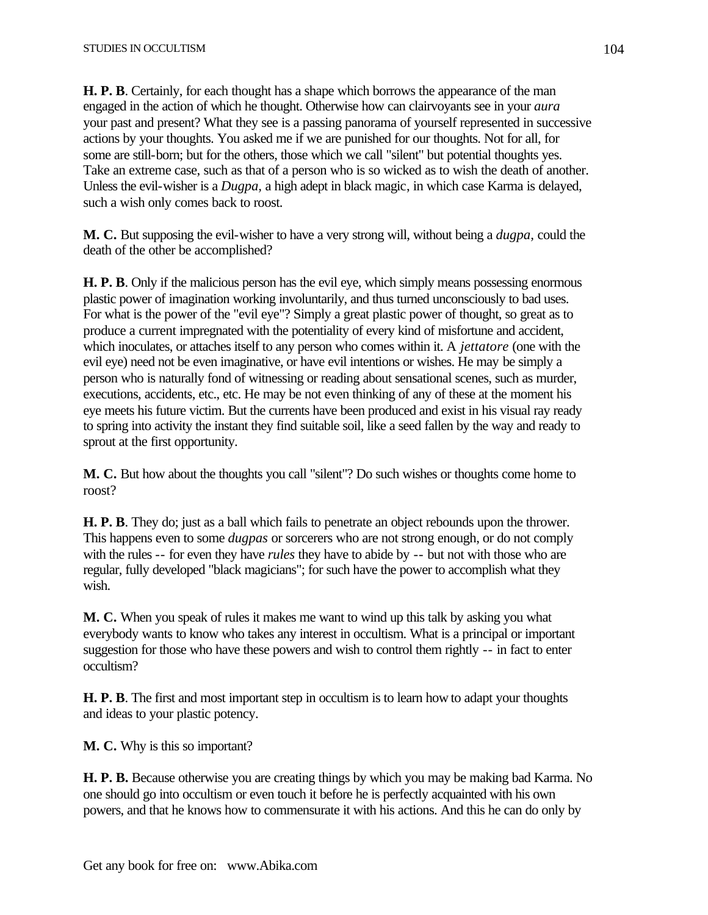**H. P. B**. Certainly, for each thought has a shape which borrows the appearance of the man engaged in the action of which he thought. Otherwise how can clairvoyants see in your *aura* your past and present? What they see is a passing panorama of yourself represented in successive actions by your thoughts. You asked me if we are punished for our thoughts. Not for all, for some are still-born; but for the others, those which we call "silent" but potential thoughts yes. Take an extreme case, such as that of a person who is so wicked as to wish the death of another. Unless the evil-wisher is a *Dugpa*, a high adept in black magic, in which case Karma is delayed, such a wish only comes back to roost.

**M. C.** But supposing the evil-wisher to have a very strong will, without being a *dugpa*, could the death of the other be accomplished?

**H. P. B**. Only if the malicious person has the evil eye, which simply means possessing enormous plastic power of imagination working involuntarily, and thus turned unconsciously to bad uses. For what is the power of the "evil eye"? Simply a great plastic power of thought, so great as to produce a current impregnated with the potentiality of every kind of misfortune and accident, which inoculates, or attaches itself to any person who comes within it. A *jettatore* (one with the evil eye) need not be even imaginative, or have evil intentions or wishes. He may be simply a person who is naturally fond of witnessing or reading about sensational scenes, such as murder, executions, accidents, etc., etc. He may be not even thinking of any of these at the moment his eye meets his future victim. But the currents have been produced and exist in his visual ray ready to spring into activity the instant they find suitable soil, like a seed fallen by the way and ready to sprout at the first opportunity.

**M. C.** But how about the thoughts you call "silent"? Do such wishes or thoughts come home to roost?

**H. P. B**. They do; just as a ball which fails to penetrate an object rebounds upon the thrower. This happens even to some *dugpas* or sorcerers who are not strong enough, or do not comply with the rules -- for even they have *rules* they have to abide by -- but not with those who are regular, fully developed "black magicians"; for such have the power to accomplish what they wish.

**M. C.** When you speak of rules it makes me want to wind up this talk by asking you what everybody wants to know who takes any interest in occultism. What is a principal or important suggestion for those who have these powers and wish to control them rightly -- in fact to enter occultism?

**H. P. B**. The first and most important step in occultism is to learn how to adapt your thoughts and ideas to your plastic potency.

**M. C.** Why is this so important?

**H. P. B.** Because otherwise you are creating things by which you may be making bad Karma. No one should go into occultism or even touch it before he is perfectly acquainted with his own powers, and that he knows how to commensurate it with his actions. And this he can do only by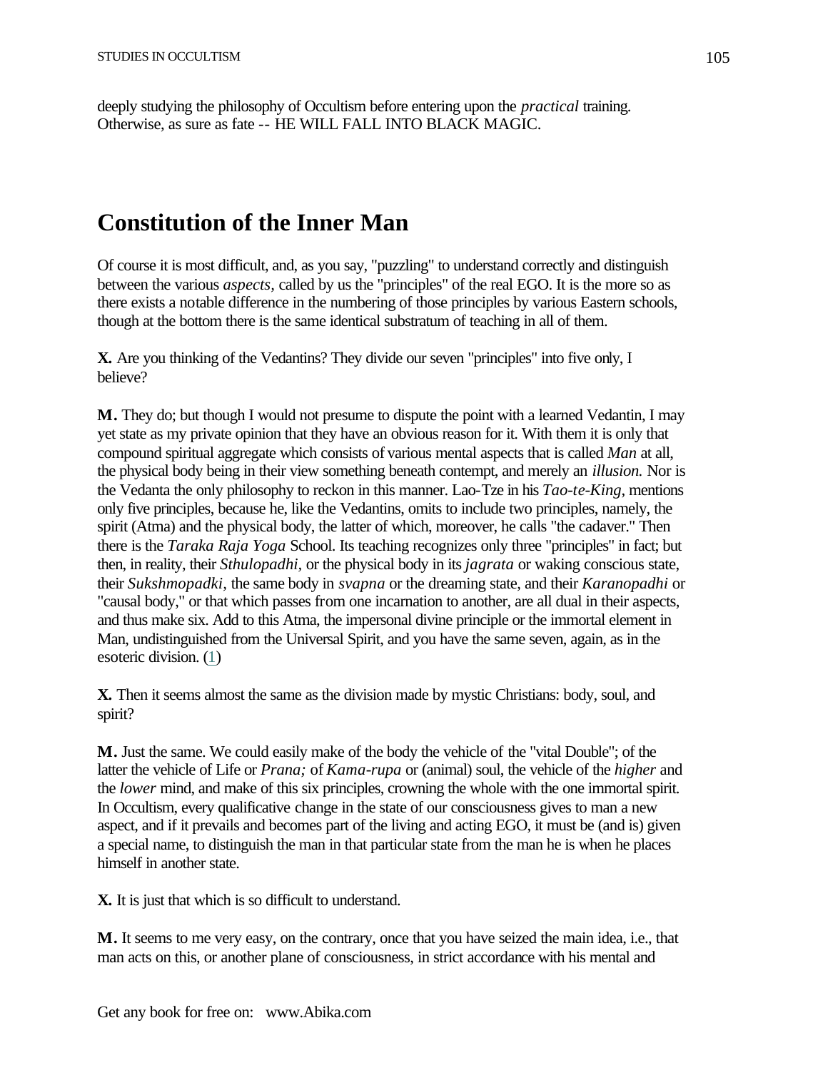deeply studying the philosophy of Occultism before entering upon the *practical* training. Otherwise, as sure as fate -- HE WILL FALL INTO BLACK MAGIC.

# Constitution of the Inner Man

Of course it is most difficult, and, as you say, "puzzling" to understand correctly and distinguish between the various *aspects*, called by us the "principles" of the real EGO. It is the more so as there exists a notable difference in the numbering of those principles by various Eastern schools, though at the bottom there is the same identical substratum of teaching in all of them.

**X.** Are you thinking of the Vedantins? They divide our seven "principles" into five only, I believe?

**M.** They do; but though I would not presume to dispute the point with a learned Vedantin, I may yet state as my private opinion that they have an obvious reason for it. With them it is only that compound spiritual aggregate which consists of various mental aspects that is called *Man* at all, the physical body being in their view something beneath contempt, and merely an *illusion.* Nor is the Vedanta the only philosophy to reckon in this manner. Lao-Tze in his *Tao-te-King*, mentions only five principles, because he, like the Vedantins, omits to include two principles, namely, the spirit (Atma) and the physical body, the latter of which, moreover, he calls "the cadaver." Then there is the *Taraka Raja Yoga* School. Its teaching recognizes only three "principles" in fact; but then, in reality, their *Sthulopadhi*, or the physical body in its *jagrata* or waking conscious state, their *Sukshmopadki*, the same body in *svapna* or the dreaming state, and their *Karanopadhi* or "causal body," or that which passes from one incarnation to another, are all dual in their aspects, and thus make six. Add to this Atma, the impersonal divine principle or the immortal element in Man, undistinguished from the Universal Spirit, and you have the same seven, again, as in the esoteric division. (1)

**X.** Then it seems almost the same as the division made by mystic Christians: body, soul, and spirit?

**M.** Just the same. We could easily make of the body the vehicle of the "vital Double"; of the latter the vehicle of Life or *Prana;* of *Kama-rupa* or (animal) soul, the vehicle of the *higher* and the *lower* mind, and make of this six principles, crowning the whole with the one immortal spirit. In Occultism, every qualificative change in the state of our consciousness gives to man a new aspect, and if it prevails and becomes part of the living and acting EGO, it must be (and is) given a special name, to distinguish the man in that particular state from the man he is when he places himself in another state.

**X.** It is just that which is so difficult to understand.

**M.** It seems to me very easy, on the contrary, once that you have seized the main idea, i.e., that man acts on this, or another plane of consciousness, in strict accordance with his mental and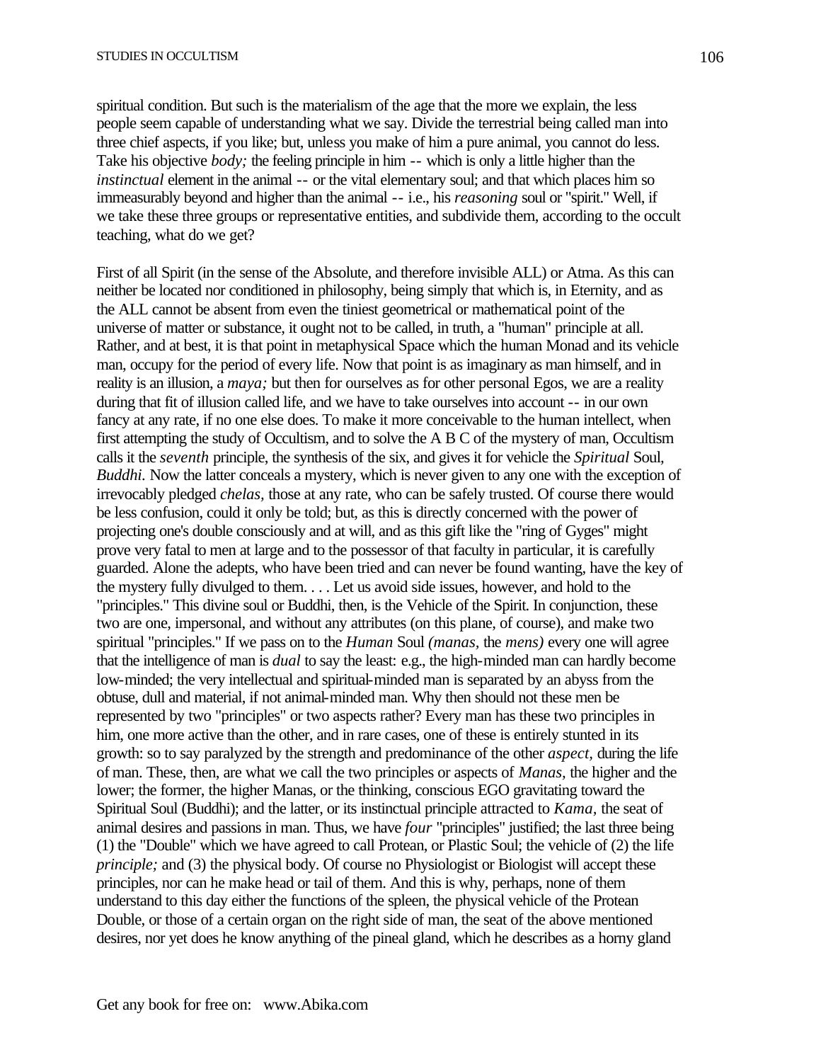spiritual condition. But such is the materialism of the age that the more we explain, the less people seem capable of understanding what we say. Divide the terrestrial being called man into three chief aspects, if you like; but, unless you make of him a pure animal, you cannot do less. Take his objective *body;* the feeling principle in him -- which is only a little higher than the *instinctual* element in the animal -- or the vital elementary soul; and that which places him so immeasurably beyond and higher than the animal -- i.e., his *reasoning* soul or "spirit." Well, if we take these three groups or representative entities, and subdivide them, according to the occult teaching, what do we get?

First of all Spirit (in the sense of the Absolute, and therefore invisible ALL) or Atma. As this can neither be located nor conditioned in philosophy, being simply that which is, in Eternity, and as the ALL cannot be absent from even the tiniest geometrical or mathematical point of the universe of matter or substance, it ought not to be called, in truth, a "human" principle at all. Rather, and at best, it is that point in metaphysical Space which the human Monad and its vehicle man, occupy for the period of every life. Now that point is as imaginary as man himself, and in reality is an illusion, a *maya;* but then for ourselves as for other personal Egos, we are a reality during that fit of illusion called life, and we have to take ourselves into account -- in our own fancy at any rate, if no one else does. To make it more conceivable to the human intellect, when first attempting the study of Occultism, and to solve the A B C of the mystery of man, Occultism calls it the *seventh* principle, the synthesis of the six, and gives it for vehicle the *Spiritual* Soul, *Buddhi.* Now the latter conceals a mystery, which is never given to any one with the exception of irrevocably pledged *chelas,* those at any rate, who can be safely trusted. Of course there would be less confusion, could it only be told; but, as this is directly concerned with the power of projecting one's double consciously and at will, and as this gift like the "ring of Gyges" might prove very fatal to men at large and to the possessor of that faculty in particular, it is carefully guarded. Alone the adepts, who have been tried and can never be found wanting, have the key of the mystery fully divulged to them. . . . Let us avoid side issues, however, and hold to the "principles." This divine soul or Buddhi, then, is the Vehicle of the Spirit. In conjunction, these two are one, impersonal, and without any attributes (on this plane, of course), and make two spiritual "principles." If we pass on to the *Human* Soul *(manas,* the *mens)* every one will agree that the intelligence of man is *dual* to say the least: e.g., the high-minded man can hardly become low-minded; the very intellectual and spiritual-minded man is separated by an abyss from the obtuse, dull and material, if not animal-minded man. Why then should not these men be represented by two "principles" or two aspects rather? Every man has these two principles in him, one more active than the other, and in rare cases, one of these is entirely stunted in its growth: so to say paralyzed by the strength and predominance of the other *aspect,* during the life of man. These, then, are what we call the two principles or aspects of *Manas,* the higher and the lower; the former, the higher Manas, or the thinking, conscious EGO gravitating toward the Spiritual Soul (Buddhi); and the latter, or its instinctual principle attracted to *Kama,* the seat of animal desires and passions in man. Thus, we have *four* "principles" justified; the last three being (1) the "Double" which we have agreed to call Protean, or Plastic Soul; the vehicle of (2) the life *principle;* and (3) the physical body. Of course no Physiologist or Biologist will accept these principles, nor can he make head or tail of them. And this is why, perhaps, none of them understand to this day either the functions of the spleen, the physical vehicle of the Protean Double, or those of a certain organ on the right side of man, the seat of the above mentioned desires, nor yet does he know anything of the pineal gland, which he describes as a horny gland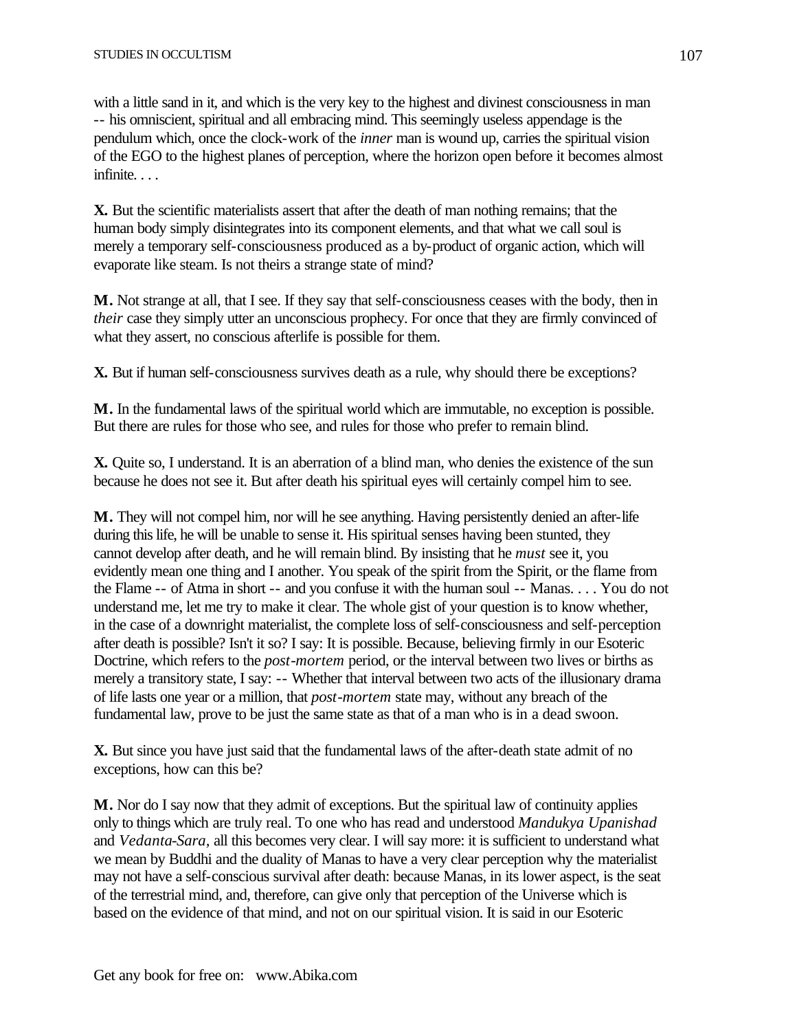with a little sand in it, and which is the very key to the highest and divinest consciousness in man -- his omniscient, spiritual and all embracing mind. This seemingly useless appendage is the pendulum which, once the clock-work of the *inner* man is wound up, carries the spiritual vision of the EGO to the highest planes of perception, where the horizon open before it becomes almost infinite. . . .

**X.** But the scientific materialists assert that after the death of man nothing remains; that the human body simply disintegrates into its component elements, and that what we call soul is merely a temporary self-consciousness produced as a by-product of organic action, which will evaporate like steam. Is not theirs a strange state of mind?

**M.** Not strange at all, that I see. If they say that self-consciousness ceases with the body, then in *their* case they simply utter an unconscious prophecy. For once that they are firmly convinced of what they assert, no conscious afterlife is possible for them.

**X.** But if human self-consciousness survives death as a rule, why should there be exceptions?

**M.** In the fundamental laws of the spiritual world which are immutable, no exception is possible. But there are rules for those who see, and rules for those who prefer to remain blind.

**X.** Quite so, I understand. It is an aberration of a blind man, who denies the existence of the sun because he does not see it. But after death his spiritual eyes will certainly compel him to see.

**M.** They will not compel him, nor will he see anything. Having persistently denied an after-life during this life, he will be unable to sense it. His spiritual senses having been stunted, they cannot develop after death, and he will remain blind. By insisting that he *must* see it, you evidently mean one thing and I another. You speak of the spirit from the Spirit, or the flame from the Flame -- of Atma in short -- and you confuse it with the human soul -- Manas. . . . You do not understand me, let me try to make it clear. The whole gist of your question is to know whether, in the case of a downright materialist, the complete loss of self-consciousness and self-perception after death is possible? Isn't it so? I say: It is possible. Because, believing firmly in our Esoteric Doctrine, which refers to the *post-mortem* period, or the interval between two lives or births as merely a transitory state, I say: -- Whether that interval between two acts of the illusionary drama of life lasts one year or a million, that *post-mortem* state may, without any breach of the fundamental law, prove to be just the same state as that of a man who is in a dead swoon.

**X.** But since you have just said that the fundamental laws of the after-death state admit of no exceptions, how can this be?

**M.** Nor do I say now that they admit of exceptions. But the spiritual law of continuity applies only to things which are truly real. To one who has read and understood *Mandukya Upanishad* and *Vedanta-Sara,* all this becomes very clear. I will say more: it is sufficient to understand what we mean by Buddhi and the duality of Manas to have a very clear perception why the materialist may not have a self-conscious survival after death: because Manas, in its lower aspect, is the seat of the terrestrial mind, and, therefore, can give only that perception of the Universe which is based on the evidence of that mind, and not on our spiritual vision. It is said in our Esoteric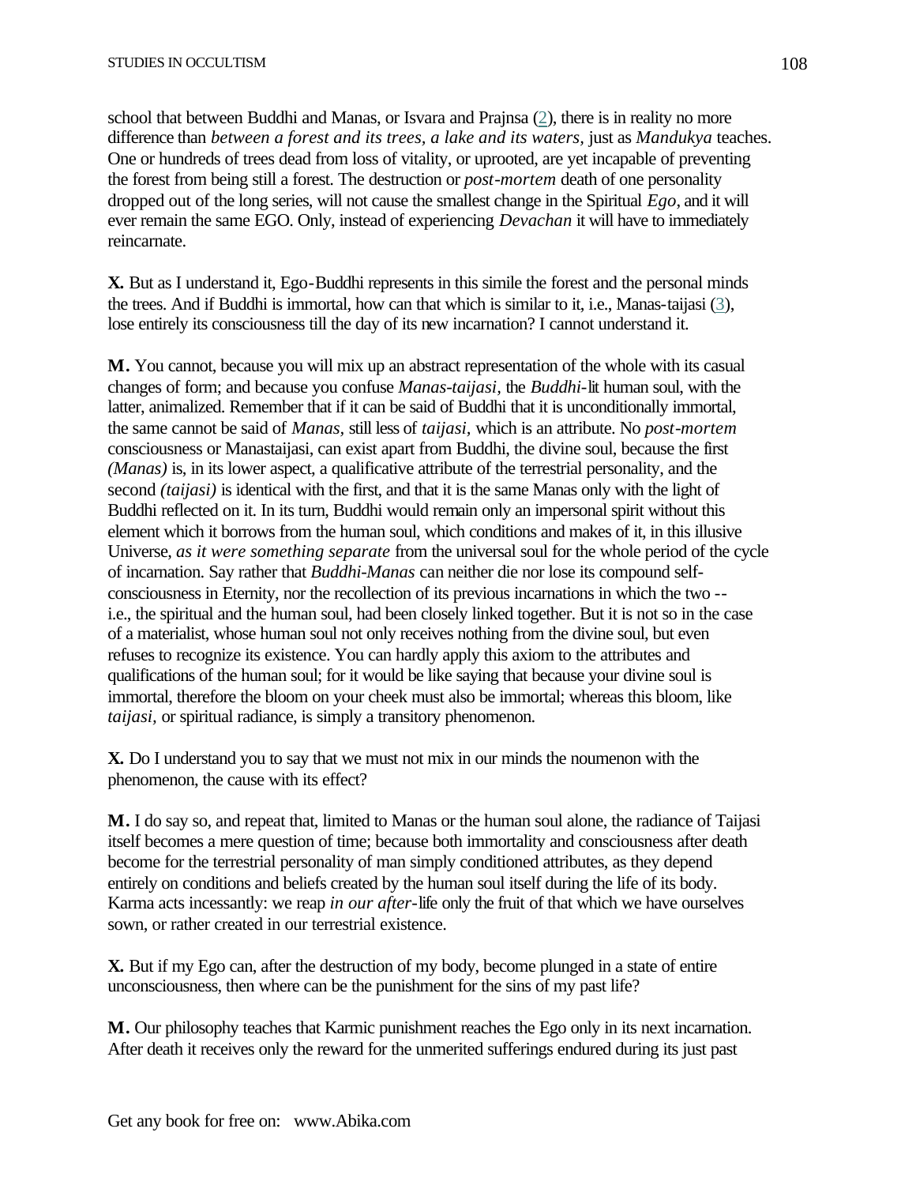school that between Buddhi and Manas, or Isvara and Prajnsa (2), there is in reality no more difference than *between a forest and its trees, a lake and its waters,* just as *Mandukya* teaches. One or hundreds of trees dead from loss of vitality, or uprooted, are yet incapable of preventing the forest from being still a forest. The destruction or *post-mortem* death of one personality dropped out of the long series, will not cause the smallest change in the Spiritual *Ego*, and it will ever remain the same EGO. Only, instead of experiencing *Devachan* it will have to immediately reincarnate.

**X.** But as I understand it, Ego-Buddhi represents in this simile the forest and the personal minds the trees. And if Buddhi is immortal, how can that which is similar to it, i.e., Manas-taijasi (3), lose entirely its consciousness till the day of its new incarnation? I cannot understand it.

**M.** You cannot, because you will mix up an abstract representation of the whole with its casual changes of form; and because you confuse *Manas-taijasi,* the *Buddhi*-lit human soul, with the latter, animalized. Remember that if it can be said of Buddhi that it is unconditionally immortal, the same cannot be said of *Manas,* still less of *taijasi,* which is an attribute. No *post-mortem* consciousness or Manastaijasi, can exist apart from Buddhi, the divine soul, because the first *(Manas)* is, in its lower aspect, a qualificative attribute of the terrestrial personality, and the second *(taijasi)* is identical with the first, and that it is the same Manas only with the light of Buddhi reflected on it. In its turn, Buddhi would remain only an impersonal spirit without this element which it borrows from the human soul, which conditions and makes of it, in this illusive Universe, *as it were something separate* from the universal soul for the whole period of the cycle of incarnation. Say rather that *Buddhi-Manas* can neither die nor lose its compound self-consciousness in Eternity, nor the recollection of its previous incarnations in which the two -- i.e., the spiritual and the human soul, had been closely linked together. But it is not so in the case of a materialist, whose human soul not only receives nothing from the divine soul, but even refuses to recognize its existence. You can hardly apply this axiom to the attributes and qualifications of the human soul; for it would be like saying that because your divine soul is immortal, therefore the bloom on your cheek must also be immortal; whereas this bloom, like *taijasi,* or spiritual radiance, is simply a transitory phenomenon.

**X.** Do I understand you to say that we must not mix in our minds the noumenon with the phenomenon, the cause with its effect?

**M.** I do say so, and repeat that, limited to Manas or the human soul alone, the radiance of Taijasi itself becomes a mere question of time; because both immortality and consciousness after death become for the terrestrial personality of man simply conditioned attributes, as they depend entirely on conditions and beliefs created by the human soul itself during the life of its body. Karma acts incessantly: we reap *in our after*-life only the fruit of that which we have ourselves sown, or rather created in our terrestrial existence.

**X.** But if my Ego can, after the destruction of my body, become plunged in a state of entire unconsciousness, then where can be the punishment for the sins of my past life?

**M.** Our philosophy teaches that Karmic punishment reaches the Ego only in its next incarnation. After death it receives only the reward for the unmerited sufferings endured during its just past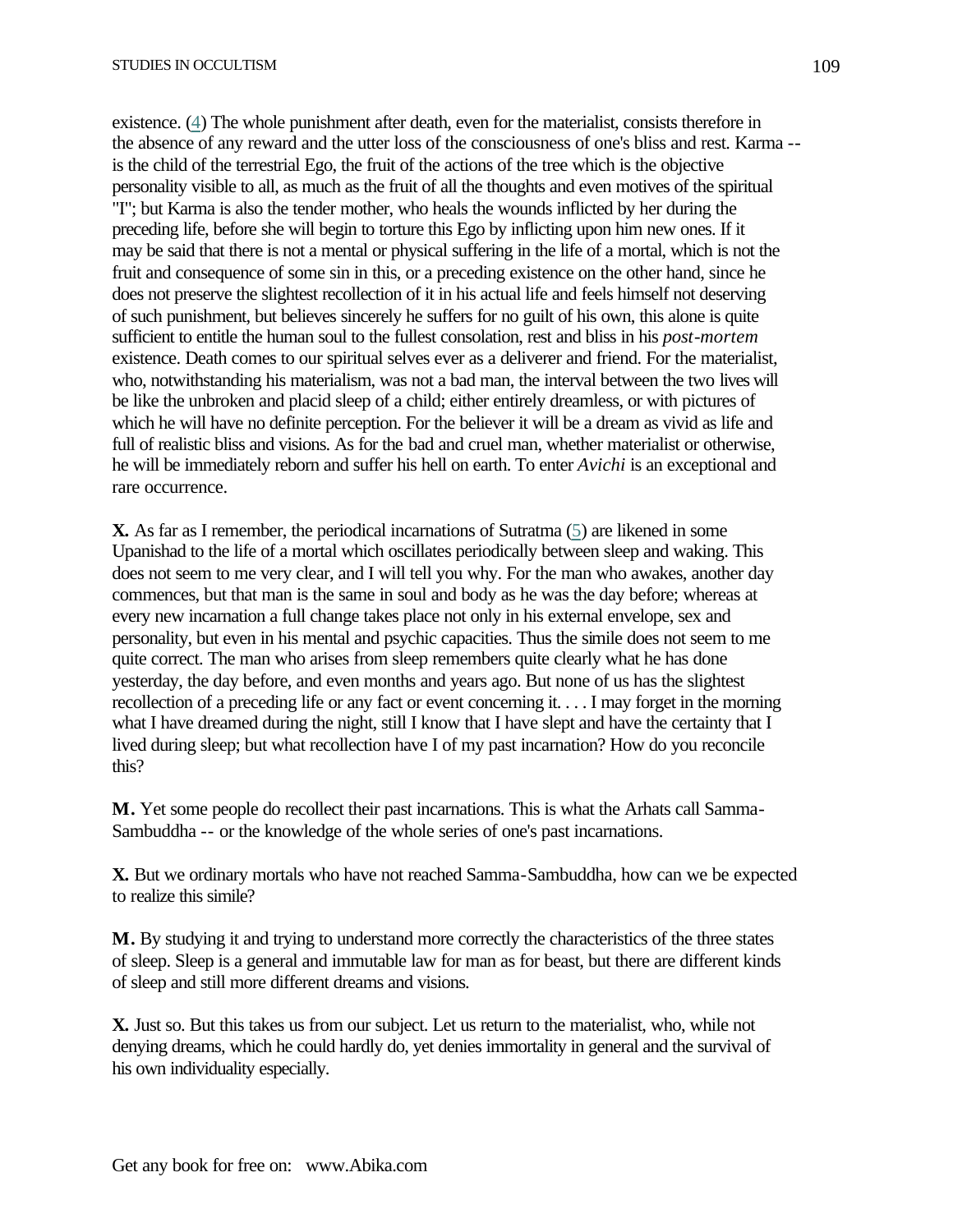existence. (4) The whole punishment after death, even for the materialist, consists therefore in the absence of any reward and the utter loss of the consciousness of one's bliss and rest. Karma -- is the child of the terrestrial Ego, the fruit of the actions of the tree which is the objective personality visible to all, as much as the fruit of all the thoughts and even motives of the spiritual "I"; but Karma is also the tender mother, who heals the wounds inflicted by her during the preceding life, before she will begin to torture this Ego by inflicting upon him new ones. If it may be said that there is not a mental or physical suffering in the life of a mortal, which is not the fruit and consequence of some sin in this, or a preceding existence on the other hand, since he does not preserve the slightest recollection of it in his actual life and feels himself not deserving of such punishment, but believes sincerely he suffers for no guilt of his own, this alone is quite sufficient to entitle the human soul to the fullest consolation, rest and bliss in his *post-mortem* existence. Death comes to our spiritual selves ever as a deliverer and friend. For the materialist, who, notwithstanding his materialism, was not a bad man, the interval between the two lives will be like the unbroken and placid sleep of a child; either entirely dreamless, or with pictures of which he will have no definite perception. For the believer it will be a dream as vivid as life and full of realistic bliss and visions. As for the bad and cruel man, whether materialist or otherwise, he will be immediately reborn and suffer his hell on earth. To enter *Avichi* is an exceptional and rare occurrence.

**X.** As far as I remember, the periodical incarnations of Sutratma (5) are likened in some Upanishad to the life of a mortal which oscillates periodically between sleep and waking. This does not seem to me very clear, and I will tell you why. For the man who awakes, another day commences, but that man is the same in soul and body as he was the day before; whereas at every new incarnation a full change takes place not only in his external envelope, sex and personality, but even in his mental and psychic capacities. Thus the simile does not seem to me quite correct. The man who arises from sleep remembers quite clearly what he has done yesterday, the day before, and even months and years ago. But none of us has the slightest recollection of a preceding life or any fact or event concerning it. . . . I may forget in the morning what I have dreamed during the night, still I know that I have slept and have the certainty that I lived during sleep; but what recollection have I of my past incarnation? How do you reconcile this?

**M.** Yet some people do recollect their past incarnations. This is what the Arhats call Samma-Sambuddha -- or the knowledge of the whole series of one's past incarnations.

**X.** But we ordinary mortals who have not reached Samma-Sambuddha, how can we be expected to realize this simile?

**M.** By studying it and trying to understand more correctly the characteristics of the three states of sleep. Sleep is a general and immutable law for man as for beast, but there are different kinds of sleep and still more different dreams and visions.

**X.** Just so. But this takes us from our subject. Let us return to the materialist, who, while not denying dreams, which he could hardly do, yet denies immortality in general and the survival of his own individuality especially.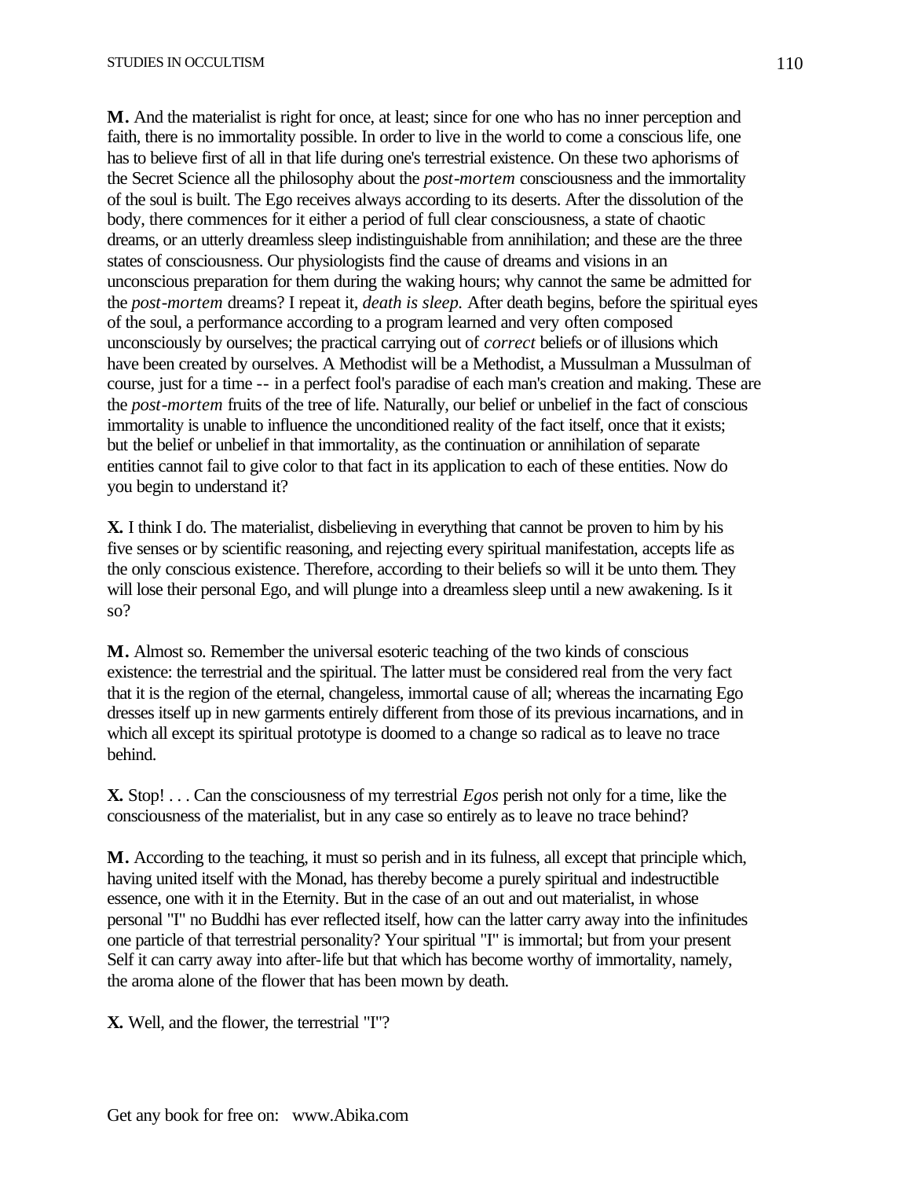**M.** And the materialist is right for once, at least; since for one who has no inner perception and faith, there is no immortality possible. In order to live in the world to come a conscious life, one has to believe first of all in that life during one's terrestrial existence. On these two aphorisms of the Secret Science all the philosophy about the *post-mortem* consciousness and the immortality of the soul is built. The Ego receives always according to its deserts. After the dissolution of the body, there commences for it either a period of full clear consciousness, a state of chaotic dreams, or an utterly dreamless sleep indistinguishable from annihilation; and these are the three states of consciousness. Our physiologists find the cause of dreams and visions in an unconscious preparation for them during the waking hours; why cannot the same be admitted for the *post-mortem* dreams? I repeat it, *death is sleep.* After death begins, before the spiritual eyes of the soul, a performance according to a program learned and very often composed unconsciously by ourselves; the practical carrying out of *correct* beliefs or of illusions which have been created by ourselves. A Methodist will be a Methodist, a Mussulman a Mussulman of course, just for a time -- in a perfect fool's paradise of each man's creation and making. These are the *post-mortem* fruits of the tree of life. Naturally, our belief or unbelief in the fact of conscious immortality is unable to influence the unconditioned reality of the fact itself, once that it exists; but the belief or unbelief in that immortality, as the continuation or annihilation of separate entities cannot fail to give color to that fact in its application to each of these entities. Now do you begin to understand it?

**X.** I think I do. The materialist, disbelieving in everything that cannot be proven to him by his five senses or by scientific reasoning, and rejecting every spiritual manifestation, accepts life as the only conscious existence. Therefore, according to their beliefs so will it be unto them. They will lose their personal Ego, and will plunge into a dreamless sleep until a new awakening. Is it so?

**M.** Almost so. Remember the universal esoteric teaching of the two kinds of conscious existence: the terrestrial and the spiritual. The latter must be considered real from the very fact that it is the region of the eternal, changeless, immortal cause of all; whereas the incarnating Ego dresses itself up in new garments entirely different from those of its previous incarnations, and in which all except its spiritual prototype is doomed to a change so radical as to leave no trace behind.

**X.** Stop! . . . Can the consciousness of my terrestrial *Egos* perish not only for a time, like the consciousness of the materialist, but in any case so entirely as to leave no trace behind?

**M.** According to the teaching, it must so perish and in its fulness, all except that principle which, having united itself with the Monad, has thereby become a purely spiritual and indestructible essence, one with it in the Eternity. But in the case of an out and out materialist, in whose personal "I" no Buddhi has ever reflected itself, how can the latter carry away into the infinitudes one particle of that terrestrial personality? Your spiritual "I" is immortal; but from your present Self it can carry away into after-life but that which has become worthy of immortality, namely, the aroma alone of the flower that has been mown by death.

**X.** Well, and the flower, the terrestrial "I"?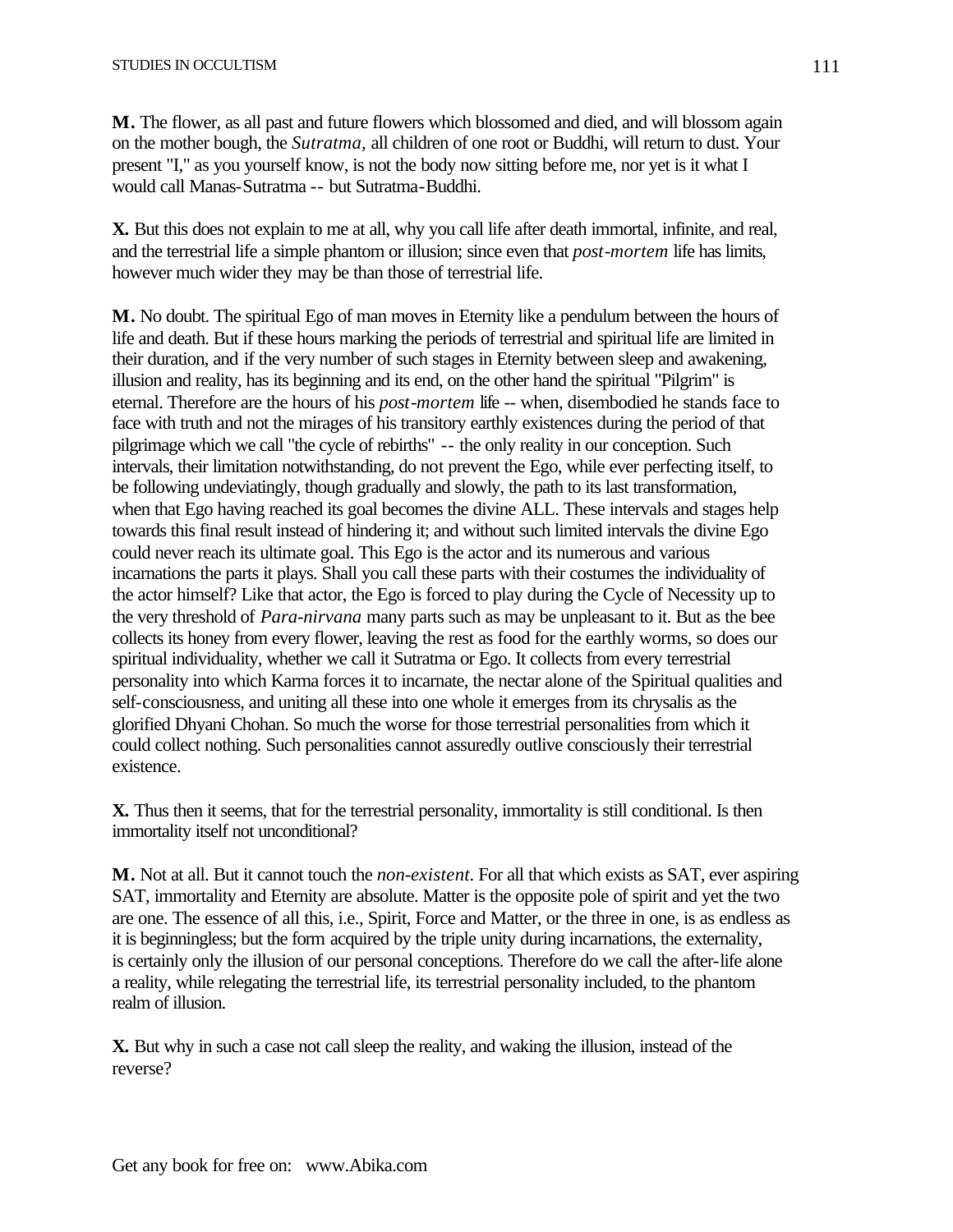**M.** The flower, as all past and future flowers which blossomed and died, and will blossom again on the mother bough, the *Sutratma,* all children of one root or Buddhi, will return to dust. Your present "I," as you yourself know, is not the body now sitting before me, nor yet is it what I would call Manas-Sutratma -- but Sutratma-Buddhi.

**X.** But this does not explain to me at all, why you call life after death immortal, infinite, and real, and the terrestrial life a simple phantom or illusion; since even that *post-mortem* life has limits, however much wider they may be than those of terrestrial life.

**M.** No doubt. The spiritual Ego of man moves in Eternity like a pendulum between the hours of life and death. But if these hours marking the periods of terrestrial and spiritual life are limited in their duration, and if the very number of such stages in Eternity between sleep and awakening, illusion and reality, has its beginning and its end, on the other hand the spiritual "Pilgrim" is eternal. Therefore are the hours of his *post-mortem* life -- when, disembodied he stands face to face with truth and not the mirages of his transitory earthly existences during the period of that pilgrimage which we call "the cycle of rebirths" -- the only reality in our conception. Such intervals, their limitation notwithstanding, do not prevent the Ego, while ever perfecting itself, to be following undeviatingly, though gradually and slowly, the path to its last transformation, when that Ego having reached its goal becomes the divine ALL. These intervals and stages help towards this final result instead of hindering it; and without such limited intervals the divine Ego could never reach its ultimate goal. This Ego is the actor and its numerous and various incarnations the parts it plays. Shall you call these parts with their costumes the individuality of the actor himself? Like that actor, the Ego is forced to play during the Cycle of Necessity up to the very threshold of *Para-nirvana* many parts such as may be unpleasant to it. But as the bee collects its honey from every flower, leaving the rest as food for the earthly worms, so does our spiritual individuality, whether we call it Sutratma or Ego. It collects from every terrestrial personality into which Karma forces it to incarnate, the nectar alone of the Spiritual qualities and self-consciousness, and uniting all these into one whole it emerges from its chrysalis as the glorified Dhyani Chohan. So much the worse for those terrestrial personalities from which it could collect nothing. Such personalities cannot assuredly outlive consciously their terrestrial existence.

**X.** Thus then it seems, that for the terrestrial personality, immortality is still conditional. Is then immortality itself not unconditional?

**M.** Not at all. But it cannot touch the *non-existent*. For all that which exists as SAT, ever aspiring SAT, immortality and Eternity are absolute. Matter is the opposite pole of spirit and yet the two are one. The essence of all this, i.e., Spirit, Force and Matter, or the three in one, is as endless as it is beginningless; but the form acquired by the triple unity during incarnations, the externality, is certainly only the illusion of our personal conceptions. Therefore do we call the after-life alone a reality, while relegating the terrestrial life, its terrestrial personality included, to the phantom realm of illusion.

**X.** But why in such a case not call sleep the reality, and waking the illusion, instead of the reverse?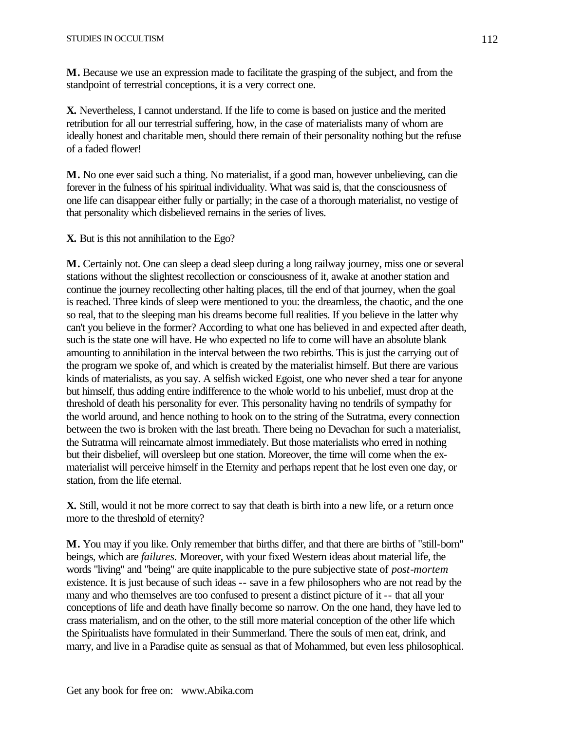**M.** Because we use an expression made to facilitate the grasping of the subject, and from the standpoint of terrestrial conceptions, it is a very correct one.

**X.** Nevertheless, I cannot understand. If the life to come is based on justice and the merited retribution for all our terrestrial suffering, how, in the case of materialists many of whom are ideally honest and charitable men, should there remain of their personality nothing but the refuse of a faded flower!

**M.** No one ever said such a thing. No materialist, if a good man, however unbelieving, can die forever in the fulness of his spiritual individuality. What was said is, that the consciousness of one life can disappear either fully or partially; in the case of a thorough materialist, no vestige of that personality which disbelieved remains in the series of lives.

**X.** But is this not annihilation to the Ego?

**M.** Certainly not. One can sleep a dead sleep during a long railway journey, miss one or several stations without the slightest recollection or consciousness of it, awake at another station and continue the journey recollecting other halting places, till the end of that journey, when the goal is reached. Three kinds of sleep were mentioned to you: the dreamless, the chaotic, and the one so real, that to the sleeping man his dreams become full realities. If you believe in the latter why can't you believe in the former? According to what one has believed in and expected after death, such is the state one will have. He who expected no life to come will have an absolute blank amounting to annihilation in the interval between the two rebirths. This is just the carrying out of the program we spoke of, and which is created by the materialist himself. But there are various kinds of materialists, as you say. A selfish wicked Egoist, one who never shed a tear for anyone but himself, thus adding entire indifference to the whole world to his unbelief, must drop at the threshold of death his personality for ever. This personality having no tendrils of sympathy for the world around, and hence nothing to hook on to the string of the Sutratma, every connection between the two is broken with the last breath. There being no Devachan for such a materialist, the Sutratma will reincarnate almost immediately. But those materialists who erred in nothing but their disbelief, will oversleep but one station. Moreover, the time will come when the ex-materialist will perceive himself in the Eternity and perhaps repent that he lost even one day, or station, from the life eternal.

**X.** Still, would it not be more correct to say that death is birth into a new life, or a return once more to the threshold of eternity?

**M.** You may if you like. Only remember that births differ, and that there are births of "still-born" beings, which are *failures.* Moreover, with your fixed Western ideas about material life, the words "living" and "being" are quite inapplicable to the pure subjective state of *post-mortem* existence. It is just because of such ideas -- save in a few philosophers who are not read by the many and who themselves are too confused to present a distinct picture of it -- that all your conceptions of life and death have finally become so narrow. On the one hand, they have led to crass materialism, and on the other, to the still more material conception of the other life which the Spiritualists have formulated in their Summerland. There the souls of men eat, drink, and marry, and live in a Paradise quite as sensual as that of Mohammed, but even less philosophical.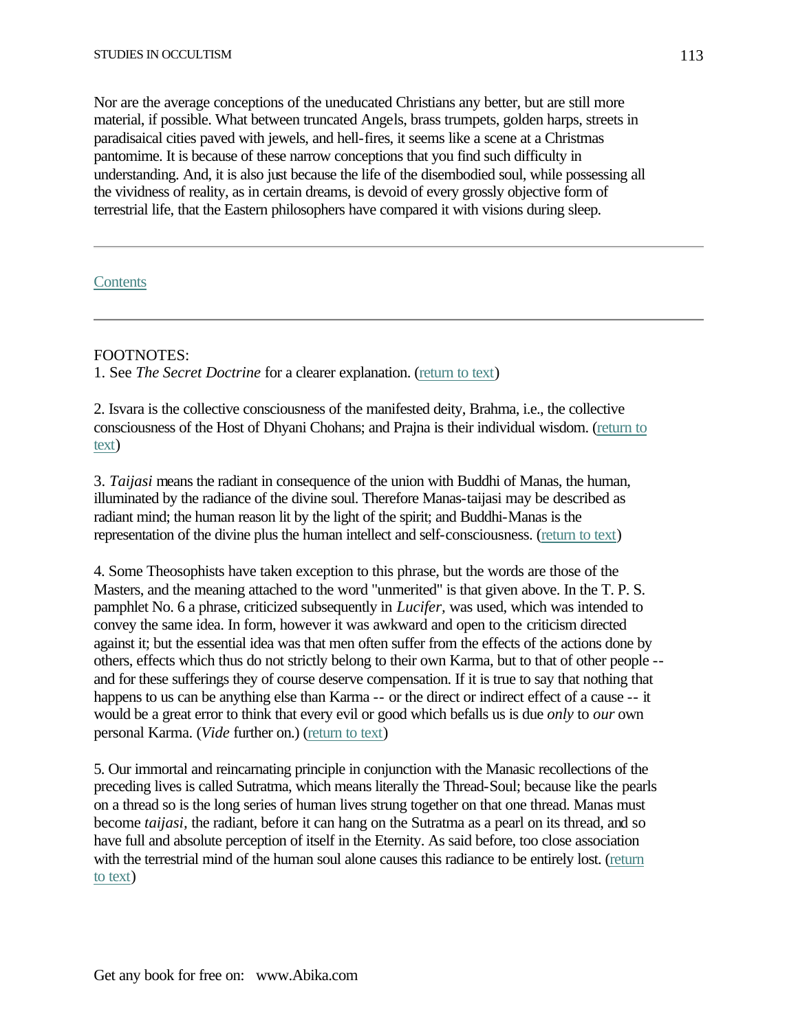Nor are the average conceptions of the uneducated Christians any better, but are still more material, if possible. What between truncated Angels, brass trumpets, golden harps, streets in paradisaical cities paved with jewels, and hell-fires, it seems like a scene at a Christmas pantomime. It is because of these narrow conceptions that you find such difficulty in understanding. And, it is also just because the life of the disembodied soul, while possessing all the vividness of reality, as in certain dreams, is devoid of every grossly objective form of terrestrial life, that the Eastern philosophers have compared it with visions during sleep.

---

Contents

---

FOOTNOTES:

1. See *The Secret Doctrine* for a clearer explanation. (return to text)

2. Isvara is the collective consciousness of the manifested deity, Brahma, i.e., the collective consciousness of the Host of Dhyani Chohans; and Prajna is their individual wisdom. (return to text)

3. *Taijasi* means the radiant in consequence of the union with Buddhi of Manas, the human, illuminated by the radiance of the divine soul. Therefore Manas-taijasi may be described as radiant mind; the human reason lit by the light of the spirit; and Buddhi-Manas is the representation of the divine plus the human intellect and self-consciousness. (return to text)

4. Some Theosophists have taken exception to this phrase, but the words are those of the Masters, and the meaning attached to the word "unmerited" is that given above. In the T. P. S. pamphlet No. 6 a phrase, criticized subsequently in *Lucifer*, was used, which was intended to convey the same idea. In form, however it was awkward and open to the criticism directed against it; but the essential idea was that men often suffer from the effects of the actions done by others, effects which thus do not strictly belong to their own Karma, but to that of other people -- and for these sufferings they of course deserve compensation. If it is true to say that nothing that happens to us can be anything else than Karma -- or the direct or indirect effect of a cause -- it would be a great error to think that every evil or good which befalls us is due *only* to *our* own personal Karma. (*Vide* further on.) (return to text)

5. Our immortal and reincarnating principle in conjunction with the Manasic recollections of the preceding lives is called Sutratma, which means literally the Thread-Soul; because like the pearls on a thread so is the long series of human lives strung together on that one thread. Manas must become *taijasi*, the radiant, before it can hang on the Sutratma as a pearl on its thread, and so have full and absolute perception of itself in the Eternity. As said before, too close association with the terrestrial mind of the human soul alone causes this radiance to be entirely lost. (return to text)